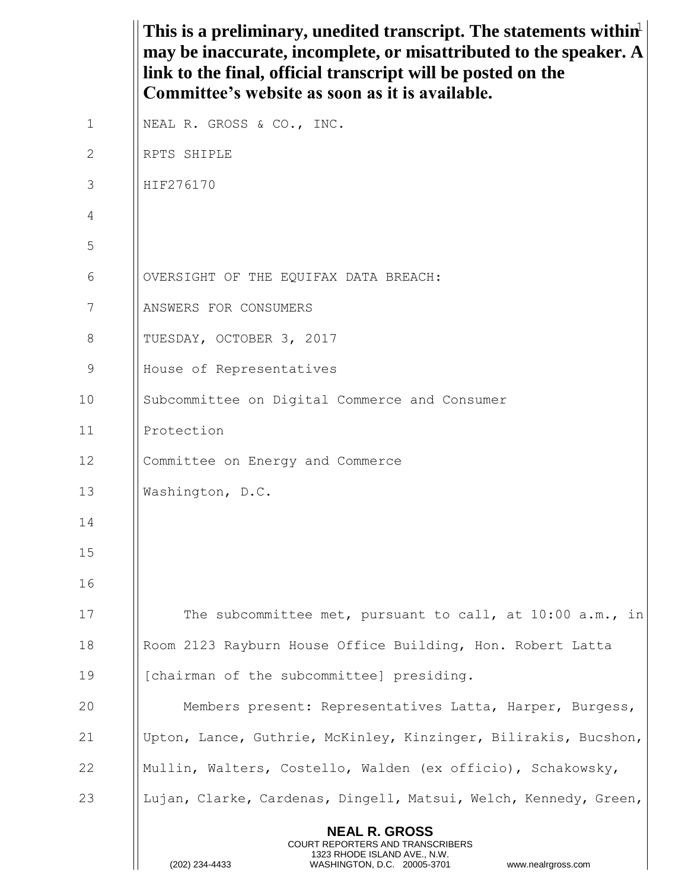**This is a preliminary, unedited transcript. The statements within may be inaccurate, incomplete, or misattributed to the speaker. A link to the final, official transcript will be posted on the Committee's website as soon as it is available.**

NEAL R. GROSS & CO., INC.

RPTS SHIPLE

HIF276170

OVERSIGHT OF THE EQUIFAX DATA BREACH:

ANSWERS FOR CONSUMERS

TUESDAY, OCTOBER 3, 2017

House of Representatives

Subcommittee on Digital Commerce and Consumer Protection

Committee on Energy and Commerce

Washington, D.C.

The subcommittee met, pursuant to call, at 10:00 a.m., in Room 2123 Rayburn House Office Building, Hon. Robert Latta [chairman of the subcommittee] presiding.

Members present: Representatives Latta, Harper, Burgess, Upton, Lance, Guthrie, McKinley, Kinzinger, Bilirakis, Bucshon, Mullin, Walters, Costello, Walden (ex officio), Schakowsky, Lujan, Clarke, Cardenas, Dingell, Matsui, Welch, Kennedy, Green,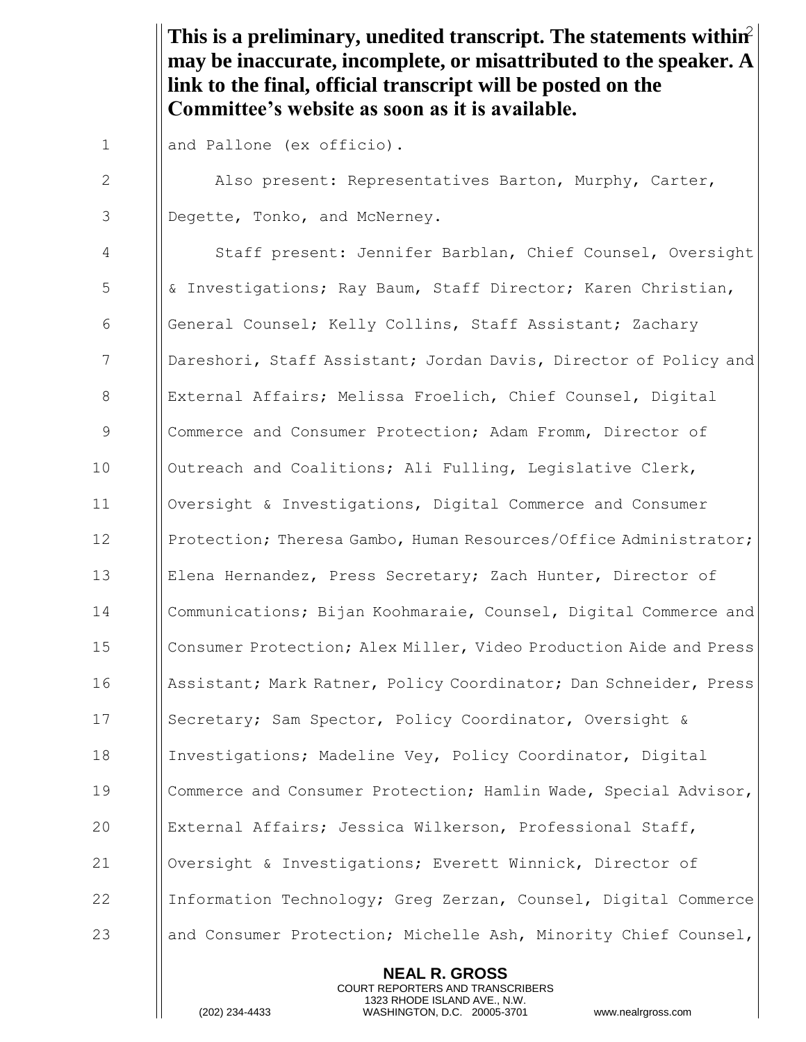**This is a preliminary, unedited transcript. The statements within may be inaccurate, incomplete, or misattributed to the speaker. A link to the final, official transcript will be posted on the Committee's website as soon as it is available.**

and Pallone (ex officio).

Also present: Representatives Barton, Murphy, Carter, Degette, Tonko, and McNerney.

Staff present: Jennifer Barblan, Chief Counsel, Oversight & Investigations; Ray Baum, Staff Director; Karen Christian, General Counsel; Kelly Collins, Staff Assistant; Zachary Dareshori, Staff Assistant; Jordan Davis, Director of Policy and External Affairs; Melissa Froelich, Chief Counsel, Digital Commerce and Consumer Protection; Adam Fromm, Director of Outreach and Coalitions; Ali Fulling, Legislative Clerk, Oversight & Investigations, Digital Commerce and Consumer Protection; Theresa Gambo, Human Resources/Office Administrator; Elena Hernandez, Press Secretary; Zach Hunter, Director of Communications; Bijan Koohmaraie, Counsel, Digital Commerce and Consumer Protection; Alex Miller, Video Production Aide and Press Assistant; Mark Ratner, Policy Coordinator; Dan Schneider, Press Secretary; Sam Spector, Policy Coordinator, Oversight & Investigations; Madeline Vey, Policy Coordinator, Digital Commerce and Consumer Protection; Hamlin Wade, Special Advisor, External Affairs; Jessica Wilkerson, Professional Staff, Oversight & Investigations; Everett Winnick, Director of Information Technology; Greg Zerzan, Counsel, Digital Commerce and Consumer Protection; Michelle Ash, Minority Chief Counsel,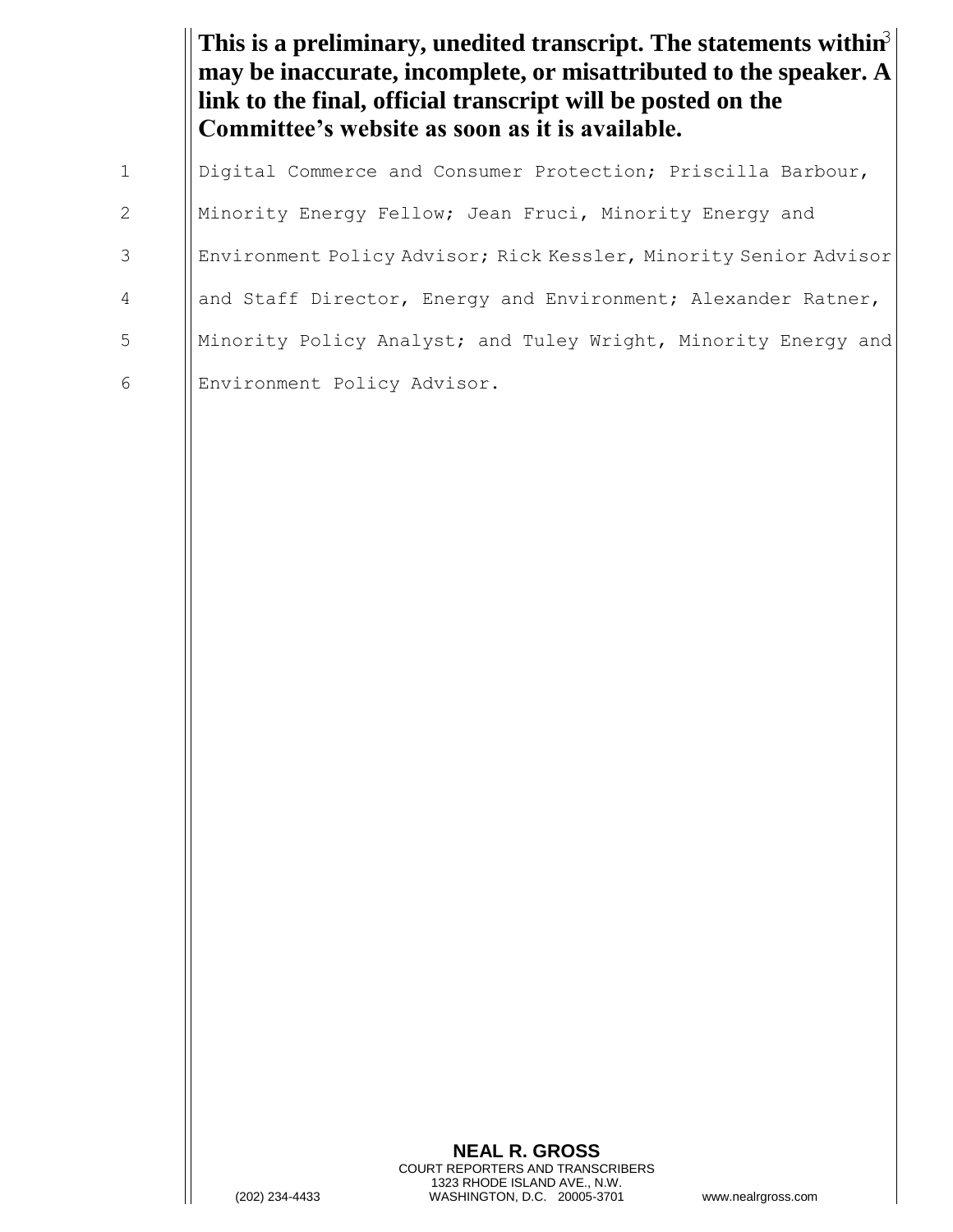**This is a preliminary, unedited transcript. The statements within may be inaccurate, incomplete, or misattributed to the speaker. A link to the final, official transcript will be posted on the Committee's website as soon as it is available.**

Digital Commerce and Consumer Protection; Priscilla Barbour, Minority Energy Fellow; Jean Fruci, Minority Energy and Environment Policy Advisor; Rick Kessler, Minority Senior Advisor and Staff Director, Energy and Environment; Alexander Ratner, Minority Policy Analyst; and Tuley Wright, Minority Energy and Environment Policy Advisor.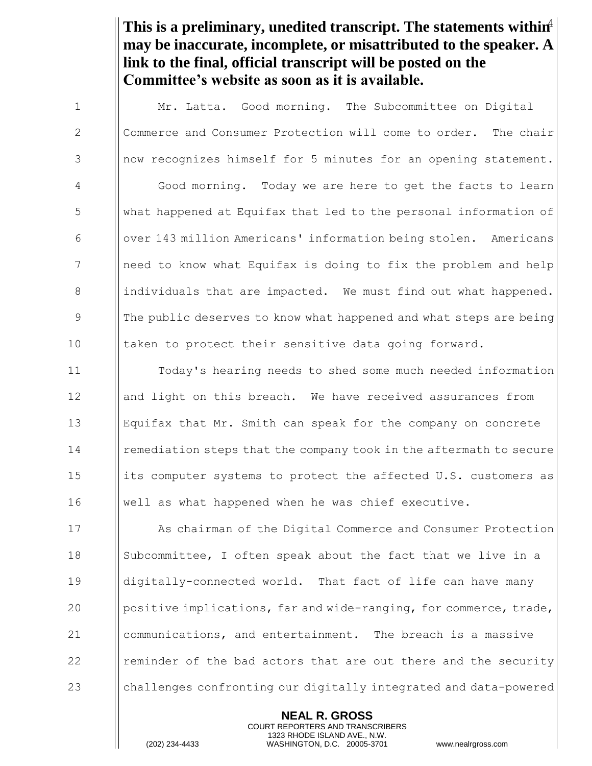**This is a preliminary, unedited transcript. The statements within may be inaccurate, incomplete, or misattributed to the speaker. A link to the final, official transcript will be posted on the Committee's website as soon as it is available.**

Mr. Latta. Good morning. The Subcommittee on Digital Commerce and Consumer Protection will come to order. The chair now recognizes himself for 5 minutes for an opening statement.

Good morning. Today we are here to get the facts to learn what happened at Equifax that led to the personal information of over 143 million Americans' information being stolen. Americans need to know what Equifax is doing to fix the problem and help individuals that are impacted. We must find out what happened. The public deserves to know what happened and what steps are being taken to protect their sensitive data going forward.

Today's hearing needs to shed some much needed information and light on this breach. We have received assurances from Equifax that Mr. Smith can speak for the company on concrete remediation steps that the company took in the aftermath to secure its computer systems to protect the affected U.S. customers as well as what happened when he was chief executive.

As chairman of the Digital Commerce and Consumer Protection Subcommittee, I often speak about the fact that we live in a digitally-connected world. That fact of life can have many positive implications, far and wide-ranging, for commerce, trade, communications, and entertainment. The breach is a massive reminder of the bad actors that are out there and the security challenges confronting our digitally integrated and data-powered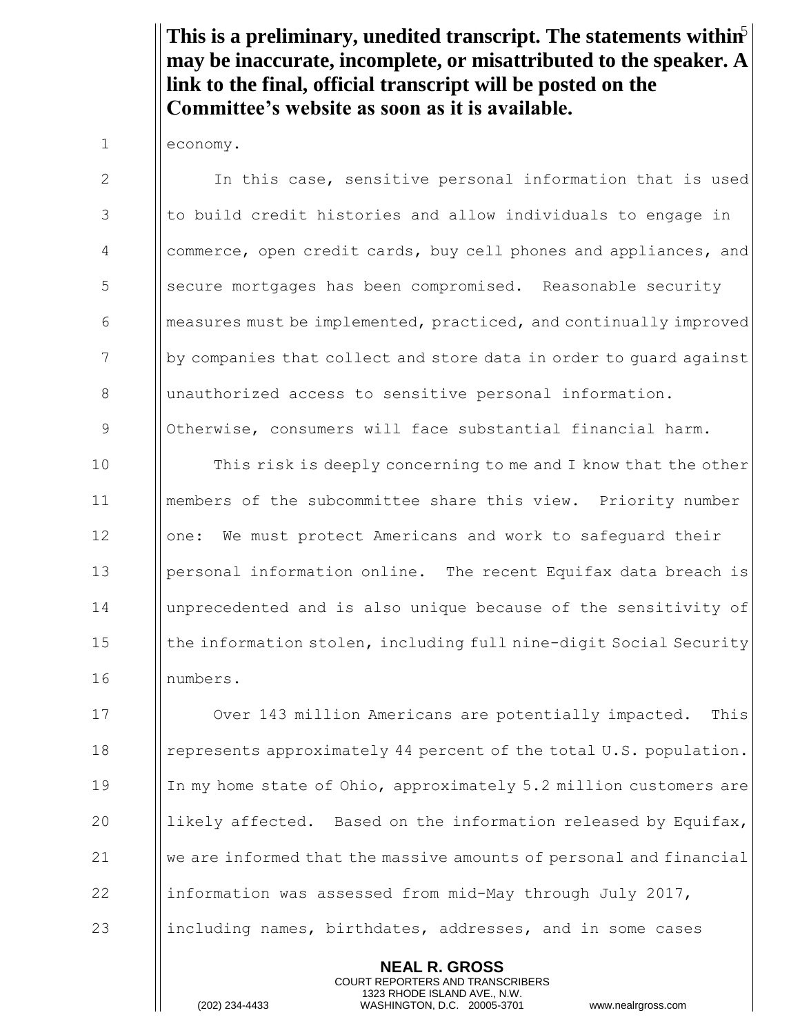**This is a preliminary, unedited transcript. The statements within may be inaccurate, incomplete, or misattributed to the speaker. A link to the final, official transcript will be posted on the Committee's website as soon as it is available.**

economy.

In this case, sensitive personal information that is used to build credit histories and allow individuals to engage in commerce, open credit cards, buy cell phones and appliances, and secure mortgages has been compromised. Reasonable security measures must be implemented, practiced, and continually improved by companies that collect and store data in order to guard against unauthorized access to sensitive personal information. Otherwise, consumers will face substantial financial harm.

This risk is deeply concerning to me and I know that the other members of the subcommittee share this view. Priority number one: We must protect Americans and work to safeguard their personal information online. The recent Equifax data breach is unprecedented and is also unique because of the sensitivity of the information stolen, including full nine-digit Social Security numbers.

Over 143 million Americans are potentially impacted. This represents approximately 44 percent of the total U.S. population. In my home state of Ohio, approximately 5.2 million customers are likely affected. Based on the information released by Equifax, we are informed that the massive amounts of personal and financial information was assessed from mid-May through July 2017, including names, birthdates, addresses, and in some cases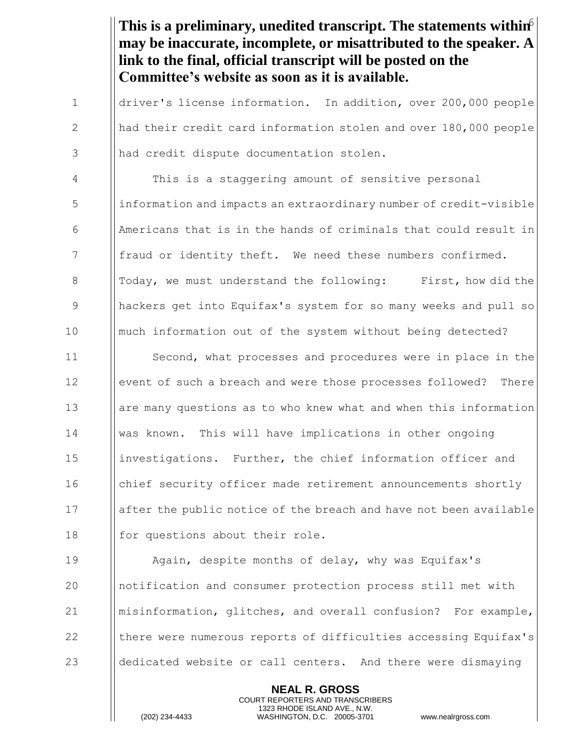**This is a preliminary, unedited transcript. The statements within may be inaccurate, incomplete, or misattributed to the speaker. A link to the final, official transcript will be posted on the Committee's website as soon as it is available.**

driver's license information. In addition, over 200,000 people had their credit card information stolen and over 180,000 people had credit dispute documentation stolen.

This is a staggering amount of sensitive personal information and impacts an extraordinary number of credit-visible Americans that is in the hands of criminals that could result in fraud or identity theft. We need these numbers confirmed. Today, we must understand the following: First, how did the hackers get into Equifax's system for so many weeks and pull so much information out of the system without being detected?

Second, what processes and procedures were in place in the event of such a breach and were those processes followed? There are many questions as to who knew what and when this information was known. This will have implications in other ongoing investigations. Further, the chief information officer and chief security officer made retirement announcements shortly after the public notice of the breach and have not been available for questions about their role.

Again, despite months of delay, why was Equifax's notification and consumer protection process still met with misinformation, glitches, and overall confusion? For example, there were numerous reports of difficulties accessing Equifax's dedicated website or call centers. And there were dismaying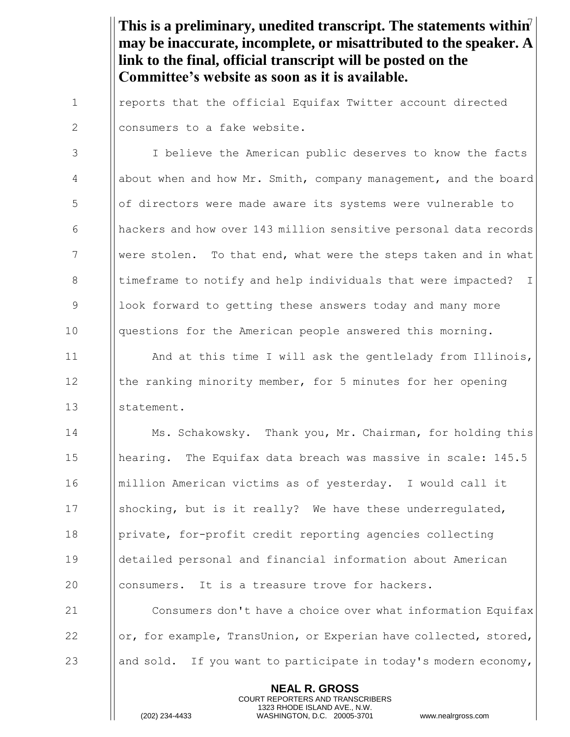**This is a preliminary, unedited transcript. The statements within may be inaccurate, incomplete, or misattributed to the speaker. A link to the final, official transcript will be posted on the Committee's website as soon as it is available.**

reports that the official Equifax Twitter account directed consumers to a fake website.

I believe the American public deserves to know the facts about when and how Mr. Smith, company management, and the board of directors were made aware its systems were vulnerable to hackers and how over 143 million sensitive personal data records were stolen. To that end, what were the steps taken and in what timeframe to notify and help individuals that were impacted? I look forward to getting these answers today and many more questions for the American people answered this morning.

And at this time I will ask the gentlelady from Illinois, the ranking minority member, for 5 minutes for her opening statement.

Ms. Schakowsky. Thank you, Mr. Chairman, for holding this hearing. The Equifax data breach was massive in scale: 145.5 million American victims as of yesterday. I would call it shocking, but is it really? We have these underregulated, private, for-profit credit reporting agencies collecting detailed personal and financial information about American consumers. It is a treasure trove for hackers.

Consumers don't have a choice over what information Equifax or, for example, TransUnion, or Experian have collected, stored, and sold. If you want to participate in today's modern economy,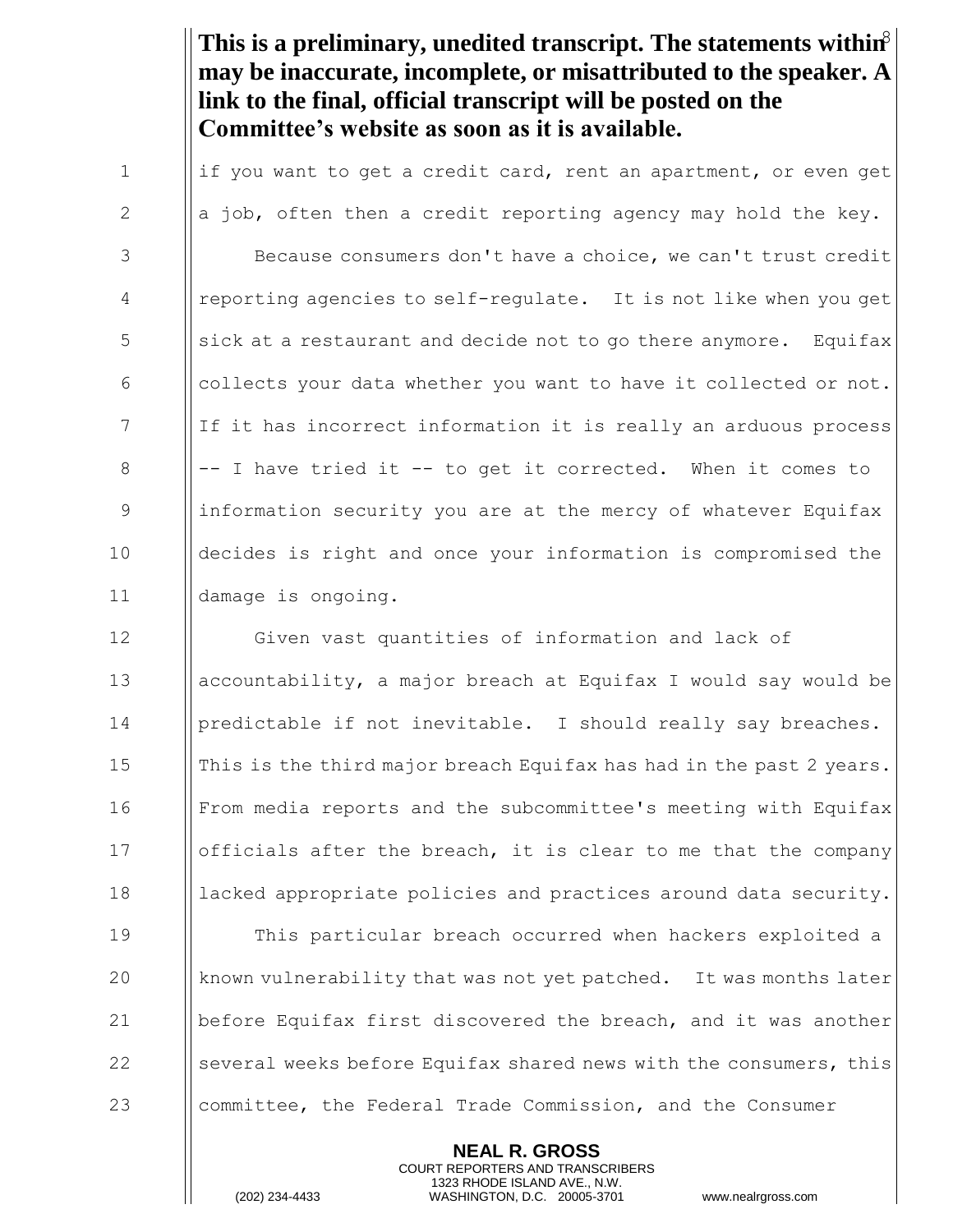**This is a preliminary, unedited transcript. The statements within may be inaccurate, incomplete, or misattributed to the speaker. A link to the final, official transcript will be posted on the Committee's website as soon as it is available.**

if you want to get a credit card, rent an apartment, or even get a job, often then a credit reporting agency may hold the key.

Because consumers don't have a choice, we can't trust credit reporting agencies to self-regulate. It is not like when you get sick at a restaurant and decide not to go there anymore. Equifax collects your data whether you want to have it collected or not. If it has incorrect information it is really an arduous process -- I have tried it -- to get it corrected. When it comes to information security you are at the mercy of whatever Equifax decides is right and once your information is compromised the damage is ongoing.

Given vast quantities of information and lack of accountability, a major breach at Equifax I would say would be predictable if not inevitable. I should really say breaches. This is the third major breach Equifax has had in the past 2 years. From media reports and the subcommittee's meeting with Equifax officials after the breach, it is clear to me that the company lacked appropriate policies and practices around data security.

This particular breach occurred when hackers exploited a known vulnerability that was not yet patched. It was months later before Equifax first discovered the breach, and it was another several weeks before Equifax shared news with the consumers, this committee, the Federal Trade Commission, and the Consumer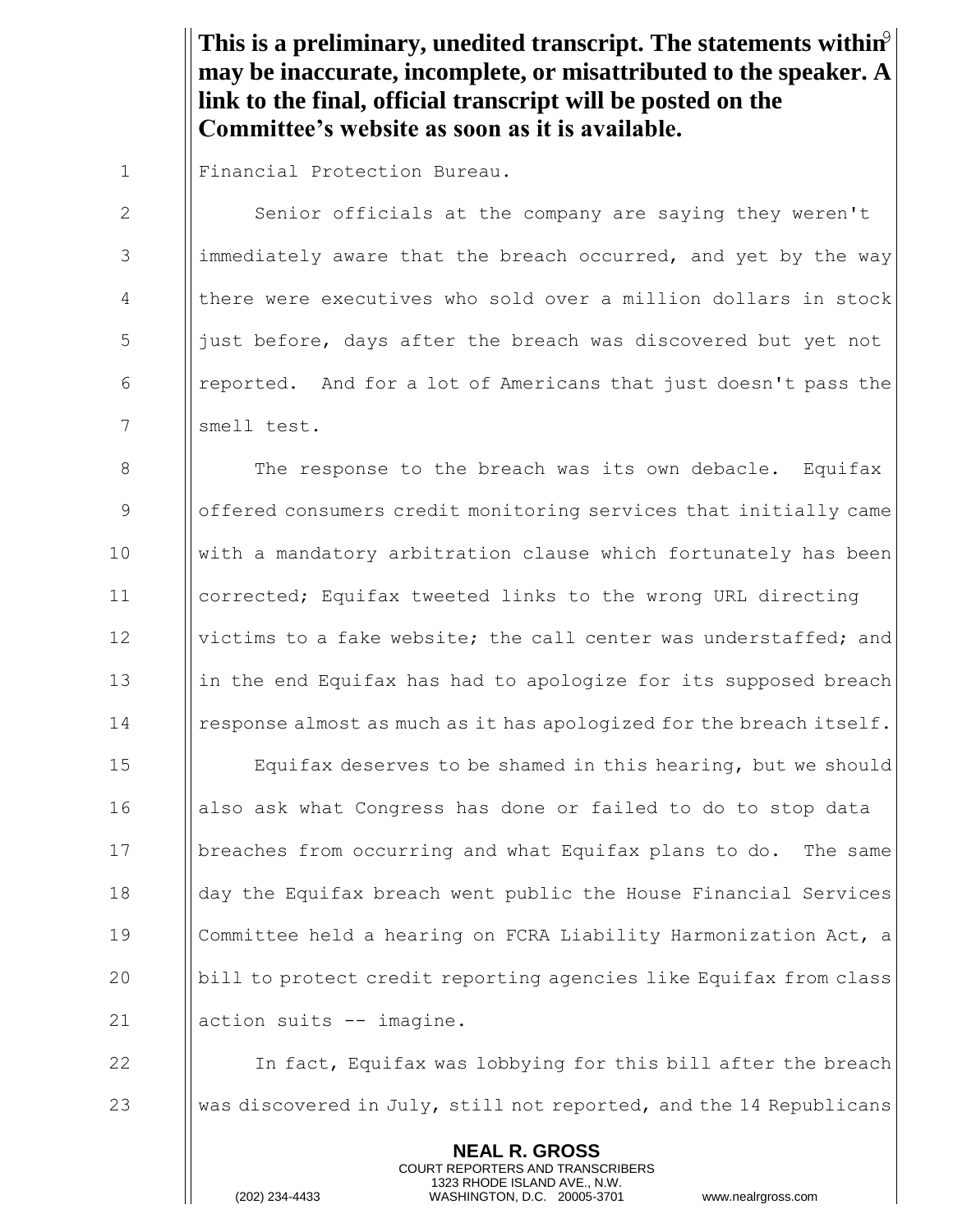**This is a preliminary, unedited transcript. The statements within may be inaccurate, incomplete, or misattributed to the speaker. A link to the final, official transcript will be posted on the Committee's website as soon as it is available.**

Financial Protection Bureau.

Senior officials at the company are saying they weren't immediately aware that the breach occurred, and yet by the way there were executives who sold over a million dollars in stock just before, days after the breach was discovered but yet not reported. And for a lot of Americans that just doesn't pass the smell test.

The response to the breach was its own debacle. Equifax offered consumers credit monitoring services that initially came with a mandatory arbitration clause which fortunately has been corrected; Equifax tweeted links to the wrong URL directing victims to a fake website; the call center was understaffed; and in the end Equifax has had to apologize for its supposed breach response almost as much as it has apologized for the breach itself.

Equifax deserves to be shamed in this hearing, but we should also ask what Congress has done or failed to do to stop data breaches from occurring and what Equifax plans to do. The same day the Equifax breach went public the House Financial Services Committee held a hearing on FCRA Liability Harmonization Act, a bill to protect credit reporting agencies like Equifax from class action suits -- imagine.

In fact, Equifax was lobbying for this bill after the breach was discovered in July, still not reported, and the 14 Republicans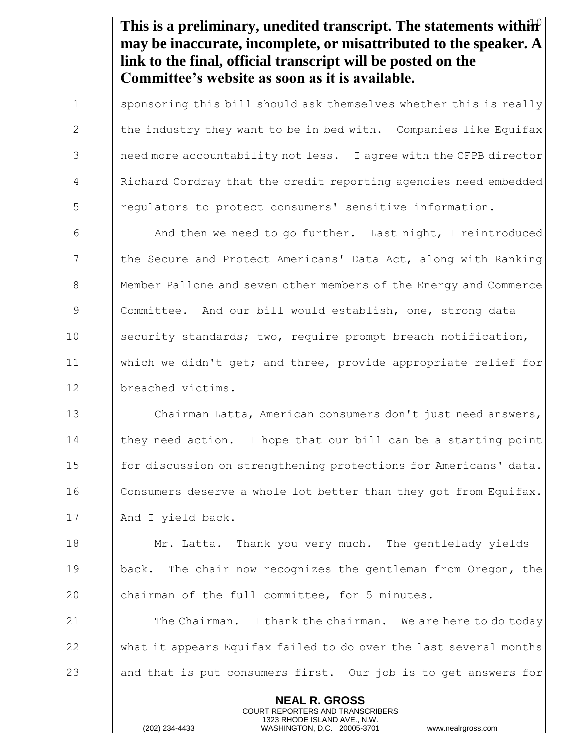**This is a preliminary, unedited transcript. The statements within may be inaccurate, incomplete, or misattributed to the speaker. A link to the final, official transcript will be posted on the Committee's website as soon as it is available.**

sponsoring this bill should ask themselves whether this is really the industry they want to be in bed with. Companies like Equifax need more accountability not less. I agree with the CFPB director Richard Cordray that the credit reporting agencies need embedded regulators to protect consumers' sensitive information.

And then we need to go further. Last night, I reintroduced the Secure and Protect Americans' Data Act, along with Ranking Member Pallone and seven other members of the Energy and Commerce Committee. And our bill would establish, one, strong data security standards; two, require prompt breach notification, which we didn't get; and three, provide appropriate relief for breached victims.

Chairman Latta, American consumers don't just need answers, they need action. I hope that our bill can be a starting point for discussion on strengthening protections for Americans' data. Consumers deserve a whole lot better than they got from Equifax. And I yield back.

Mr. Latta. Thank you very much. The gentlelady yields back. The chair now recognizes the gentleman from Oregon, the chairman of the full committee, for 5 minutes.

The Chairman. I thank the chairman. We are here to do today what it appears Equifax failed to do over the last several months and that is put consumers first. Our job is to get answers for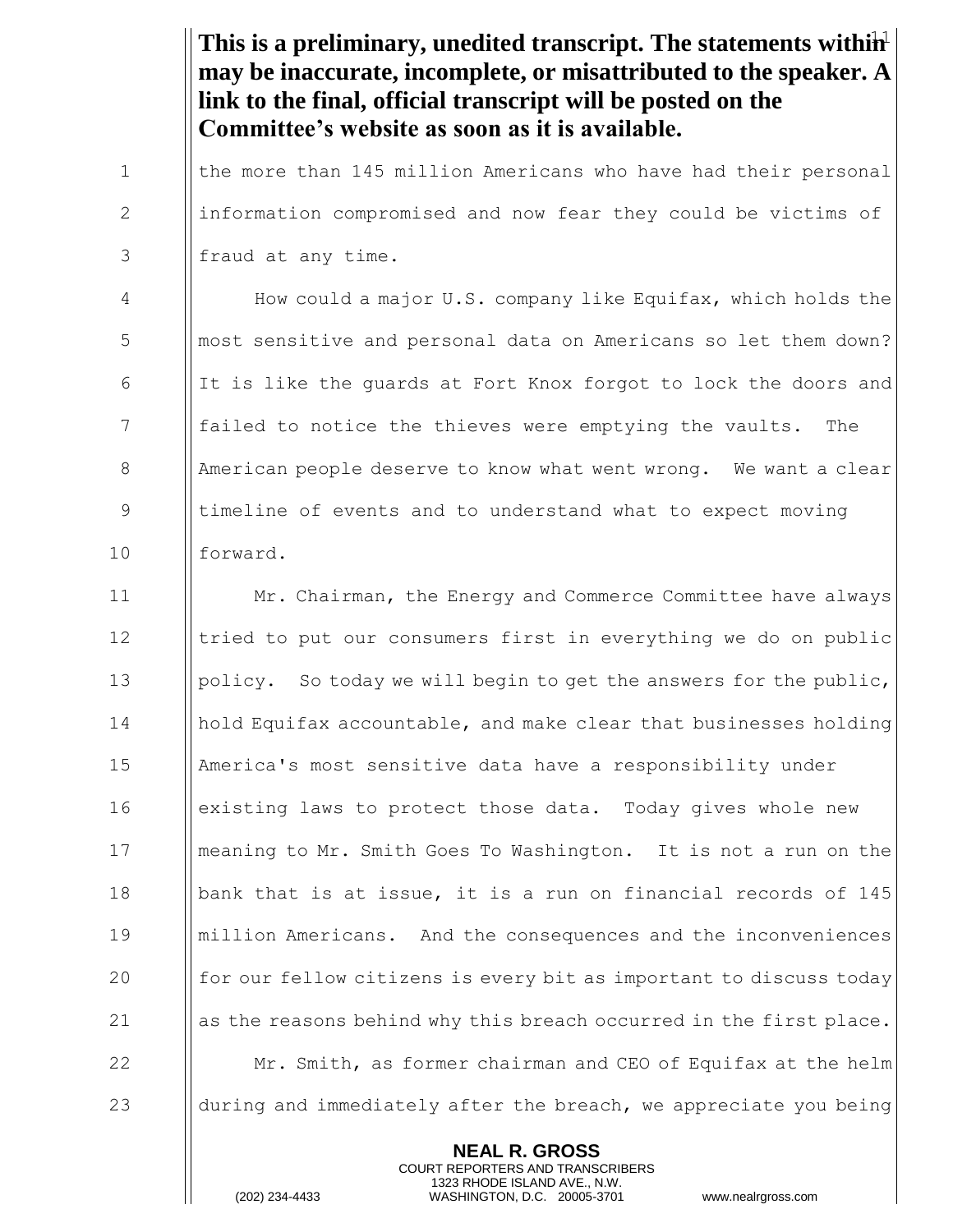**This is a preliminary, unedited transcript. The statements within may be inaccurate, incomplete, or misattributed to the speaker. A link to the final, official transcript will be posted on the Committee's website as soon as it is available.**

the more than 145 million Americans who have had their personal information compromised and now fear they could be victims of fraud at any time.

How could a major U.S. company like Equifax, which holds the most sensitive and personal data on Americans so let them down? It is like the guards at Fort Knox forgot to lock the doors and failed to notice the thieves were emptying the vaults. The American people deserve to know what went wrong. We want a clear timeline of events and to understand what to expect moving forward.

Mr. Chairman, the Energy and Commerce Committee have always tried to put our consumers first in everything we do on public policy. So today we will begin to get the answers for the public, hold Equifax accountable, and make clear that businesses holding America's most sensitive data have a responsibility under existing laws to protect those data. Today gives whole new meaning to Mr. Smith Goes To Washington. It is not a run on the bank that is at issue, it is a run on financial records of 145 million Americans. And the consequences and the inconveniences for our fellow citizens is every bit as important to discuss today as the reasons behind why this breach occurred in the first place.

Mr. Smith, as former chairman and CEO of Equifax at the helm during and immediately after the breach, we appreciate you being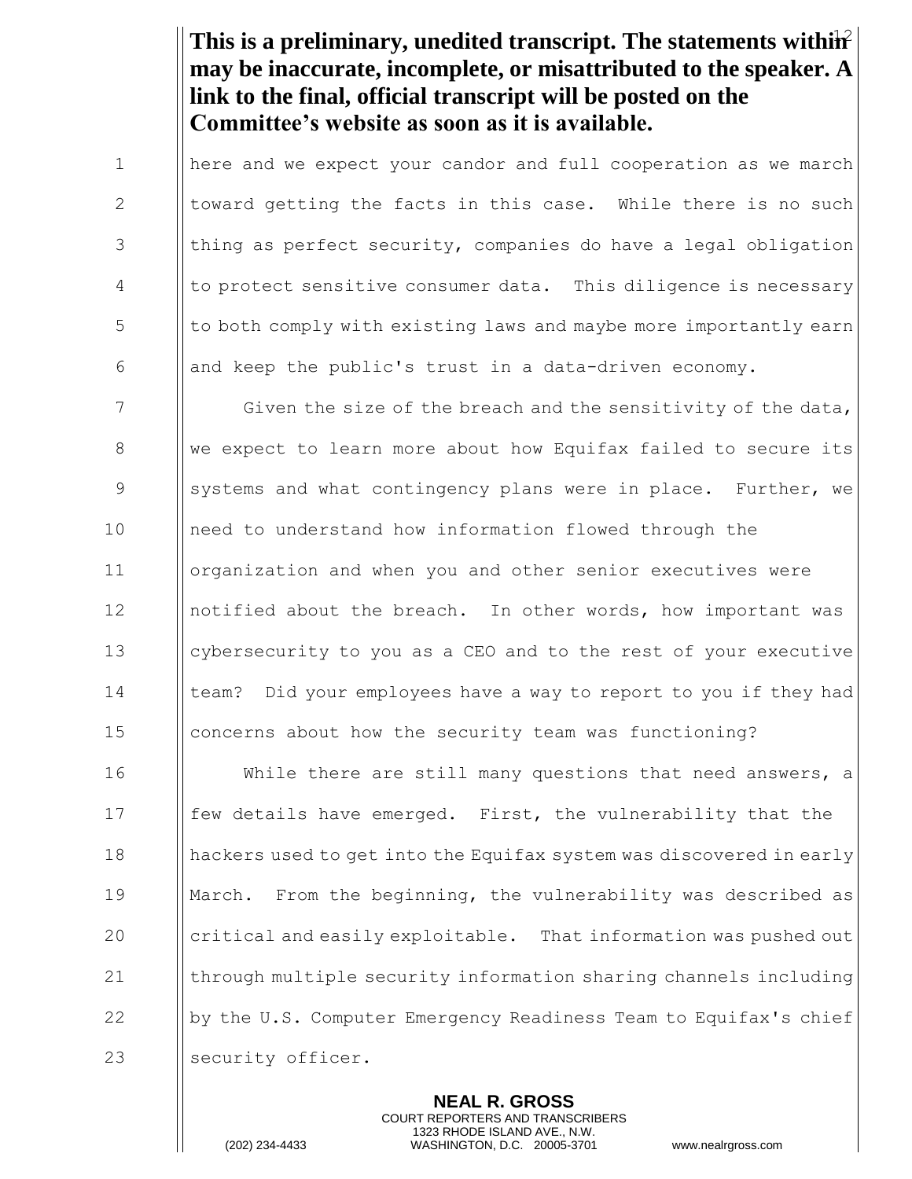**This is a preliminary, unedited transcript. The statements within may be inaccurate, incomplete, or misattributed to the speaker. A link to the final, official transcript will be posted on the Committee's website as soon as it is available.**

here and we expect your candor and full cooperation as we march toward getting the facts in this case. While there is no such thing as perfect security, companies do have a legal obligation to protect sensitive consumer data. This diligence is necessary to both comply with existing laws and maybe more importantly earn and keep the public's trust in a data-driven economy.

Given the size of the breach and the sensitivity of the data, we expect to learn more about how Equifax failed to secure its systems and what contingency plans were in place. Further, we need to understand how information flowed through the organization and when you and other senior executives were notified about the breach. In other words, how important was cybersecurity to you as a CEO and to the rest of your executive team? Did your employees have a way to report to you if they had concerns about how the security team was functioning?

While there are still many questions that need answers, a few details have emerged. First, the vulnerability that the hackers used to get into the Equifax system was discovered in early March. From the beginning, the vulnerability was described as critical and easily exploitable. That information was pushed out through multiple security information sharing channels including by the U.S. Computer Emergency Readiness Team to Equifax's chief security officer.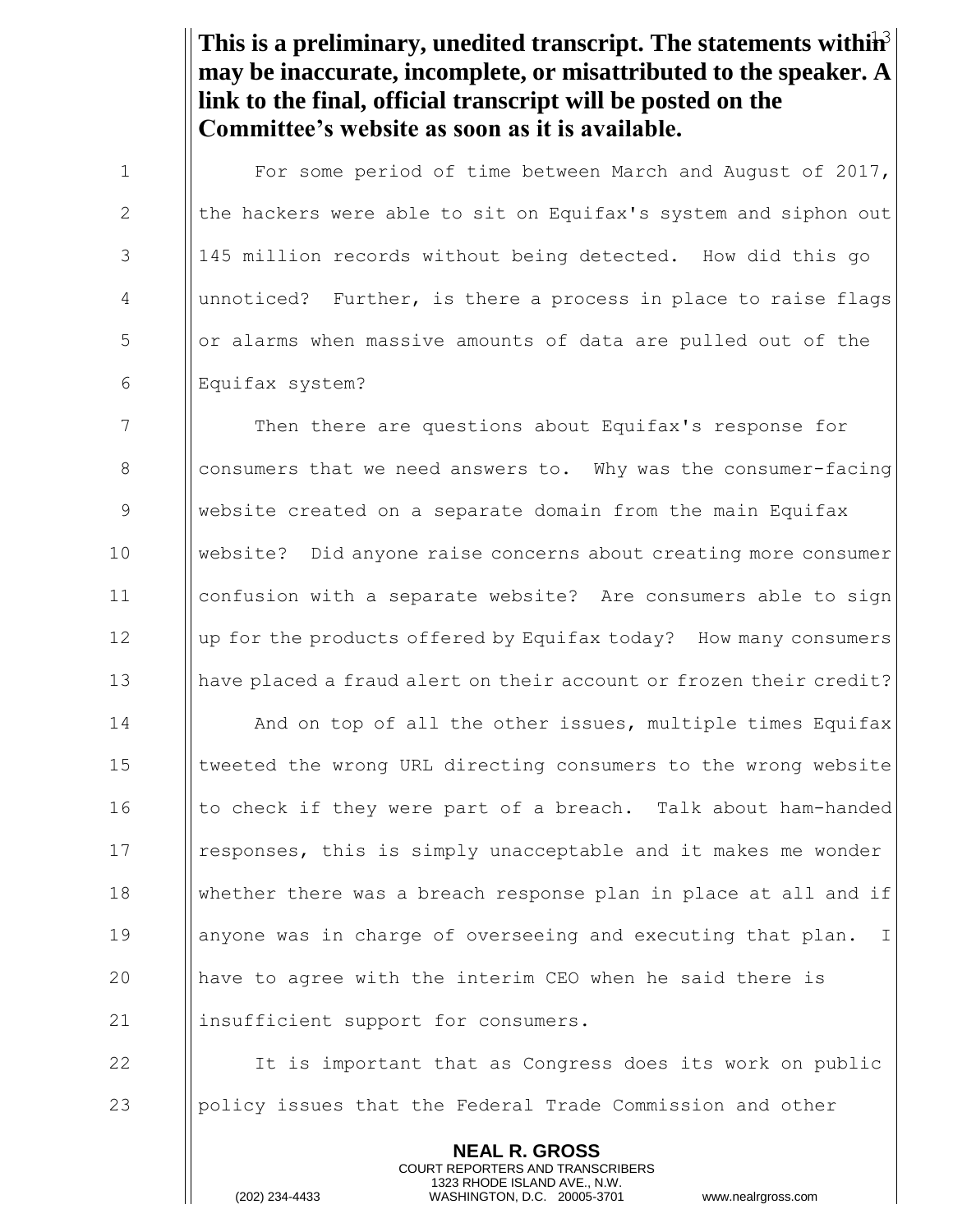**This is a preliminary, unedited transcript. The statements within may be inaccurate, incomplete, or misattributed to the speaker. A link to the final, official transcript will be posted on the Committee's website as soon as it is available.**

For some period of time between March and August of 2017, the hackers were able to sit on Equifax's system and siphon out 145 million records without being detected. How did this go unnoticed? Further, is there a process in place to raise flags or alarms when massive amounts of data are pulled out of the Equifax system?

Then there are questions about Equifax's response for consumers that we need answers to. Why was the consumer-facing website created on a separate domain from the main Equifax website? Did anyone raise concerns about creating more consumer confusion with a separate website? Are consumers able to sign up for the products offered by Equifax today? How many consumers have placed a fraud alert on their account or frozen their credit?

And on top of all the other issues, multiple times Equifax tweeted the wrong URL directing consumers to the wrong website to check if they were part of a breach. Talk about ham-handed responses, this is simply unacceptable and it makes me wonder whether there was a breach response plan in place at all and if anyone was in charge of overseeing and executing that plan. I have to agree with the interim CEO when he said there is insufficient support for consumers.

It is important that as Congress does its work on public policy issues that the Federal Trade Commission and other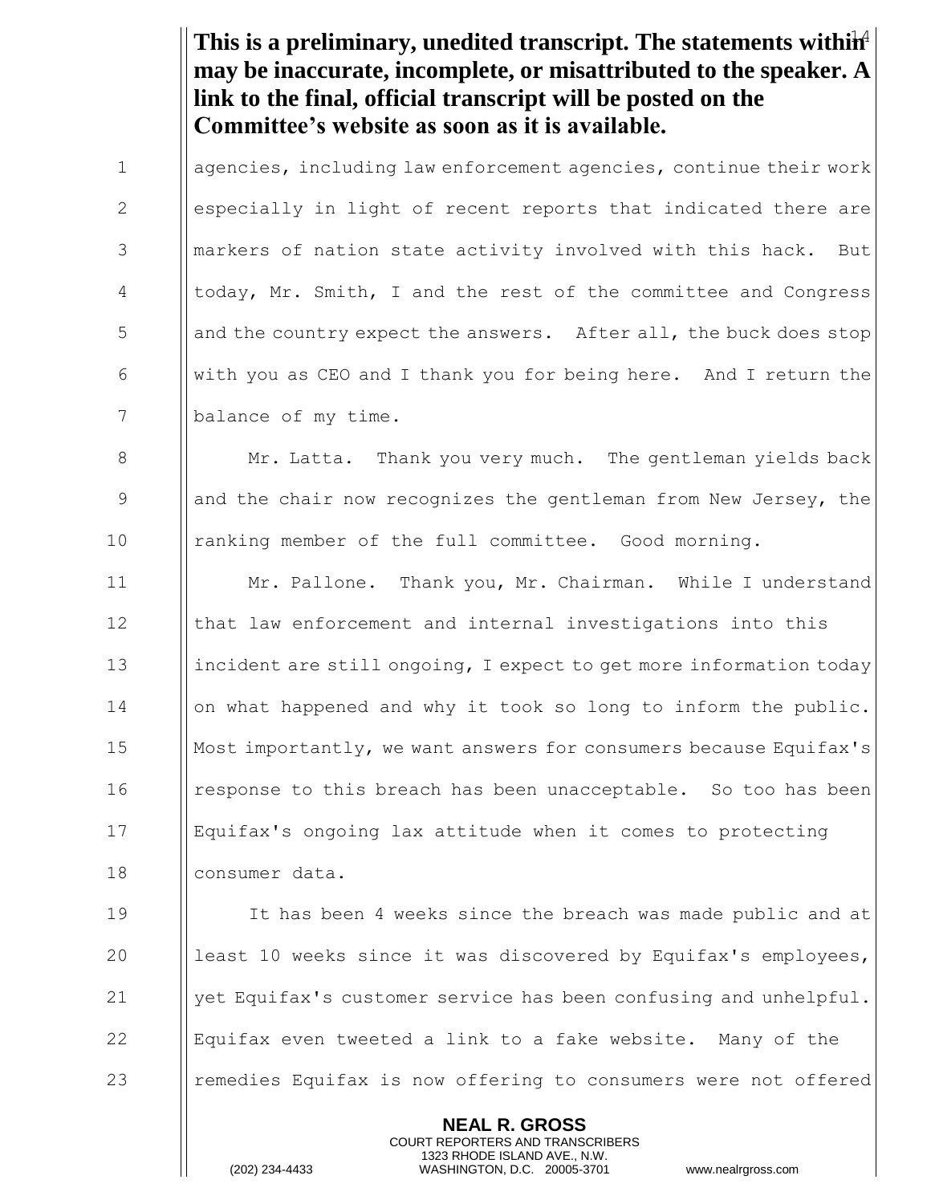**This is a preliminary, unedited transcript. The statements within may be inaccurate, incomplete, or misattributed to the speaker. A link to the final, official transcript will be posted on the Committee's website as soon as it is available.**

agencies, including law enforcement agencies, continue their work especially in light of recent reports that indicated there are markers of nation state activity involved with this hack. But today, Mr. Smith, I and the rest of the committee and Congress and the country expect the answers. After all, the buck does stop with you as CEO and I thank you for being here. And I return the balance of my time.

Mr. Latta. Thank you very much. The gentleman yields back and the chair now recognizes the gentleman from New Jersey, the ranking member of the full committee. Good morning.

Mr. Pallone. Thank you, Mr. Chairman. While I understand that law enforcement and internal investigations into this incident are still ongoing, I expect to get more information today on what happened and why it took so long to inform the public. Most importantly, we want answers for consumers because Equifax's response to this breach has been unacceptable. So too has been Equifax's ongoing lax attitude when it comes to protecting consumer data.

It has been 4 weeks since the breach was made public and at least 10 weeks since it was discovered by Equifax's employees, yet Equifax's customer service has been confusing and unhelpful. Equifax even tweeted a link to a fake website. Many of the remedies Equifax is now offering to consumers were not offered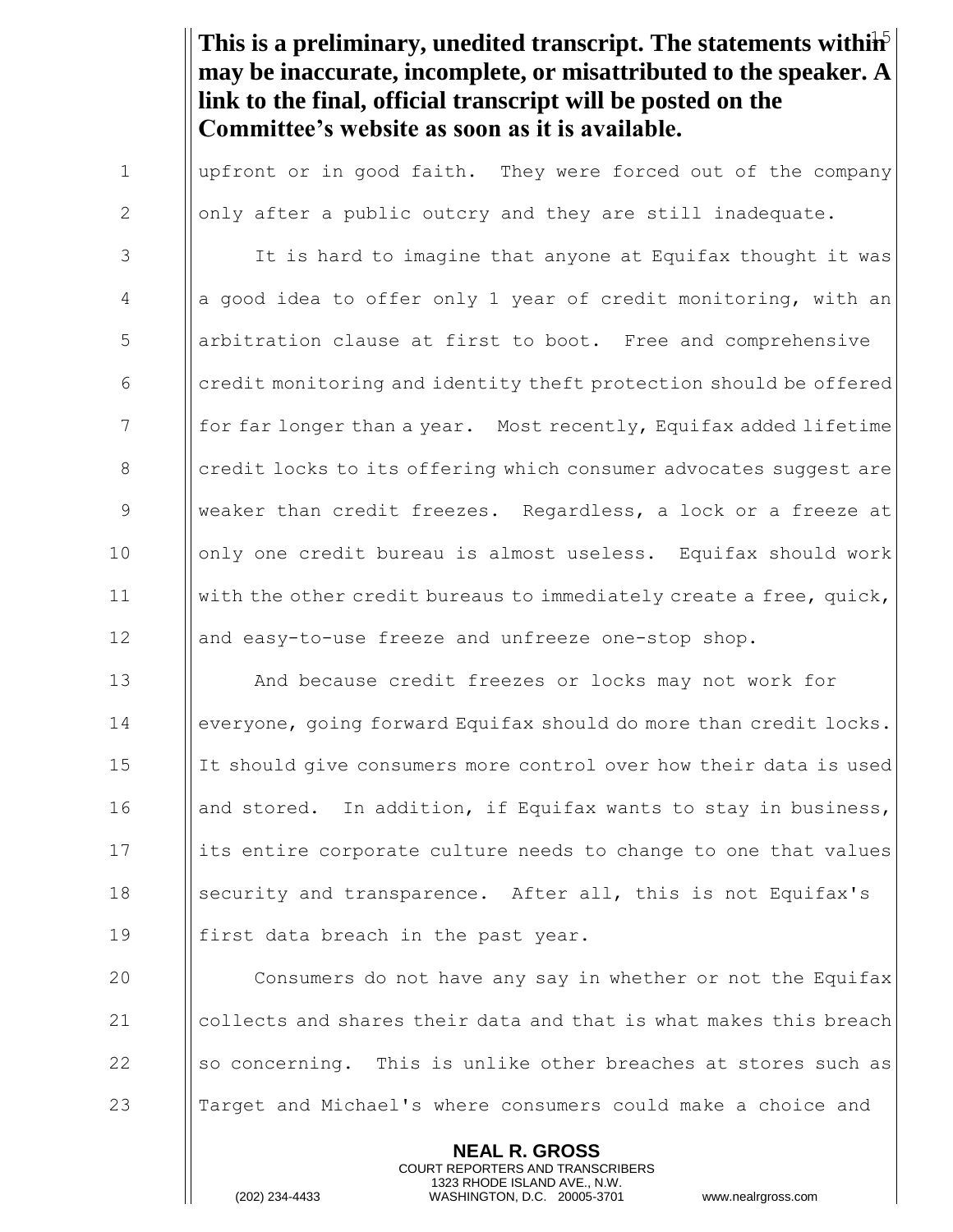**This is a preliminary, unedited transcript. The statements within may be inaccurate, incomplete, or misattributed to the speaker. A link to the final, official transcript will be posted on the Committee's website as soon as it is available.**

upfront or in good faith. They were forced out of the company only after a public outcry and they are still inadequate.

It is hard to imagine that anyone at Equifax thought it was a good idea to offer only 1 year of credit monitoring, with an arbitration clause at first to boot. Free and comprehensive credit monitoring and identity theft protection should be offered for far longer than a year. Most recently, Equifax added lifetime credit locks to its offering which consumer advocates suggest are weaker than credit freezes. Regardless, a lock or a freeze at only one credit bureau is almost useless. Equifax should work with the other credit bureaus to immediately create a free, quick, and easy-to-use freeze and unfreeze one-stop shop.

And because credit freezes or locks may not work for everyone, going forward Equifax should do more than credit locks. It should give consumers more control over how their data is used and stored. In addition, if Equifax wants to stay in business, its entire corporate culture needs to change to one that values security and transparence. After all, this is not Equifax's first data breach in the past year.

Consumers do not have any say in whether or not the Equifax collects and shares their data and that is what makes this breach so concerning. This is unlike other breaches at stores such as Target and Michael's where consumers could make a choice and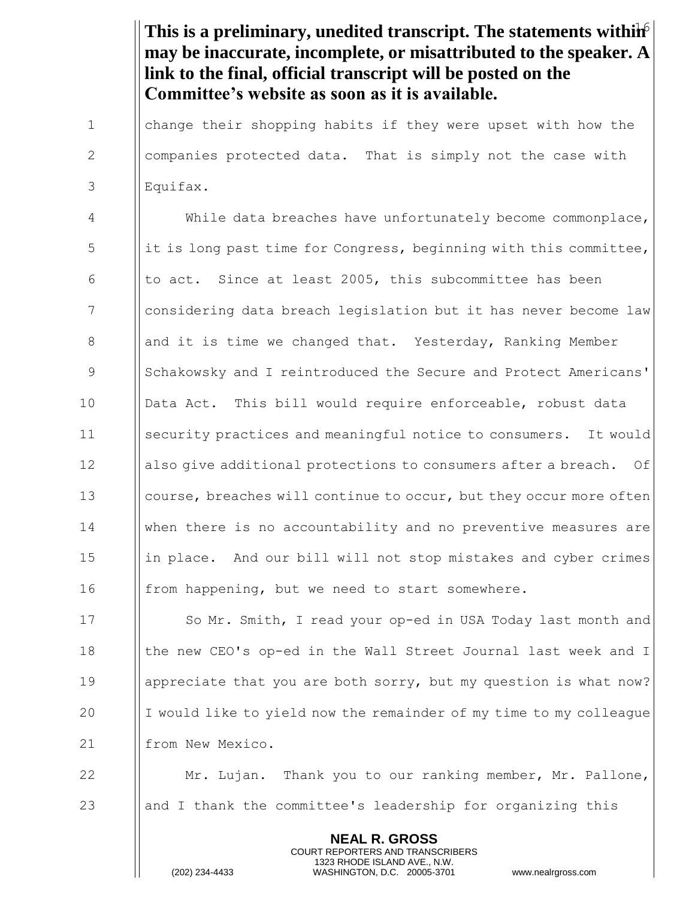**This is a preliminary, unedited transcript. The statements within may be inaccurate, incomplete, or misattributed to the speaker. A link to the final, official transcript will be posted on the Committee's website as soon as it is available.**

change their shopping habits if they were upset with how the companies protected data. That is simply not the case with Equifax.

While data breaches have unfortunately become commonplace, it is long past time for Congress, beginning with this committee, to act. Since at least 2005, this subcommittee has been considering data breach legislation but it has never become law and it is time we changed that. Yesterday, Ranking Member Schakowsky and I reintroduced the Secure and Protect Americans' Data Act. This bill would require enforceable, robust data security practices and meaningful notice to consumers. It would also give additional protections to consumers after a breach. Of course, breaches will continue to occur, but they occur more often when there is no accountability and no preventive measures are in place. And our bill will not stop mistakes and cyber crimes from happening, but we need to start somewhere.

So Mr. Smith, I read your op-ed in USA Today last month and the new CEO's op-ed in the Wall Street Journal last week and I appreciate that you are both sorry, but my question is what now? I would like to yield now the remainder of my time to my colleague from New Mexico.

Mr. Lujan. Thank you to our ranking member, Mr. Pallone, and I thank the committee's leadership for organizing this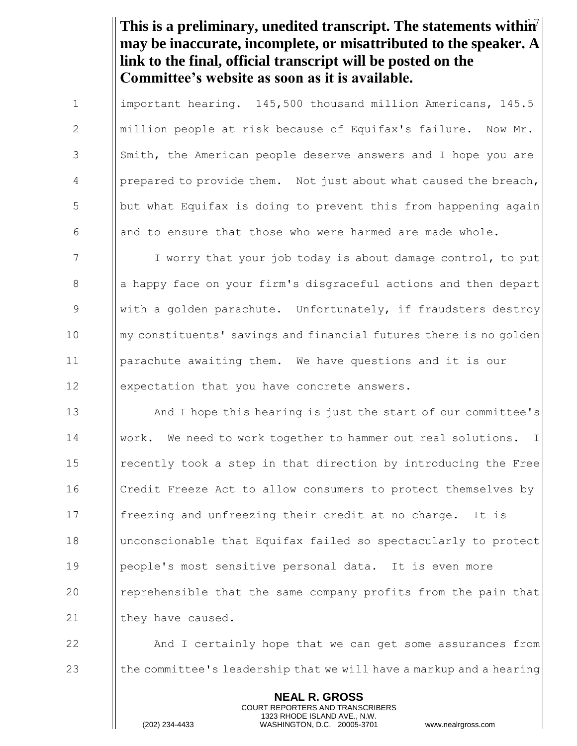**This is a preliminary, unedited transcript. The statements within may be inaccurate, incomplete, or misattributed to the speaker. A link to the final, official transcript will be posted on the Committee's website as soon as it is available.**

important hearing. 145,500 thousand million Americans, 145.5 million people at risk because of Equifax's failure. Now Mr. Smith, the American people deserve answers and I hope you are prepared to provide them. Not just about what caused the breach, but what Equifax is doing to prevent this from happening again and to ensure that those who were harmed are made whole.

I worry that your job today is about damage control, to put a happy face on your firm's disgraceful actions and then depart with a golden parachute. Unfortunately, if fraudsters destroy my constituents' savings and financial futures there is no golden parachute awaiting them. We have questions and it is our expectation that you have concrete answers.

And I hope this hearing is just the start of our committee's work. We need to work together to hammer out real solutions. I recently took a step in that direction by introducing the Free Credit Freeze Act to allow consumers to protect themselves by freezing and unfreezing their credit at no charge. It is unconscionable that Equifax failed so spectacularly to protect people's most sensitive personal data. It is even more reprehensible that the same company profits from the pain that they have caused.

And I certainly hope that we can get some assurances from the committee's leadership that we will have a markup and a hearing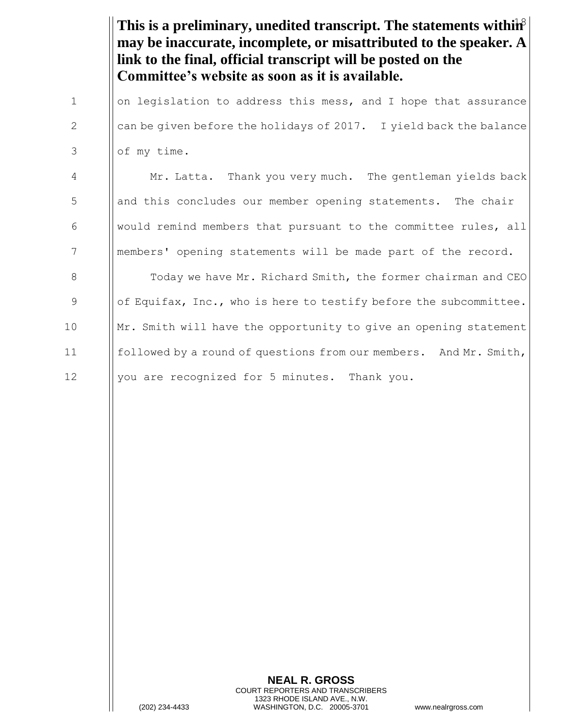**This is a preliminary, unedited transcript. The statements within may be inaccurate, incomplete, or misattributed to the speaker. A link to the final, official transcript will be posted on the Committee's website as soon as it is available.**

on legislation to address this mess, and I hope that assurance can be given before the holidays of 2017. I yield back the balance of my time.

Mr. Latta. Thank you very much. The gentleman yields back and this concludes our member opening statements. The chair would remind members that pursuant to the committee rules, all members' opening statements will be made part of the record.

Today we have Mr. Richard Smith, the former chairman and CEO of Equifax, Inc., who is here to testify before the subcommittee. Mr. Smith will have the opportunity to give an opening statement followed by a round of questions from our members. And Mr. Smith, you are recognized for 5 minutes. Thank you.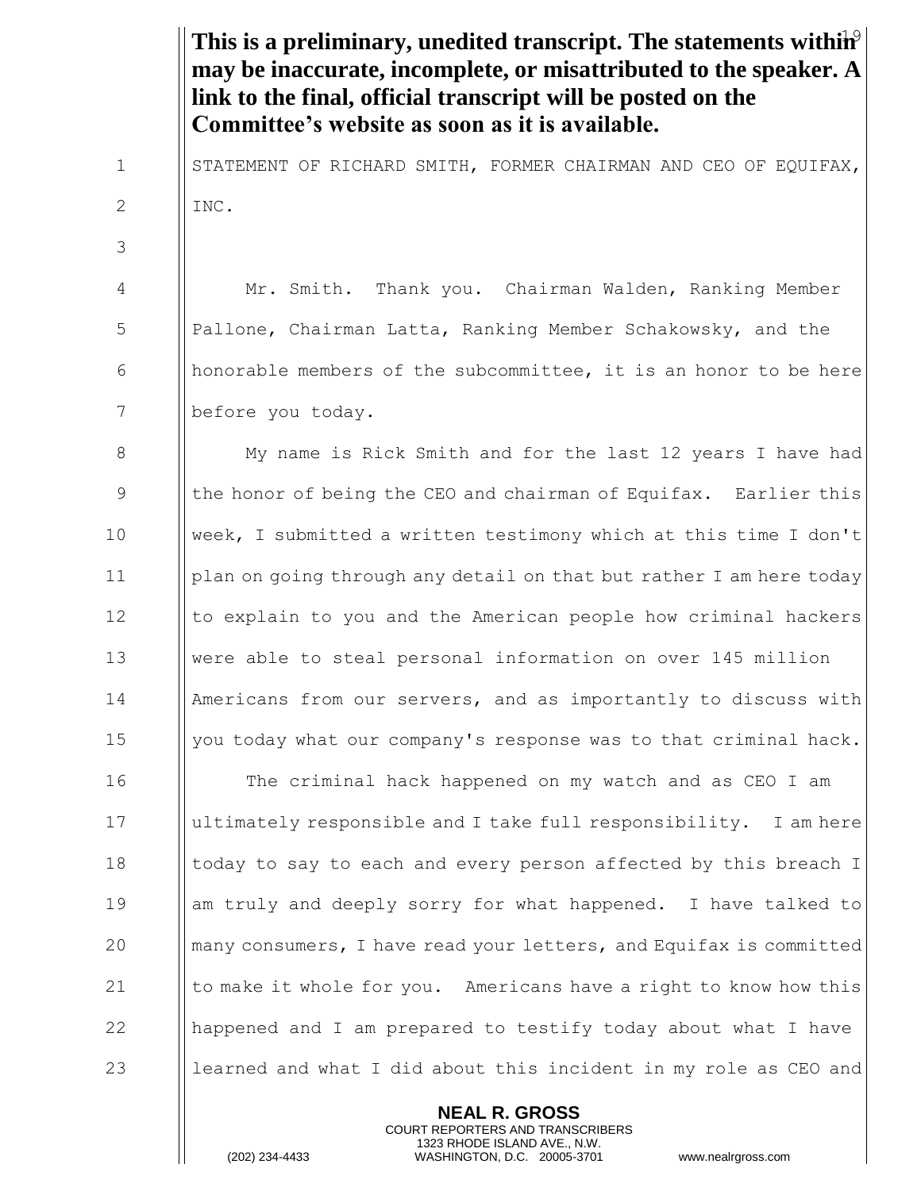**This is a preliminary, unedited transcript. The statements within may be inaccurate, incomplete, or misattributed to the speaker. A link to the final, official transcript will be posted on the Committee's website as soon as it is available.**

STATEMENT OF RICHARD SMITH, FORMER CHAIRMAN AND CEO OF EQUIFAX, INC.

Mr. Smith. Thank you. Chairman Walden, Ranking Member Pallone, Chairman Latta, Ranking Member Schakowsky, and the honorable members of the subcommittee, it is an honor to be here before you today.

My name is Rick Smith and for the last 12 years I have had the honor of being the CEO and chairman of Equifax. Earlier this week, I submitted a written testimony which at this time I don't plan on going through any detail on that but rather I am here today to explain to you and the American people how criminal hackers were able to steal personal information on over 145 million Americans from our servers, and as importantly to discuss with you today what our company's response was to that criminal hack.

The criminal hack happened on my watch and as CEO I am ultimately responsible and I take full responsibility. I am here today to say to each and every person affected by this breach I am truly and deeply sorry for what happened. I have talked to many consumers, I have read your letters, and Equifax is committed to make it whole for you. Americans have a right to know how this happened and I am prepared to testify today about what I have learned and what I did about this incident in my role as CEO and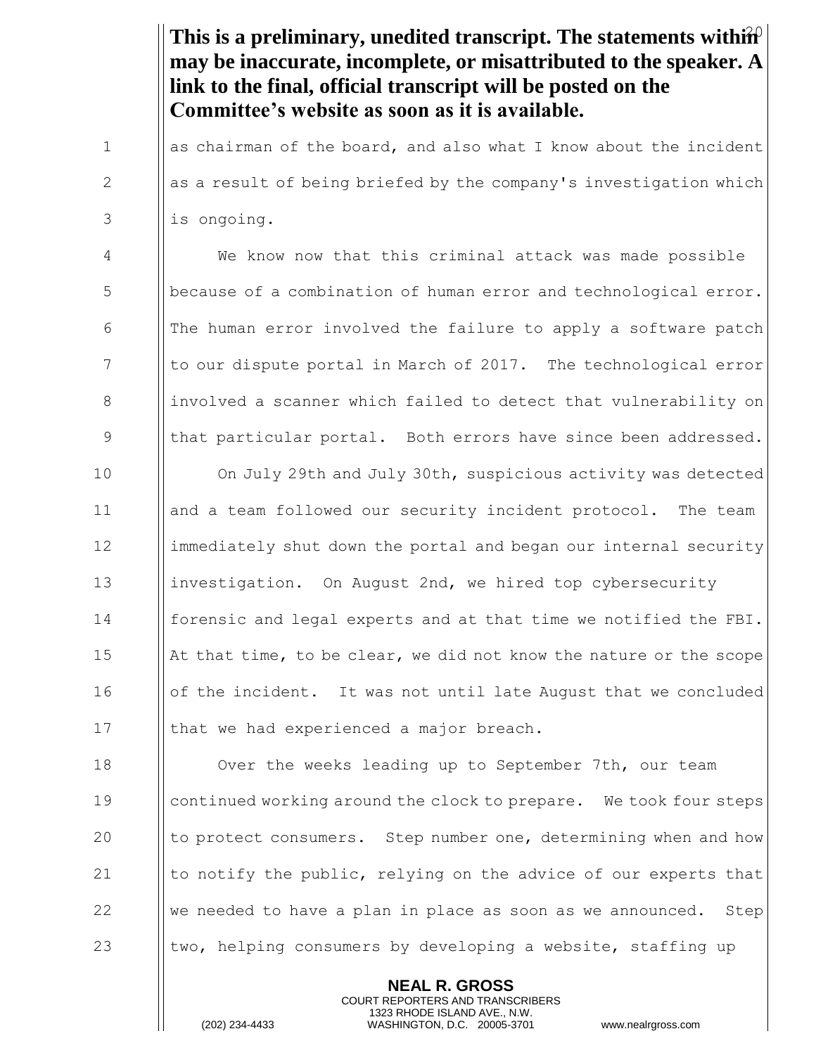**This is a preliminary, unedited transcript. The statements within may be inaccurate, incomplete, or misattributed to the speaker. A link to the final, official transcript will be posted on the Committee's website as soon as it is available.**

as chairman of the board, and also what I know about the incident as a result of being briefed by the company's investigation which is ongoing.

We know now that this criminal attack was made possible because of a combination of human error and technological error. The human error involved the failure to apply a software patch to our dispute portal in March of 2017. The technological error involved a scanner which failed to detect that vulnerability on that particular portal. Both errors have since been addressed.

On July 29th and July 30th, suspicious activity was detected and a team followed our security incident protocol. The team immediately shut down the portal and began our internal security investigation. On August 2nd, we hired top cybersecurity forensic and legal experts and at that time we notified the FBI. At that time, to be clear, we did not know the nature or the scope of the incident. It was not until late August that we concluded that we had experienced a major breach.

Over the weeks leading up to September 7th, our team continued working around the clock to prepare. We took four steps to protect consumers. Step number one, determining when and how to notify the public, relying on the advice of our experts that we needed to have a plan in place as soon as we announced. Step two, helping consumers by developing a website, staffing up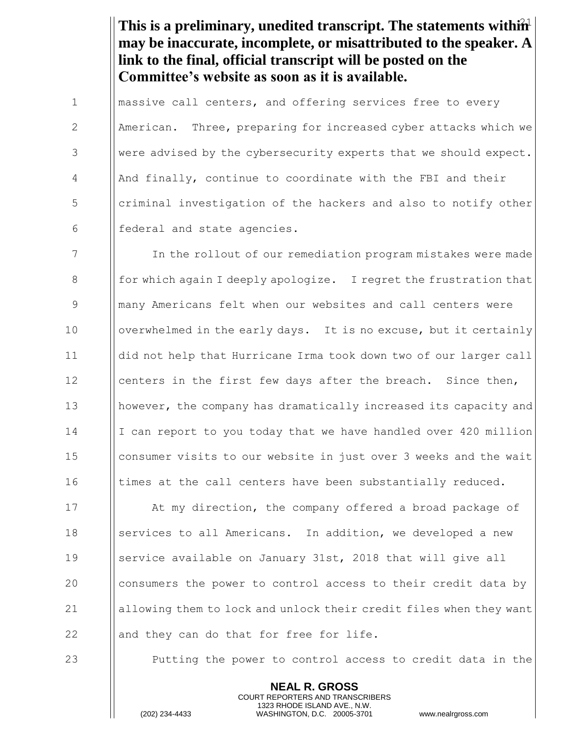**This is a preliminary, unedited transcript. The statements within may be inaccurate, incomplete, or misattributed to the speaker. A link to the final, official transcript will be posted on the Committee's website as soon as it is available.**

massive call centers, and offering services free to every American. Three, preparing for increased cyber attacks which we were advised by the cybersecurity experts that we should expect. And finally, continue to coordinate with the FBI and their criminal investigation of the hackers and also to notify other federal and state agencies.

In the rollout of our remediation program mistakes were made for which again I deeply apologize. I regret the frustration that many Americans felt when our websites and call centers were overwhelmed in the early days. It is no excuse, but it certainly did not help that Hurricane Irma took down two of our larger call centers in the first few days after the breach. Since then, however, the company has dramatically increased its capacity and I can report to you today that we have handled over 420 million consumer visits to our website in just over 3 weeks and the wait times at the call centers have been substantially reduced.

At my direction, the company offered a broad package of services to all Americans. In addition, we developed a new service available on January 31st, 2018 that will give all consumers the power to control access to their credit data by allowing them to lock and unlock their credit files when they want and they can do that for free for life.

Putting the power to control access to credit data in the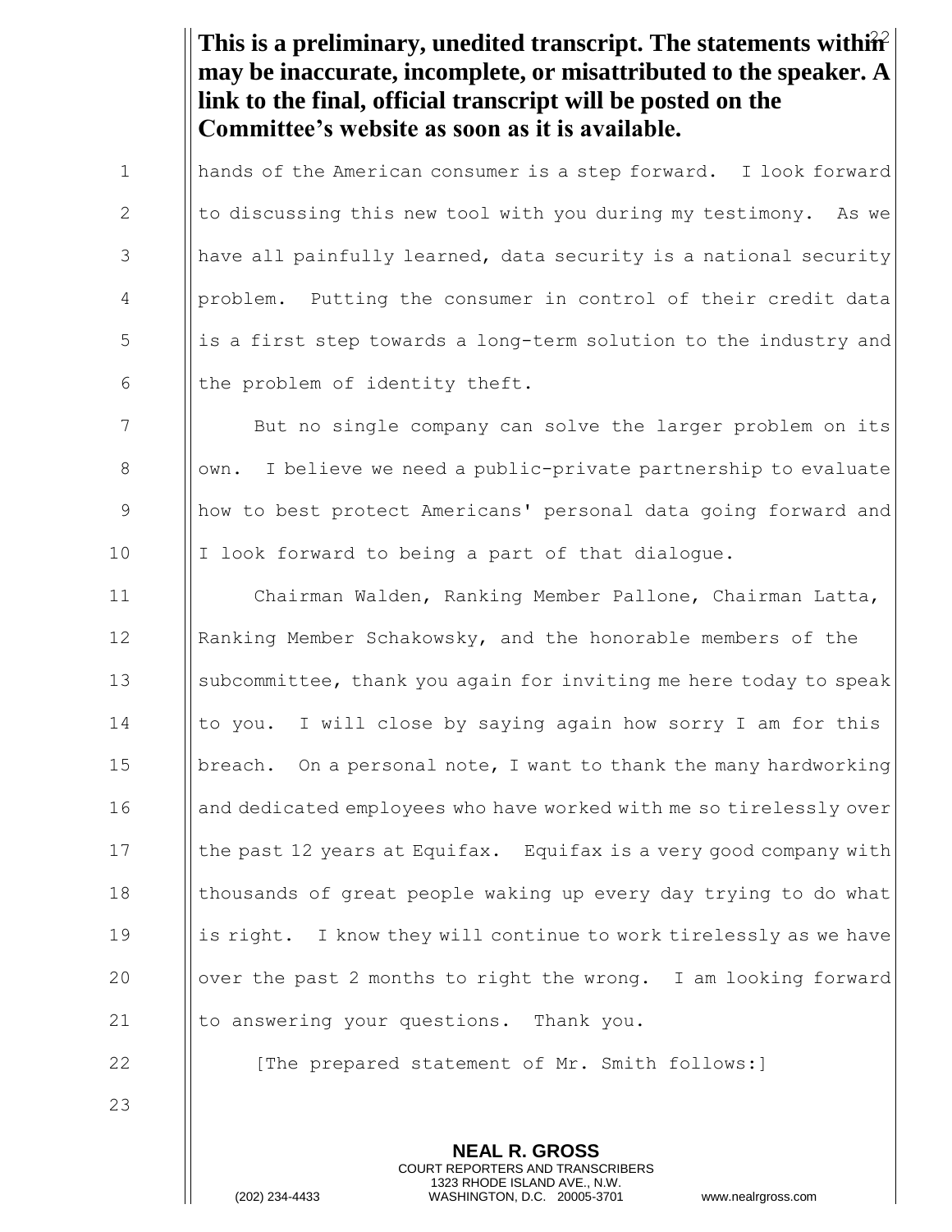**This is a preliminary, unedited transcript. The statements within may be inaccurate, incomplete, or misattributed to the speaker. A link to the final, official transcript will be posted on the Committee's website as soon as it is available.**

hands of the American consumer is a step forward. I look forward to discussing this new tool with you during my testimony. As we have all painfully learned, data security is a national security problem. Putting the consumer in control of their credit data is a first step towards a long-term solution to the industry and the problem of identity theft.

But no single company can solve the larger problem on its own. I believe we need a public-private partnership to evaluate how to best protect Americans' personal data going forward and I look forward to being a part of that dialogue.

Chairman Walden, Ranking Member Pallone, Chairman Latta, Ranking Member Schakowsky, and the honorable members of the subcommittee, thank you again for inviting me here today to speak to you. I will close by saying again how sorry I am for this breach. On a personal note, I want to thank the many hardworking and dedicated employees who have worked with me so tirelessly over the past 12 years at Equifax. Equifax is a very good company with thousands of great people waking up every day trying to do what is right. I know they will continue to work tirelessly as we have over the past 2 months to right the wrong. I am looking forward to answering your questions. Thank you.

[The prepared statement of Mr. Smith follows:]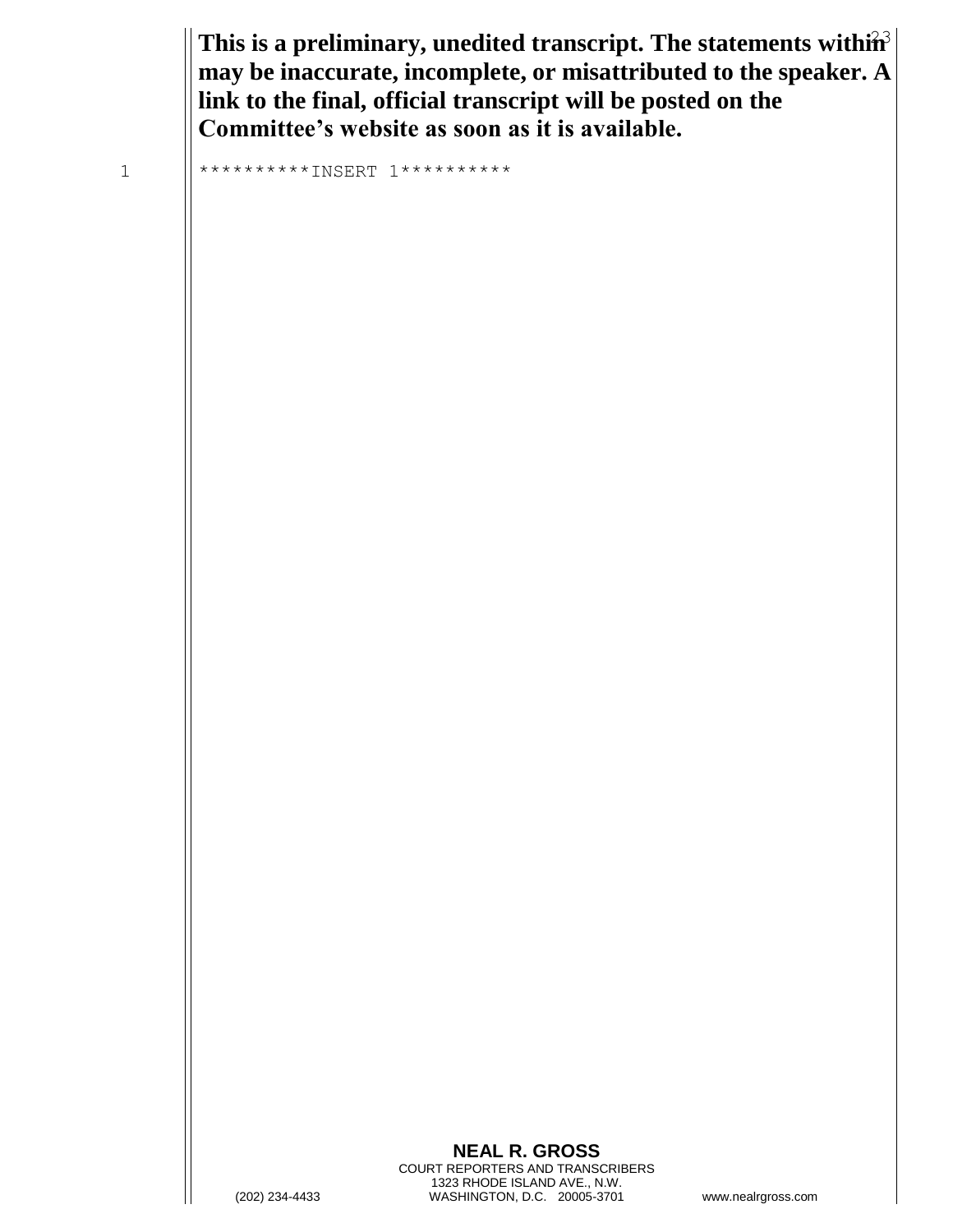**This is a preliminary, unedited transcript. The statements within may be inaccurate, incomplete, or misattributed to the speaker. A link to the final, official transcript will be posted on the Committee's website as soon as it is available.**

**********INSERT 1**********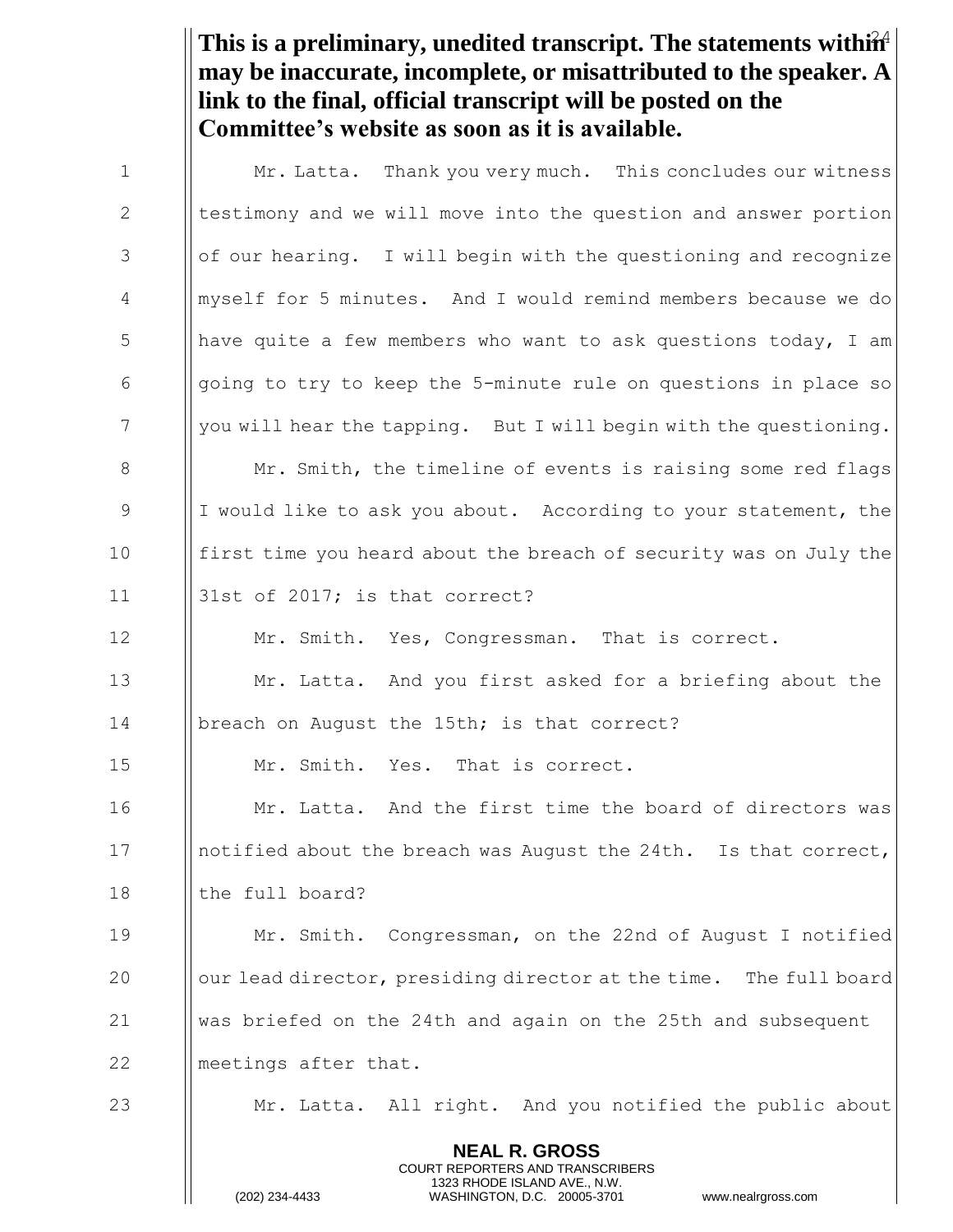**This is a preliminary, unedited transcript. The statements within may be inaccurate, incomplete, or misattributed to the speaker. A link to the final, official transcript will be posted on the Committee's website as soon as it is available.**

Mr. Latta. Thank you very much. This concludes our witness testimony and we will move into the question and answer portion of our hearing. I will begin with the questioning and recognize myself for 5 minutes. And I would remind members because we do have quite a few members who want to ask questions today, I am going to try to keep the 5-minute rule on questions in place so you will hear the tapping. But I will begin with the questioning.

Mr. Smith, the timeline of events is raising some red flags I would like to ask you about. According to your statement, the first time you heard about the breach of security was on July the 31st of 2017; is that correct?

Mr. Smith. Yes, Congressman. That is correct.

Mr. Latta. And you first asked for a briefing about the breach on August the 15th; is that correct?

Mr. Smith. Yes. That is correct.

Mr. Latta. And the first time the board of directors was notified about the breach was August the 24th. Is that correct, the full board?

Mr. Smith. Congressman, on the 22nd of August I notified our lead director, presiding director at the time. The full board was briefed on the 24th and again on the 25th and subsequent meetings after that.

Mr. Latta. All right. And you notified the public about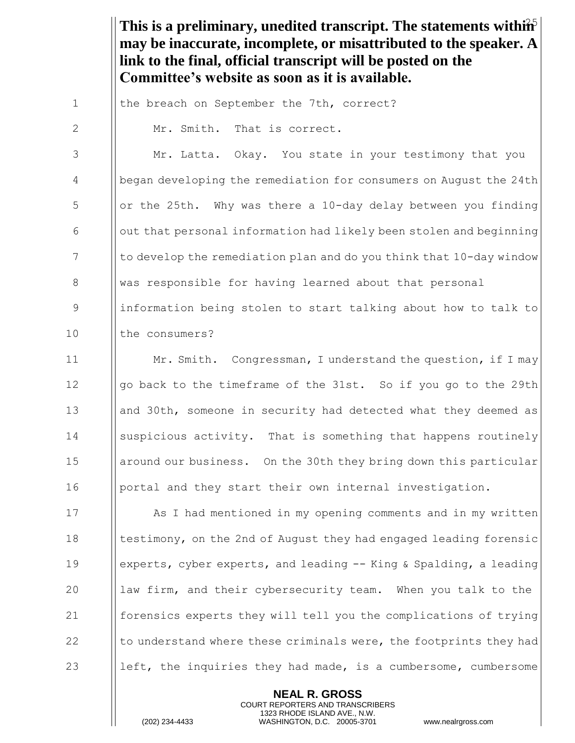**This is a preliminary, unedited transcript. The statements within may be inaccurate, incomplete, or misattributed to the speaker. A link to the final, official transcript will be posted on the Committee's website as soon as it is available.**

the breach on September the 7th, correct?

Mr. Smith. That is correct.

Mr. Latta. Okay. You state in your testimony that you began developing the remediation for consumers on August the 24th or the 25th. Why was there a 10-day delay between you finding out that personal information had likely been stolen and beginning to develop the remediation plan and do you think that 10-day window was responsible for having learned about that personal information being stolen to start talking about how to talk to the consumers?

Mr. Smith. Congressman, I understand the question, if I may go back to the timeframe of the 31st. So if you go to the 29th and 30th, someone in security had detected what they deemed as suspicious activity. That is something that happens routinely around our business. On the 30th they bring down this particular portal and they start their own internal investigation.

As I had mentioned in my opening comments and in my written testimony, on the 2nd of August they had engaged leading forensic experts, cyber experts, and leading -- King & Spalding, a leading law firm, and their cybersecurity team. When you talk to the forensics experts they will tell you the complications of trying to understand where these criminals were, the footprints they had left, the inquiries they had made, is a cumbersome, cumbersome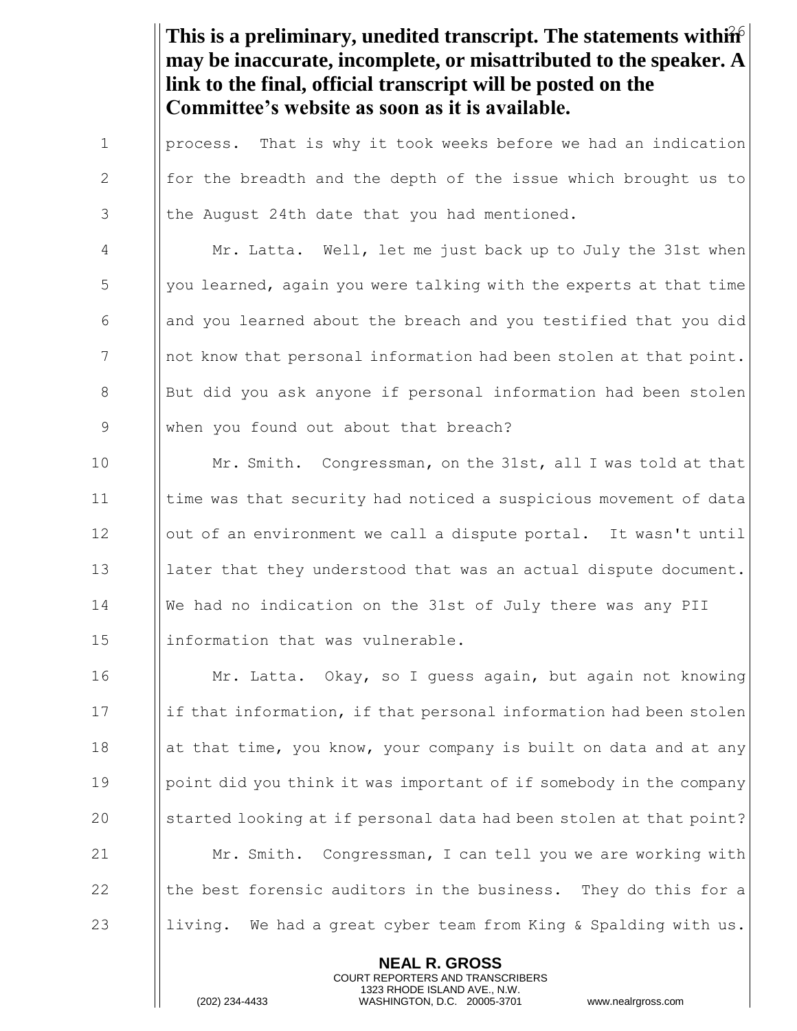**This is a preliminary, unedited transcript. The statements within may be inaccurate, incomplete, or misattributed to the speaker. A link to the final, official transcript will be posted on the Committee's website as soon as it is available.**

process. That is why it took weeks before we had an indication for the breadth and the depth of the issue which brought us to the August 24th date that you had mentioned.

Mr. Latta. Well, let me just back up to July the 31st when you learned, again you were talking with the experts at that time and you learned about the breach and you testified that you did not know that personal information had been stolen at that point. But did you ask anyone if personal information had been stolen when you found out about that breach?

Mr. Smith. Congressman, on the 31st, all I was told at that time was that security had noticed a suspicious movement of data out of an environment we call a dispute portal. It wasn't until later that they understood that was an actual dispute document. We had no indication on the 31st of July there was any PII information that was vulnerable.

Mr. Latta. Okay, so I guess again, but again not knowing if that information, if that personal information had been stolen at that time, you know, your company is built on data and at any point did you think it was important of if somebody in the company started looking at if personal data had been stolen at that point?

Mr. Smith. Congressman, I can tell you we are working with the best forensic auditors in the business. They do this for a living. We had a great cyber team from King & Spalding with us.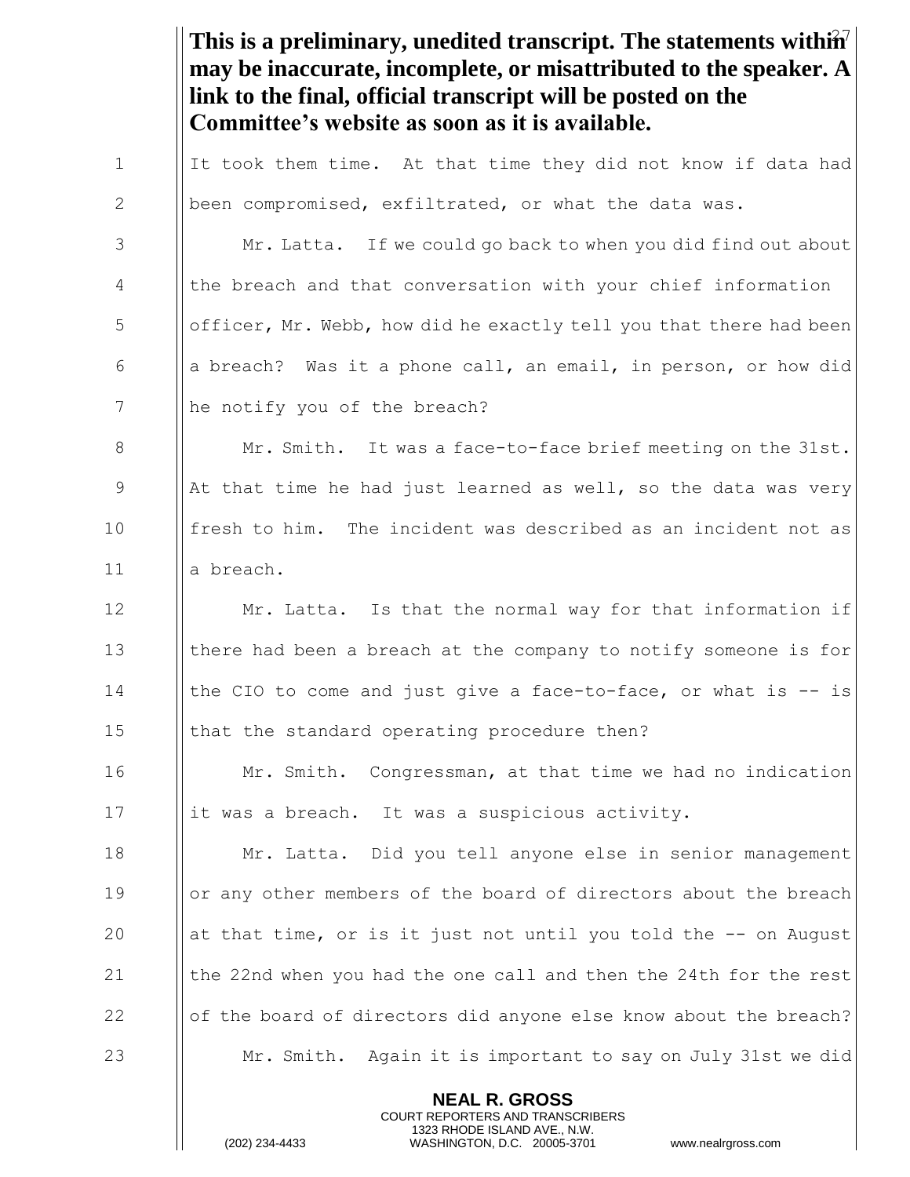**This is a preliminary, unedited transcript. The statements within may be inaccurate, incomplete, or misattributed to the speaker. A link to the final, official transcript will be posted on the Committee's website as soon as it is available.**

It took them time. At that time they did not know if data had been compromised, exfiltrated, or what the data was.

Mr. Latta. If we could go back to when you did find out about the breach and that conversation with your chief information officer, Mr. Webb, how did he exactly tell you that there had been a breach? Was it a phone call, an email, in person, or how did he notify you of the breach?

Mr. Smith. It was a face-to-face brief meeting on the 31st. At that time he had just learned as well, so the data was very fresh to him. The incident was described as an incident not as a breach.

Mr. Latta. Is that the normal way for that information if there had been a breach at the company to notify someone is for the CIO to come and just give a face-to-face, or what is -- is that the standard operating procedure then?

Mr. Smith. Congressman, at that time we had no indication it was a breach. It was a suspicious activity.

Mr. Latta. Did you tell anyone else in senior management or any other members of the board of directors about the breach at that time, or is it just not until you told the -- on August the 22nd when you had the one call and then the 24th for the rest of the board of directors did anyone else know about the breach?

Mr. Smith. Again it is important to say on July 31st we did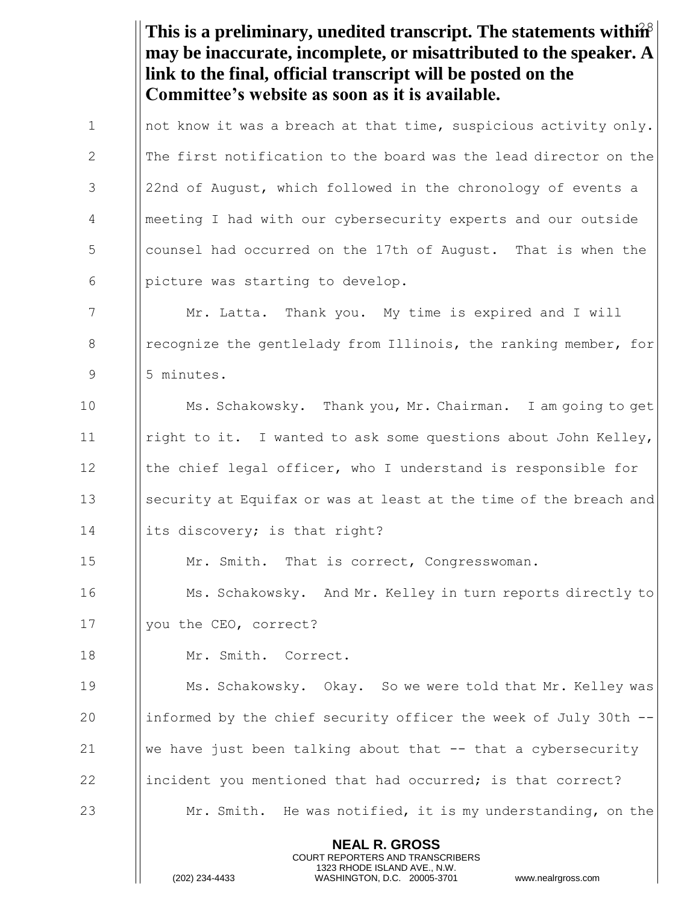**This is a preliminary, unedited transcript. The statements within may be inaccurate, incomplete, or misattributed to the speaker. A link to the final, official transcript will be posted on the Committee's website as soon as it is available.**

not know it was a breach at that time, suspicious activity only. The first notification to the board was the lead director on the 22nd of August, which followed in the chronology of events a meeting I had with our cybersecurity experts and our outside counsel had occurred on the 17th of August. That is when the picture was starting to develop.

Mr. Latta. Thank you. My time is expired and I will recognize the gentlelady from Illinois, the ranking member, for 5 minutes.

Ms. Schakowsky. Thank you, Mr. Chairman. I am going to get right to it. I wanted to ask some questions about John Kelley, the chief legal officer, who I understand is responsible for security at Equifax or was at least at the time of the breach and its discovery; is that right?

Mr. Smith. That is correct, Congresswoman.

Ms. Schakowsky. And Mr. Kelley in turn reports directly to you the CEO, correct?

Mr. Smith. Correct.

Ms. Schakowsky. Okay. So we were told that Mr. Kelley was informed by the chief security officer the week of July 30th -- we have just been talking about that -- that a cybersecurity incident you mentioned that had occurred; is that correct?

Mr. Smith. He was notified, it is my understanding, on the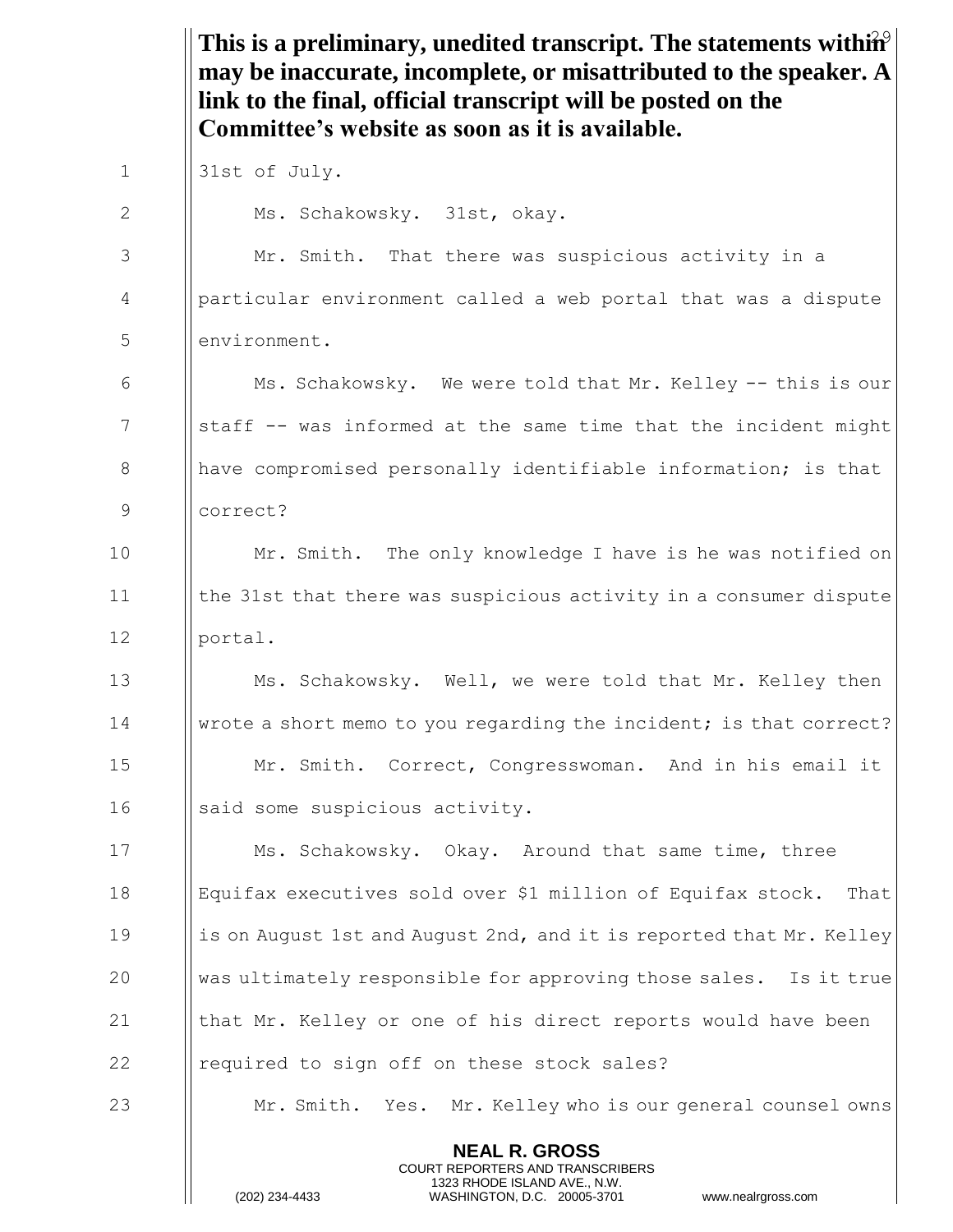**This is a preliminary, unedited transcript. The statements within may be inaccurate, incomplete, or misattributed to the speaker. A link to the final, official transcript will be posted on the Committee's website as soon as it is available.**

31st of July.

Ms. Schakowsky. 31st, okay.

Mr. Smith. That there was suspicious activity in a particular environment called a web portal that was a dispute environment.

Ms. Schakowsky. We were told that Mr. Kelley -- this is our staff -- was informed at the same time that the incident might have compromised personally identifiable information; is that correct?

Mr. Smith. The only knowledge I have is he was notified on the 31st that there was suspicious activity in a consumer dispute portal.

Ms. Schakowsky. Well, we were told that Mr. Kelley then wrote a short memo to you regarding the incident; is that correct?

Mr. Smith. Correct, Congresswoman. And in his email it said some suspicious activity.

Ms. Schakowsky. Okay. Around that same time, three Equifax executives sold over $1 million of Equifax stock. That is on August 1st and August 2nd, and it is reported that Mr. Kelley was ultimately responsible for approving those sales. Is it true that Mr. Kelley or one of his direct reports would have been required to sign off on these stock sales?

Mr. Smith. Yes. Mr. Kelley who is our general counsel owns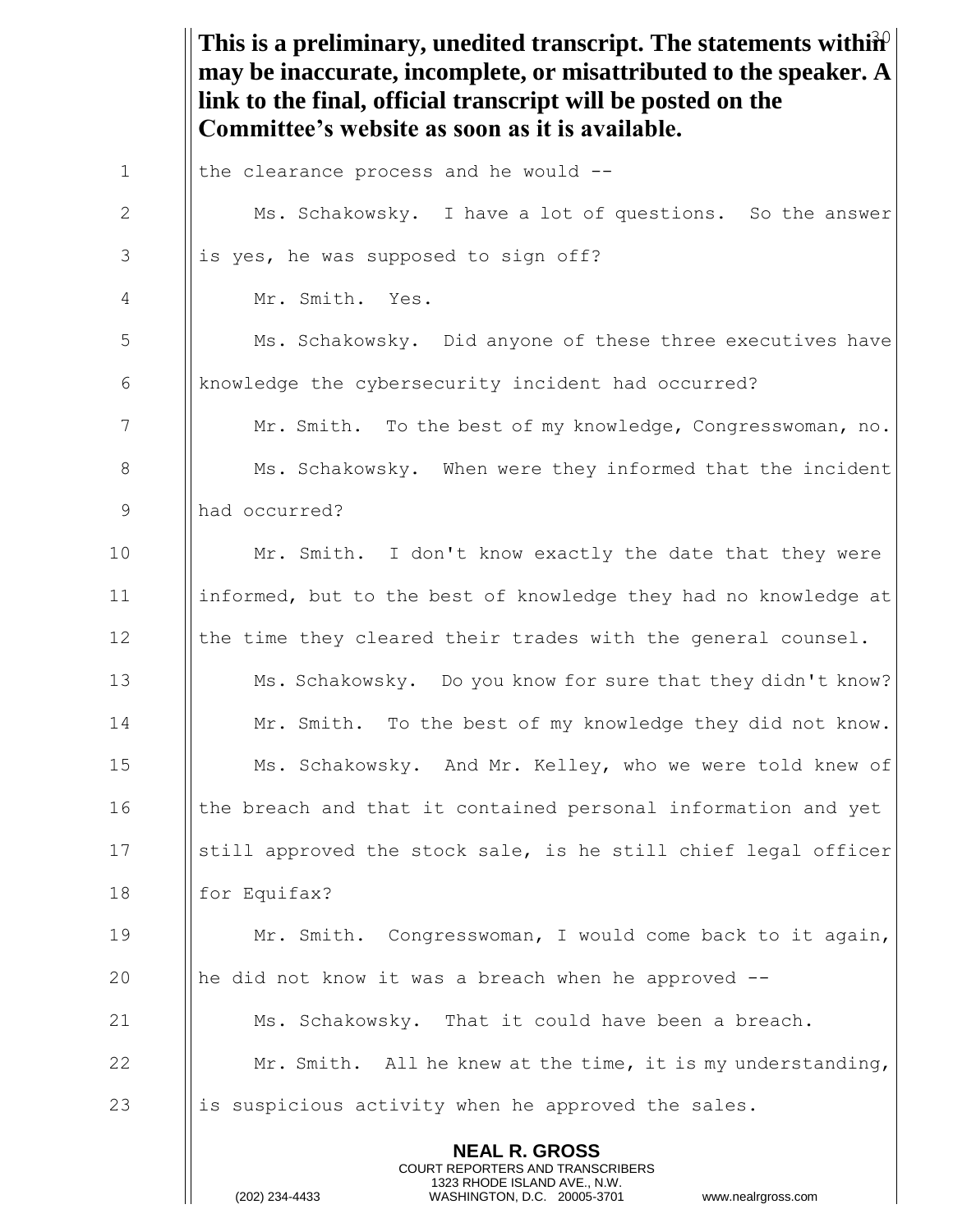**This is a preliminary, unedited transcript. The statements within may be inaccurate, incomplete, or misattributed to the speaker. A link to the final, official transcript will be posted on the Committee's website as soon as it is available.**

the clearance process and he would --

Ms. Schakowsky. I have a lot of questions. So the answer is yes, he was supposed to sign off?

Mr. Smith. Yes.

Ms. Schakowsky. Did anyone of these three executives have knowledge the cybersecurity incident had occurred?

Mr. Smith. To the best of my knowledge, Congresswoman, no.

Ms. Schakowsky. When were they informed that the incident had occurred?

Mr. Smith. I don't know exactly the date that they were informed, but to the best of knowledge they had no knowledge at the time they cleared their trades with the general counsel.

Ms. Schakowsky. Do you know for sure that they didn't know?

Mr. Smith. To the best of my knowledge they did not know.

Ms. Schakowsky. And Mr. Kelley, who we were told knew of the breach and that it contained personal information and yet still approved the stock sale, is he still chief legal officer for Equifax?

Mr. Smith. Congresswoman, I would come back to it again, he did not know it was a breach when he approved --

Ms. Schakowsky. That it could have been a breach.

Mr. Smith. All he knew at the time, it is my understanding, is suspicious activity when he approved the sales.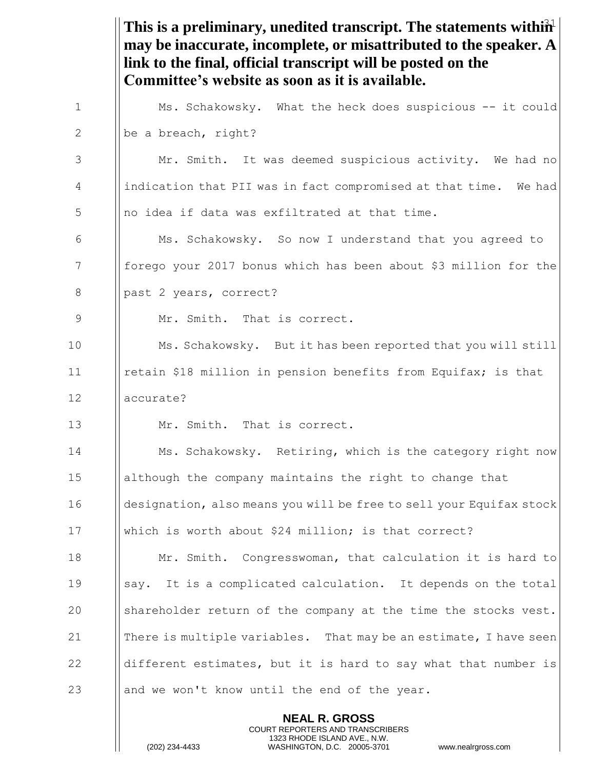**This is a preliminary, unedited transcript. The statements within may be inaccurate, incomplete, or misattributed to the speaker. A link to the final, official transcript will be posted on the Committee's website as soon as it is available.**

Ms. Schakowsky. What the heck does suspicious -- it could be a breach, right?

Mr. Smith. It was deemed suspicious activity. We had no indication that PII was in fact compromised at that time. We had no idea if data was exfiltrated at that time.

Ms. Schakowsky. So now I understand that you agreed to forego your 2017 bonus which has been about $3 million for the past 2 years, correct?

Mr. Smith. That is correct.

Ms. Schakowsky. But it has been reported that you will still retain $18 million in pension benefits from Equifax; is that accurate?

Mr. Smith. That is correct.

Ms. Schakowsky. Retiring, which is the category right now although the company maintains the right to change that designation, also means you will be free to sell your Equifax stock which is worth about $24 million; is that correct?

Mr. Smith. Congresswoman, that calculation it is hard to say. It is a complicated calculation. It depends on the total shareholder return of the company at the time the stocks vest. There is multiple variables. That may be an estimate, I have seen different estimates, but it is hard to say what that number is and we won't know until the end of the year.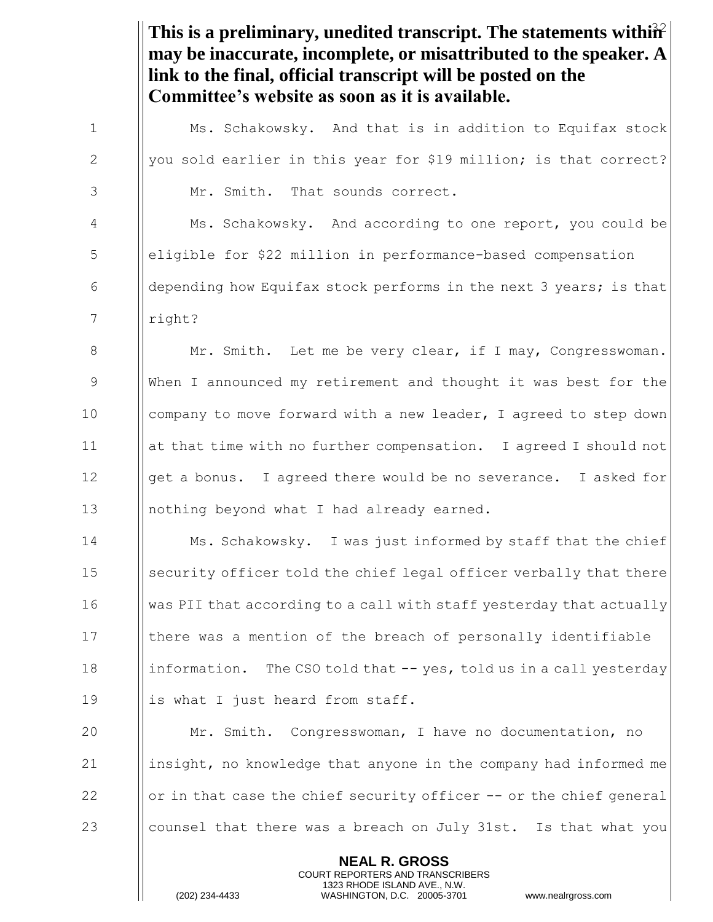**This is a preliminary, unedited transcript. The statements within may be inaccurate, incomplete, or misattributed to the speaker. A link to the final, official transcript will be posted on the Committee's website as soon as it is available.**

Ms. Schakowsky. And that is in addition to Equifax stock you sold earlier in this year for $19 million; is that correct?

Mr. Smith. That sounds correct.

Ms. Schakowsky. And according to one report, you could be eligible for $22 million in performance-based compensation depending how Equifax stock performs in the next 3 years; is that right?

Mr. Smith. Let me be very clear, if I may, Congresswoman. When I announced my retirement and thought it was best for the company to move forward with a new leader, I agreed to step down at that time with no further compensation. I agreed I should not get a bonus. I agreed there would be no severance. I asked for nothing beyond what I had already earned.

Ms. Schakowsky. I was just informed by staff that the chief security officer told the chief legal officer verbally that there was PII that according to a call with staff yesterday that actually there was a mention of the breach of personally identifiable information. The CSO told that -- yes, told us in a call yesterday is what I just heard from staff.

Mr. Smith. Congresswoman, I have no documentation, no insight, no knowledge that anyone in the company had informed me or in that case the chief security officer -- or the chief general counsel that there was a breach on July 31st. Is that what you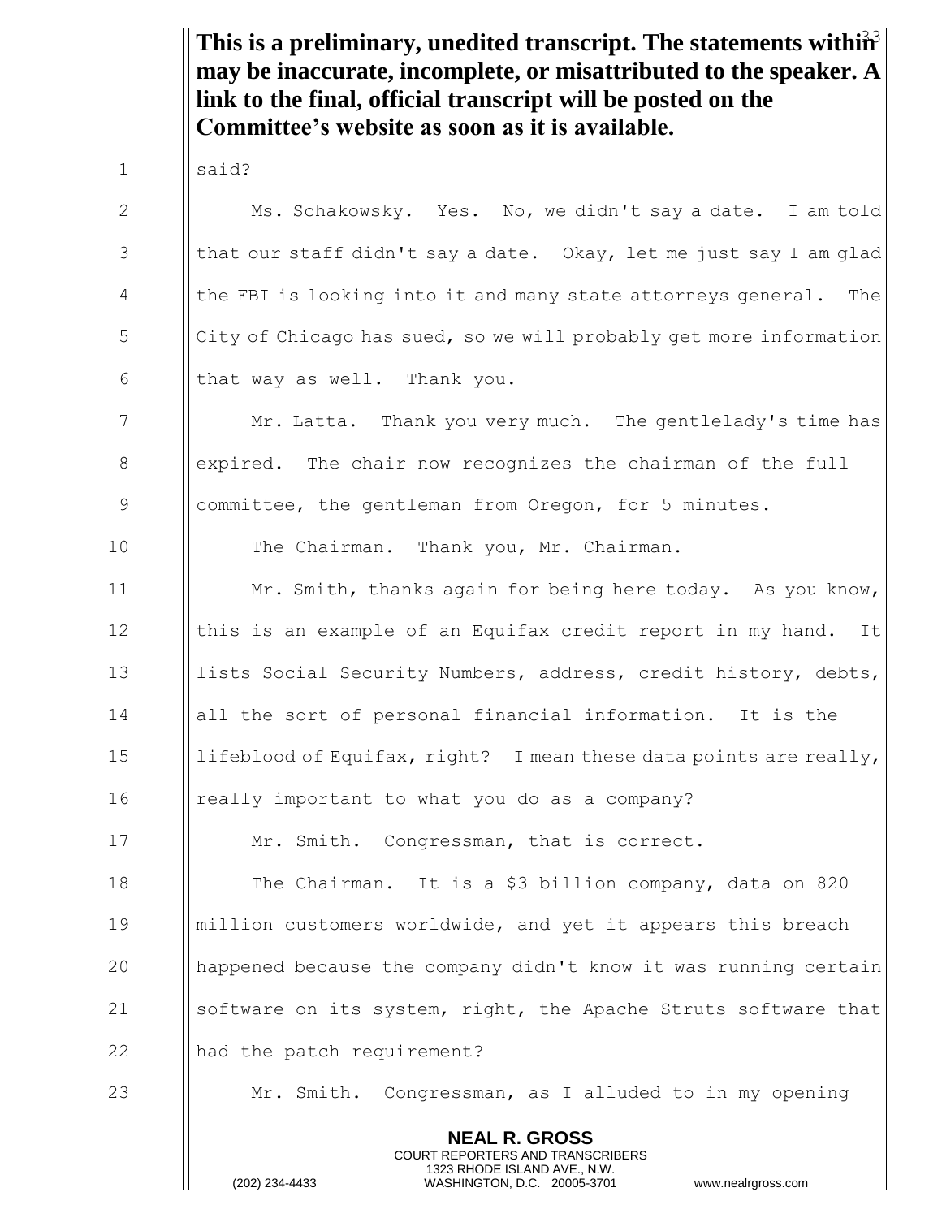**This is a preliminary, unedited transcript. The statements within may be inaccurate, incomplete, or misattributed to the speaker. A link to the final, official transcript will be posted on the Committee's website as soon as it is available.**

said?

Ms. Schakowsky. Yes. No, we didn't say a date. I am told that our staff didn't say a date. Okay, let me just say I am glad the FBI is looking into it and many state attorneys general. The City of Chicago has sued, so we will probably get more information that way as well. Thank you.

Mr. Latta. Thank you very much. The gentlelady's time has expired. The chair now recognizes the chairman of the full committee, the gentleman from Oregon, for 5 minutes.

The Chairman. Thank you, Mr. Chairman.

Mr. Smith, thanks again for being here today. As you know, this is an example of an Equifax credit report in my hand. It lists Social Security Numbers, address, credit history, debts, all the sort of personal financial information. It is the lifeblood of Equifax, right? I mean these data points are really, really important to what you do as a company?

Mr. Smith. Congressman, that is correct.

The Chairman. It is a $3 billion company, data on 820 million customers worldwide, and yet it appears this breach happened because the company didn't know it was running certain software on its system, right, the Apache Struts software that had the patch requirement?

Mr. Smith. Congressman, as I alluded to in my opening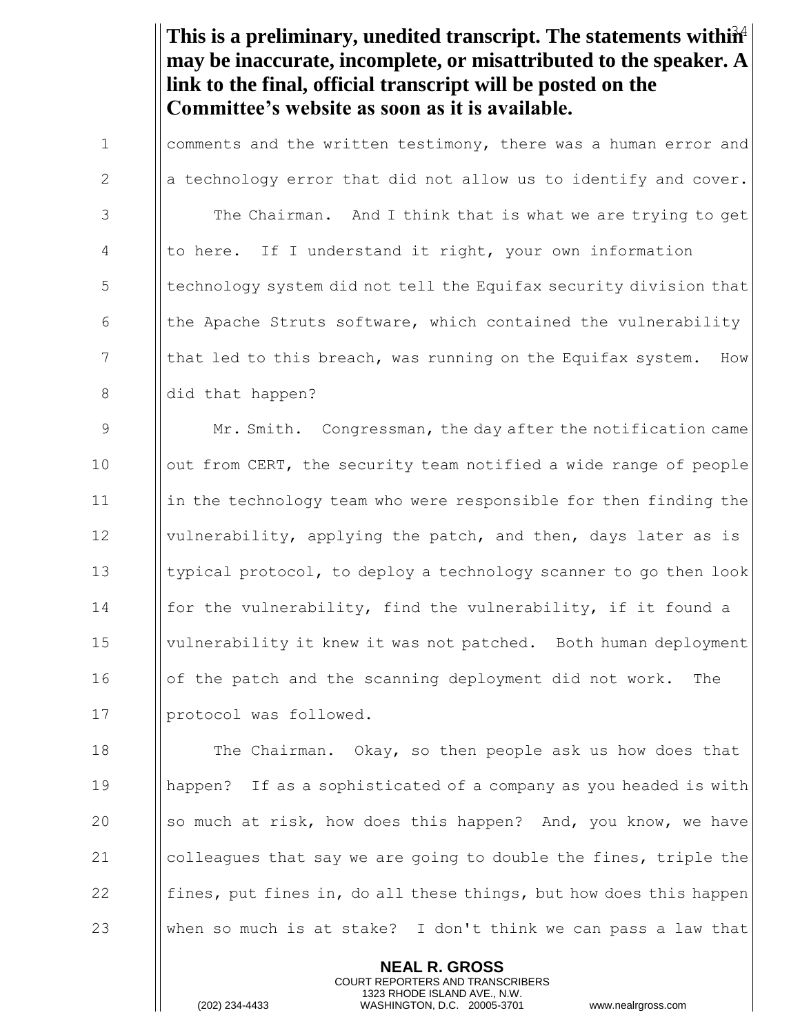**This is a preliminary, unedited transcript. The statements within may be inaccurate, incomplete, or misattributed to the speaker. A link to the final, official transcript will be posted on the Committee's website as soon as it is available.**

comments and the written testimony, there was a human error and a technology error that did not allow us to identify and cover.

The Chairman. And I think that is what we are trying to get to here. If I understand it right, your own information technology system did not tell the Equifax security division that the Apache Struts software, which contained the vulnerability that led to this breach, was running on the Equifax system. How did that happen?

Mr. Smith. Congressman, the day after the notification came out from CERT, the security team notified a wide range of people in the technology team who were responsible for then finding the vulnerability, applying the patch, and then, days later as is typical protocol, to deploy a technology scanner to go then look for the vulnerability, find the vulnerability, if it found a vulnerability it knew it was not patched. Both human deployment of the patch and the scanning deployment did not work. The protocol was followed.

The Chairman. Okay, so then people ask us how does that happen? If as a sophisticated of a company as you headed is with so much at risk, how does this happen? And, you know, we have colleagues that say we are going to double the fines, triple the fines, put fines in, do all these things, but how does this happen when so much is at stake? I don't think we can pass a law that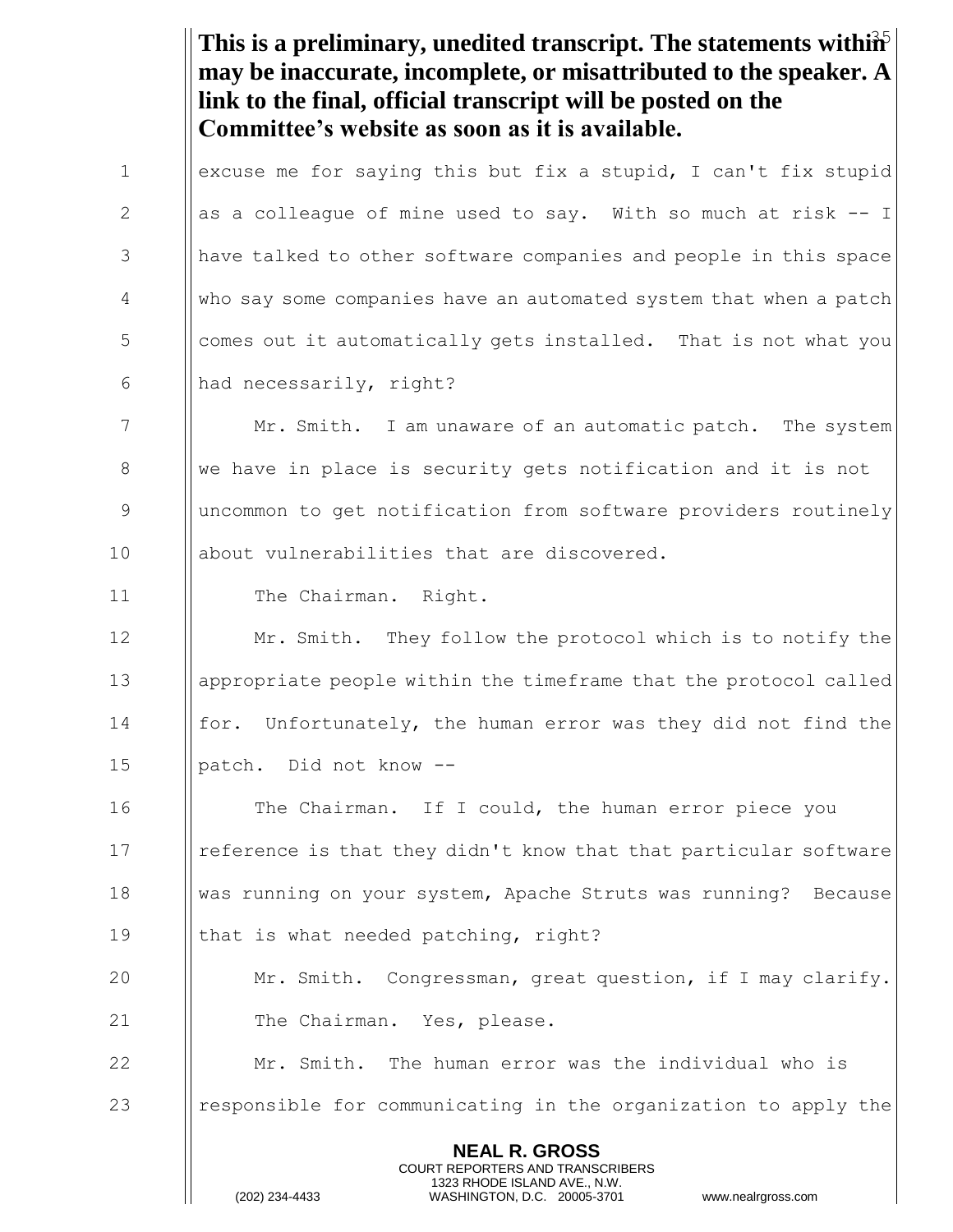**This is a preliminary, unedited transcript. The statements within may be inaccurate, incomplete, or misattributed to the speaker. A link to the final, official transcript will be posted on the Committee's website as soon as it is available.**

excuse me for saying this but fix a stupid, I can't fix stupid as a colleague of mine used to say. With so much at risk -- I have talked to other software companies and people in this space who say some companies have an automated system that when a patch comes out it automatically gets installed. That is not what you had necessarily, right?

Mr. Smith. I am unaware of an automatic patch. The system we have in place is security gets notification and it is not uncommon to get notification from software providers routinely about vulnerabilities that are discovered.

The Chairman. Right.

Mr. Smith. They follow the protocol which is to notify the appropriate people within the timeframe that the protocol called for. Unfortunately, the human error was they did not find the patch. Did not know --

The Chairman. If I could, the human error piece you reference is that they didn't know that that particular software was running on your system, Apache Struts was running? Because that is what needed patching, right?

Mr. Smith. Congressman, great question, if I may clarify.

The Chairman. Yes, please.

Mr. Smith. The human error was the individual who is responsible for communicating in the organization to apply the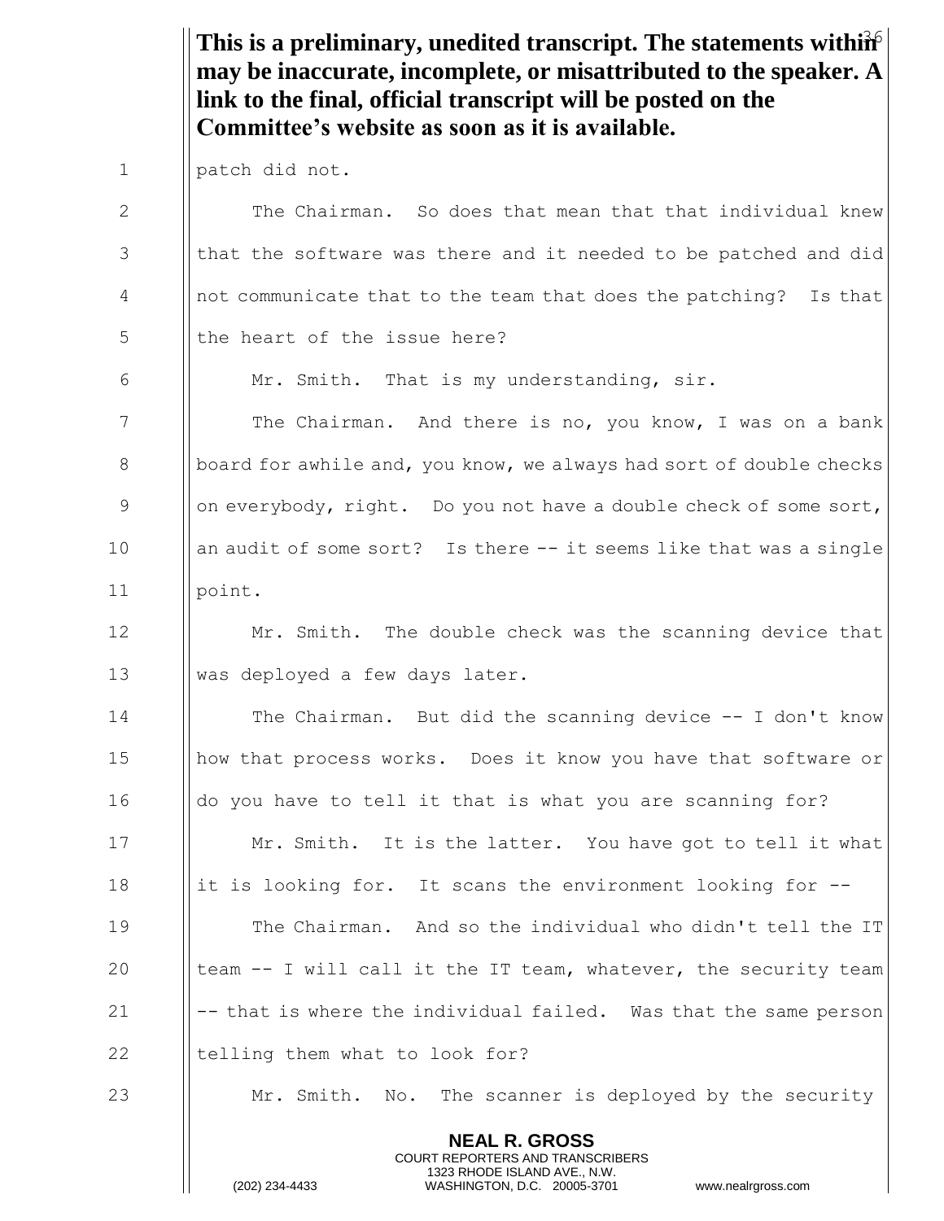**This is a preliminary, unedited transcript. The statements within may be inaccurate, incomplete, or misattributed to the speaker. A link to the final, official transcript will be posted on the Committee's website as soon as it is available.**

patch did not.

The Chairman. So does that mean that that individual knew that the software was there and it needed to be patched and did not communicate that to the team that does the patching? Is that the heart of the issue here?

Mr. Smith. That is my understanding, sir.

The Chairman. And there is no, you know, I was on a bank board for awhile and, you know, we always had sort of double checks on everybody, right. Do you not have a double check of some sort, an audit of some sort? Is there -- it seems like that was a single point.

Mr. Smith. The double check was the scanning device that was deployed a few days later.

The Chairman. But did the scanning device -- I don't know how that process works. Does it know you have that software or do you have to tell it that is what you are scanning for?

Mr. Smith. It is the latter. You have got to tell it what it is looking for. It scans the environment looking for --

The Chairman. And so the individual who didn't tell the IT team -- I will call it the IT team, whatever, the security team -- that is where the individual failed. Was that the same person telling them what to look for?

Mr. Smith. No. The scanner is deployed by the security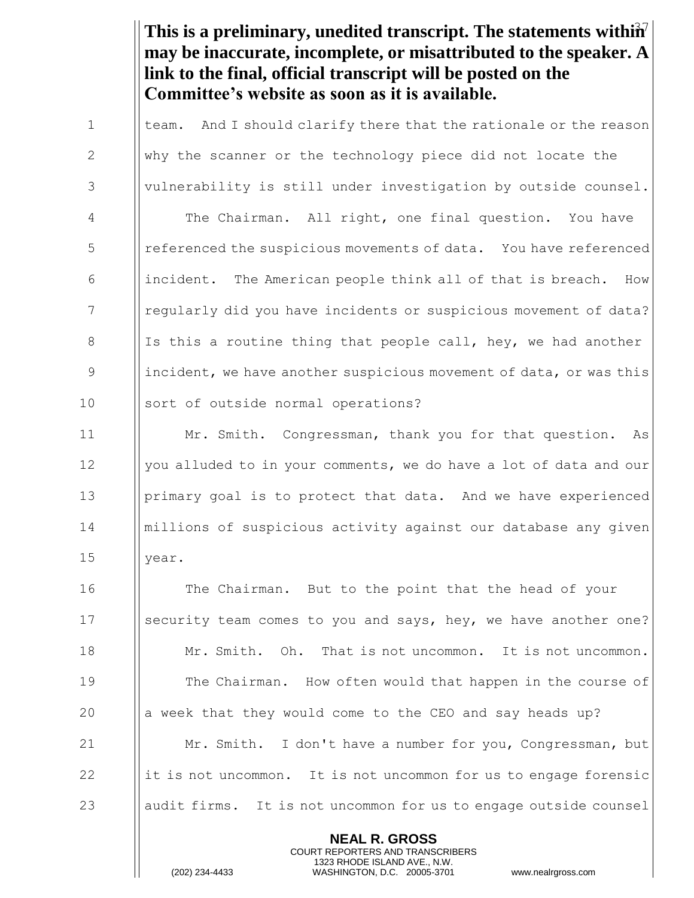**This is a preliminary, unedited transcript. The statements within may be inaccurate, incomplete, or misattributed to the speaker. A link to the final, official transcript will be posted on the Committee's website as soon as it is available.**

team. And I should clarify there that the rationale or the reason why the scanner or the technology piece did not locate the vulnerability is still under investigation by outside counsel.

The Chairman. All right, one final question. You have referenced the suspicious movements of data. You have referenced incident. The American people think all of that is breach. How regularly did you have incidents or suspicious movement of data? Is this a routine thing that people call, hey, we had another incident, we have another suspicious movement of data, or was this sort of outside normal operations?

Mr. Smith. Congressman, thank you for that question. As you alluded to in your comments, we do have a lot of data and our primary goal is to protect that data. And we have experienced millions of suspicious activity against our database any given year.

The Chairman. But to the point that the head of your security team comes to you and says, hey, we have another one?

Mr. Smith. Oh. That is not uncommon. It is not uncommon.

The Chairman. How often would that happen in the course of a week that they would come to the CEO and say heads up?

Mr. Smith. I don't have a number for you, Congressman, but it is not uncommon. It is not uncommon for us to engage forensic audit firms. It is not uncommon for us to engage outside counsel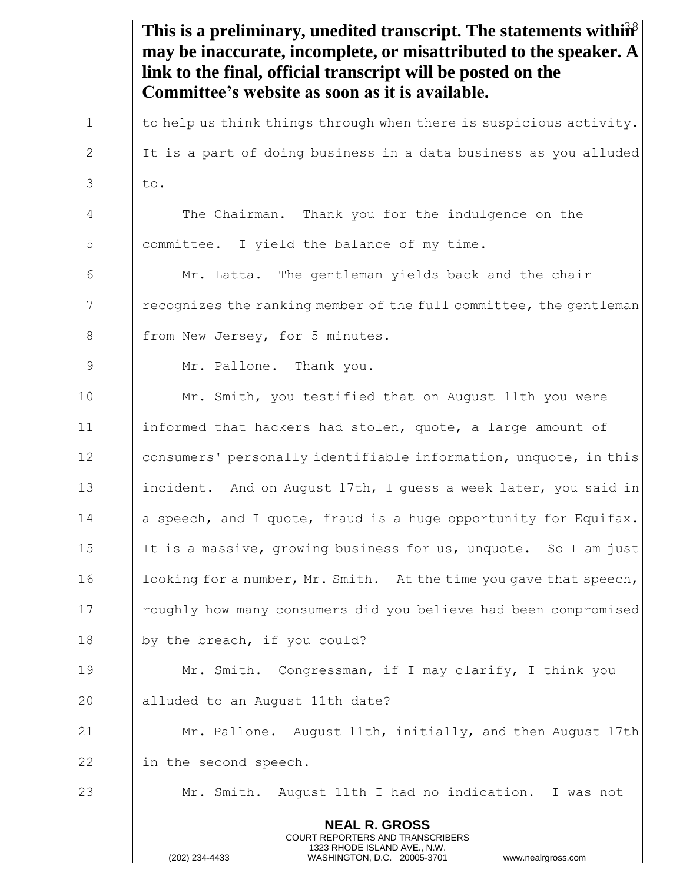**This is a preliminary, unedited transcript. The statements within may be inaccurate, incomplete, or misattributed to the speaker. A link to the final, official transcript will be posted on the Committee's website as soon as it is available.**

to help us think things through when there is suspicious activity. It is a part of doing business in a data business as you alluded to.

The Chairman. Thank you for the indulgence on the committee. I yield the balance of my time.

Mr. Latta. The gentleman yields back and the chair recognizes the ranking member of the full committee, the gentleman from New Jersey, for 5 minutes.

Mr. Pallone. Thank you.

Mr. Smith, you testified that on August 11th you were informed that hackers had stolen, quote, a large amount of consumers' personally identifiable information, unquote, in this incident. And on August 17th, I guess a week later, you said in a speech, and I quote, fraud is a huge opportunity for Equifax. It is a massive, growing business for us, unquote. So I am just looking for a number, Mr. Smith. At the time you gave that speech, roughly how many consumers did you believe had been compromised by the breach, if you could?

Mr. Smith. Congressman, if I may clarify, I think you alluded to an August 11th date?

Mr. Pallone. August 11th, initially, and then August 17th in the second speech.

Mr. Smith. August 11th I had no indication. I was not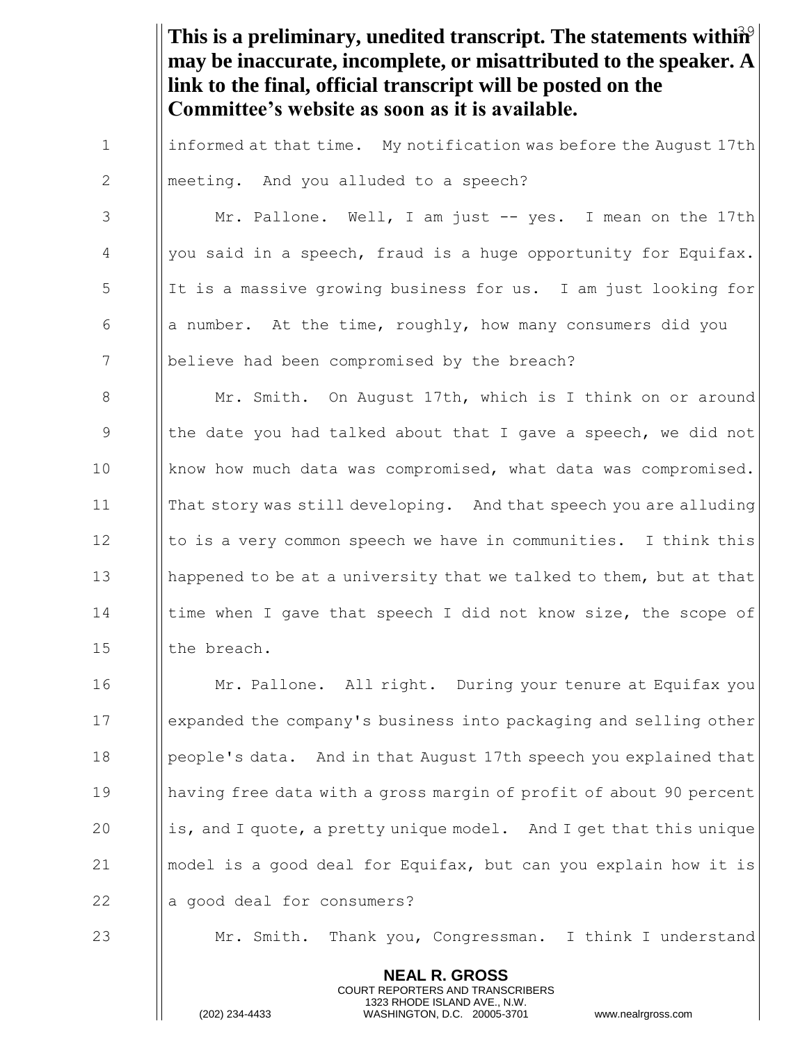**This is a preliminary, unedited transcript. The statements within may be inaccurate, incomplete, or misattributed to the speaker. A link to the final, official transcript will be posted on the Committee's website as soon as it is available.**

informed at that time. My notification was before the August 17th meeting. And you alluded to a speech?

Mr. Pallone. Well, I am just -- yes. I mean on the 17th you said in a speech, fraud is a huge opportunity for Equifax. It is a massive growing business for us. I am just looking for a number. At the time, roughly, how many consumers did you believe had been compromised by the breach?

Mr. Smith. On August 17th, which is I think on or around the date you had talked about that I gave a speech, we did not know how much data was compromised, what data was compromised. That story was still developing. And that speech you are alluding to is a very common speech we have in communities. I think this happened to be at a university that we talked to them, but at that time when I gave that speech I did not know size, the scope of the breach.

Mr. Pallone. All right. During your tenure at Equifax you expanded the company's business into packaging and selling other people's data. And in that August 17th speech you explained that having free data with a gross margin of profit of about 90 percent is, and I quote, a pretty unique model. And I get that this unique model is a good deal for Equifax, but can you explain how it is a good deal for consumers?

Mr. Smith. Thank you, Congressman. I think I understand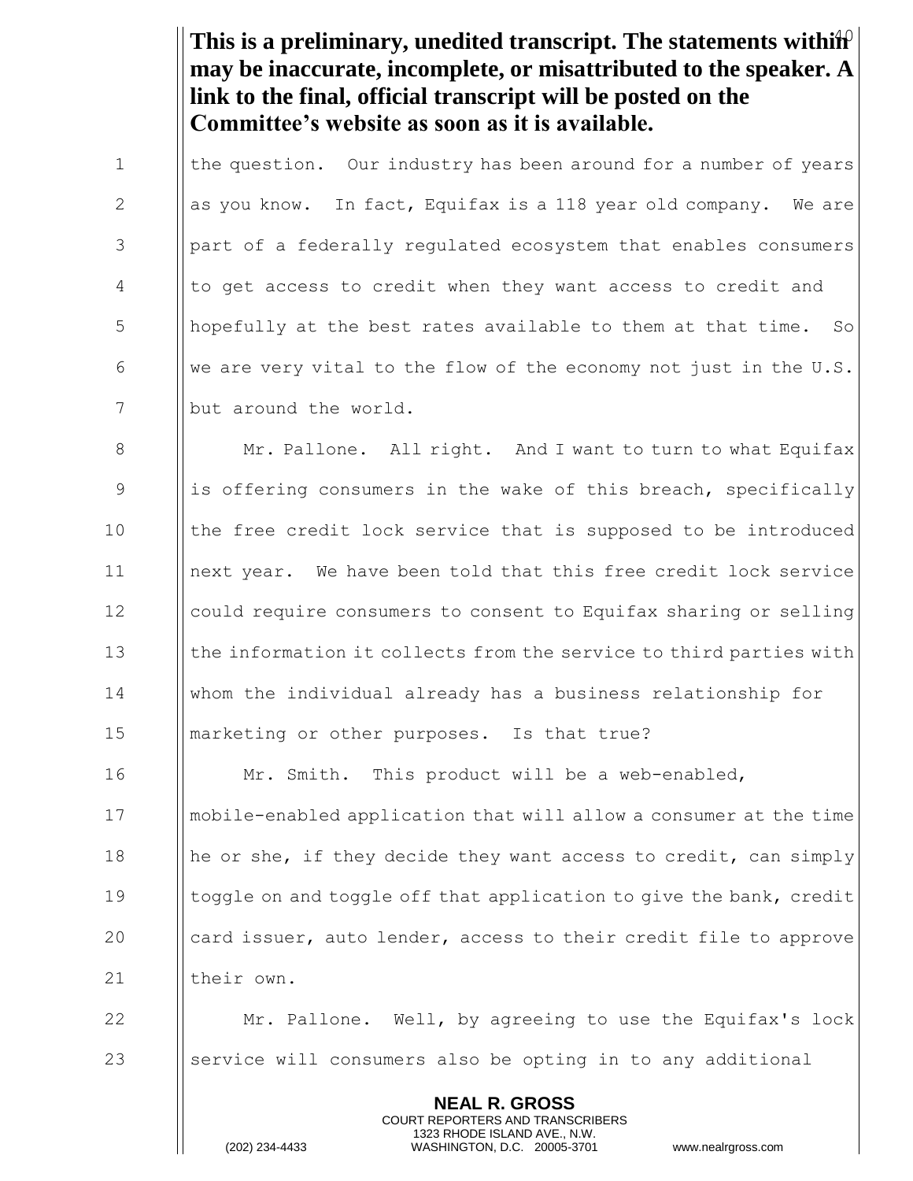**This is a preliminary, unedited transcript. The statements within may be inaccurate, incomplete, or misattributed to the speaker. A link to the final, official transcript will be posted on the Committee's website as soon as it is available.**

the question. Our industry has been around for a number of years as you know. In fact, Equifax is a 118 year old company. We are part of a federally regulated ecosystem that enables consumers to get access to credit when they want access to credit and hopefully at the best rates available to them at that time. So we are very vital to the flow of the economy not just in the U.S. but around the world.

Mr. Pallone. All right. And I want to turn to what Equifax is offering consumers in the wake of this breach, specifically the free credit lock service that is supposed to be introduced next year. We have been told that this free credit lock service could require consumers to consent to Equifax sharing or selling the information it collects from the service to third parties with whom the individual already has a business relationship for marketing or other purposes. Is that true?

Mr. Smith. This product will be a web-enabled, mobile-enabled application that will allow a consumer at the time he or she, if they decide they want access to credit, can simply toggle on and toggle off that application to give the bank, credit card issuer, auto lender, access to their credit file to approve their own.

Mr. Pallone. Well, by agreeing to use the Equifax's lock service will consumers also be opting in to any additional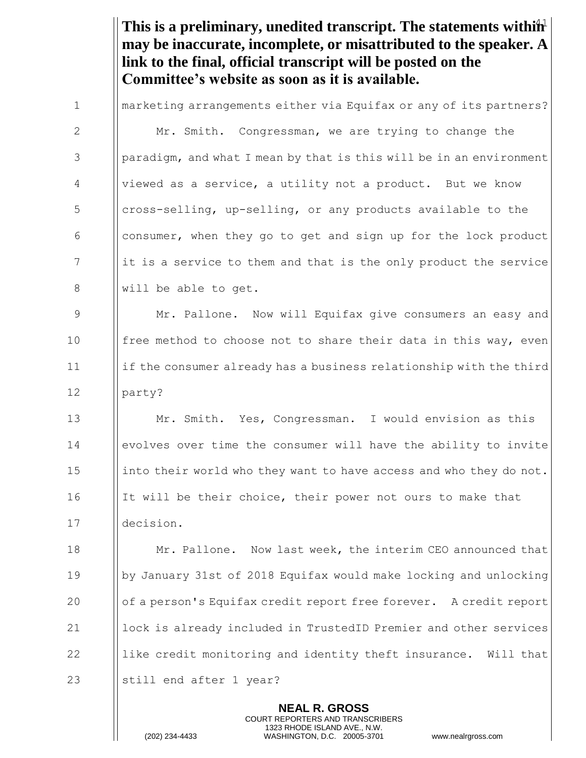**This is a preliminary, unedited transcript. The statements within may be inaccurate, incomplete, or misattributed to the speaker. A link to the final, official transcript will be posted on the Committee's website as soon as it is available.**

marketing arrangements either via Equifax or any of its partners?

Mr. Smith. Congressman, we are trying to change the paradigm, and what I mean by that is this will be in an environment viewed as a service, a utility not a product. But we know cross-selling, up-selling, or any products available to the consumer, when they go to get and sign up for the lock product it is a service to them and that is the only product the service will be able to get.

Mr. Pallone. Now will Equifax give consumers an easy and free method to choose not to share their data in this way, even if the consumer already has a business relationship with the third party?

Mr. Smith. Yes, Congressman. I would envision as this evolves over time the consumer will have the ability to invite into their world who they want to have access and who they do not. It will be their choice, their power not ours to make that decision.

Mr. Pallone. Now last week, the interim CEO announced that by January 31st of 2018 Equifax would make locking and unlocking of a person's Equifax credit report free forever. A credit report lock is already included in TrustedID Premier and other services like credit monitoring and identity theft insurance. Will that still end after 1 year?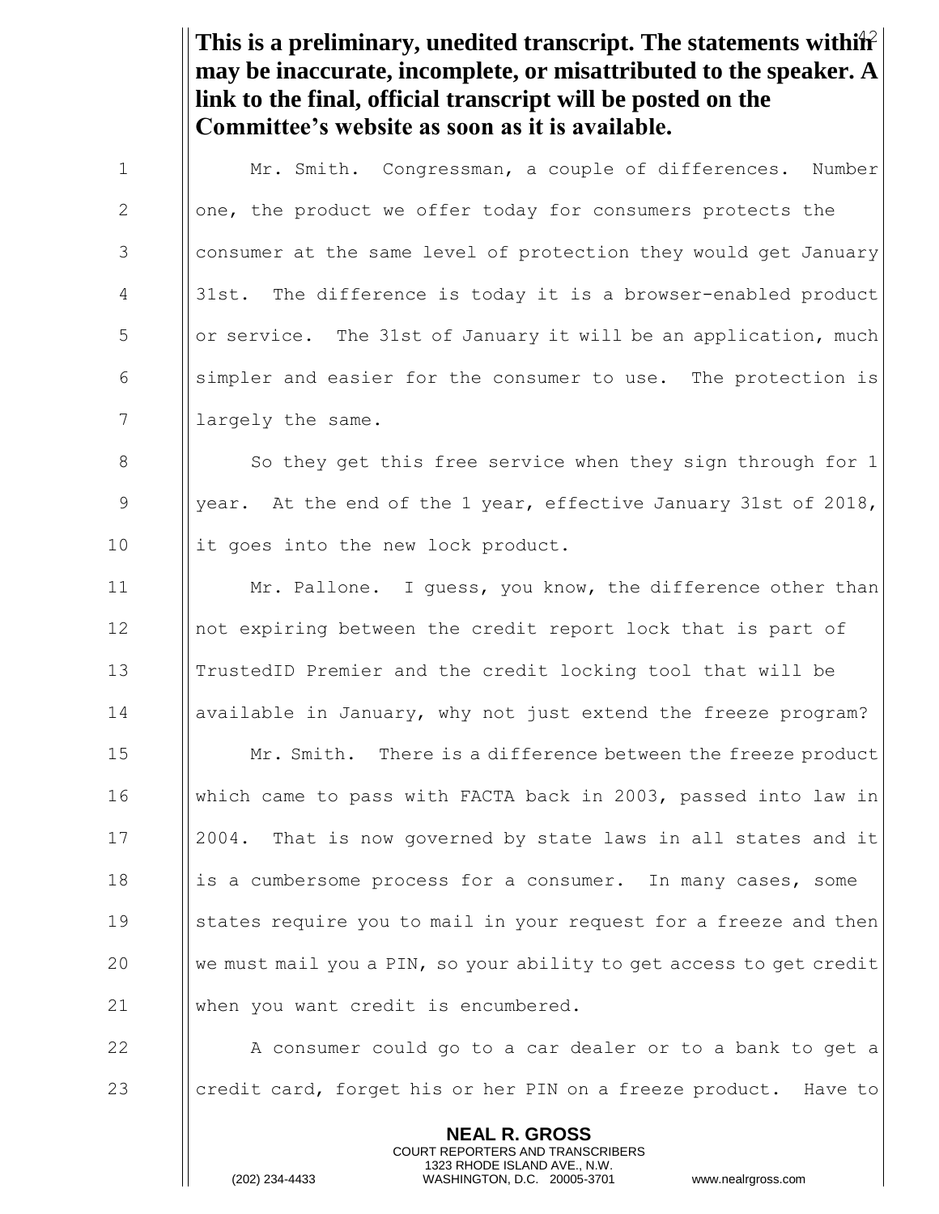**This is a preliminary, unedited transcript. The statements within may be inaccurate, incomplete, or misattributed to the speaker. A link to the final, official transcript will be posted on the Committee's website as soon as it is available.**

Mr. Smith. Congressman, a couple of differences. Number one, the product we offer today for consumers protects the consumer at the same level of protection they would get January 31st. The difference is today it is a browser-enabled product or service. The 31st of January it will be an application, much simpler and easier for the consumer to use. The protection is largely the same.

So they get this free service when they sign through for 1 year. At the end of the 1 year, effective January 31st of 2018, it goes into the new lock product.

Mr. Pallone. I guess, you know, the difference other than not expiring between the credit report lock that is part of TrustedID Premier and the credit locking tool that will be available in January, why not just extend the freeze program?

Mr. Smith. There is a difference between the freeze product which came to pass with FACTA back in 2003, passed into law in 2004. That is now governed by state laws in all states and it is a cumbersome process for a consumer. In many cases, some states require you to mail in your request for a freeze and then we must mail you a PIN, so your ability to get access to get credit when you want credit is encumbered.

A consumer could go to a car dealer or to a bank to get a credit card, forget his or her PIN on a freeze product. Have to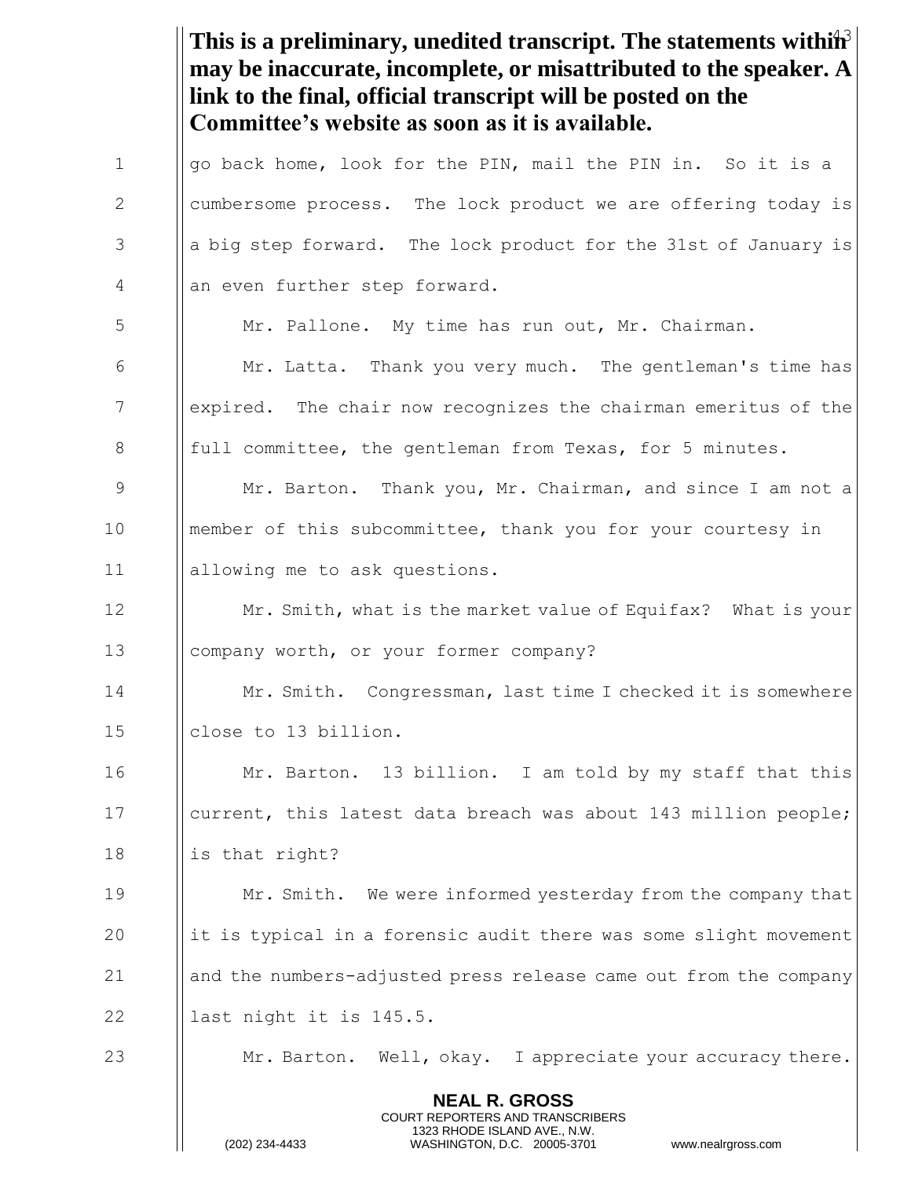**This is a preliminary, unedited transcript. The statements within may be inaccurate, incomplete, or misattributed to the speaker. A link to the final, official transcript will be posted on the Committee's website as soon as it is available.**

go back home, look for the PIN, mail the PIN in. So it is a cumbersome process. The lock product we are offering today is a big step forward. The lock product for the 31st of January is an even further step forward.

Mr. Pallone. My time has run out, Mr. Chairman.

Mr. Latta. Thank you very much. The gentleman's time has expired. The chair now recognizes the chairman emeritus of the full committee, the gentleman from Texas, for 5 minutes.

Mr. Barton. Thank you, Mr. Chairman, and since I am not a member of this subcommittee, thank you for your courtesy in allowing me to ask questions.

Mr. Smith, what is the market value of Equifax? What is your company worth, or your former company?

Mr. Smith. Congressman, last time I checked it is somewhere close to 13 billion.

Mr. Barton. 13 billion. I am told by my staff that this current, this latest data breach was about 143 million people; is that right?

Mr. Smith. We were informed yesterday from the company that it is typical in a forensic audit there was some slight movement and the numbers-adjusted press release came out from the company last night it is 145.5.

Mr. Barton. Well, okay. I appreciate your accuracy there.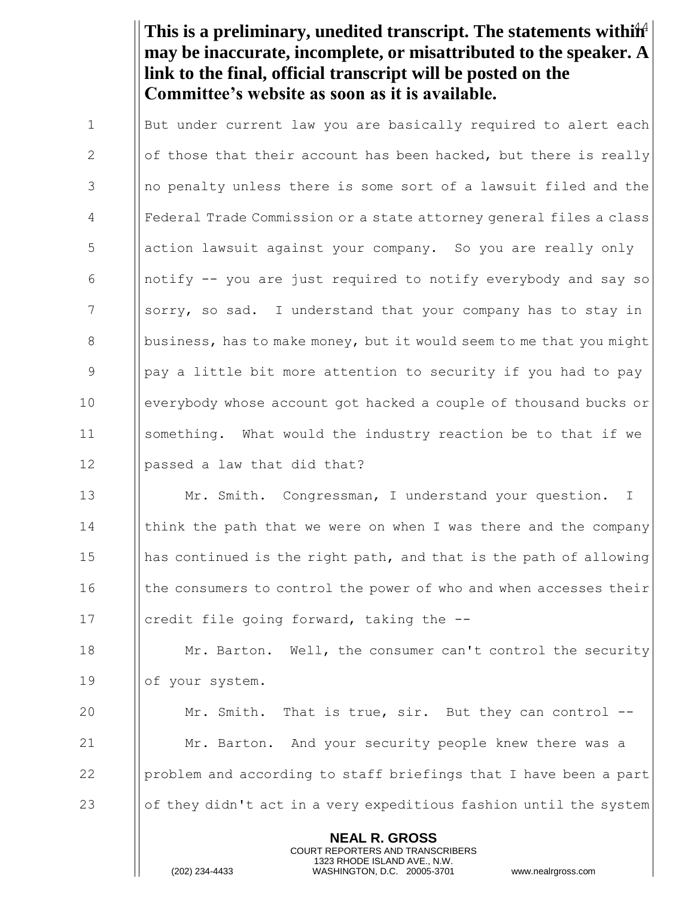**This is a preliminary, unedited transcript. The statements within may be inaccurate, incomplete, or misattributed to the speaker. A link to the final, official transcript will be posted on the Committee's website as soon as it is available.**

But under current law you are basically required to alert each of those that their account has been hacked, but there is really no penalty unless there is some sort of a lawsuit filed and the Federal Trade Commission or a state attorney general files a class action lawsuit against your company. So you are really only notify -- you are just required to notify everybody and say so sorry, so sad. I understand that your company has to stay in business, has to make money, but it would seem to me that you might pay a little bit more attention to security if you had to pay everybody whose account got hacked a couple of thousand bucks or something. What would the industry reaction be to that if we passed a law that did that?

Mr. Smith. Congressman, I understand your question. I think the path that we were on when I was there and the company has continued is the right path, and that is the path of allowing the consumers to control the power of who and when accesses their credit file going forward, taking the --

Mr. Barton. Well, the consumer can't control the security of your system.

Mr. Smith. That is true, sir. But they can control --

Mr. Barton. And your security people knew there was a problem and according to staff briefings that I have been a part of they didn't act in a very expeditious fashion until the system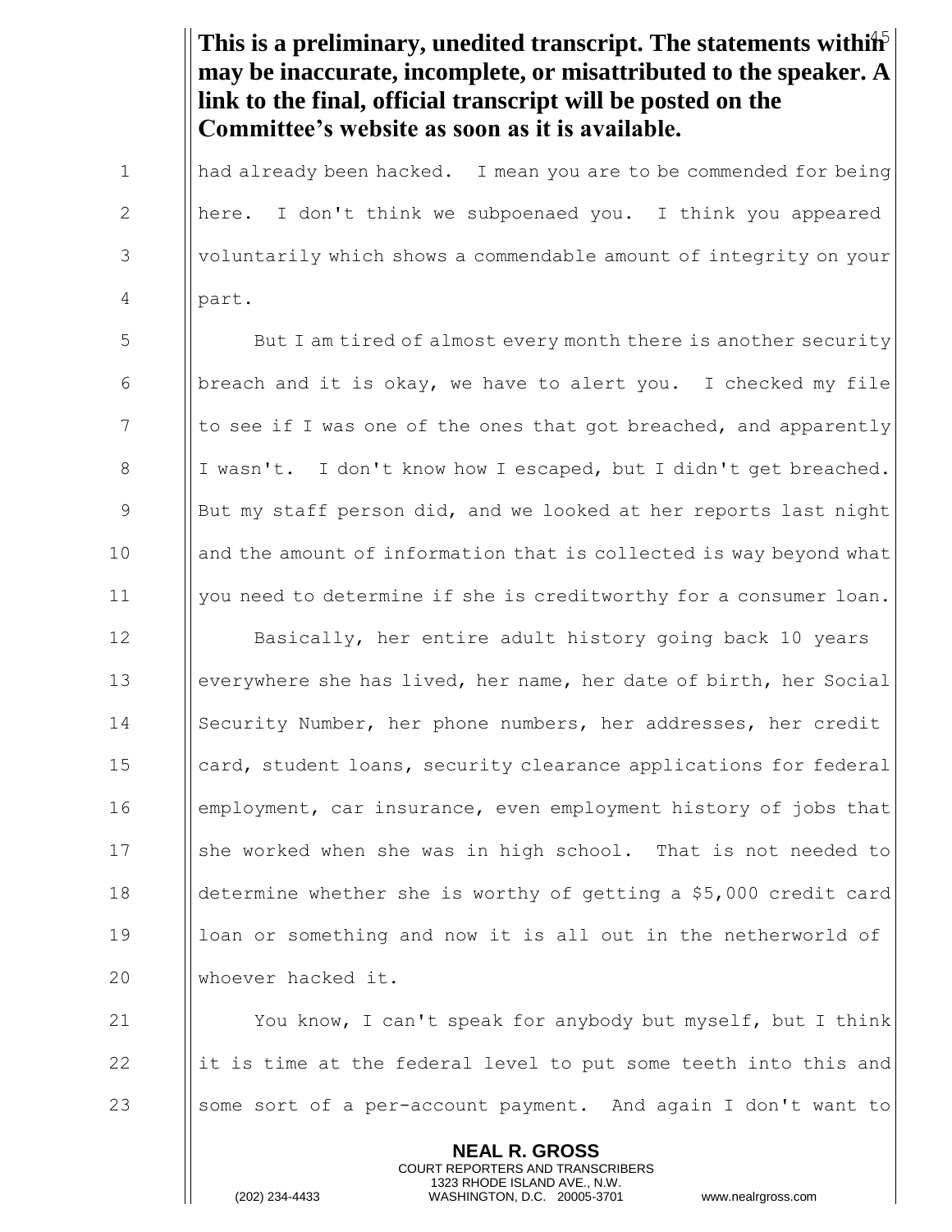**This is a preliminary, unedited transcript. The statements within may be inaccurate, incomplete, or misattributed to the speaker. A link to the final, official transcript will be posted on the Committee's website as soon as it is available.**

had already been hacked. I mean you are to be commended for being here. I don't think we subpoenaed you. I think you appeared voluntarily which shows a commendable amount of integrity on your part.

But I am tired of almost every month there is another security breach and it is okay, we have to alert you. I checked my file to see if I was one of the ones that got breached, and apparently I wasn't. I don't know how I escaped, but I didn't get breached. But my staff person did, and we looked at her reports last night and the amount of information that is collected is way beyond what you need to determine if she is creditworthy for a consumer loan.

Basically, her entire adult history going back 10 years everywhere she has lived, her name, her date of birth, her Social Security Number, her phone numbers, her addresses, her credit card, student loans, security clearance applications for federal employment, car insurance, even employment history of jobs that she worked when she was in high school. That is not needed to determine whether she is worthy of getting a $5,000 credit card loan or something and now it is all out in the netherworld of whoever hacked it.

You know, I can't speak for anybody but myself, but I think it is time at the federal level to put some teeth into this and some sort of a per-account payment. And again I don't want to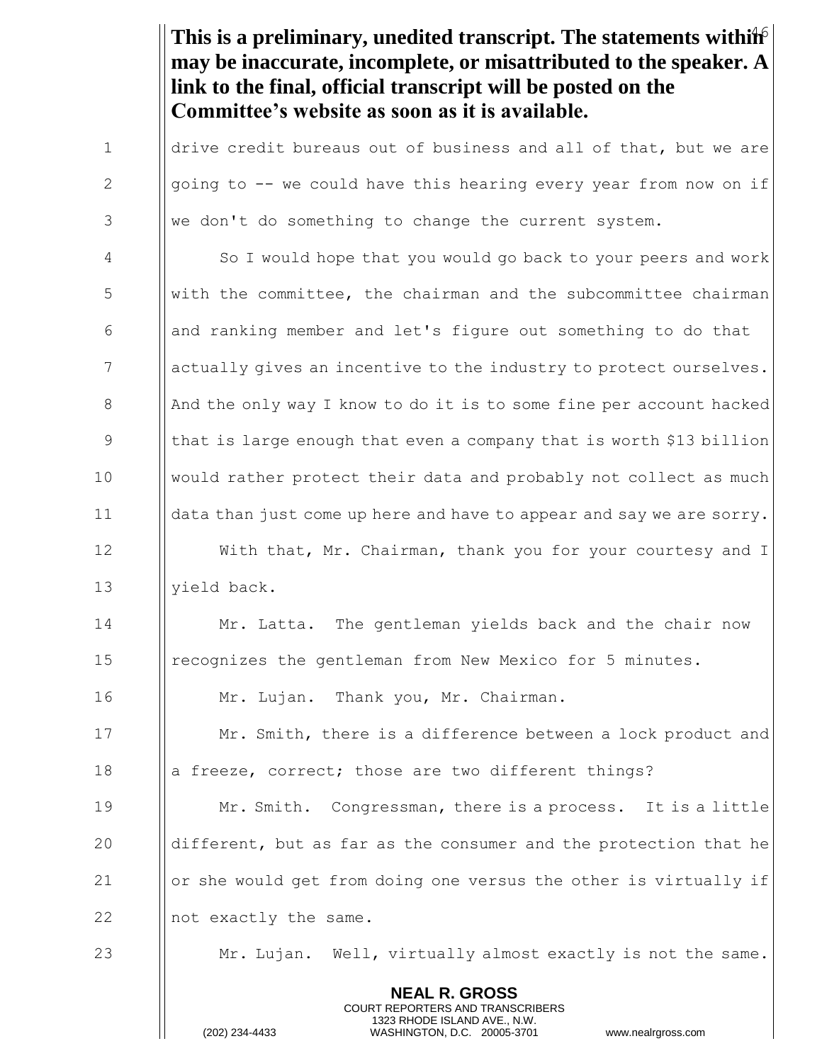**This is a preliminary, unedited transcript. The statements within may be inaccurate, incomplete, or misattributed to the speaker. A link to the final, official transcript will be posted on the Committee's website as soon as it is available.**

drive credit bureaus out of business and all of that, but we are going to -- we could have this hearing every year from now on if we don't do something to change the current system.

So I would hope that you would go back to your peers and work with the committee, the chairman and the subcommittee chairman and ranking member and let's figure out something to do that actually gives an incentive to the industry to protect ourselves. And the only way I know to do it is to some fine per account hacked that is large enough that even a company that is worth $13 billion would rather protect their data and probably not collect as much data than just come up here and have to appear and say we are sorry.

With that, Mr. Chairman, thank you for your courtesy and I yield back.

Mr. Latta. The gentleman yields back and the chair now recognizes the gentleman from New Mexico for 5 minutes.

Mr. Lujan. Thank you, Mr. Chairman.

Mr. Smith, there is a difference between a lock product and a freeze, correct; those are two different things?

Mr. Smith. Congressman, there is a process. It is a little different, but as far as the consumer and the protection that he or she would get from doing one versus the other is virtually if not exactly the same.

Mr. Lujan. Well, virtually almost exactly is not the same.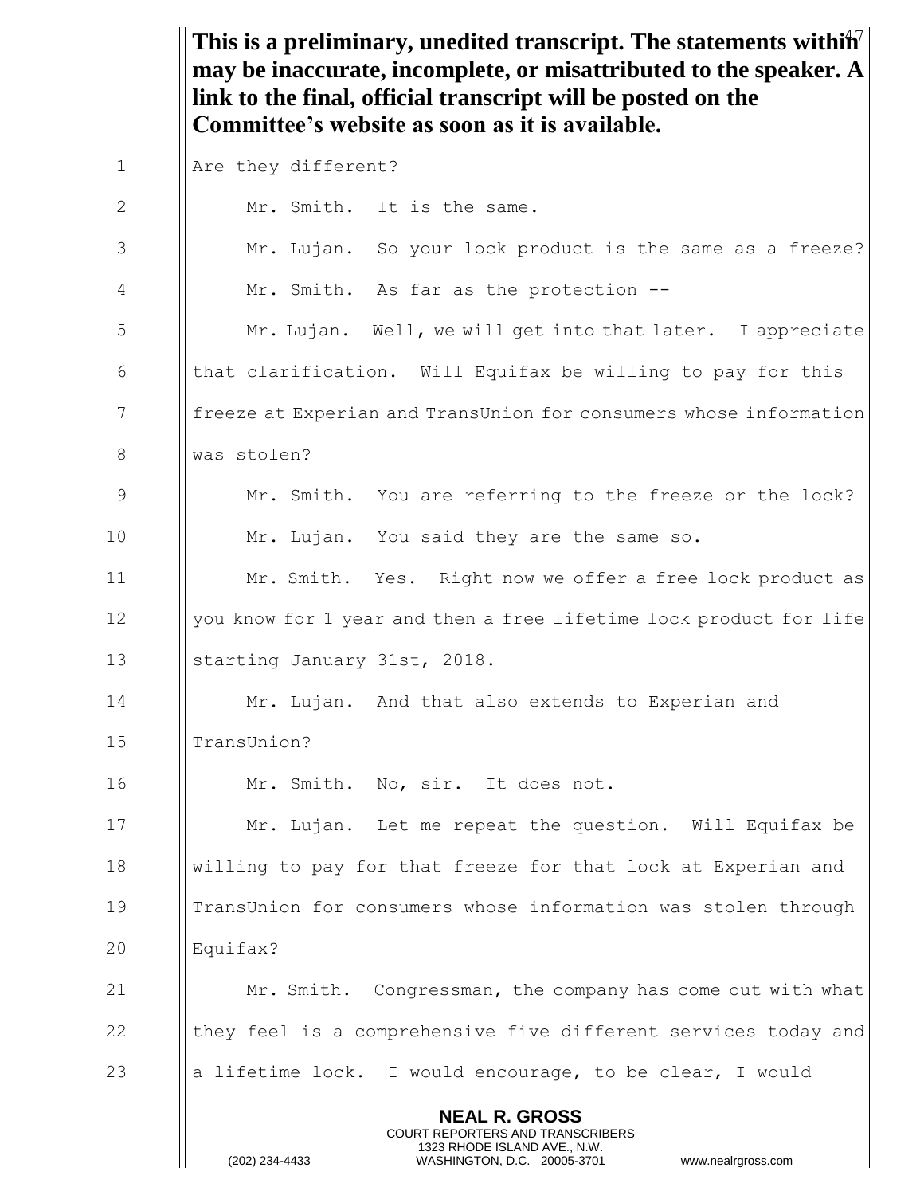**This is a preliminary, unedited transcript. The statements within may be inaccurate, incomplete, or misattributed to the speaker. A link to the final, official transcript will be posted on the Committee's website as soon as it is available.**

Are they different?

Mr. Smith. It is the same.

Mr. Lujan. So your lock product is the same as a freeze?

Mr. Smith. As far as the protection --

Mr. Lujan. Well, we will get into that later. I appreciate that clarification. Will Equifax be willing to pay for this freeze at Experian and TransUnion for consumers whose information was stolen?

Mr. Smith. You are referring to the freeze or the lock?

Mr. Lujan. You said they are the same so.

Mr. Smith. Yes. Right now we offer a free lock product as you know for 1 year and then a free lifetime lock product for life starting January 31st, 2018.

Mr. Lujan. And that also extends to Experian and TransUnion?

Mr. Smith. No, sir. It does not.

Mr. Lujan. Let me repeat the question. Will Equifax be willing to pay for that freeze for that lock at Experian and TransUnion for consumers whose information was stolen through Equifax?

Mr. Smith. Congressman, the company has come out with what they feel is a comprehensive five different services today and a lifetime lock. I would encourage, to be clear, I would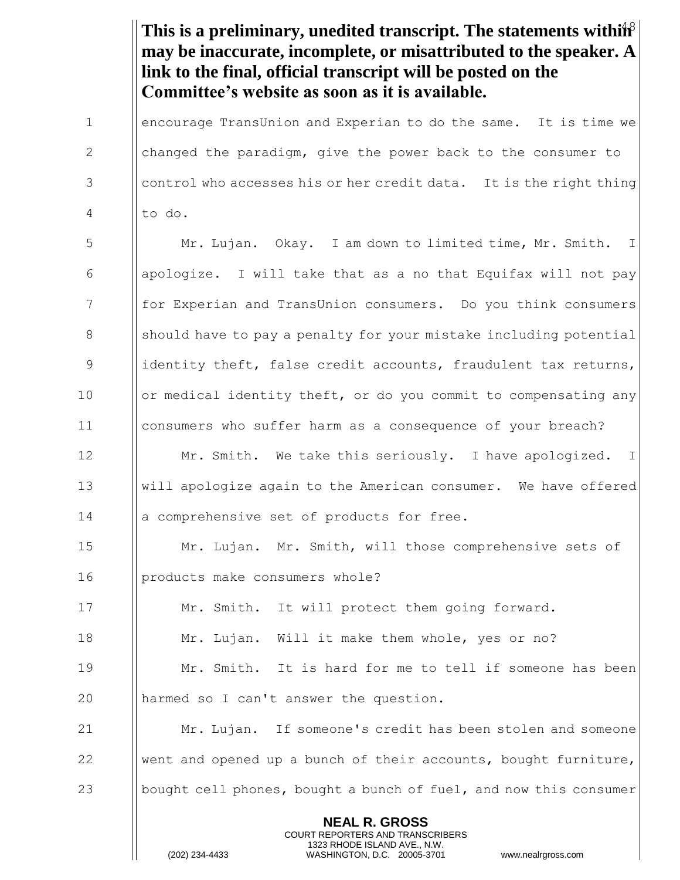**This is a preliminary, unedited transcript. The statements within may be inaccurate, incomplete, or misattributed to the speaker. A link to the final, official transcript will be posted on the Committee's website as soon as it is available.**

encourage TransUnion and Experian to do the same. It is time we changed the paradigm, give the power back to the consumer to control who accesses his or her credit data. It is the right thing to do.

Mr. Lujan. Okay. I am down to limited time, Mr. Smith. I apologize. I will take that as a no that Equifax will not pay for Experian and TransUnion consumers. Do you think consumers should have to pay a penalty for your mistake including potential identity theft, false credit accounts, fraudulent tax returns, or medical identity theft, or do you commit to compensating any consumers who suffer harm as a consequence of your breach?

Mr. Smith. We take this seriously. I have apologized. I will apologize again to the American consumer. We have offered a comprehensive set of products for free.

Mr. Lujan. Mr. Smith, will those comprehensive sets of products make consumers whole?

Mr. Smith. It will protect them going forward.

Mr. Lujan. Will it make them whole, yes or no?

Mr. Smith. It is hard for me to tell if someone has been harmed so I can't answer the question.

Mr. Lujan. If someone's credit has been stolen and someone went and opened up a bunch of their accounts, bought furniture, bought cell phones, bought a bunch of fuel, and now this consumer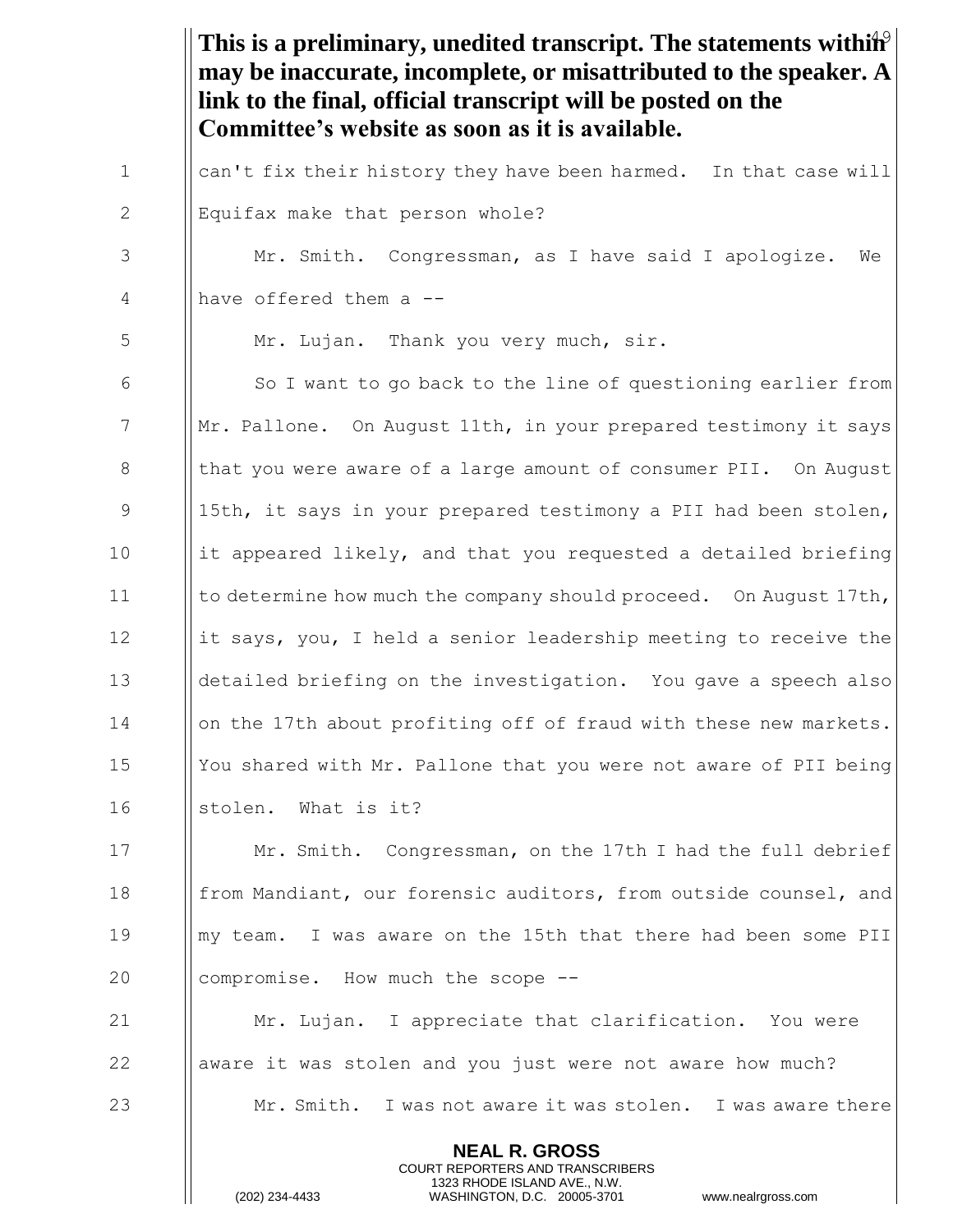**This is a preliminary, unedited transcript. The statements within may be inaccurate, incomplete, or misattributed to the speaker. A link to the final, official transcript will be posted on the Committee's website as soon as it is available.**

can't fix their history they have been harmed. In that case will Equifax make that person whole?

Mr. Smith. Congressman, as I have said I apologize. We have offered them a --

Mr. Lujan. Thank you very much, sir.

So I want to go back to the line of questioning earlier from Mr. Pallone. On August 11th, in your prepared testimony it says that you were aware of a large amount of consumer PII. On August 15th, it says in your prepared testimony a PII had been stolen, it appeared likely, and that you requested a detailed briefing to determine how much the company should proceed. On August 17th, it says, you, I held a senior leadership meeting to receive the detailed briefing on the investigation. You gave a speech also on the 17th about profiting off of fraud with these new markets. You shared with Mr. Pallone that you were not aware of PII being stolen. What is it?

Mr. Smith. Congressman, on the 17th I had the full debrief from Mandiant, our forensic auditors, from outside counsel, and my team. I was aware on the 15th that there had been some PII compromise. How much the scope --

Mr. Lujan. I appreciate that clarification. You were aware it was stolen and you just were not aware how much?

Mr. Smith. I was not aware it was stolen. I was aware there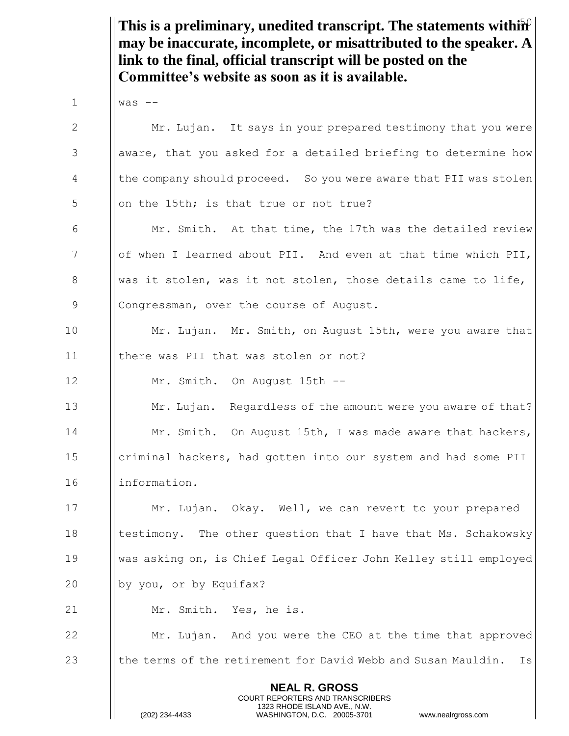**This is a preliminary, unedited transcript. The statements within may be inaccurate, incomplete, or misattributed to the speaker. A link to the final, official transcript will be posted on the Committee's website as soon as it is available.**

was --

Mr. Lujan. It says in your prepared testimony that you were aware, that you asked for a detailed briefing to determine how the company should proceed. So you were aware that PII was stolen on the 15th; is that true or not true?

Mr. Smith. At that time, the 17th was the detailed review of when I learned about PII. And even at that time which PII, was it stolen, was it not stolen, those details came to life, Congressman, over the course of August.

Mr. Lujan. Mr. Smith, on August 15th, were you aware that there was PII that was stolen or not?

Mr. Smith. On August 15th --

Mr. Lujan. Regardless of the amount were you aware of that?

Mr. Smith. On August 15th, I was made aware that hackers, criminal hackers, had gotten into our system and had some PII information.

Mr. Lujan. Okay. Well, we can revert to your prepared testimony. The other question that I have that Ms. Schakowsky was asking on, is Chief Legal Officer John Kelley still employed by you, or by Equifax?

Mr. Smith. Yes, he is.

Mr. Lujan. And you were the CEO at the time that approved the terms of the retirement for David Webb and Susan Mauldin. Is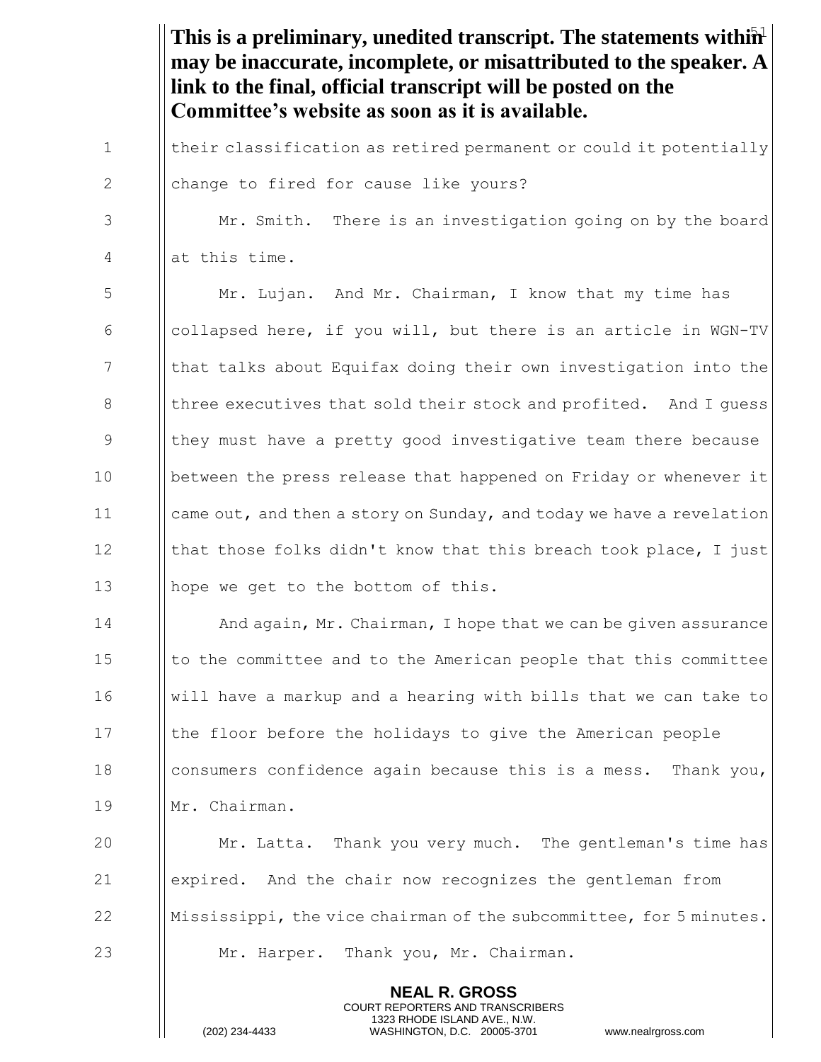**This is a preliminary, unedited transcript. The statements within may be inaccurate, incomplete, or misattributed to the speaker. A link to the final, official transcript will be posted on the Committee's website as soon as it is available.**

their classification as retired permanent or could it potentially change to fired for cause like yours?

Mr. Smith. There is an investigation going on by the board at this time.

Mr. Lujan. And Mr. Chairman, I know that my time has collapsed here, if you will, but there is an article in WGN-TV that talks about Equifax doing their own investigation into the three executives that sold their stock and profited. And I guess they must have a pretty good investigative team there because between the press release that happened on Friday or whenever it came out, and then a story on Sunday, and today we have a revelation that those folks didn't know that this breach took place, I just hope we get to the bottom of this.

And again, Mr. Chairman, I hope that we can be given assurance to the committee and to the American people that this committee will have a markup and a hearing with bills that we can take to the floor before the holidays to give the American people consumers confidence again because this is a mess. Thank you, Mr. Chairman.

Mr. Latta. Thank you very much. The gentleman's time has expired. And the chair now recognizes the gentleman from Mississippi, the vice chairman of the subcommittee, for 5 minutes.

Mr. Harper. Thank you, Mr. Chairman.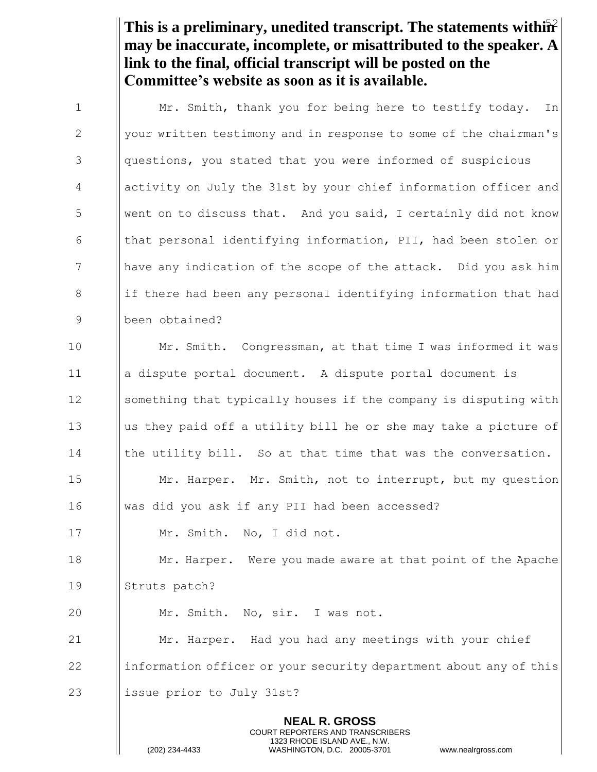**This is a preliminary, unedited transcript. The statements within may be inaccurate, incomplete, or misattributed to the speaker. A link to the final, official transcript will be posted on the Committee's website as soon as it is available.**

Mr. Smith, thank you for being here to testify today. In your written testimony and in response to some of the chairman's questions, you stated that you were informed of suspicious activity on July the 31st by your chief information officer and went on to discuss that. And you said, I certainly did not know that personal identifying information, PII, had been stolen or have any indication of the scope of the attack. Did you ask him if there had been any personal identifying information that had been obtained?

Mr. Smith. Congressman, at that time I was informed it was a dispute portal document. A dispute portal document is something that typically houses if the company is disputing with us they paid off a utility bill he or she may take a picture of the utility bill. So at that time that was the conversation.

Mr. Harper. Mr. Smith, not to interrupt, but my question was did you ask if any PII had been accessed?

Mr. Smith. No, I did not.

Mr. Harper. Were you made aware at that point of the Apache Struts patch?

Mr. Smith. No, sir. I was not.

Mr. Harper. Had you had any meetings with your chief information officer or your security department about any of this issue prior to July 31st?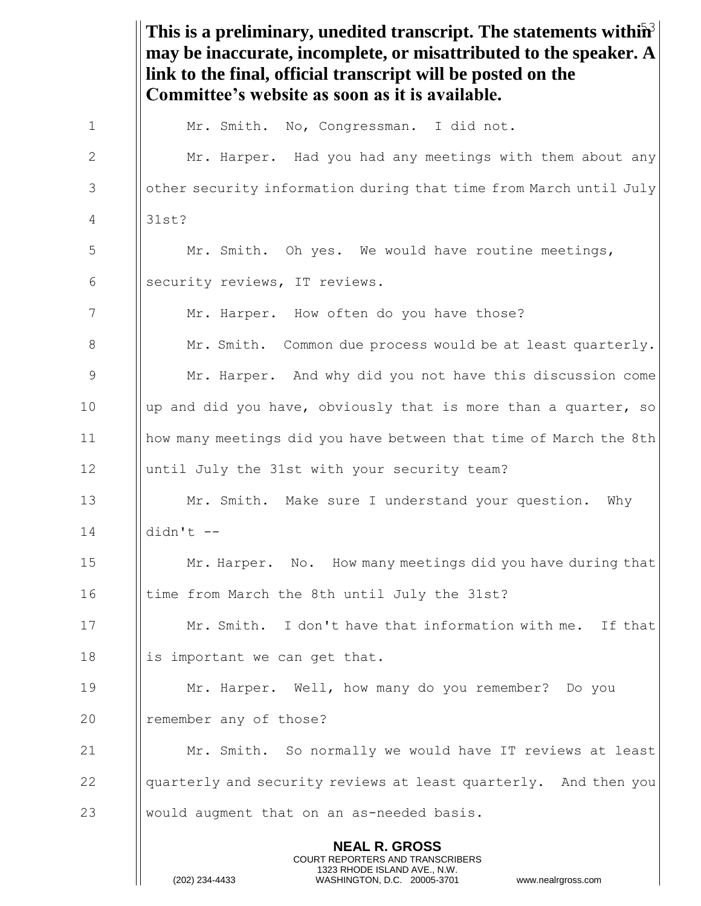**This is a preliminary, unedited transcript. The statements within may be inaccurate, incomplete, or misattributed to the speaker. A link to the final, official transcript will be posted on the Committee's website as soon as it is available.**

Mr. Smith. No, Congressman. I did not.

Mr. Harper. Had you had any meetings with them about any other security information during that time from March until July 31st?

Mr. Smith. Oh yes. We would have routine meetings, security reviews, IT reviews.

Mr. Harper. How often do you have those?

Mr. Smith. Common due process would be at least quarterly.

Mr. Harper. And why did you not have this discussion come up and did you have, obviously that is more than a quarter, so how many meetings did you have between that time of March the 8th until July the 31st with your security team?

Mr. Smith. Make sure I understand your question. Why didn't --

Mr. Harper. No. How many meetings did you have during that time from March the 8th until July the 31st?

Mr. Smith. I don't have that information with me. If that is important we can get that.

Mr. Harper. Well, how many do you remember? Do you remember any of those?

Mr. Smith. So normally we would have IT reviews at least quarterly and security reviews at least quarterly. And then you would augment that on an as-needed basis.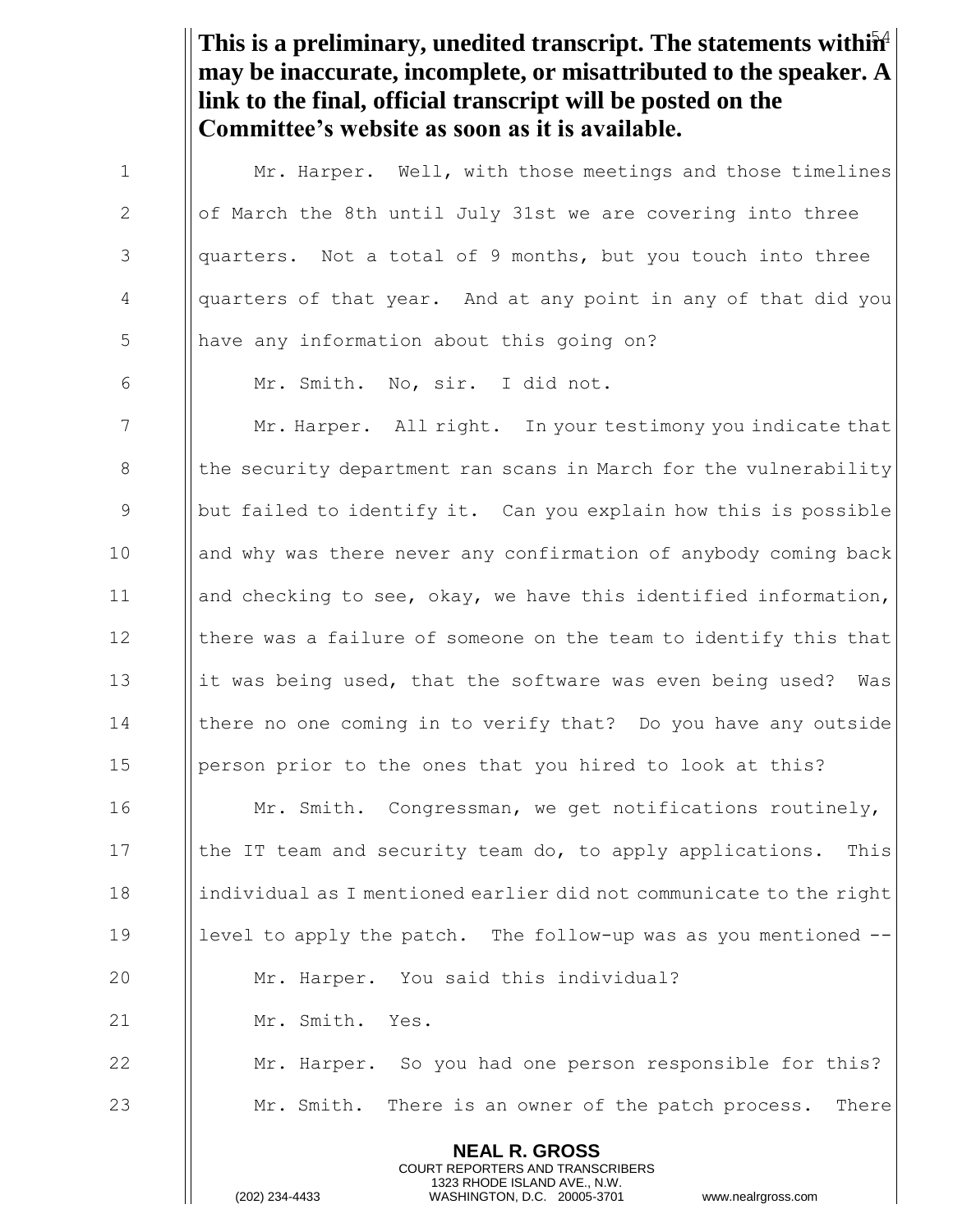**This is a preliminary, unedited transcript. The statements within may be inaccurate, incomplete, or misattributed to the speaker. A link to the final, official transcript will be posted on the Committee's website as soon as it is available.**

Mr. Harper. Well, with those meetings and those timelines of March the 8th until July 31st we are covering into three quarters. Not a total of 9 months, but you touch into three quarters of that year. And at any point in any of that did you have any information about this going on?

Mr. Smith. No, sir. I did not.

Mr. Harper. All right. In your testimony you indicate that the security department ran scans in March for the vulnerability but failed to identify it. Can you explain how this is possible and why was there never any confirmation of anybody coming back and checking to see, okay, we have this identified information, there was a failure of someone on the team to identify this that it was being used, that the software was even being used? Was there no one coming in to verify that? Do you have any outside person prior to the ones that you hired to look at this?

Mr. Smith. Congressman, we get notifications routinely, the IT team and security team do, to apply applications. This individual as I mentioned earlier did not communicate to the right level to apply the patch. The follow-up was as you mentioned --

Mr. Harper. You said this individual?

Mr. Smith. Yes.

Mr. Harper. So you had one person responsible for this?

Mr. Smith. There is an owner of the patch process. There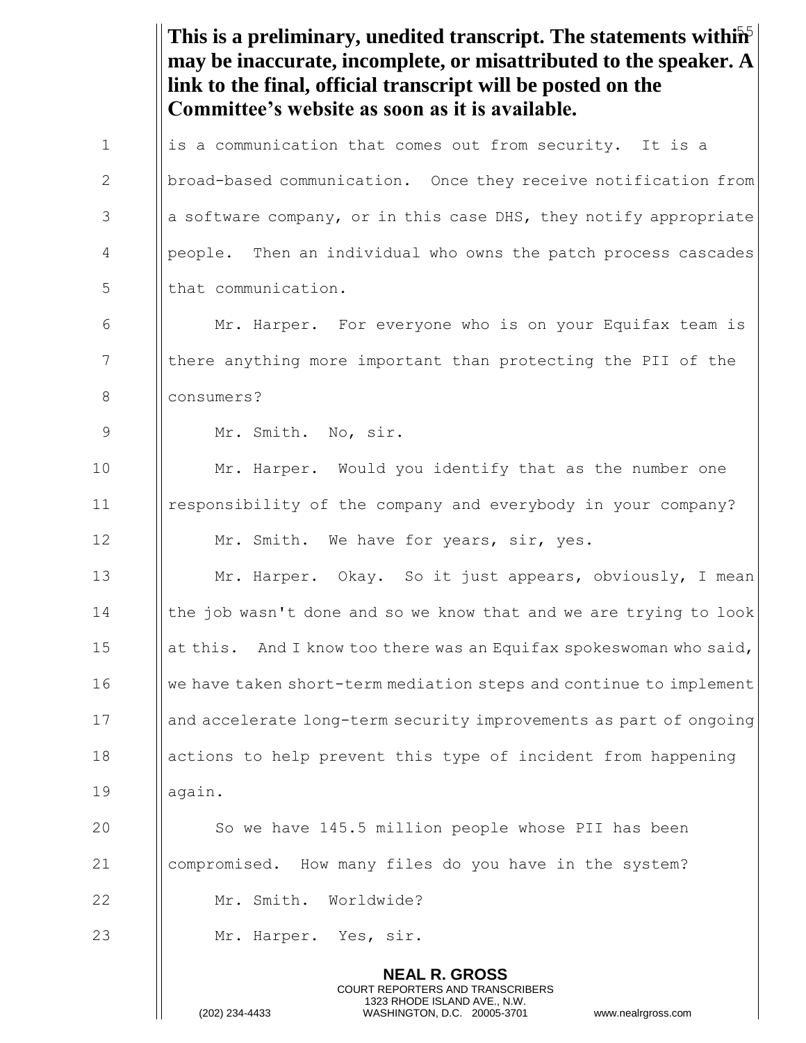**This is a preliminary, unedited transcript. The statements within may be inaccurate, incomplete, or misattributed to the speaker. A link to the final, official transcript will be posted on the Committee's website as soon as it is available.**

is a communication that comes out from security. It is a broad-based communication. Once they receive notification from a software company, or in this case DHS, they notify appropriate people. Then an individual who owns the patch process cascades that communication.

Mr. Harper. For everyone who is on your Equifax team is there anything more important than protecting the PII of the consumers?

Mr. Smith. No, sir.

Mr. Harper. Would you identify that as the number one responsibility of the company and everybody in your company?

Mr. Smith. We have for years, sir, yes.

Mr. Harper. Okay. So it just appears, obviously, I mean the job wasn't done and so we know that and we are trying to look at this. And I know too there was an Equifax spokeswoman who said, we have taken short-term mediation steps and continue to implement and accelerate long-term security improvements as part of ongoing actions to help prevent this type of incident from happening again.

So we have 145.5 million people whose PII has been compromised. How many files do you have in the system?

Mr. Smith. Worldwide?

Mr. Harper. Yes, sir.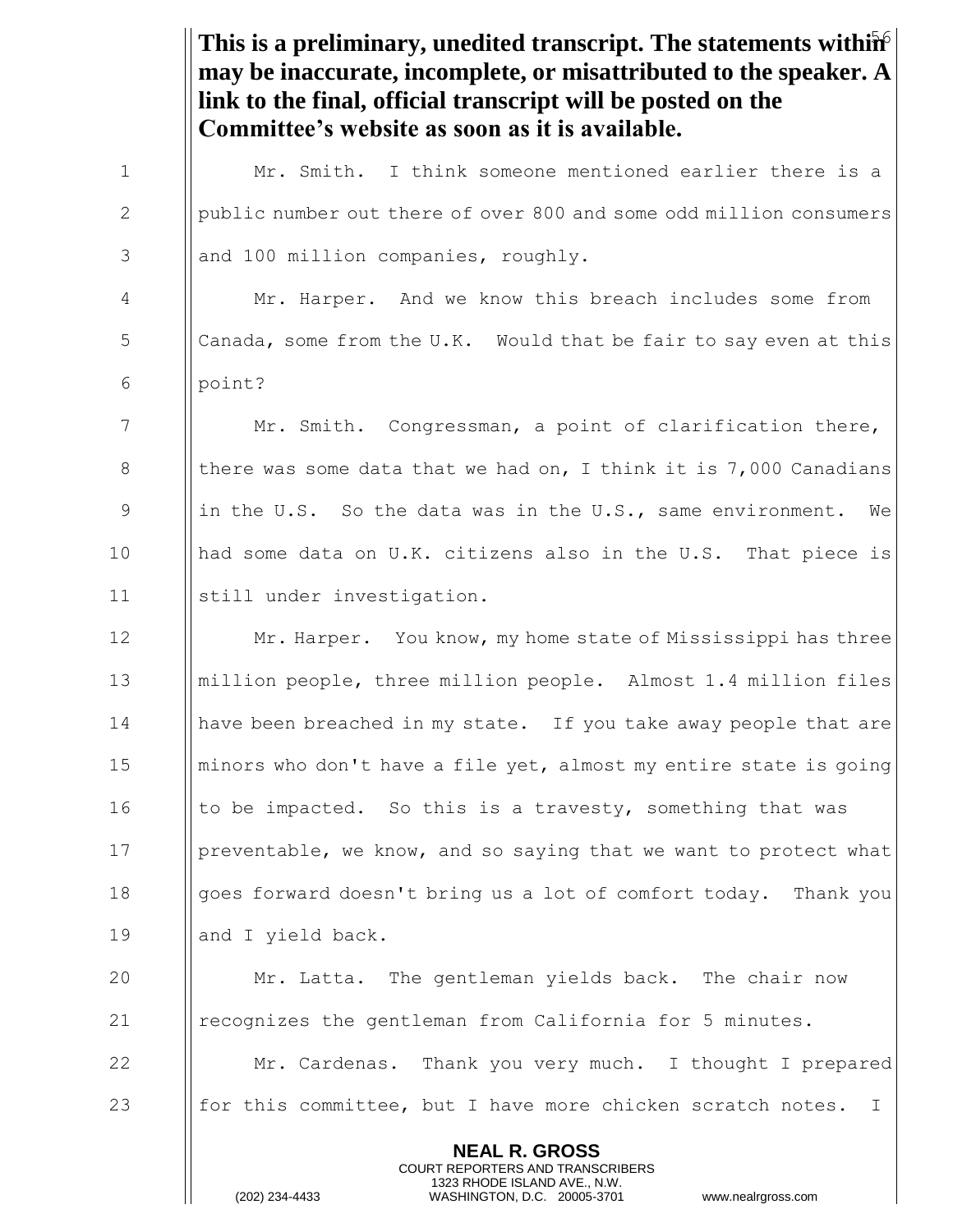**This is a preliminary, unedited transcript. The statements within may be inaccurate, incomplete, or misattributed to the speaker. A link to the final, official transcript will be posted on the Committee's website as soon as it is available.**

Mr. Smith. I think someone mentioned earlier there is a public number out there of over 800 and some odd million consumers and 100 million companies, roughly.

Mr. Harper. And we know this breach includes some from Canada, some from the U.K. Would that be fair to say even at this point?

Mr. Smith. Congressman, a point of clarification there, there was some data that we had on, I think it is 7,000 Canadians in the U.S. So the data was in the U.S., same environment. We had some data on U.K. citizens also in the U.S. That piece is still under investigation.

Mr. Harper. You know, my home state of Mississippi has three million people, three million people. Almost 1.4 million files have been breached in my state. If you take away people that are minors who don't have a file yet, almost my entire state is going to be impacted. So this is a travesty, something that was preventable, we know, and so saying that we want to protect what goes forward doesn't bring us a lot of comfort today. Thank you and I yield back.

Mr. Latta. The gentleman yields back. The chair now recognizes the gentleman from California for 5 minutes.

Mr. Cardenas. Thank you very much. I thought I prepared for this committee, but I have more chicken scratch notes. I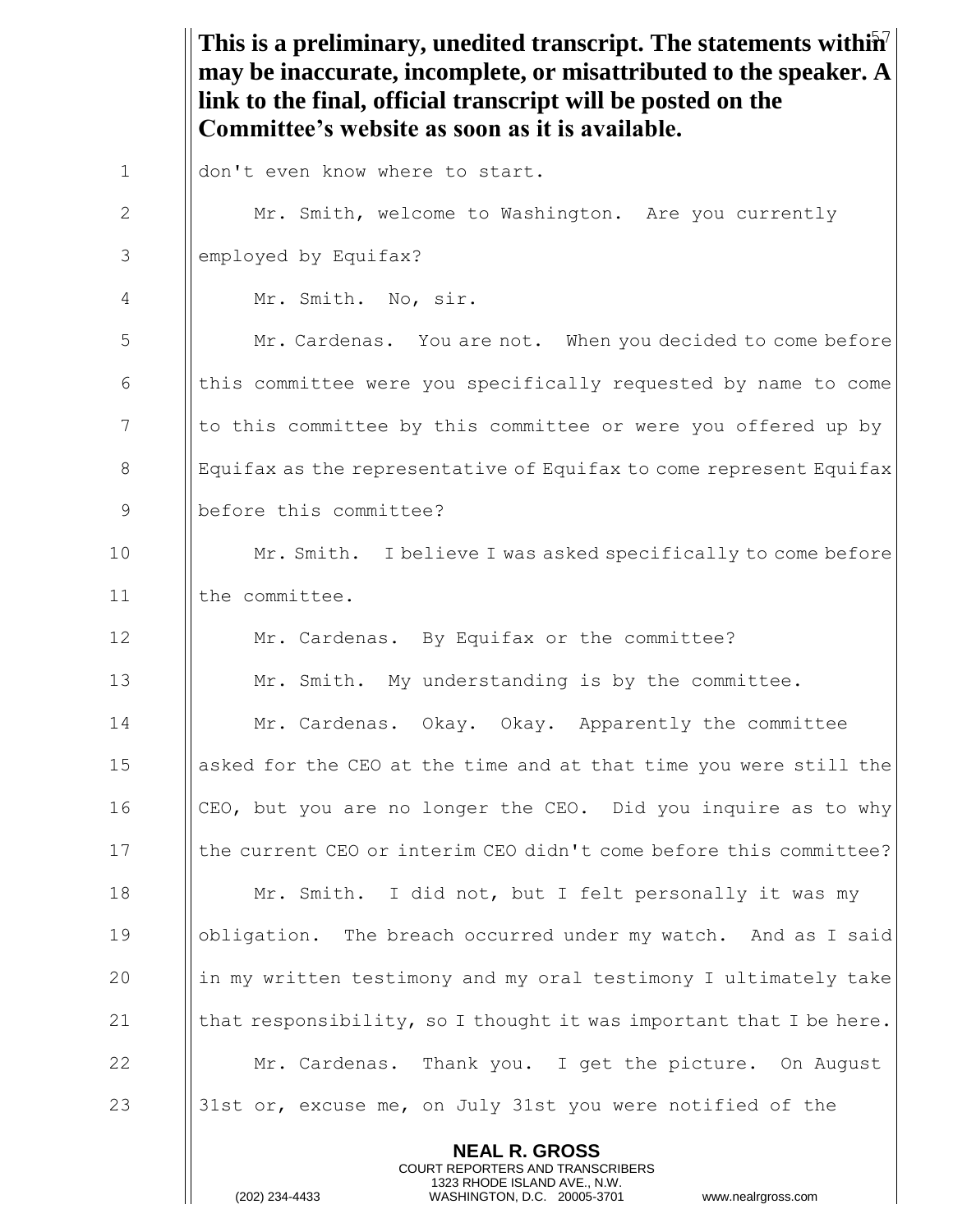**This is a preliminary, unedited transcript. The statements within may be inaccurate, incomplete, or misattributed to the speaker. A link to the final, official transcript will be posted on the Committee's website as soon as it is available.**

don't even know where to start.

Mr. Smith, welcome to Washington. Are you currently employed by Equifax?

Mr. Smith. No, sir.

Mr. Cardenas. You are not. When you decided to come before this committee were you specifically requested by name to come to this committee by this committee or were you offered up by Equifax as the representative of Equifax to come represent Equifax before this committee?

Mr. Smith. I believe I was asked specifically to come before the committee.

Mr. Cardenas. By Equifax or the committee?

Mr. Smith. My understanding is by the committee.

Mr. Cardenas. Okay. Okay. Apparently the committee asked for the CEO at the time and at that time you were still the CEO, but you are no longer the CEO. Did you inquire as to why the current CEO or interim CEO didn't come before this committee?

Mr. Smith. I did not, but I felt personally it was my obligation. The breach occurred under my watch. And as I said in my written testimony and my oral testimony I ultimately take that responsibility, so I thought it was important that I be here.

Mr. Cardenas. Thank you. I get the picture. On August 31st or, excuse me, on July 31st you were notified of the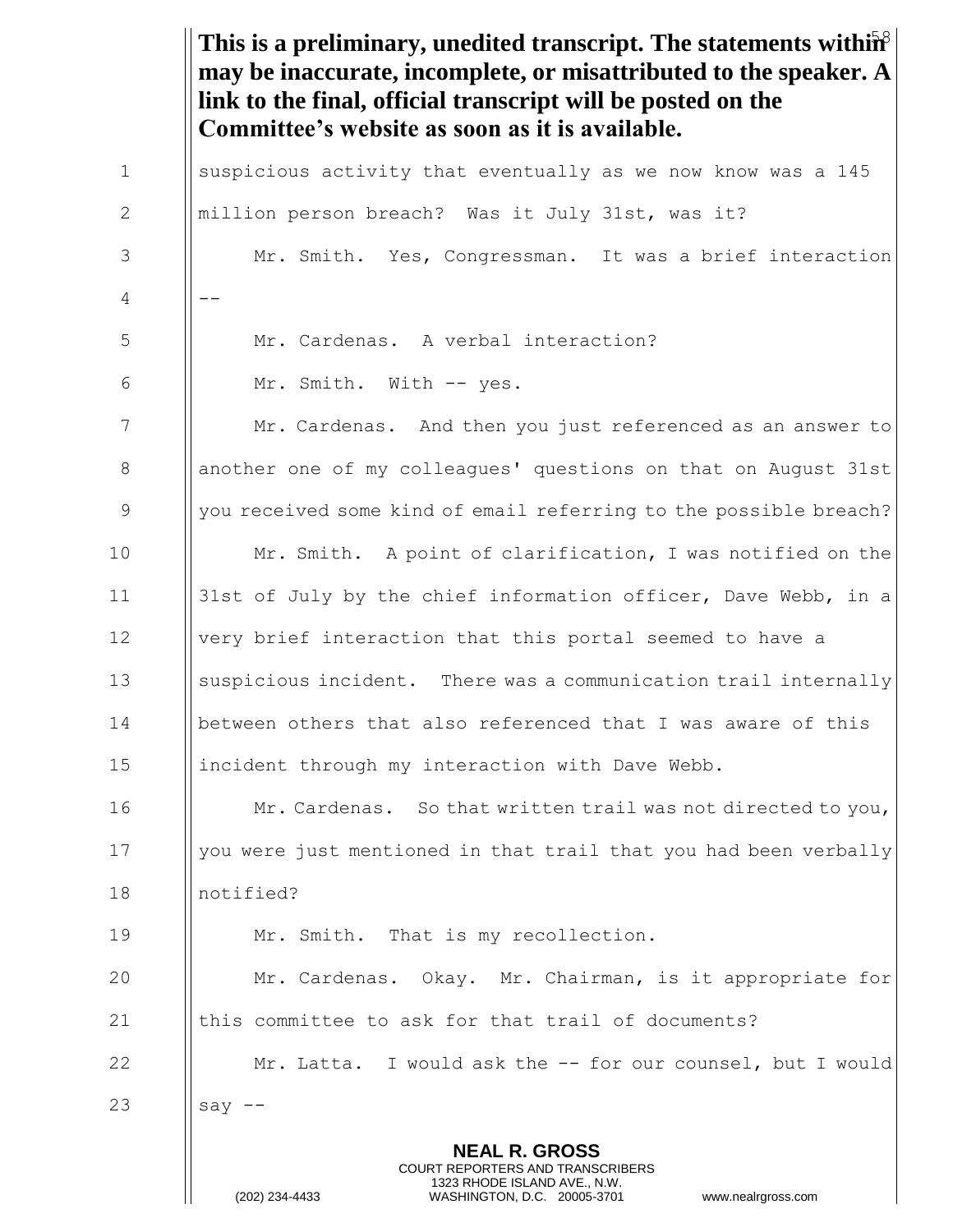**This is a preliminary, unedited transcript. The statements within may be inaccurate, incomplete, or misattributed to the speaker. A link to the final, official transcript will be posted on the Committee's website as soon as it is available.**

suspicious activity that eventually as we now know was a 145 million person breach? Was it July 31st, was it?

Mr. Smith. Yes, Congressman. It was a brief interaction --

Mr. Cardenas. A verbal interaction?

Mr. Smith. With -- yes.

Mr. Cardenas. And then you just referenced as an answer to another one of my colleagues' questions on that on August 31st you received some kind of email referring to the possible breach?

Mr. Smith. A point of clarification, I was notified on the 31st of July by the chief information officer, Dave Webb, in a very brief interaction that this portal seemed to have a suspicious incident. There was a communication trail internally between others that also referenced that I was aware of this incident through my interaction with Dave Webb.

Mr. Cardenas. So that written trail was not directed to you, you were just mentioned in that trail that you had been verbally notified?

Mr. Smith. That is my recollection.

Mr. Cardenas. Okay. Mr. Chairman, is it appropriate for this committee to ask for that trail of documents?

Mr. Latta. I would ask the -- for our counsel, but I would say --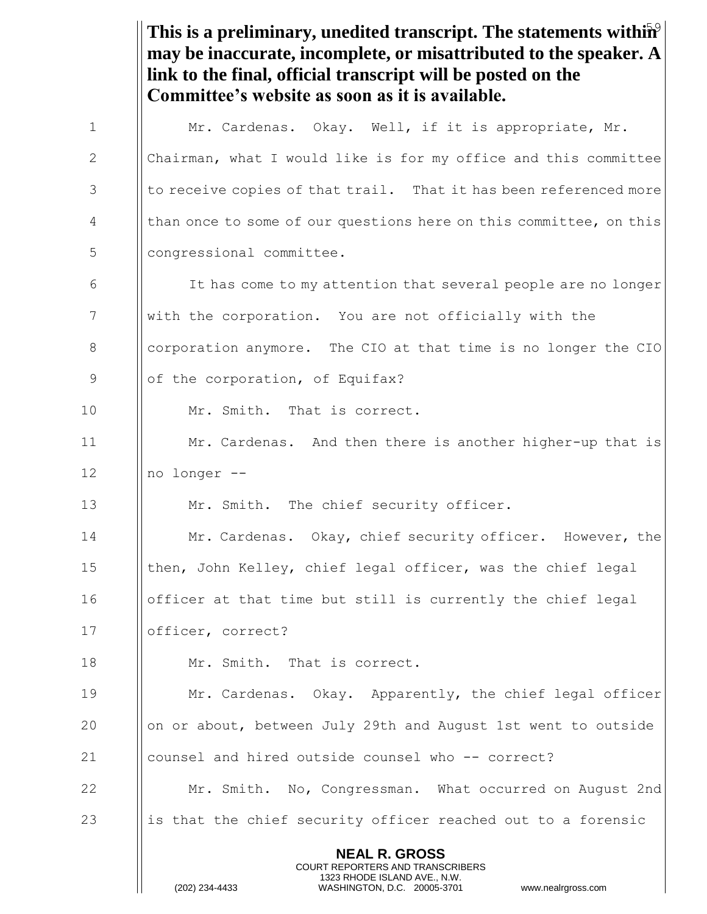**This is a preliminary, unedited transcript. The statements within may be inaccurate, incomplete, or misattributed to the speaker. A link to the final, official transcript will be posted on the Committee's website as soon as it is available.**

Mr. Cardenas. Okay. Well, if it is appropriate, Mr. Chairman, what I would like is for my office and this committee to receive copies of that trail. That it has been referenced more than once to some of our questions here on this committee, on this congressional committee.

It has come to my attention that several people are no longer with the corporation. You are not officially with the corporation anymore. The CIO at that time is no longer the CIO of the corporation, of Equifax?

Mr. Smith. That is correct.

Mr. Cardenas. And then there is another higher-up that is no longer --

Mr. Smith. The chief security officer.

Mr. Cardenas. Okay, chief security officer. However, the then, John Kelley, chief legal officer, was the chief legal officer at that time but still is currently the chief legal officer, correct?

Mr. Smith. That is correct.

Mr. Cardenas. Okay. Apparently, the chief legal officer on or about, between July 29th and August 1st went to outside counsel and hired outside counsel who -- correct?

Mr. Smith. No, Congressman. What occurred on August 2nd is that the chief security officer reached out to a forensic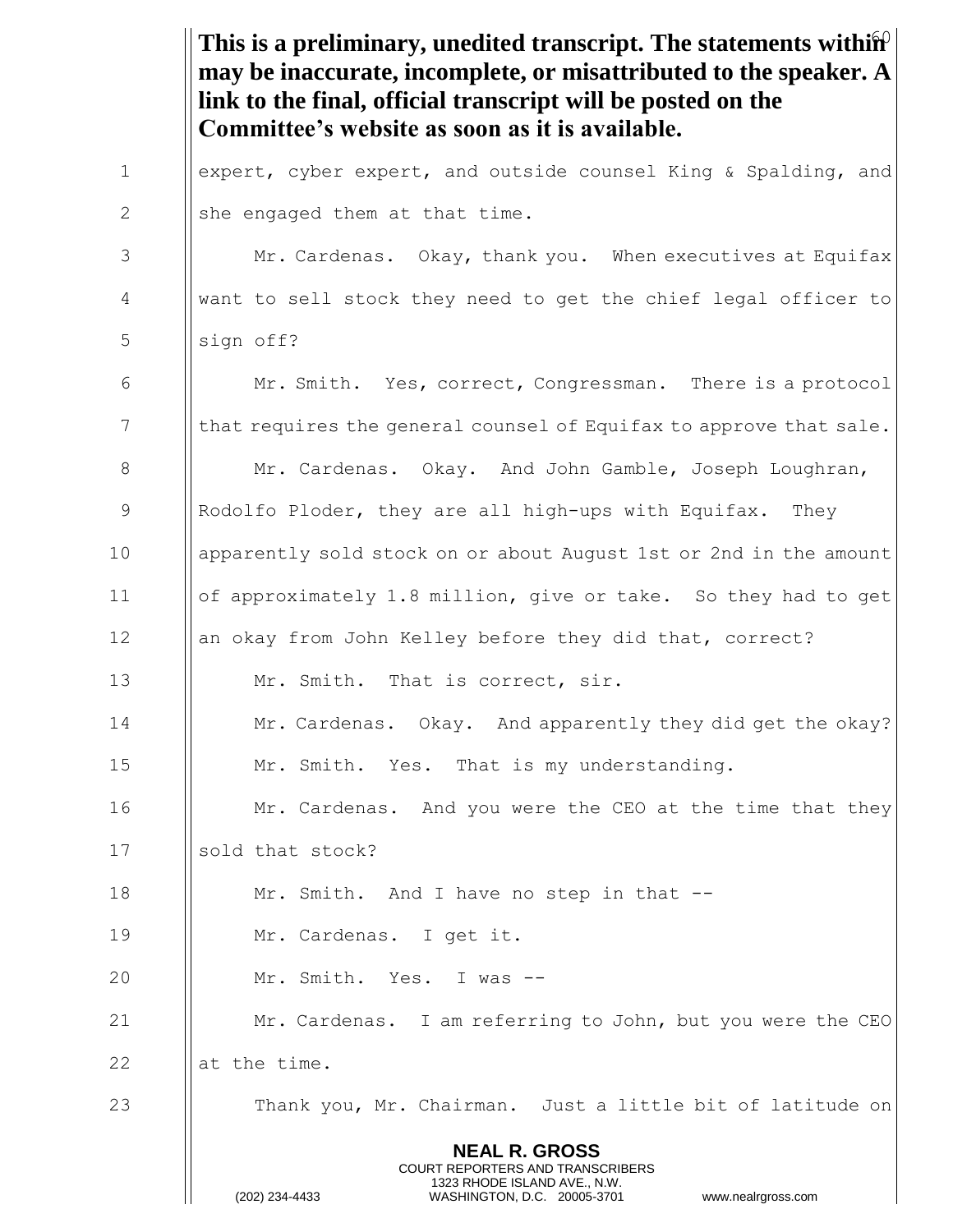**This is a preliminary, unedited transcript. The statements within may be inaccurate, incomplete, or misattributed to the speaker. A link to the final, official transcript will be posted on the Committee's website as soon as it is available.**

expert, cyber expert, and outside counsel King & Spalding, and she engaged them at that time.

Mr. Cardenas. Okay, thank you. When executives at Equifax want to sell stock they need to get the chief legal officer to sign off?

Mr. Smith. Yes, correct, Congressman. There is a protocol that requires the general counsel of Equifax to approve that sale.

Mr. Cardenas. Okay. And John Gamble, Joseph Loughran, Rodolfo Ploder, they are all high-ups with Equifax. They apparently sold stock on or about August 1st or 2nd in the amount of approximately 1.8 million, give or take. So they had to get an okay from John Kelley before they did that, correct?

Mr. Smith. That is correct, sir.

Mr. Cardenas. Okay. And apparently they did get the okay?

Mr. Smith. Yes. That is my understanding.

Mr. Cardenas. And you were the CEO at the time that they sold that stock?

Mr. Smith. And I have no step in that --

Mr. Cardenas. I get it.

Mr. Smith. Yes. I was --

Mr. Cardenas. I am referring to John, but you were the CEO at the time.

Thank you, Mr. Chairman. Just a little bit of latitude on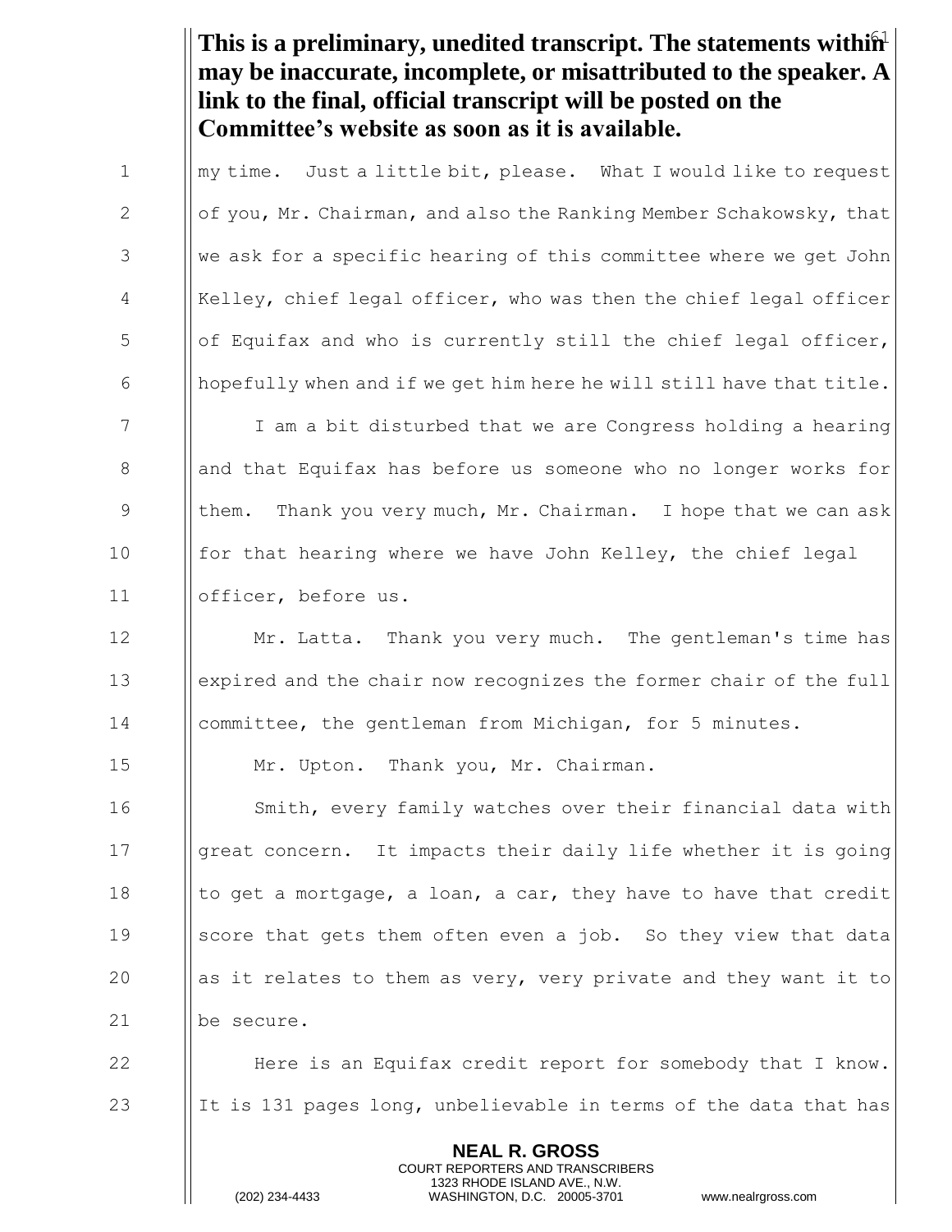**This is a preliminary, unedited transcript. The statements within may be inaccurate, incomplete, or misattributed to the speaker. A link to the final, official transcript will be posted on the Committee's website as soon as it is available.**

my time. Just a little bit, please. What I would like to request of you, Mr. Chairman, and also the Ranking Member Schakowsky, that we ask for a specific hearing of this committee where we get John Kelley, chief legal officer, who was then the chief legal officer of Equifax and who is currently still the chief legal officer, hopefully when and if we get him here he will still have that title.

I am a bit disturbed that we are Congress holding a hearing and that Equifax has before us someone who no longer works for them. Thank you very much, Mr. Chairman. I hope that we can ask for that hearing where we have John Kelley, the chief legal officer, before us.

Mr. Latta. Thank you very much. The gentleman's time has expired and the chair now recognizes the former chair of the full committee, the gentleman from Michigan, for 5 minutes.

Mr. Upton. Thank you, Mr. Chairman.

Smith, every family watches over their financial data with great concern. It impacts their daily life whether it is going to get a mortgage, a loan, a car, they have to have that credit score that gets them often even a job. So they view that data as it relates to them as very, very private and they want it to be secure.

Here is an Equifax credit report for somebody that I know. It is 131 pages long, unbelievable in terms of the data that has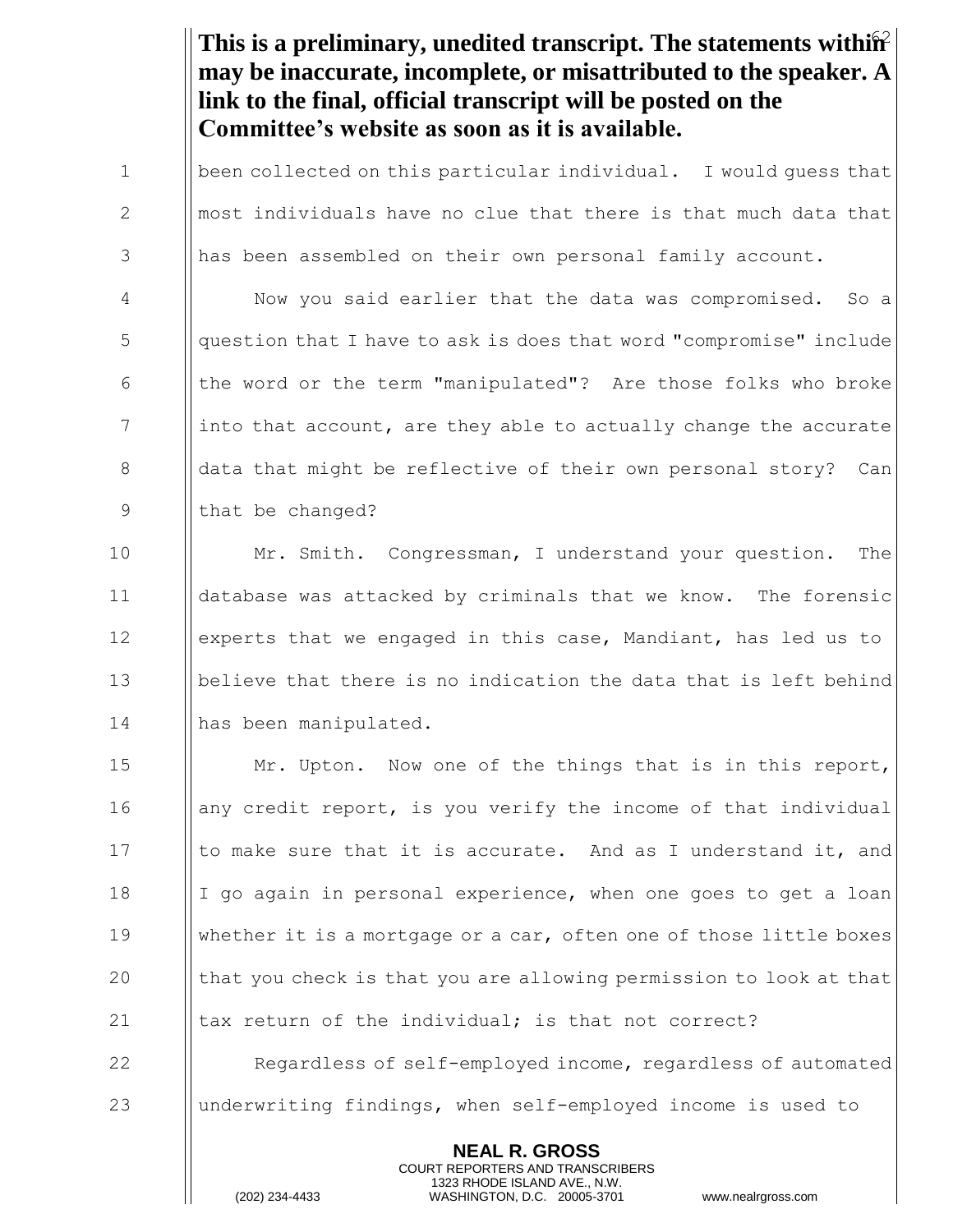**This is a preliminary, unedited transcript. The statements within may be inaccurate, incomplete, or misattributed to the speaker. A link to the final, official transcript will be posted on the Committee's website as soon as it is available.**

been collected on this particular individual. I would guess that most individuals have no clue that there is that much data that has been assembled on their own personal family account.

Now you said earlier that the data was compromised. So a question that I have to ask is does that word "compromise" include the word or the term "manipulated"? Are those folks who broke into that account, are they able to actually change the accurate data that might be reflective of their own personal story? Can that be changed?

Mr. Smith. Congressman, I understand your question. The database was attacked by criminals that we know. The forensic experts that we engaged in this case, Mandiant, has led us to believe that there is no indication the data that is left behind has been manipulated.

Mr. Upton. Now one of the things that is in this report, any credit report, is you verify the income of that individual to make sure that it is accurate. And as I understand it, and I go again in personal experience, when one goes to get a loan whether it is a mortgage or a car, often one of those little boxes that you check is that you are allowing permission to look at that tax return of the individual; is that not correct?

Regardless of self-employed income, regardless of automated underwriting findings, when self-employed income is used to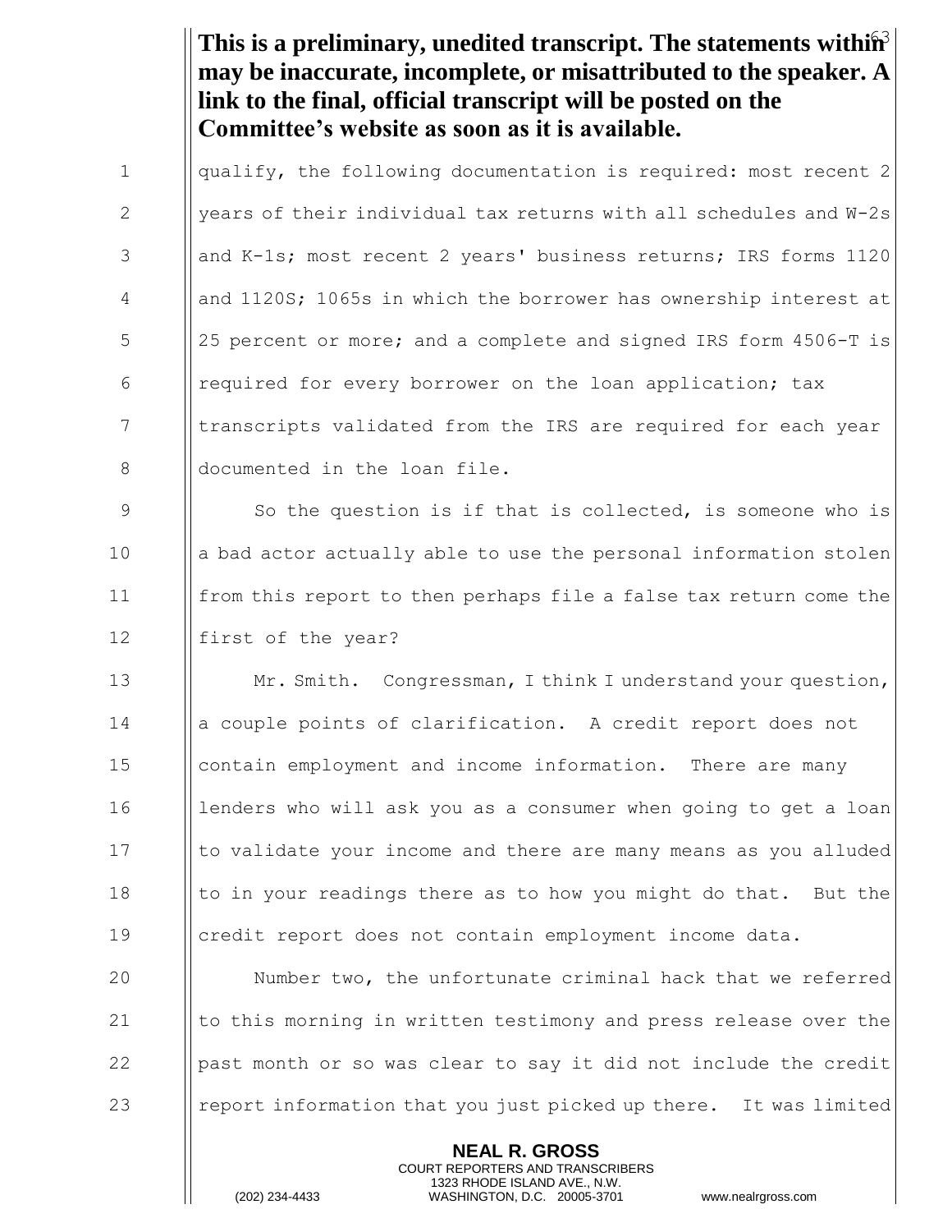**This is a preliminary, unedited transcript. The statements within may be inaccurate, incomplete, or misattributed to the speaker. A link to the final, official transcript will be posted on the Committee's website as soon as it is available.**

qualify, the following documentation is required: most recent 2 years of their individual tax returns with all schedules and W-2s and K-1s; most recent 2 years' business returns; IRS forms 1120 and 1120S; 1065s in which the borrower has ownership interest at 25 percent or more; and a complete and signed IRS form 4506-T is required for every borrower on the loan application; tax transcripts validated from the IRS are required for each year documented in the loan file.

So the question is if that is collected, is someone who is a bad actor actually able to use the personal information stolen from this report to then perhaps file a false tax return come the first of the year?

Mr. Smith. Congressman, I think I understand your question, a couple points of clarification. A credit report does not contain employment and income information. There are many lenders who will ask you as a consumer when going to get a loan to validate your income and there are many means as you alluded to in your readings there as to how you might do that. But the credit report does not contain employment income data.

Number two, the unfortunate criminal hack that we referred to this morning in written testimony and press release over the past month or so was clear to say it did not include the credit report information that you just picked up there. It was limited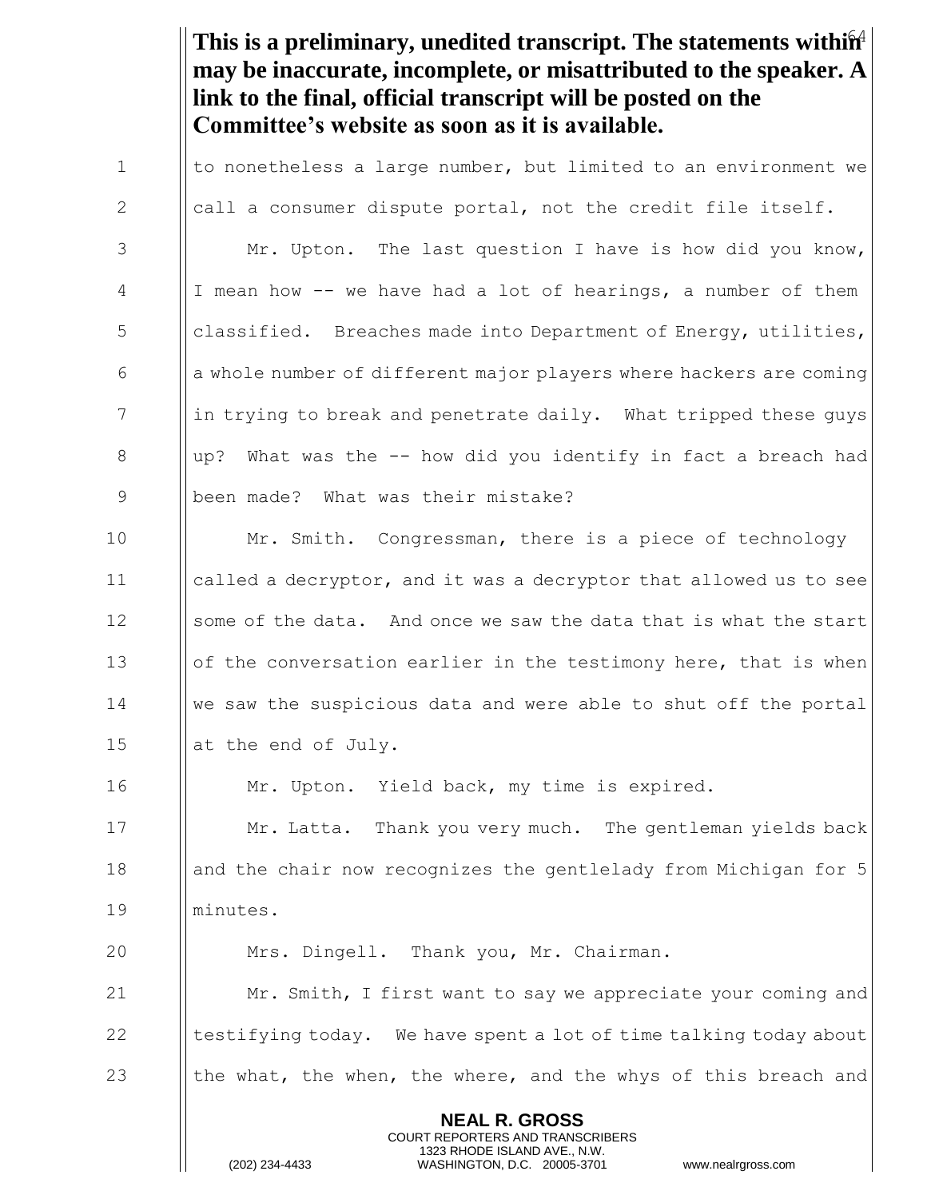**This is a preliminary, unedited transcript. The statements within may be inaccurate, incomplete, or misattributed to the speaker. A link to the final, official transcript will be posted on the Committee's website as soon as it is available.**

to nonetheless a large number, but limited to an environment we call a consumer dispute portal, not the credit file itself.

Mr. Upton. The last question I have is how did you know, I mean how -- we have had a lot of hearings, a number of them classified. Breaches made into Department of Energy, utilities, a whole number of different major players where hackers are coming in trying to break and penetrate daily. What tripped these guys up? What was the -- how did you identify in fact a breach had been made? What was their mistake?

Mr. Smith. Congressman, there is a piece of technology called a decryptor, and it was a decryptor that allowed us to see some of the data. And once we saw the data that is what the start of the conversation earlier in the testimony here, that is when we saw the suspicious data and were able to shut off the portal at the end of July.

Mr. Upton. Yield back, my time is expired.

Mr. Latta. Thank you very much. The gentleman yields back and the chair now recognizes the gentlelady from Michigan for 5 minutes.

Mrs. Dingell. Thank you, Mr. Chairman.

Mr. Smith, I first want to say we appreciate your coming and testifying today. We have spent a lot of time talking today about the what, the when, the where, and the whys of this breach and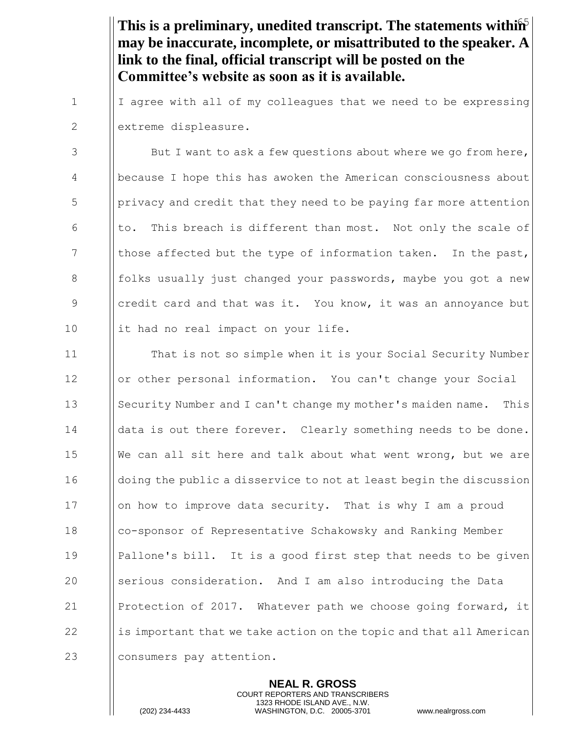**This is a preliminary, unedited transcript. The statements within may be inaccurate, incomplete, or misattributed to the speaker. A link to the final, official transcript will be posted on the Committee's website as soon as it is available.**

I agree with all of my colleagues that we need to be expressing extreme displeasure.

But I want to ask a few questions about where we go from here, because I hope this has awoken the American consciousness about privacy and credit that they need to be paying far more attention to. This breach is different than most. Not only the scale of those affected but the type of information taken. In the past, folks usually just changed your passwords, maybe you got a new credit card and that was it. You know, it was an annoyance but it had no real impact on your life.

That is not so simple when it is your Social Security Number or other personal information. You can't change your Social Security Number and I can't change my mother's maiden name. This data is out there forever. Clearly something needs to be done. We can all sit here and talk about what went wrong, but we are doing the public a disservice to not at least begin the discussion on how to improve data security. That is why I am a proud co-sponsor of Representative Schakowsky and Ranking Member Pallone's bill. It is a good first step that needs to be given serious consideration. And I am also introducing the Data Protection of 2017. Whatever path we choose going forward, it is important that we take action on the topic and that all American consumers pay attention.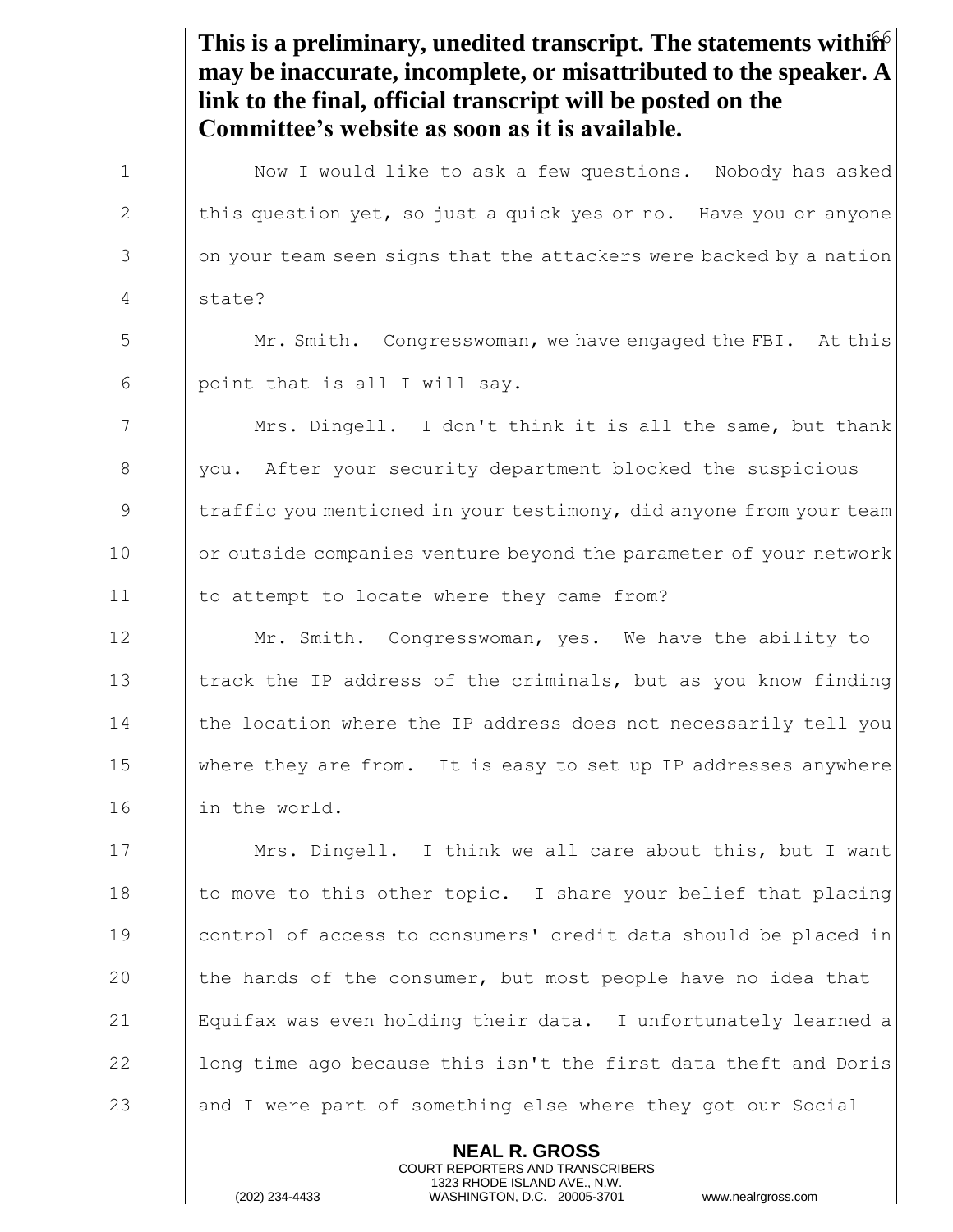**This is a preliminary, unedited transcript. The statements within may be inaccurate, incomplete, or misattributed to the speaker. A link to the final, official transcript will be posted on the Committee's website as soon as it is available.**

Now I would like to ask a few questions. Nobody has asked this question yet, so just a quick yes or no. Have you or anyone on your team seen signs that the attackers were backed by a nation state?

Mr. Smith. Congresswoman, we have engaged the FBI. At this point that is all I will say.

Mrs. Dingell. I don't think it is all the same, but thank you. After your security department blocked the suspicious traffic you mentioned in your testimony, did anyone from your team or outside companies venture beyond the parameter of your network to attempt to locate where they came from?

Mr. Smith. Congresswoman, yes. We have the ability to track the IP address of the criminals, but as you know finding the location where the IP address does not necessarily tell you where they are from. It is easy to set up IP addresses anywhere in the world.

Mrs. Dingell. I think we all care about this, but I want to move to this other topic. I share your belief that placing control of access to consumers' credit data should be placed in the hands of the consumer, but most people have no idea that Equifax was even holding their data. I unfortunately learned a long time ago because this isn't the first data theft and Doris and I were part of something else where they got our Social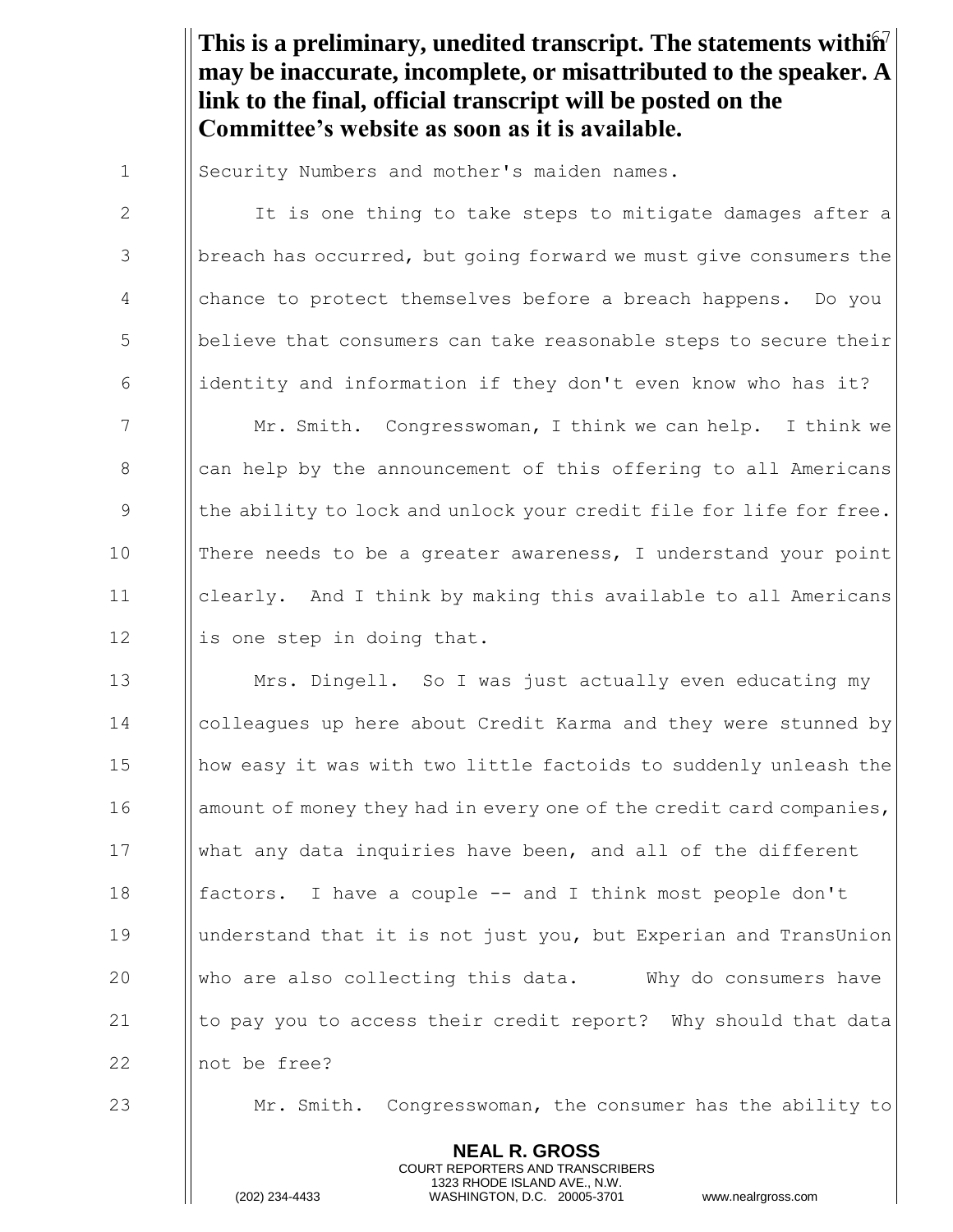**This is a preliminary, unedited transcript. The statements within may be inaccurate, incomplete, or misattributed to the speaker. A link to the final, official transcript will be posted on the Committee's website as soon as it is available.**

Security Numbers and mother's maiden names.

It is one thing to take steps to mitigate damages after a breach has occurred, but going forward we must give consumers the chance to protect themselves before a breach happens. Do you believe that consumers can take reasonable steps to secure their identity and information if they don't even know who has it?

Mr. Smith. Congresswoman, I think we can help. I think we can help by the announcement of this offering to all Americans the ability to lock and unlock your credit file for life for free. There needs to be a greater awareness, I understand your point clearly. And I think by making this available to all Americans is one step in doing that.

Mrs. Dingell. So I was just actually even educating my colleagues up here about Credit Karma and they were stunned by how easy it was with two little factoids to suddenly unleash the amount of money they had in every one of the credit card companies, what any data inquiries have been, and all of the different factors. I have a couple -- and I think most people don't understand that it is not just you, but Experian and TransUnion who are also collecting this data. Why do consumers have to pay you to access their credit report? Why should that data not be free?

Mr. Smith. Congresswoman, the consumer has the ability to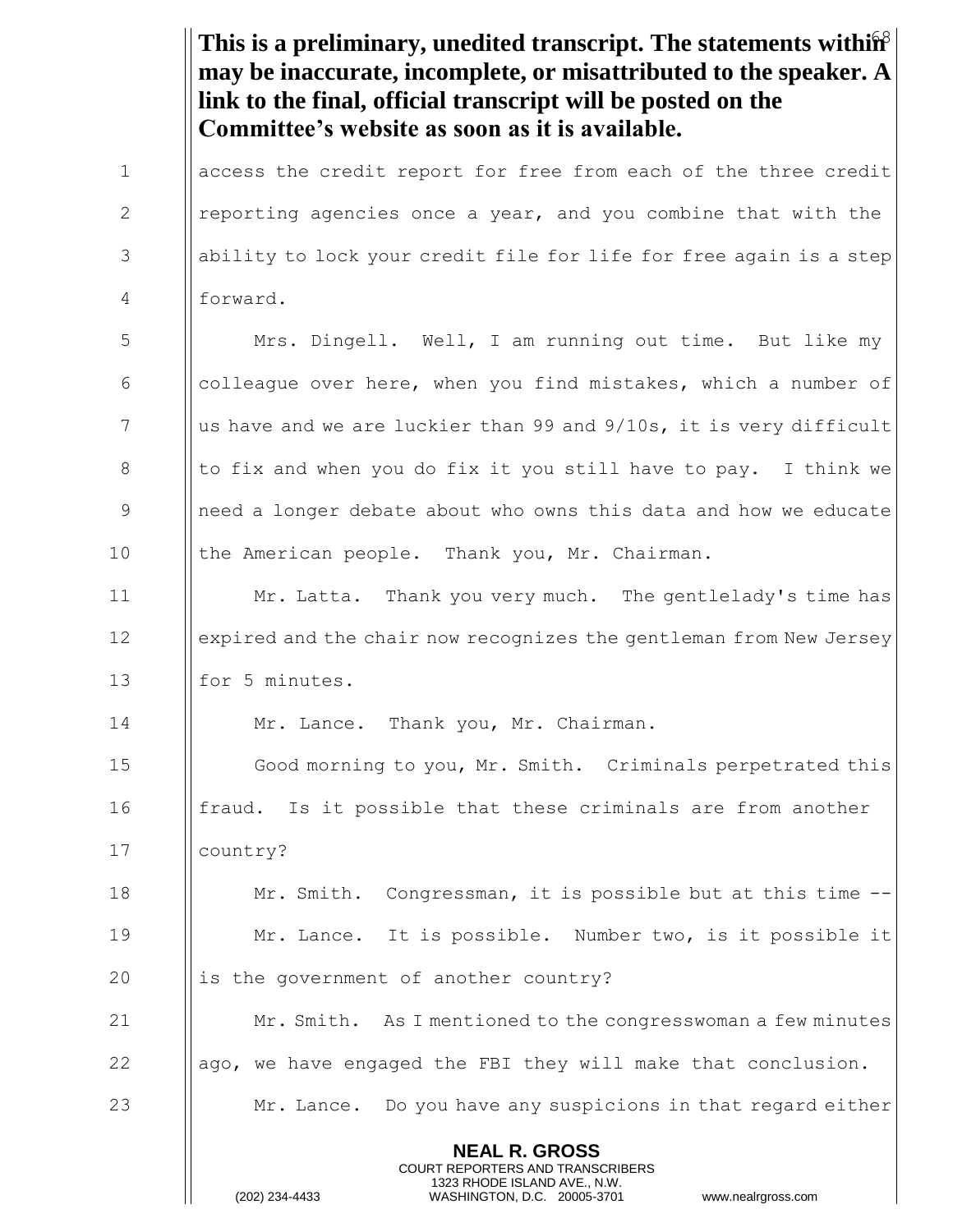**This is a preliminary, unedited transcript. The statements within may be inaccurate, incomplete, or misattributed to the speaker. A link to the final, official transcript will be posted on the Committee's website as soon as it is available.**

access the credit report for free from each of the three credit reporting agencies once a year, and you combine that with the ability to lock your credit file for life for free again is a step forward.

Mrs. Dingell. Well, I am running out time. But like my colleague over here, when you find mistakes, which a number of us have and we are luckier than 99 and 9/10s, it is very difficult to fix and when you do fix it you still have to pay. I think we need a longer debate about who owns this data and how we educate the American people. Thank you, Mr. Chairman.

Mr. Latta. Thank you very much. The gentlelady's time has expired and the chair now recognizes the gentleman from New Jersey for 5 minutes.

Mr. Lance. Thank you, Mr. Chairman.

Good morning to you, Mr. Smith. Criminals perpetrated this fraud. Is it possible that these criminals are from another country?

Mr. Smith. Congressman, it is possible but at this time --

Mr. Lance. It is possible. Number two, is it possible it is the government of another country?

Mr. Smith. As I mentioned to the congresswoman a few minutes ago, we have engaged the FBI they will make that conclusion.

Mr. Lance. Do you have any suspicions in that regard either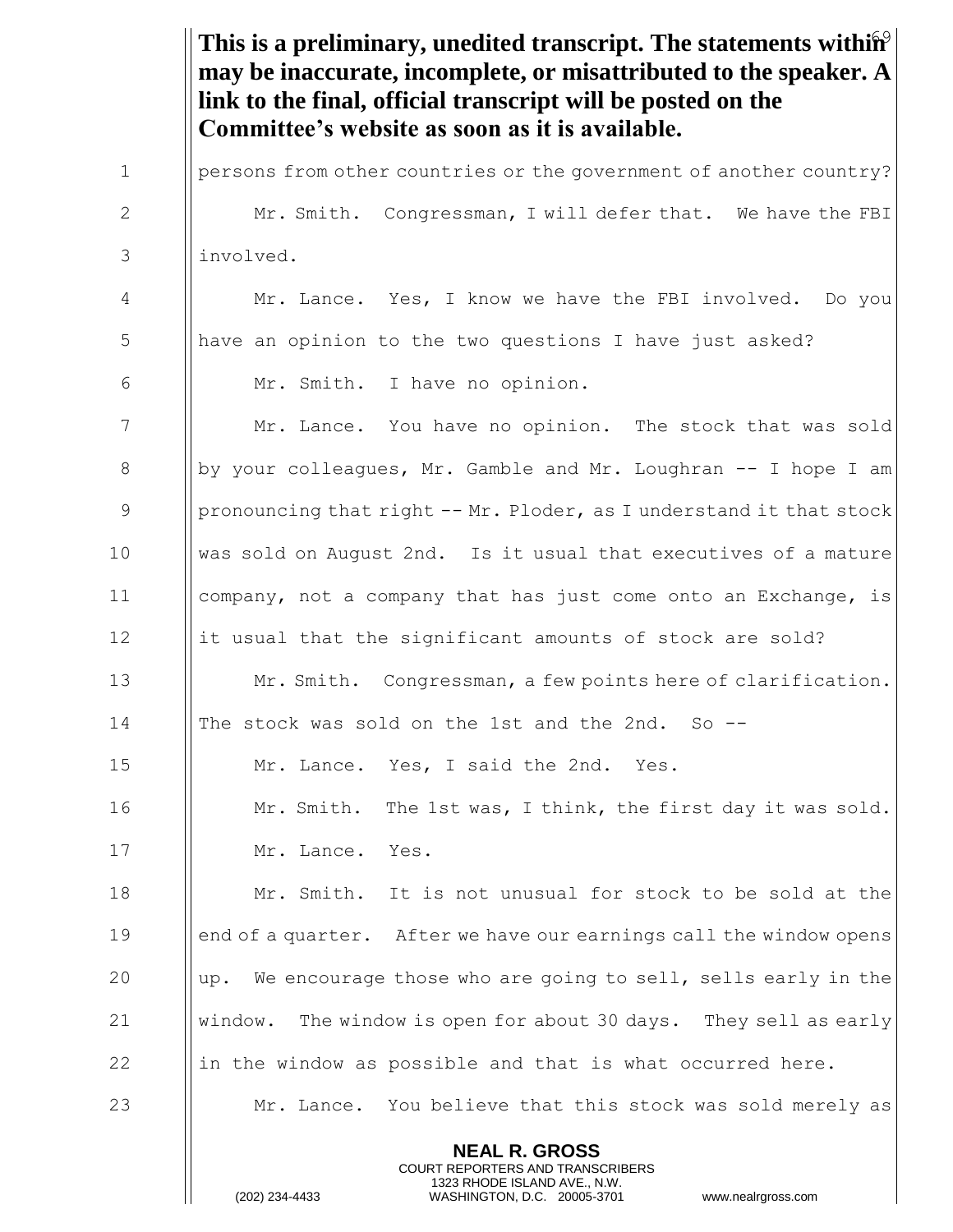**This is a preliminary, unedited transcript. The statements within may be inaccurate, incomplete, or misattributed to the speaker. A link to the final, official transcript will be posted on the Committee's website as soon as it is available.**

persons from other countries or the government of another country?

Mr. Smith. Congressman, I will defer that. We have the FBI involved.

Mr. Lance. Yes, I know we have the FBI involved. Do you have an opinion to the two questions I have just asked?

Mr. Smith. I have no opinion.

Mr. Lance. You have no opinion. The stock that was sold by your colleagues, Mr. Gamble and Mr. Loughran -- I hope I am pronouncing that right -- Mr. Ploder, as I understand it that stock was sold on August 2nd. Is it usual that executives of a mature company, not a company that has just come onto an Exchange, is it usual that the significant amounts of stock are sold?

Mr. Smith. Congressman, a few points here of clarification. The stock was sold on the 1st and the 2nd. So --

Mr. Lance. Yes, I said the 2nd. Yes.

Mr. Smith. The 1st was, I think, the first day it was sold.

Mr. Lance. Yes.

Mr. Smith. It is not unusual for stock to be sold at the end of a quarter. After we have our earnings call the window opens up. We encourage those who are going to sell, sells early in the window. The window is open for about 30 days. They sell as early in the window as possible and that is what occurred here.

Mr. Lance. You believe that this stock was sold merely as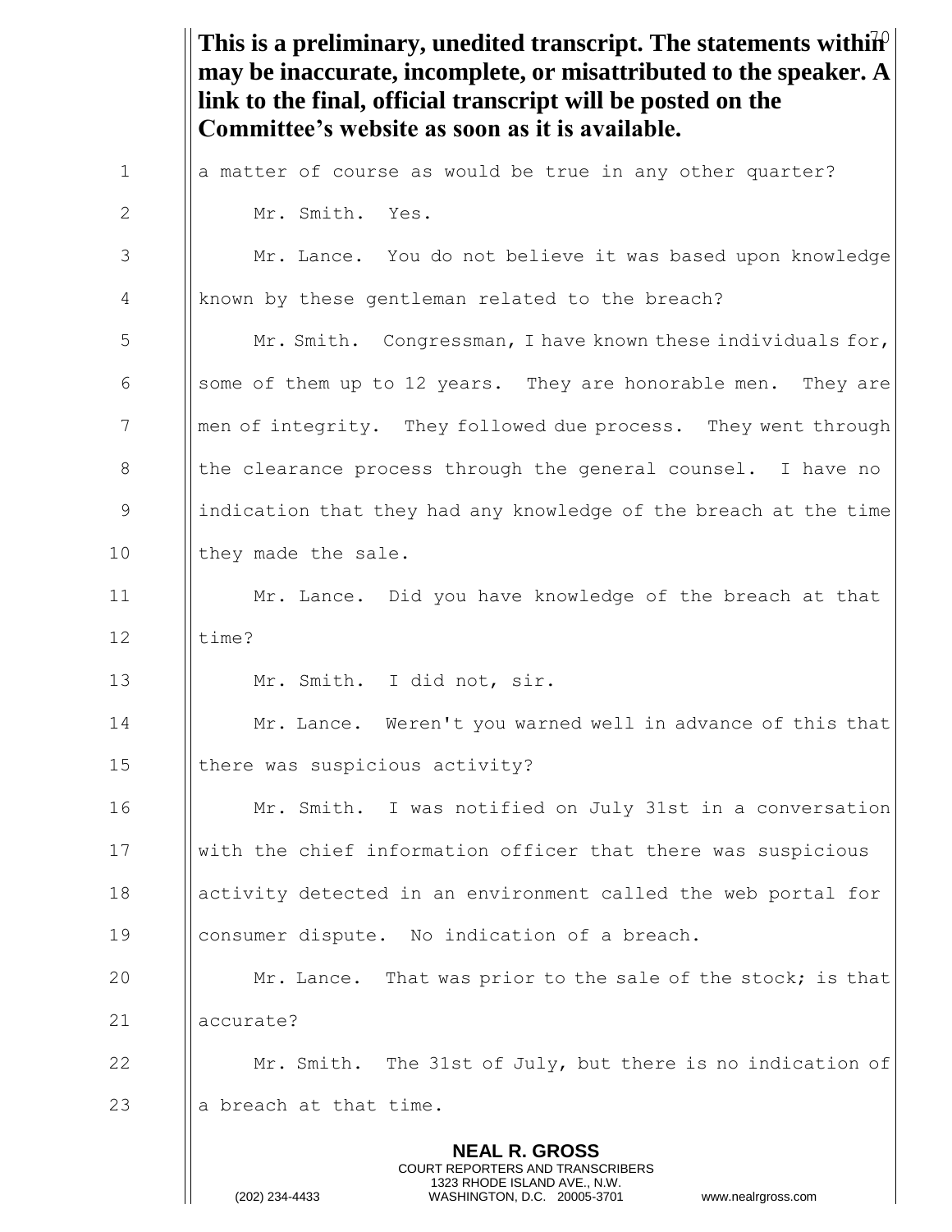**This is a preliminary, unedited transcript. The statements within may be inaccurate, incomplete, or misattributed to the speaker. A link to the final, official transcript will be posted on the Committee's website as soon as it is available.**

a matter of course as would be true in any other quarter?

Mr. Smith. Yes.

Mr. Lance. You do not believe it was based upon knowledge known by these gentleman related to the breach?

Mr. Smith. Congressman, I have known these individuals for, some of them up to 12 years. They are honorable men. They are men of integrity. They followed due process. They went through the clearance process through the general counsel. I have no indication that they had any knowledge of the breach at the time they made the sale.

Mr. Lance. Did you have knowledge of the breach at that time?

Mr. Smith. I did not, sir.

Mr. Lance. Weren't you warned well in advance of this that there was suspicious activity?

Mr. Smith. I was notified on July 31st in a conversation with the chief information officer that there was suspicious activity detected in an environment called the web portal for consumer dispute. No indication of a breach.

Mr. Lance. That was prior to the sale of the stock; is that accurate?

Mr. Smith. The 31st of July, but there is no indication of a breach at that time.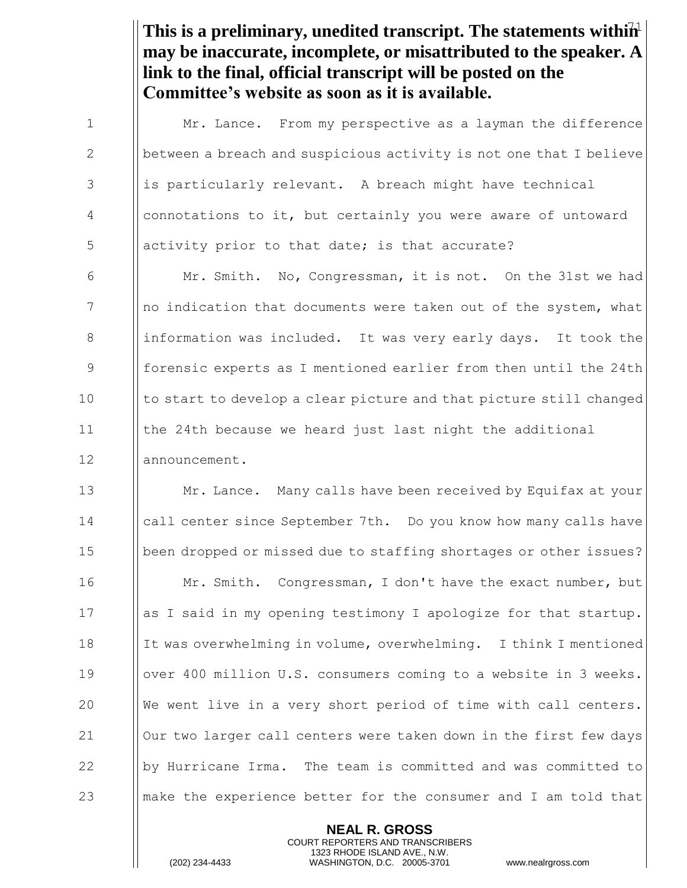**This is a preliminary, unedited transcript. The statements within may be inaccurate, incomplete, or misattributed to the speaker. A link to the final, official transcript will be posted on the Committee's website as soon as it is available.**

Mr. Lance. From my perspective as a layman the difference between a breach and suspicious activity is not one that I believe is particularly relevant. A breach might have technical connotations to it, but certainly you were aware of untoward activity prior to that date; is that accurate?

Mr. Smith. No, Congressman, it is not. On the 31st we had no indication that documents were taken out of the system, what information was included. It was very early days. It took the forensic experts as I mentioned earlier from then until the 24th to start to develop a clear picture and that picture still changed the 24th because we heard just last night the additional announcement.

Mr. Lance. Many calls have been received by Equifax at your call center since September 7th. Do you know how many calls have been dropped or missed due to staffing shortages or other issues?

Mr. Smith. Congressman, I don't have the exact number, but as I said in my opening testimony I apologize for that startup. It was overwhelming in volume, overwhelming. I think I mentioned over 400 million U.S. consumers coming to a website in 3 weeks. We went live in a very short period of time with call centers. Our two larger call centers were taken down in the first few days by Hurricane Irma. The team is committed and was committed to make the experience better for the consumer and I am told that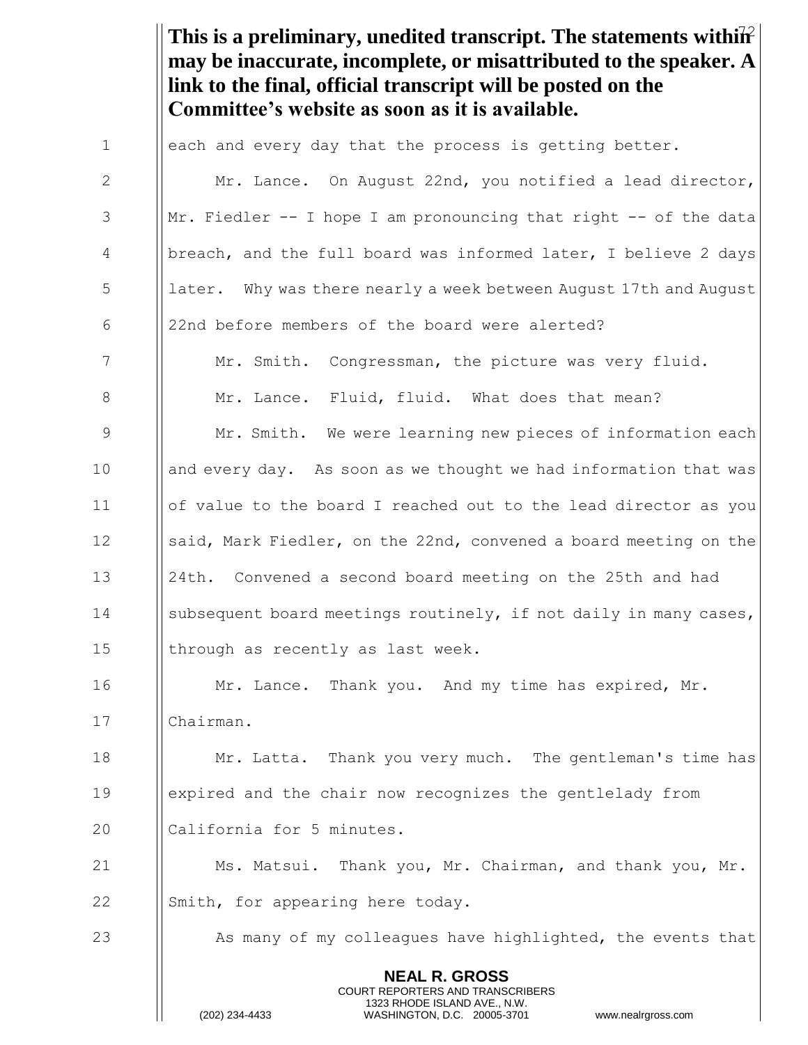**This is a preliminary, unedited transcript. The statements within may be inaccurate, incomplete, or misattributed to the speaker. A link to the final, official transcript will be posted on the Committee's website as soon as it is available.**

each and every day that the process is getting better.

Mr. Lance. On August 22nd, you notified a lead director, Mr. Fiedler -- I hope I am pronouncing that right -- of the data breach, and the full board was informed later, I believe 2 days later. Why was there nearly a week between August 17th and August 22nd before members of the board were alerted?

Mr. Smith. Congressman, the picture was very fluid.

Mr. Lance. Fluid, fluid. What does that mean?

Mr. Smith. We were learning new pieces of information each and every day. As soon as we thought we had information that was of value to the board I reached out to the lead director as you said, Mark Fiedler, on the 22nd, convened a board meeting on the 24th. Convened a second board meeting on the 25th and had subsequent board meetings routinely, if not daily in many cases, through as recently as last week.

Mr. Lance. Thank you. And my time has expired, Mr. Chairman.

Mr. Latta. Thank you very much. The gentleman's time has expired and the chair now recognizes the gentlelady from California for 5 minutes.

Ms. Matsui. Thank you, Mr. Chairman, and thank you, Mr. Smith, for appearing here today.

As many of my colleagues have highlighted, the events that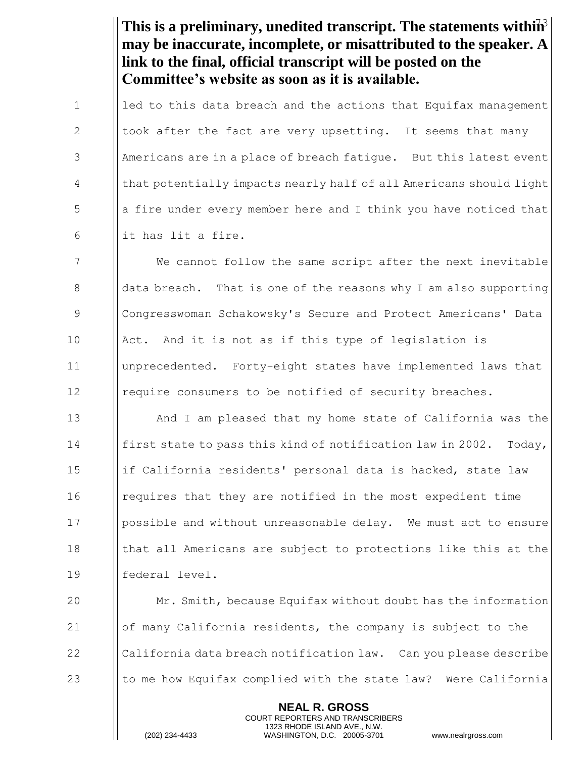**This is a preliminary, unedited transcript. The statements within may be inaccurate, incomplete, or misattributed to the speaker. A link to the final, official transcript will be posted on the Committee's website as soon as it is available.**

led to this data breach and the actions that Equifax management took after the fact are very upsetting. It seems that many Americans are in a place of breach fatigue. But this latest event that potentially impacts nearly half of all Americans should light a fire under every member here and I think you have noticed that it has lit a fire.

We cannot follow the same script after the next inevitable data breach. That is one of the reasons why I am also supporting Congresswoman Schakowsky's Secure and Protect Americans' Data Act. And it is not as if this type of legislation is unprecedented. Forty-eight states have implemented laws that require consumers to be notified of security breaches.

And I am pleased that my home state of California was the first state to pass this kind of notification law in 2002. Today, if California residents' personal data is hacked, state law requires that they are notified in the most expedient time possible and without unreasonable delay. We must act to ensure that all Americans are subject to protections like this at the federal level.

Mr. Smith, because Equifax without doubt has the information of many California residents, the company is subject to the California data breach notification law. Can you please describe to me how Equifax complied with the state law? Were California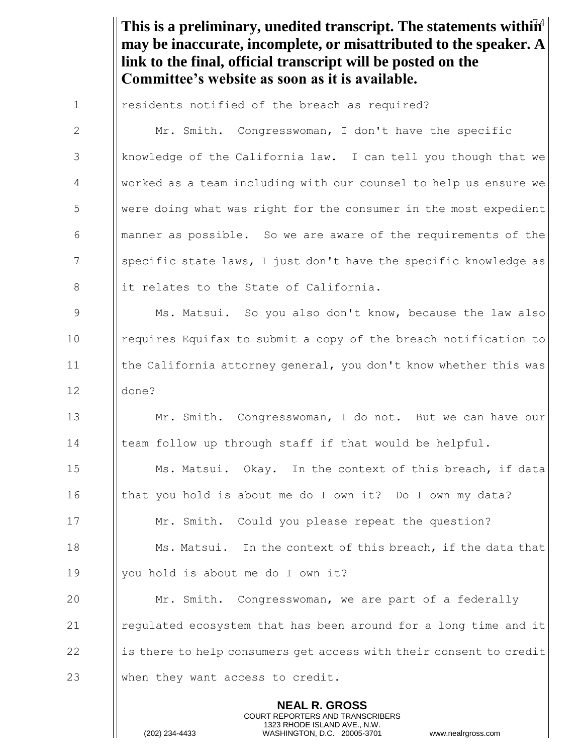**This is a preliminary, unedited transcript. The statements within may be inaccurate, incomplete, or misattributed to the speaker. A link to the final, official transcript will be posted on the Committee's website as soon as it is available.**

residents notified of the breach as required?

Mr. Smith. Congresswoman, I don't have the specific knowledge of the California law. I can tell you though that we worked as a team including with our counsel to help us ensure we were doing what was right for the consumer in the most expedient manner as possible. So we are aware of the requirements of the specific state laws, I just don't have the specific knowledge as it relates to the State of California.

Ms. Matsui. So you also don't know, because the law also requires Equifax to submit a copy of the breach notification to the California attorney general, you don't know whether this was done?

Mr. Smith. Congresswoman, I do not. But we can have our team follow up through staff if that would be helpful.

Ms. Matsui. Okay. In the context of this breach, if data that you hold is about me do I own it? Do I own my data?

Mr. Smith. Could you please repeat the question?

Ms. Matsui. In the context of this breach, if the data that you hold is about me do I own it?

Mr. Smith. Congresswoman, we are part of a federally regulated ecosystem that has been around for a long time and it is there to help consumers get access with their consent to credit when they want access to credit.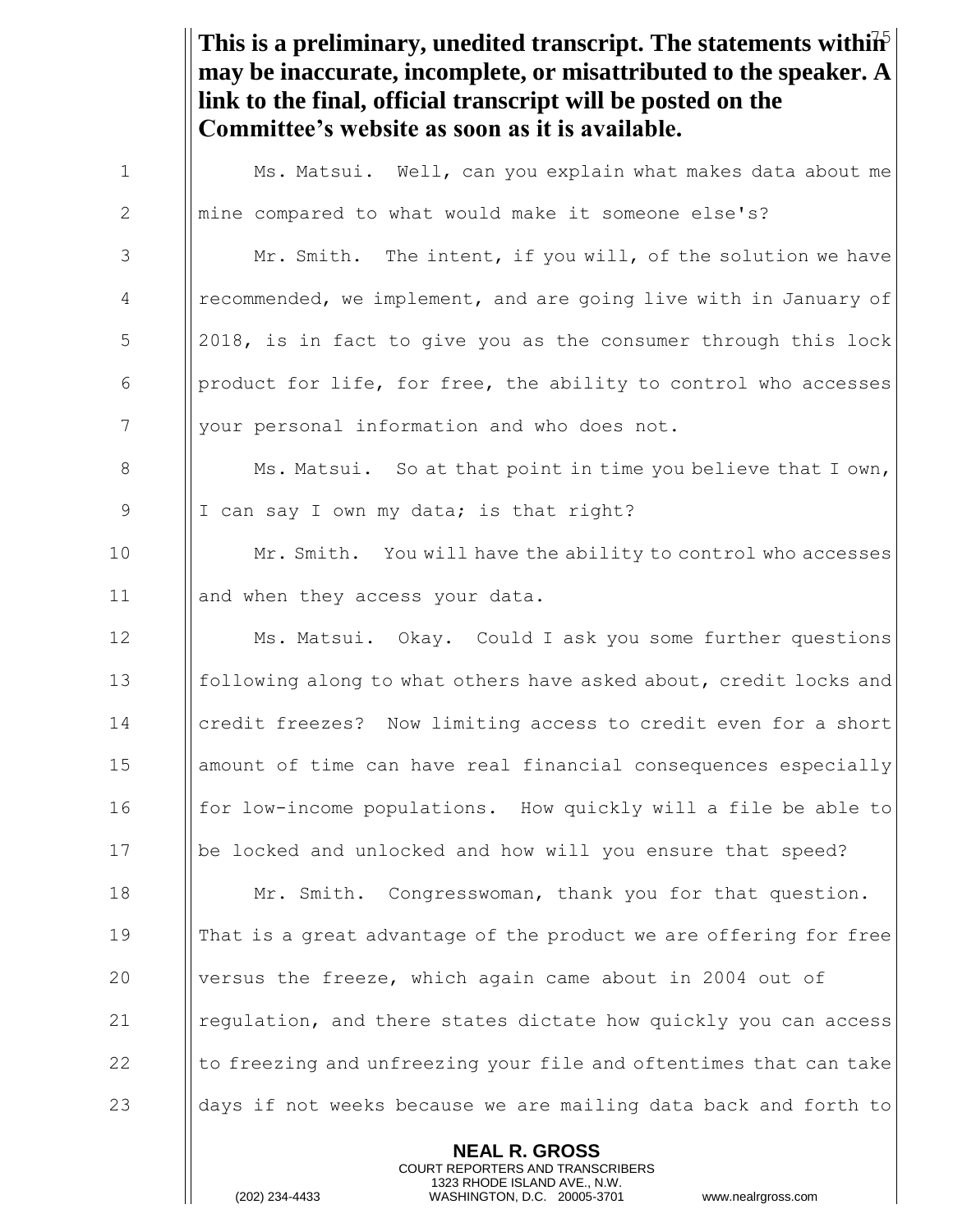**This is a preliminary, unedited transcript. The statements within may be inaccurate, incomplete, or misattributed to the speaker. A link to the final, official transcript will be posted on the Committee's website as soon as it is available.**

Ms. Matsui. Well, can you explain what makes data about me mine compared to what would make it someone else's?

Mr. Smith. The intent, if you will, of the solution we have recommended, we implement, and are going live with in January of 2018, is in fact to give you as the consumer through this lock product for life, for free, the ability to control who accesses your personal information and who does not.

Ms. Matsui. So at that point in time you believe that I own, I can say I own my data; is that right?

Mr. Smith. You will have the ability to control who accesses and when they access your data.

Ms. Matsui. Okay. Could I ask you some further questions following along to what others have asked about, credit locks and credit freezes? Now limiting access to credit even for a short amount of time can have real financial consequences especially for low-income populations. How quickly will a file be able to be locked and unlocked and how will you ensure that speed?

Mr. Smith. Congresswoman, thank you for that question. That is a great advantage of the product we are offering for free versus the freeze, which again came about in 2004 out of regulation, and there states dictate how quickly you can access to freezing and unfreezing your file and oftentimes that can take days if not weeks because we are mailing data back and forth to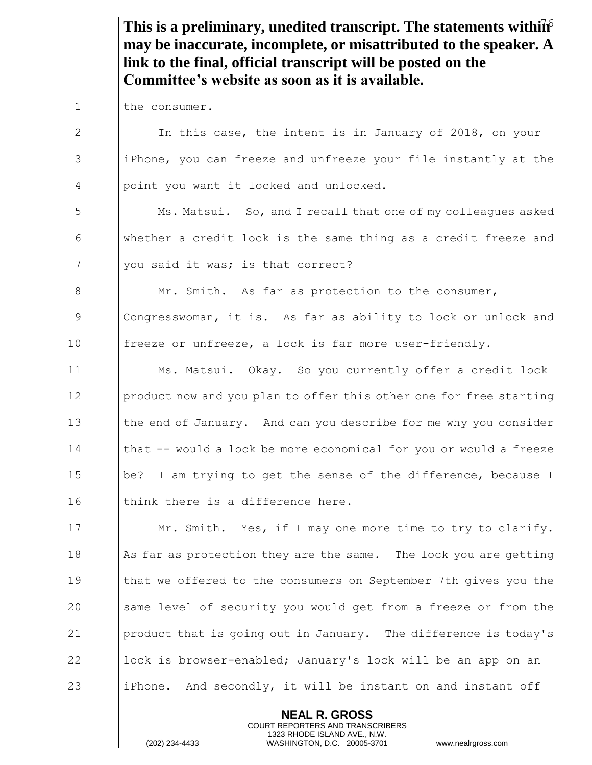**This is a preliminary, unedited transcript. The statements within may be inaccurate, incomplete, or misattributed to the speaker. A link to the final, official transcript will be posted on the Committee's website as soon as it is available.**

the consumer.

In this case, the intent is in January of 2018, on your iPhone, you can freeze and unfreeze your file instantly at the point you want it locked and unlocked.

Ms. Matsui. So, and I recall that one of my colleagues asked whether a credit lock is the same thing as a credit freeze and you said it was; is that correct?

Mr. Smith. As far as protection to the consumer, Congresswoman, it is. As far as ability to lock or unlock and freeze or unfreeze, a lock is far more user-friendly.

Ms. Matsui. Okay. So you currently offer a credit lock product now and you plan to offer this other one for free starting the end of January. And can you describe for me why you consider that -- would a lock be more economical for you or would a freeze be? I am trying to get the sense of the difference, because I think there is a difference here.

Mr. Smith. Yes, if I may one more time to try to clarify. As far as protection they are the same. The lock you are getting that we offered to the consumers on September 7th gives you the same level of security you would get from a freeze or from the product that is going out in January. The difference is today's lock is browser-enabled; January's lock will be an app on an iPhone. And secondly, it will be instant on and instant off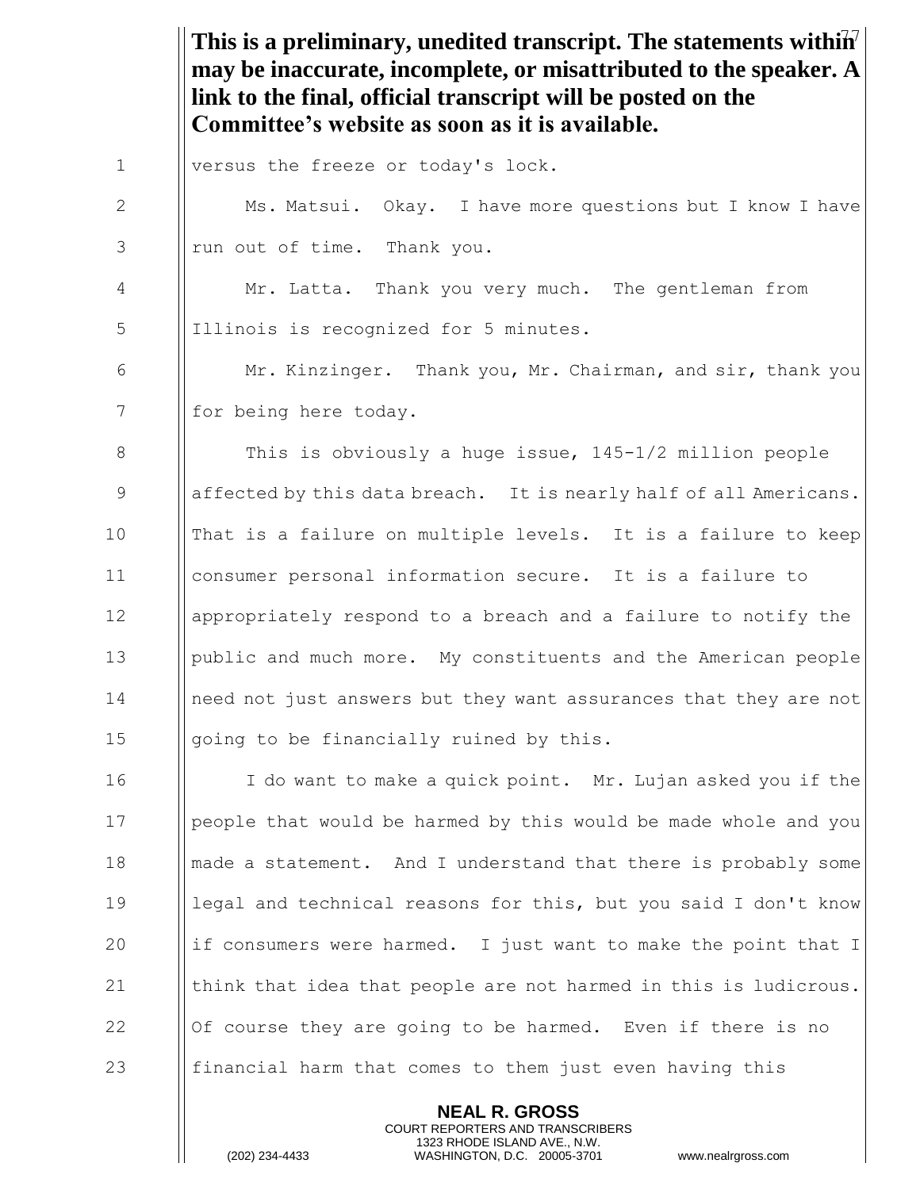**This is a preliminary, unedited transcript. The statements within may be inaccurate, incomplete, or misattributed to the speaker. A link to the final, official transcript will be posted on the Committee's website as soon as it is available.**

versus the freeze or today's lock.

Ms. Matsui. Okay. I have more questions but I know I have run out of time. Thank you.

Mr. Latta. Thank you very much. The gentleman from Illinois is recognized for 5 minutes.

Mr. Kinzinger. Thank you, Mr. Chairman, and sir, thank you for being here today.

This is obviously a huge issue, 145-1/2 million people affected by this data breach. It is nearly half of all Americans. That is a failure on multiple levels. It is a failure to keep consumer personal information secure. It is a failure to appropriately respond to a breach and a failure to notify the public and much more. My constituents and the American people need not just answers but they want assurances that they are not going to be financially ruined by this.

I do want to make a quick point. Mr. Lujan asked you if the people that would be harmed by this would be made whole and you made a statement. And I understand that there is probably some legal and technical reasons for this, but you said I don't know if consumers were harmed. I just want to make the point that I think that idea that people are not harmed in this is ludicrous. Of course they are going to be harmed. Even if there is no financial harm that comes to them just even having this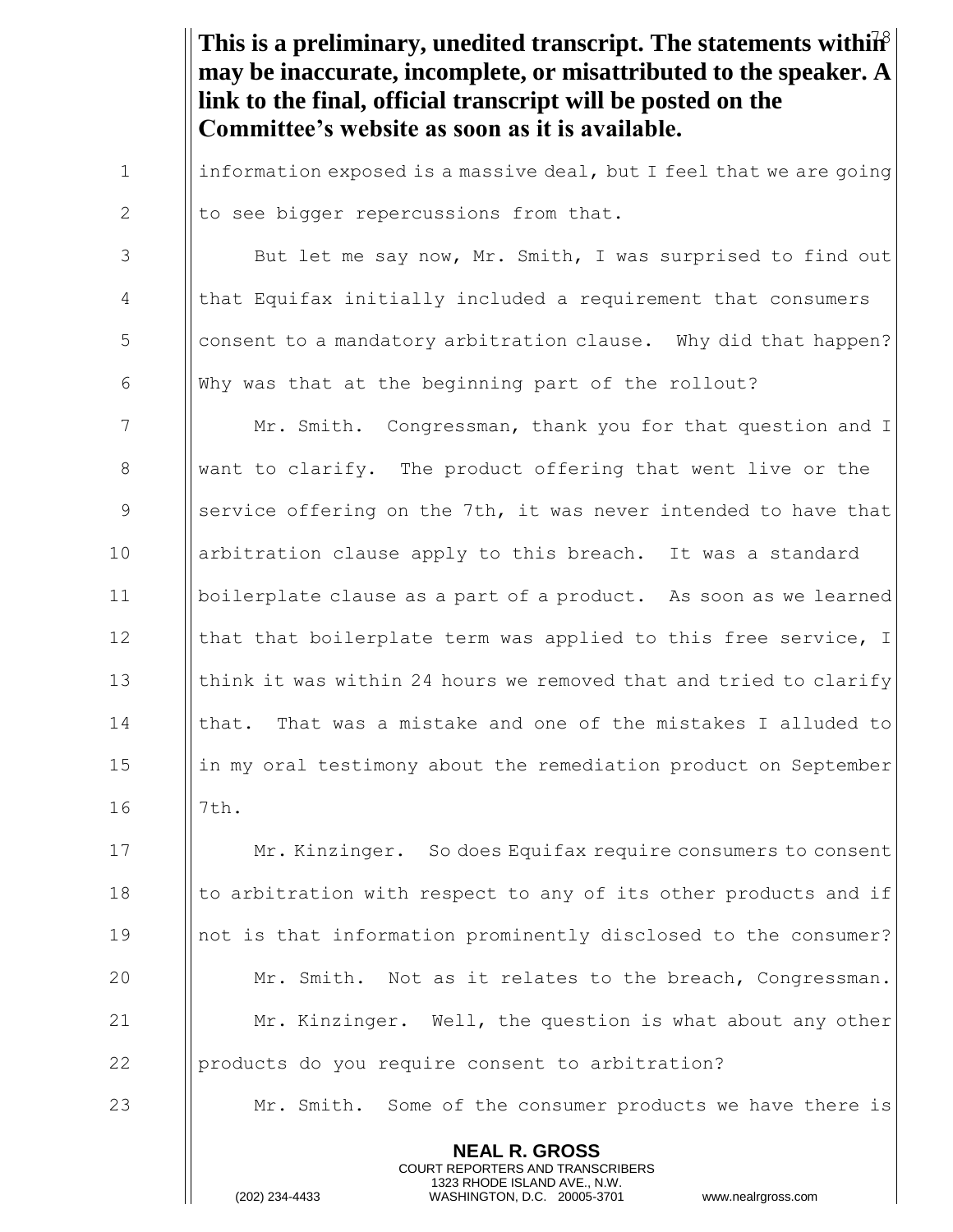**This is a preliminary, unedited transcript. The statements within may be inaccurate, incomplete, or misattributed to the speaker. A link to the final, official transcript will be posted on the Committee's website as soon as it is available.**

information exposed is a massive deal, but I feel that we are going to see bigger repercussions from that.

But let me say now, Mr. Smith, I was surprised to find out that Equifax initially included a requirement that consumers consent to a mandatory arbitration clause. Why did that happen? Why was that at the beginning part of the rollout?

Mr. Smith. Congressman, thank you for that question and I want to clarify. The product offering that went live or the service offering on the 7th, it was never intended to have that arbitration clause apply to this breach. It was a standard boilerplate clause as a part of a product. As soon as we learned that that boilerplate term was applied to this free service, I think it was within 24 hours we removed that and tried to clarify that. That was a mistake and one of the mistakes I alluded to in my oral testimony about the remediation product on September 7th.

Mr. Kinzinger. So does Equifax require consumers to consent to arbitration with respect to any of its other products and if not is that information prominently disclosed to the consumer?

Mr. Smith. Not as it relates to the breach, Congressman.

Mr. Kinzinger. Well, the question is what about any other products do you require consent to arbitration?

Mr. Smith. Some of the consumer products we have there is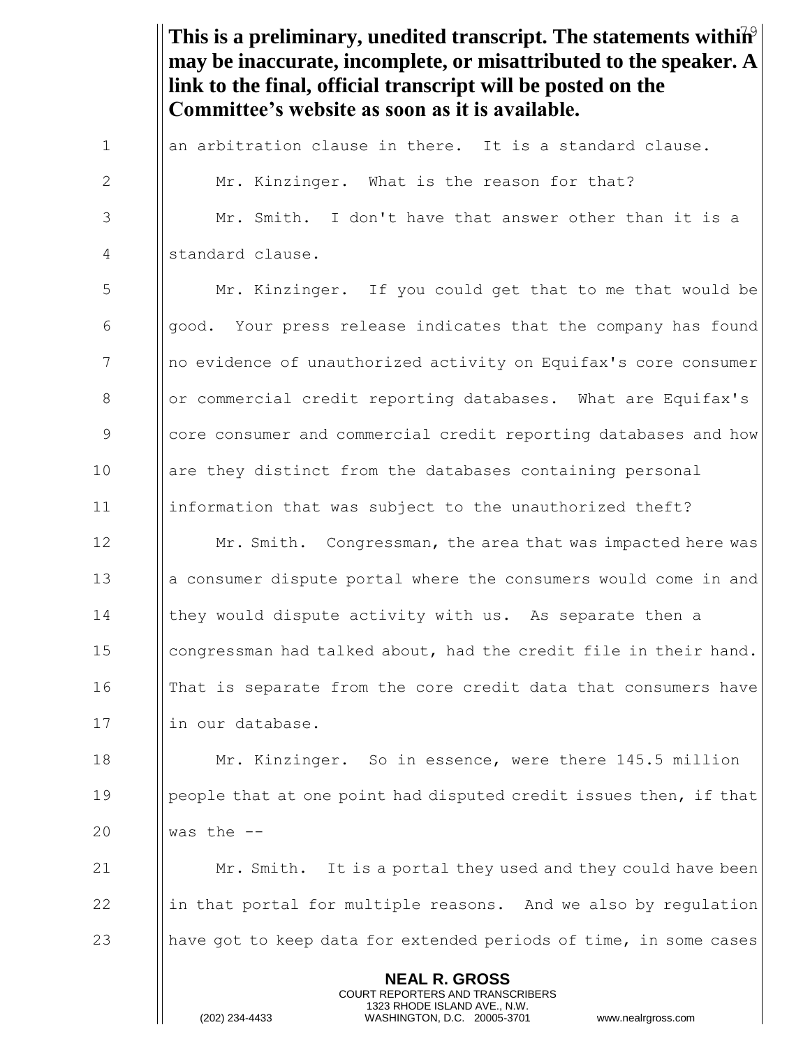**This is a preliminary, unedited transcript. The statements within may be inaccurate, incomplete, or misattributed to the speaker. A link to the final, official transcript will be posted on the Committee's website as soon as it is available.**

an arbitration clause in there. It is a standard clause.

Mr. Kinzinger. What is the reason for that?

Mr. Smith. I don't have that answer other than it is a standard clause.

Mr. Kinzinger. If you could get that to me that would be good. Your press release indicates that the company has found no evidence of unauthorized activity on Equifax's core consumer or commercial credit reporting databases. What are Equifax's core consumer and commercial credit reporting databases and how are they distinct from the databases containing personal information that was subject to the unauthorized theft?

Mr. Smith. Congressman, the area that was impacted here was a consumer dispute portal where the consumers would come in and they would dispute activity with us. As separate then a congressman had talked about, had the credit file in their hand. That is separate from the core credit data that consumers have in our database.

Mr. Kinzinger. So in essence, were there 145.5 million people that at one point had disputed credit issues then, if that was the --

Mr. Smith. It is a portal they used and they could have been in that portal for multiple reasons. And we also by regulation have got to keep data for extended periods of time, in some cases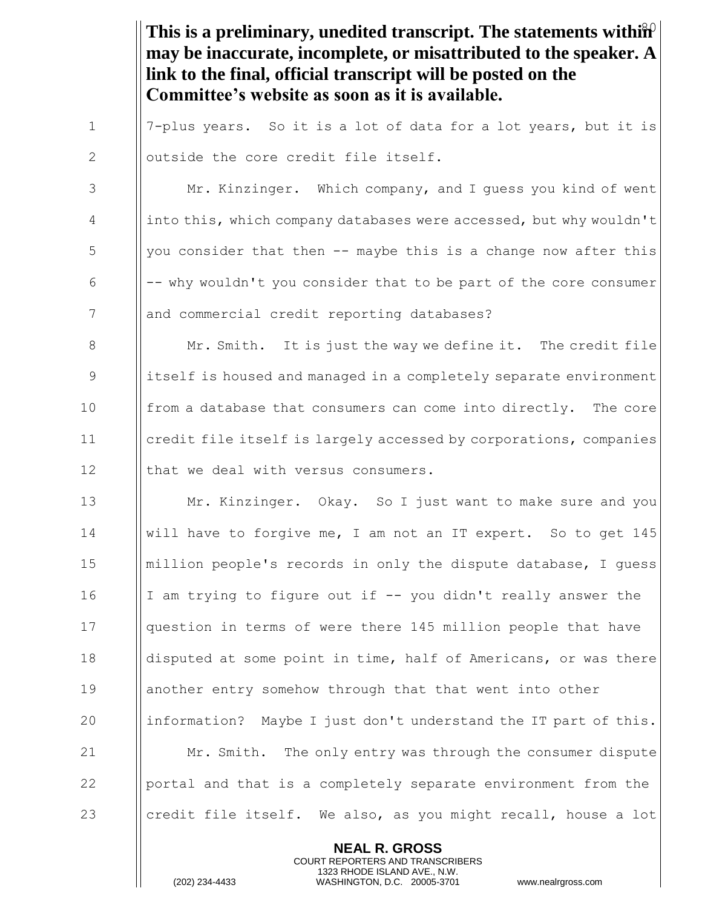**This is a preliminary, unedited transcript. The statements within may be inaccurate, incomplete, or misattributed to the speaker. A link to the final, official transcript will be posted on the Committee's website as soon as it is available.**

7-plus years. So it is a lot of data for a lot years, but it is outside the core credit file itself.

Mr. Kinzinger. Which company, and I guess you kind of went into this, which company databases were accessed, but why wouldn't you consider that then -- maybe this is a change now after this -- why wouldn't you consider that to be part of the core consumer and commercial credit reporting databases?

Mr. Smith. It is just the way we define it. The credit file itself is housed and managed in a completely separate environment from a database that consumers can come into directly. The core credit file itself is largely accessed by corporations, companies that we deal with versus consumers.

Mr. Kinzinger. Okay. So I just want to make sure and you will have to forgive me, I am not an IT expert. So to get 145 million people's records in only the dispute database, I guess I am trying to figure out if -- you didn't really answer the question in terms of were there 145 million people that have disputed at some point in time, half of Americans, or was there another entry somehow through that that went into other information? Maybe I just don't understand the IT part of this.

Mr. Smith. The only entry was through the consumer dispute portal and that is a completely separate environment from the credit file itself. We also, as you might recall, house a lot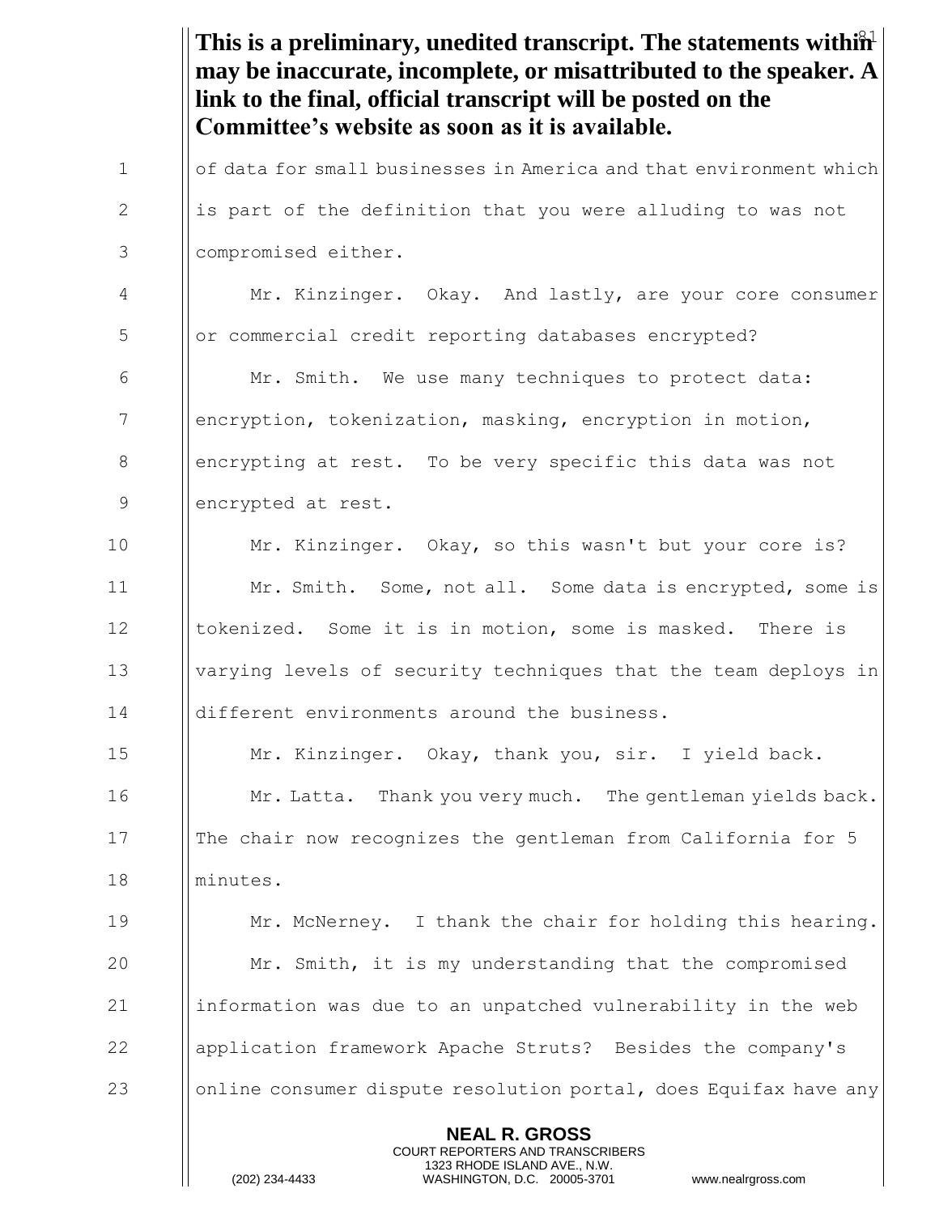**This is a preliminary, unedited transcript. The statements within may be inaccurate, incomplete, or misattributed to the speaker. A link to the final, official transcript will be posted on the Committee's website as soon as it is available.**

of data for small businesses in America and that environment which is part of the definition that you were alluding to was not compromised either.

Mr. Kinzinger. Okay. And lastly, are your core consumer or commercial credit reporting databases encrypted?

Mr. Smith. We use many techniques to protect data: encryption, tokenization, masking, encryption in motion, encrypting at rest. To be very specific this data was not encrypted at rest.

Mr. Kinzinger. Okay, so this wasn't but your core is?

Mr. Smith. Some, not all. Some data is encrypted, some is tokenized. Some it is in motion, some is masked. There is varying levels of security techniques that the team deploys in different environments around the business.

Mr. Kinzinger. Okay, thank you, sir. I yield back.

Mr. Latta. Thank you very much. The gentleman yields back. The chair now recognizes the gentleman from California for 5 minutes.

Mr. McNerney. I thank the chair for holding this hearing.

Mr. Smith, it is my understanding that the compromised information was due to an unpatched vulnerability in the web application framework Apache Struts? Besides the company's online consumer dispute resolution portal, does Equifax have any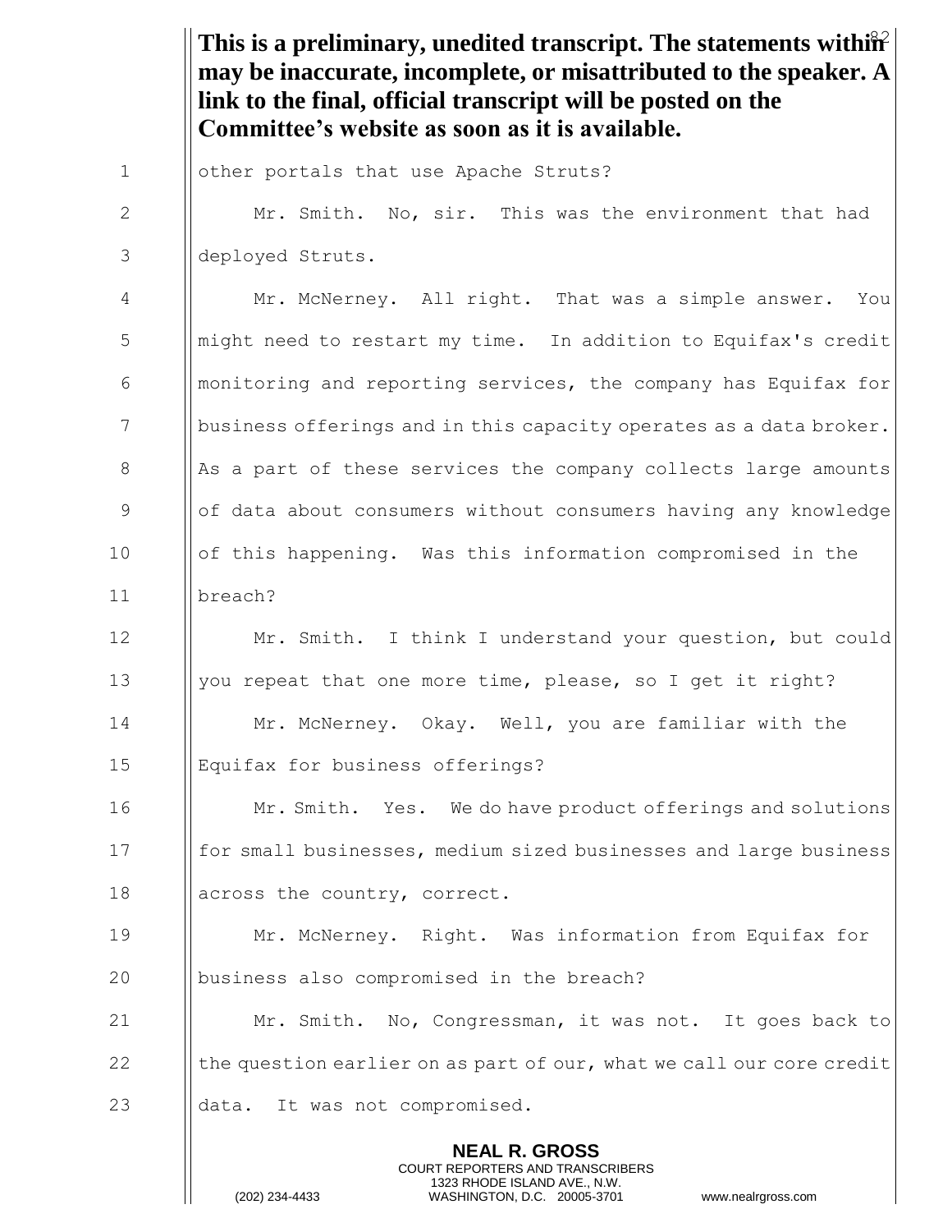**This is a preliminary, unedited transcript. The statements within may be inaccurate, incomplete, or misattributed to the speaker. A link to the final, official transcript will be posted on the Committee's website as soon as it is available.**

other portals that use Apache Struts?

Mr. Smith. No, sir. This was the environment that had deployed Struts.

Mr. McNerney. All right. That was a simple answer. You might need to restart my time. In addition to Equifax's credit monitoring and reporting services, the company has Equifax for business offerings and in this capacity operates as a data broker. As a part of these services the company collects large amounts of data about consumers without consumers having any knowledge of this happening. Was this information compromised in the breach?

Mr. Smith. I think I understand your question, but could you repeat that one more time, please, so I get it right?

Mr. McNerney. Okay. Well, you are familiar with the Equifax for business offerings?

Mr. Smith. Yes. We do have product offerings and solutions for small businesses, medium sized businesses and large business across the country, correct.

Mr. McNerney. Right. Was information from Equifax for business also compromised in the breach?

Mr. Smith. No, Congressman, it was not. It goes back to the question earlier on as part of our, what we call our core credit data. It was not compromised.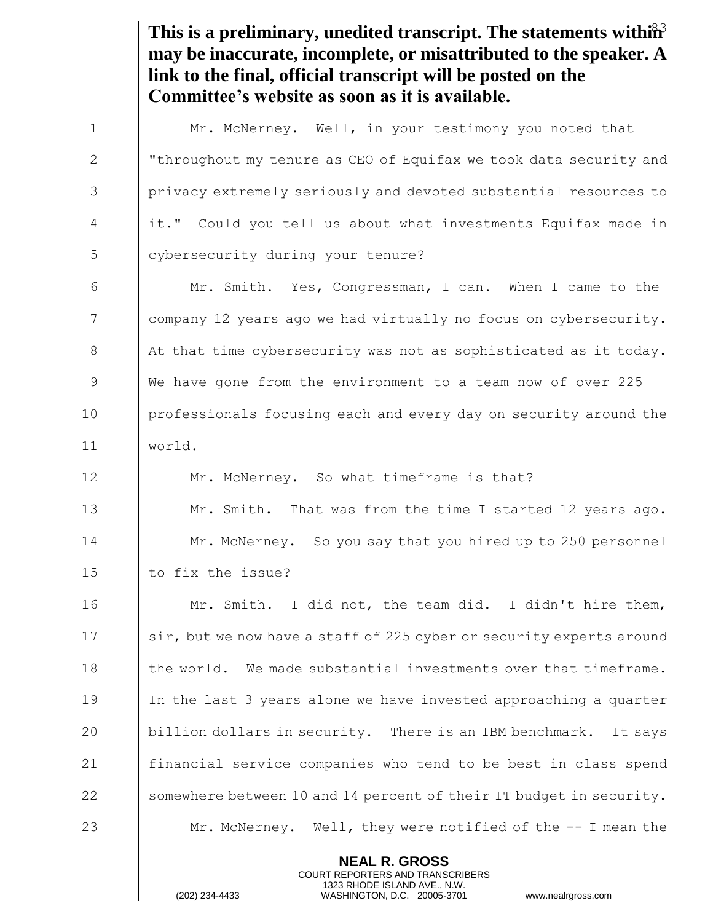**This is a preliminary, unedited transcript. The statements within may be inaccurate, incomplete, or misattributed to the speaker. A link to the final, official transcript will be posted on the Committee's website as soon as it is available.**

Mr. McNerney. Well, in your testimony you noted that "throughout my tenure as CEO of Equifax we took data security and privacy extremely seriously and devoted substantial resources to it." Could you tell us about what investments Equifax made in cybersecurity during your tenure?

Mr. Smith. Yes, Congressman, I can. When I came to the company 12 years ago we had virtually no focus on cybersecurity. At that time cybersecurity was not as sophisticated as it today. We have gone from the environment to a team now of over 225 professionals focusing each and every day on security around the world.

Mr. McNerney. So what timeframe is that?

Mr. Smith. That was from the time I started 12 years ago.

Mr. McNerney. So you say that you hired up to 250 personnel to fix the issue?

Mr. Smith. I did not, the team did. I didn't hire them, sir, but we now have a staff of 225 cyber or security experts around the world. We made substantial investments over that timeframe. In the last 3 years alone we have invested approaching a quarter billion dollars in security. There is an IBM benchmark. It says financial service companies who tend to be best in class spend somewhere between 10 and 14 percent of their IT budget in security.

Mr. McNerney. Well, they were notified of the -- I mean the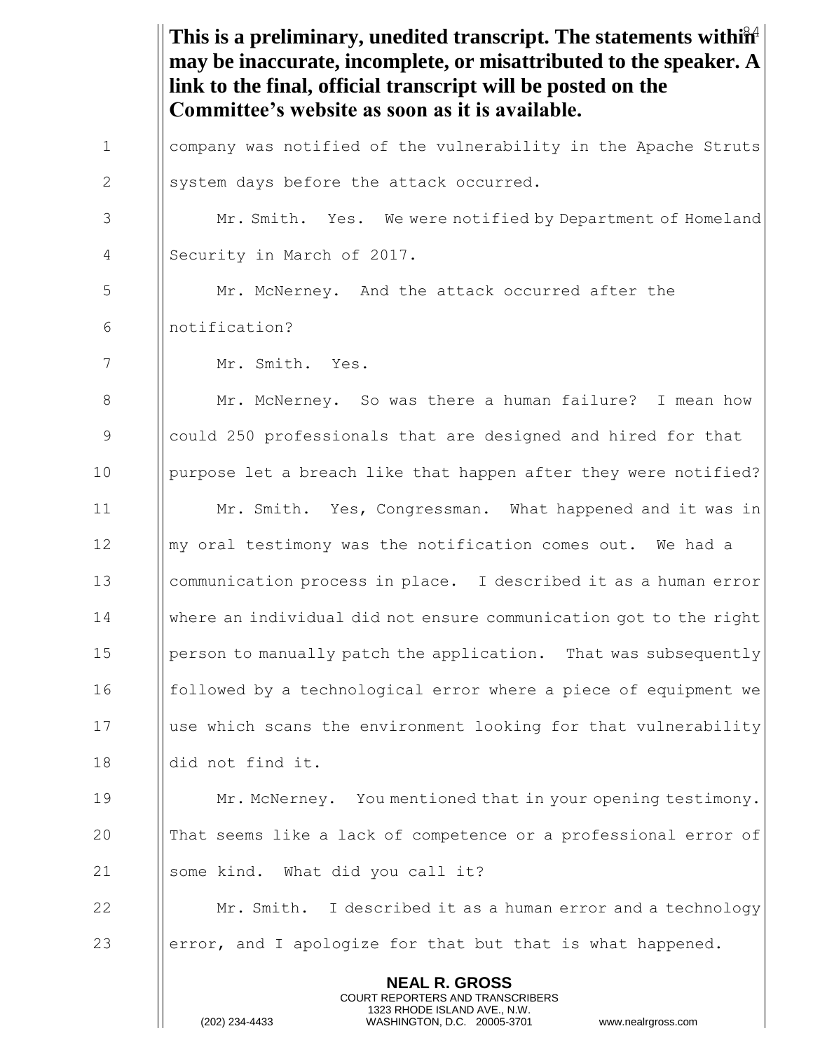**This is a preliminary, unedited transcript. The statements within may be inaccurate, incomplete, or misattributed to the speaker. A link to the final, official transcript will be posted on the Committee's website as soon as it is available.**

company was notified of the vulnerability in the Apache Struts system days before the attack occurred.

Mr. Smith. Yes. We were notified by Department of Homeland Security in March of 2017.

Mr. McNerney. And the attack occurred after the notification?

Mr. Smith. Yes.

Mr. McNerney. So was there a human failure? I mean how could 250 professionals that are designed and hired for that purpose let a breach like that happen after they were notified?

Mr. Smith. Yes, Congressman. What happened and it was in my oral testimony was the notification comes out. We had a communication process in place. I described it as a human error where an individual did not ensure communication got to the right person to manually patch the application. That was subsequently followed by a technological error where a piece of equipment we use which scans the environment looking for that vulnerability did not find it.

Mr. McNerney. You mentioned that in your opening testimony. That seems like a lack of competence or a professional error of some kind. What did you call it?

Mr. Smith. I described it as a human error and a technology error, and I apologize for that but that is what happened.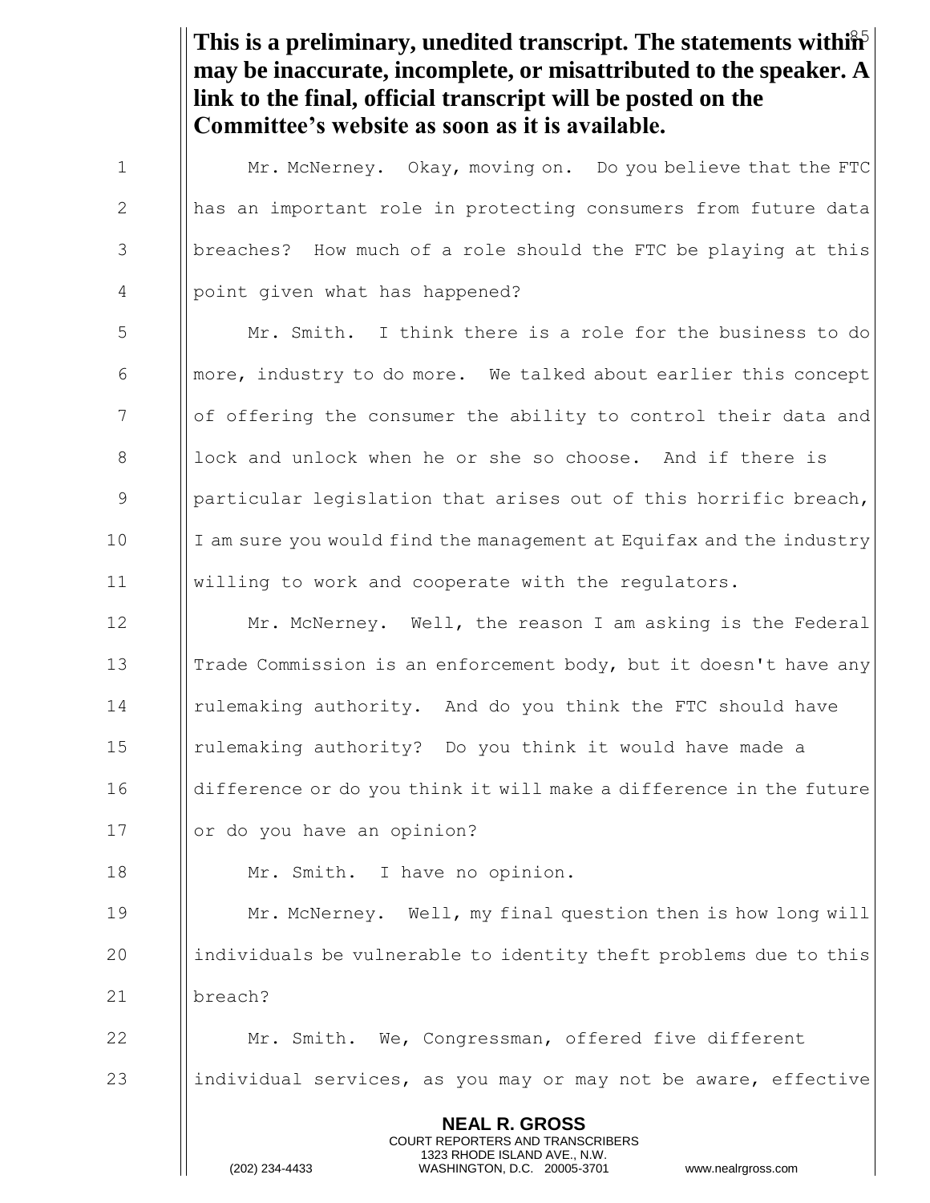**This is a preliminary, unedited transcript. The statements within may be inaccurate, incomplete, or misattributed to the speaker. A link to the final, official transcript will be posted on the Committee's website as soon as it is available.**

Mr. McNerney. Okay, moving on. Do you believe that the FTC has an important role in protecting consumers from future data breaches? How much of a role should the FTC be playing at this point given what has happened?

Mr. Smith. I think there is a role for the business to do more, industry to do more. We talked about earlier this concept of offering the consumer the ability to control their data and lock and unlock when he or she so choose. And if there is particular legislation that arises out of this horrific breach, I am sure you would find the management at Equifax and the industry willing to work and cooperate with the regulators.

Mr. McNerney. Well, the reason I am asking is the Federal Trade Commission is an enforcement body, but it doesn't have any rulemaking authority. And do you think the FTC should have rulemaking authority? Do you think it would have made a difference or do you think it will make a difference in the future or do you have an opinion?

Mr. Smith. I have no opinion.

Mr. McNerney. Well, my final question then is how long will individuals be vulnerable to identity theft problems due to this breach?

Mr. Smith. We, Congressman, offered five different individual services, as you may or may not be aware, effective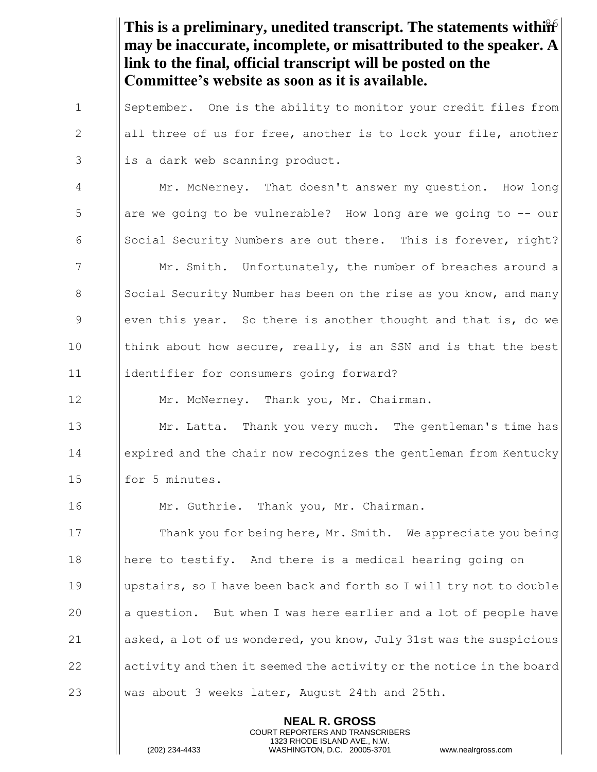**This is a preliminary, unedited transcript. The statements within may be inaccurate, incomplete, or misattributed to the speaker. A link to the final, official transcript will be posted on the Committee's website as soon as it is available.**

September. One is the ability to monitor your credit files from all three of us for free, another is to lock your file, another is a dark web scanning product.

Mr. McNerney. That doesn't answer my question. How long are we going to be vulnerable? How long are we going to -- our Social Security Numbers are out there. This is forever, right?

Mr. Smith. Unfortunately, the number of breaches around a Social Security Number has been on the rise as you know, and many even this year. So there is another thought and that is, do we think about how secure, really, is an SSN and is that the best identifier for consumers going forward?

Mr. McNerney. Thank you, Mr. Chairman.

Mr. Latta. Thank you very much. The gentleman's time has expired and the chair now recognizes the gentleman from Kentucky for 5 minutes.

Mr. Guthrie. Thank you, Mr. Chairman.

Thank you for being here, Mr. Smith. We appreciate you being here to testify. And there is a medical hearing going on upstairs, so I have been back and forth so I will try not to double a question. But when I was here earlier and a lot of people have asked, a lot of us wondered, you know, July 31st was the suspicious activity and then it seemed the activity or the notice in the board was about 3 weeks later, August 24th and 25th.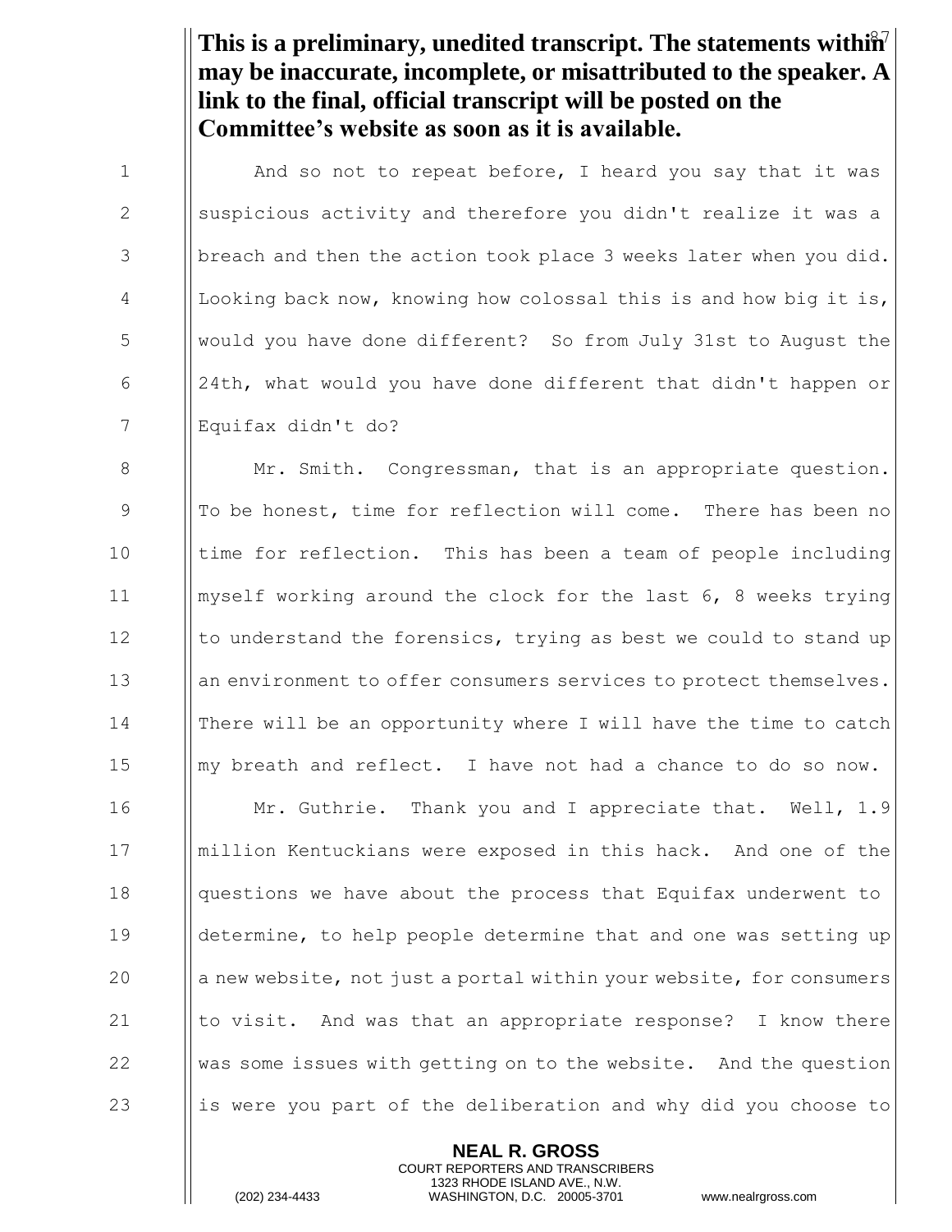**This is a preliminary, unedited transcript. The statements within may be inaccurate, incomplete, or misattributed to the speaker. A link to the final, official transcript will be posted on the Committee's website as soon as it is available.**

And so not to repeat before, I heard you say that it was suspicious activity and therefore you didn't realize it was a breach and then the action took place 3 weeks later when you did. Looking back now, knowing how colossal this is and how big it is, would you have done different? So from July 31st to August the 24th, what would you have done different that didn't happen or Equifax didn't do?

Mr. Smith. Congressman, that is an appropriate question. To be honest, time for reflection will come. There has been no time for reflection. This has been a team of people including myself working around the clock for the last 6, 8 weeks trying to understand the forensics, trying as best we could to stand up an environment to offer consumers services to protect themselves. There will be an opportunity where I will have the time to catch my breath and reflect. I have not had a chance to do so now.

Mr. Guthrie. Thank you and I appreciate that. Well, 1.9 million Kentuckians were exposed in this hack. And one of the questions we have about the process that Equifax underwent to determine, to help people determine that and one was setting up a new website, not just a portal within your website, for consumers to visit. And was that an appropriate response? I know there was some issues with getting on to the website. And the question is were you part of the deliberation and why did you choose to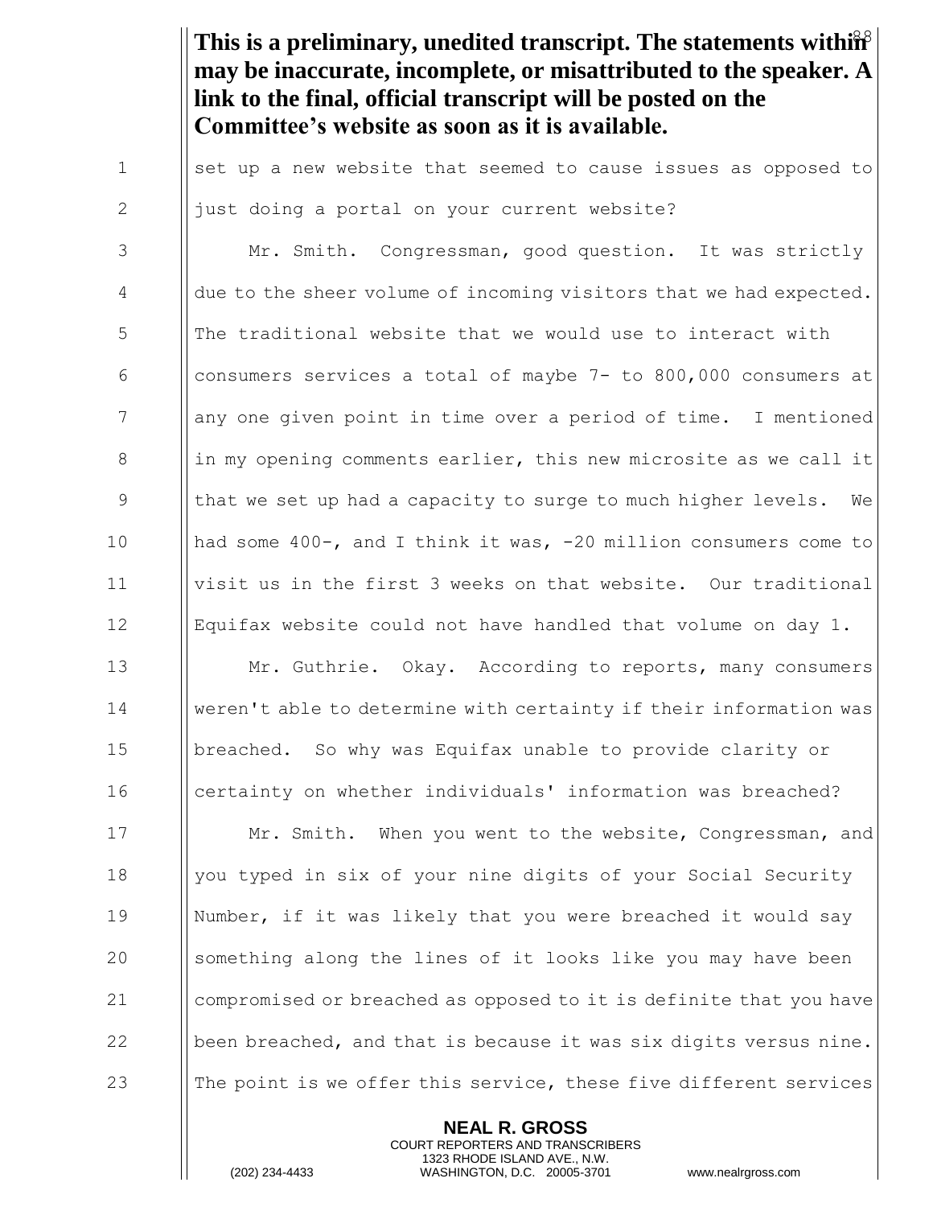**This is a preliminary, unedited transcript. The statements within may be inaccurate, incomplete, or misattributed to the speaker. A link to the final, official transcript will be posted on the Committee's website as soon as it is available.**

set up a new website that seemed to cause issues as opposed to just doing a portal on your current website?

Mr. Smith. Congressman, good question. It was strictly due to the sheer volume of incoming visitors that we had expected. The traditional website that we would use to interact with consumers services a total of maybe 7- to 800,000 consumers at any one given point in time over a period of time. I mentioned in my opening comments earlier, this new microsite as we call it that we set up had a capacity to surge to much higher levels. We had some 400-, and I think it was, -20 million consumers come to visit us in the first 3 weeks on that website. Our traditional Equifax website could not have handled that volume on day 1.

Mr. Guthrie. Okay. According to reports, many consumers weren't able to determine with certainty if their information was breached. So why was Equifax unable to provide clarity or certainty on whether individuals' information was breached?

Mr. Smith. When you went to the website, Congressman, and you typed in six of your nine digits of your Social Security Number, if it was likely that you were breached it would say something along the lines of it looks like you may have been compromised or breached as opposed to it is definite that you have been breached, and that is because it was six digits versus nine. The point is we offer this service, these five different services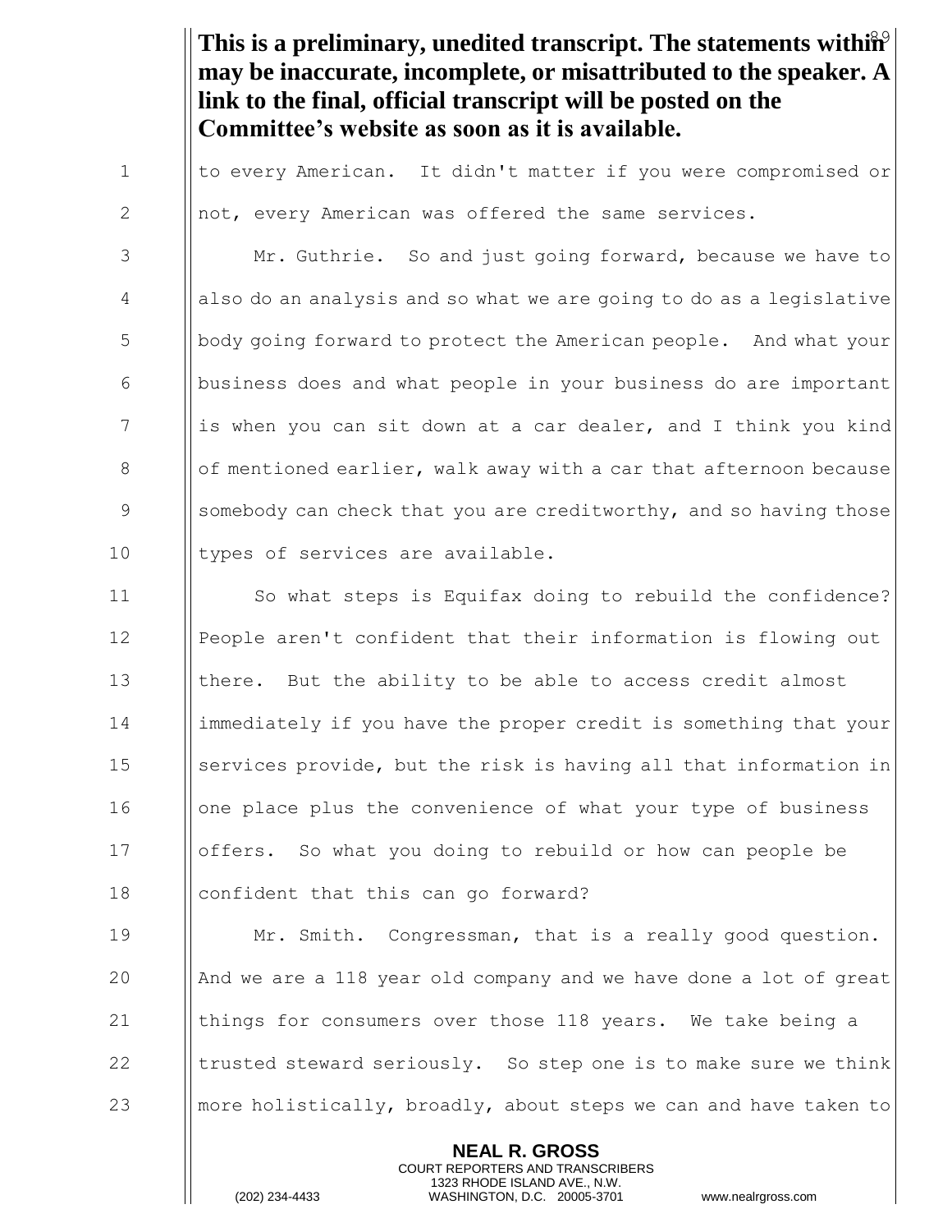**This is a preliminary, unedited transcript. The statements within may be inaccurate, incomplete, or misattributed to the speaker. A link to the final, official transcript will be posted on the Committee's website as soon as it is available.**

to every American. It didn't matter if you were compromised or not, every American was offered the same services.

Mr. Guthrie. So and just going forward, because we have to also do an analysis and so what we are going to do as a legislative body going forward to protect the American people. And what your business does and what people in your business do are important is when you can sit down at a car dealer, and I think you kind of mentioned earlier, walk away with a car that afternoon because somebody can check that you are creditworthy, and so having those types of services are available.

So what steps is Equifax doing to rebuild the confidence? People aren't confident that their information is flowing out there. But the ability to be able to access credit almost immediately if you have the proper credit is something that your services provide, but the risk is having all that information in one place plus the convenience of what your type of business offers. So what you doing to rebuild or how can people be confident that this can go forward?

Mr. Smith. Congressman, that is a really good question. And we are a 118 year old company and we have done a lot of great things for consumers over those 118 years. We take being a trusted steward seriously. So step one is to make sure we think more holistically, broadly, about steps we can and have taken to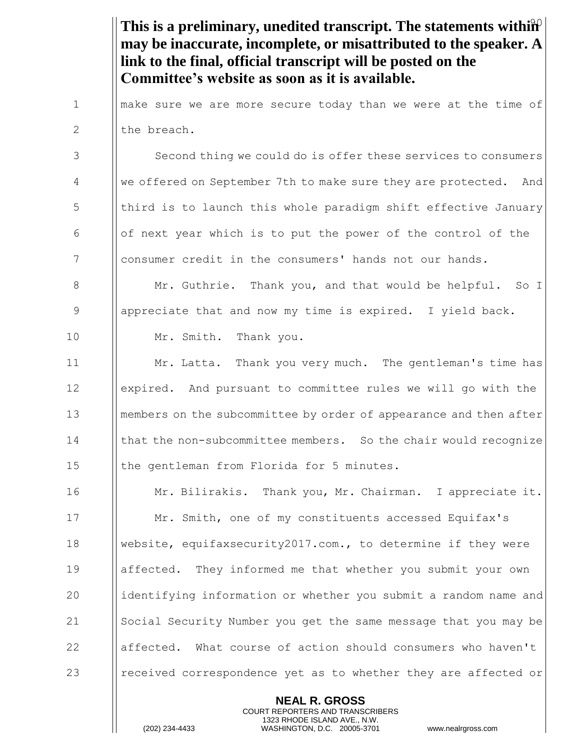**This is a preliminary, unedited transcript. The statements within may be inaccurate, incomplete, or misattributed to the speaker. A link to the final, official transcript will be posted on the Committee's website as soon as it is available.**

make sure we are more secure today than we were at the time of the breach.

Second thing we could do is offer these services to consumers we offered on September 7th to make sure they are protected. And third is to launch this whole paradigm shift effective January of next year which is to put the power of the control of the consumer credit in the consumers' hands not our hands.

Mr. Guthrie. Thank you, and that would be helpful. So I appreciate that and now my time is expired. I yield back.

Mr. Smith. Thank you.

Mr. Latta. Thank you very much. The gentleman's time has expired. And pursuant to committee rules we will go with the members on the subcommittee by order of appearance and then after that the non-subcommittee members. So the chair would recognize the gentleman from Florida for 5 minutes.

Mr. Bilirakis. Thank you, Mr. Chairman. I appreciate it.

Mr. Smith, one of my constituents accessed Equifax's website, equifaxsecurity2017.com., to determine if they were affected. They informed me that whether you submit your own identifying information or whether you submit a random name and Social Security Number you get the same message that you may be affected. What course of action should consumers who haven't received correspondence yet as to whether they are affected or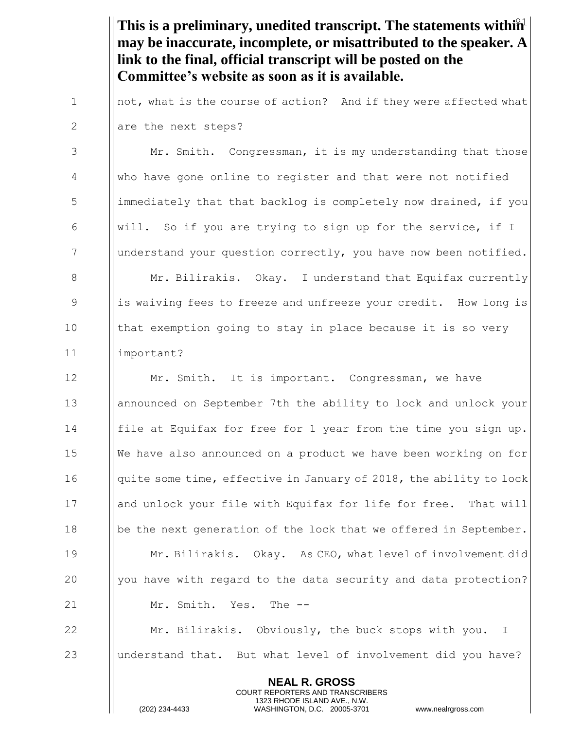**This is a preliminary, unedited transcript. The statements within may be inaccurate, incomplete, or misattributed to the speaker. A link to the final, official transcript will be posted on the Committee's website as soon as it is available.**

not, what is the course of action? And if they were affected what are the next steps?

Mr. Smith. Congressman, it is my understanding that those who have gone online to register and that were not notified immediately that that backlog is completely now drained, if you will. So if you are trying to sign up for the service, if I understand your question correctly, you have now been notified.

Mr. Bilirakis. Okay. I understand that Equifax currently is waiving fees to freeze and unfreeze your credit. How long is that exemption going to stay in place because it is so very important?

Mr. Smith. It is important. Congressman, we have announced on September 7th the ability to lock and unlock your file at Equifax for free for 1 year from the time you sign up. We have also announced on a product we have been working on for quite some time, effective in January of 2018, the ability to lock and unlock your file with Equifax for life for free. That will be the next generation of the lock that we offered in September.

Mr. Bilirakis. Okay. As CEO, what level of involvement did you have with regard to the data security and data protection?

Mr. Smith. Yes. The --

Mr. Bilirakis. Obviously, the buck stops with you. I understand that. But what level of involvement did you have?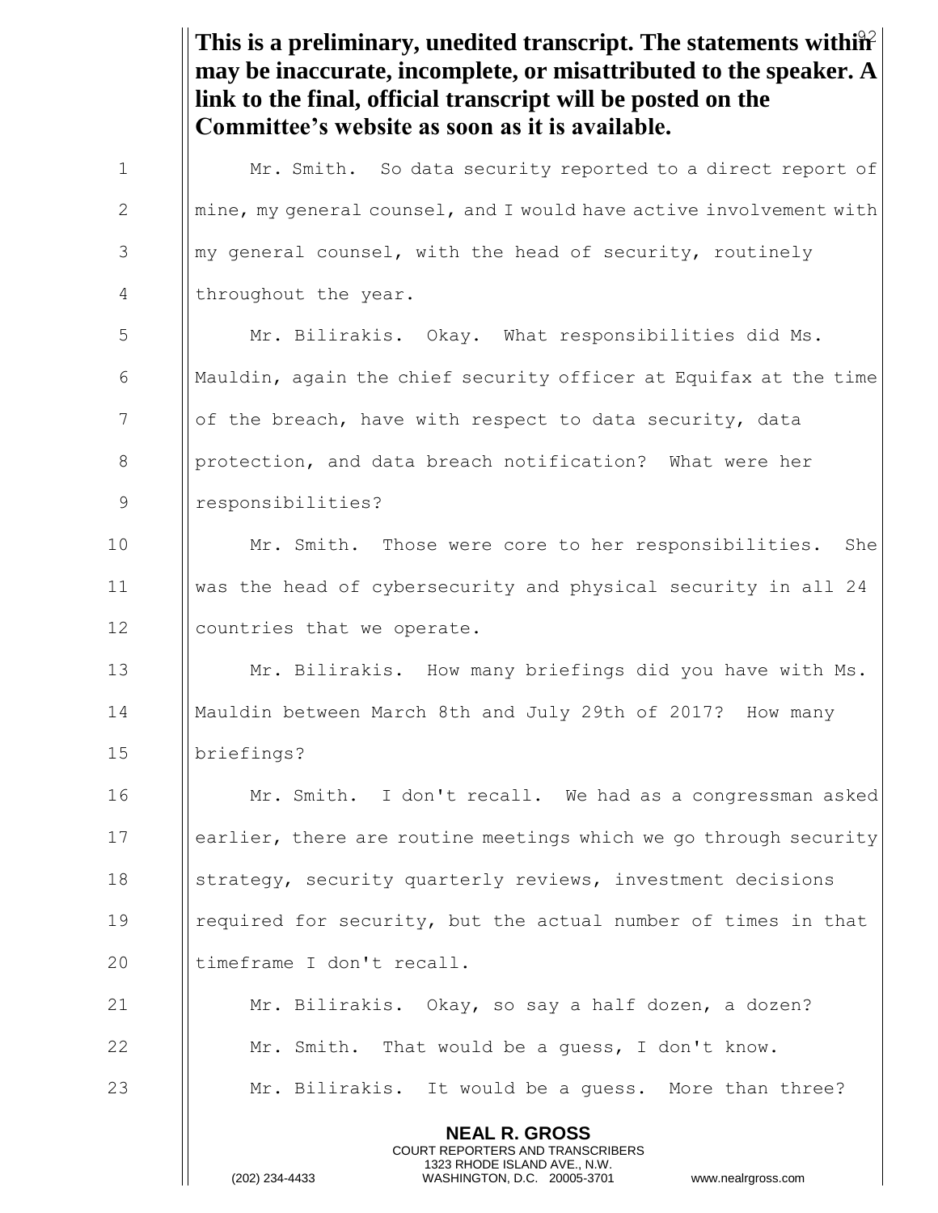**This is a preliminary, unedited transcript. The statements within may be inaccurate, incomplete, or misattributed to the speaker. A link to the final, official transcript will be posted on the Committee's website as soon as it is available.**

Mr. Smith. So data security reported to a direct report of mine, my general counsel, and I would have active involvement with my general counsel, with the head of security, routinely throughout the year.

Mr. Bilirakis. Okay. What responsibilities did Ms. Mauldin, again the chief security officer at Equifax at the time of the breach, have with respect to data security, data protection, and data breach notification? What were her responsibilities?

Mr. Smith. Those were core to her responsibilities. She was the head of cybersecurity and physical security in all 24 countries that we operate.

Mr. Bilirakis. How many briefings did you have with Ms. Mauldin between March 8th and July 29th of 2017? How many briefings?

Mr. Smith. I don't recall. We had as a congressman asked earlier, there are routine meetings which we go through security strategy, security quarterly reviews, investment decisions required for security, but the actual number of times in that timeframe I don't recall.

Mr. Bilirakis. Okay, so say a half dozen, a dozen?

Mr. Smith. That would be a guess, I don't know.

Mr. Bilirakis. It would be a guess. More than three?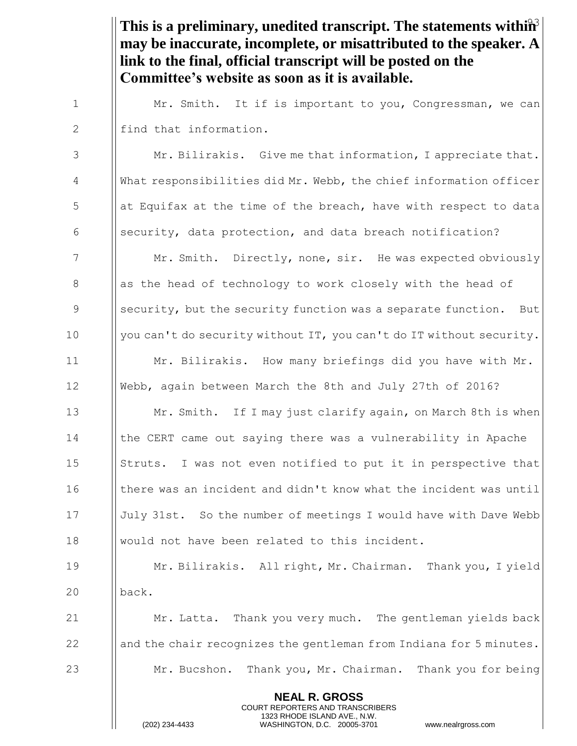**This is a preliminary, unedited transcript. The statements within may be inaccurate, incomplete, or misattributed to the speaker. A link to the final, official transcript will be posted on the Committee's website as soon as it is available.**

Mr. Smith. It if is important to you, Congressman, we can find that information.

Mr. Bilirakis. Give me that information, I appreciate that. What responsibilities did Mr. Webb, the chief information officer at Equifax at the time of the breach, have with respect to data security, data protection, and data breach notification?

Mr. Smith. Directly, none, sir. He was expected obviously as the head of technology to work closely with the head of security, but the security function was a separate function. But you can't do security without IT, you can't do IT without security.

Mr. Bilirakis. How many briefings did you have with Mr. Webb, again between March the 8th and July 27th of 2016?

Mr. Smith. If I may just clarify again, on March 8th is when the CERT came out saying there was a vulnerability in Apache Struts. I was not even notified to put it in perspective that there was an incident and didn't know what the incident was until July 31st. So the number of meetings I would have with Dave Webb would not have been related to this incident.

Mr. Bilirakis. All right, Mr. Chairman. Thank you, I yield back.

Mr. Latta. Thank you very much. The gentleman yields back and the chair recognizes the gentleman from Indiana for 5 minutes.

Mr. Bucshon. Thank you, Mr. Chairman. Thank you for being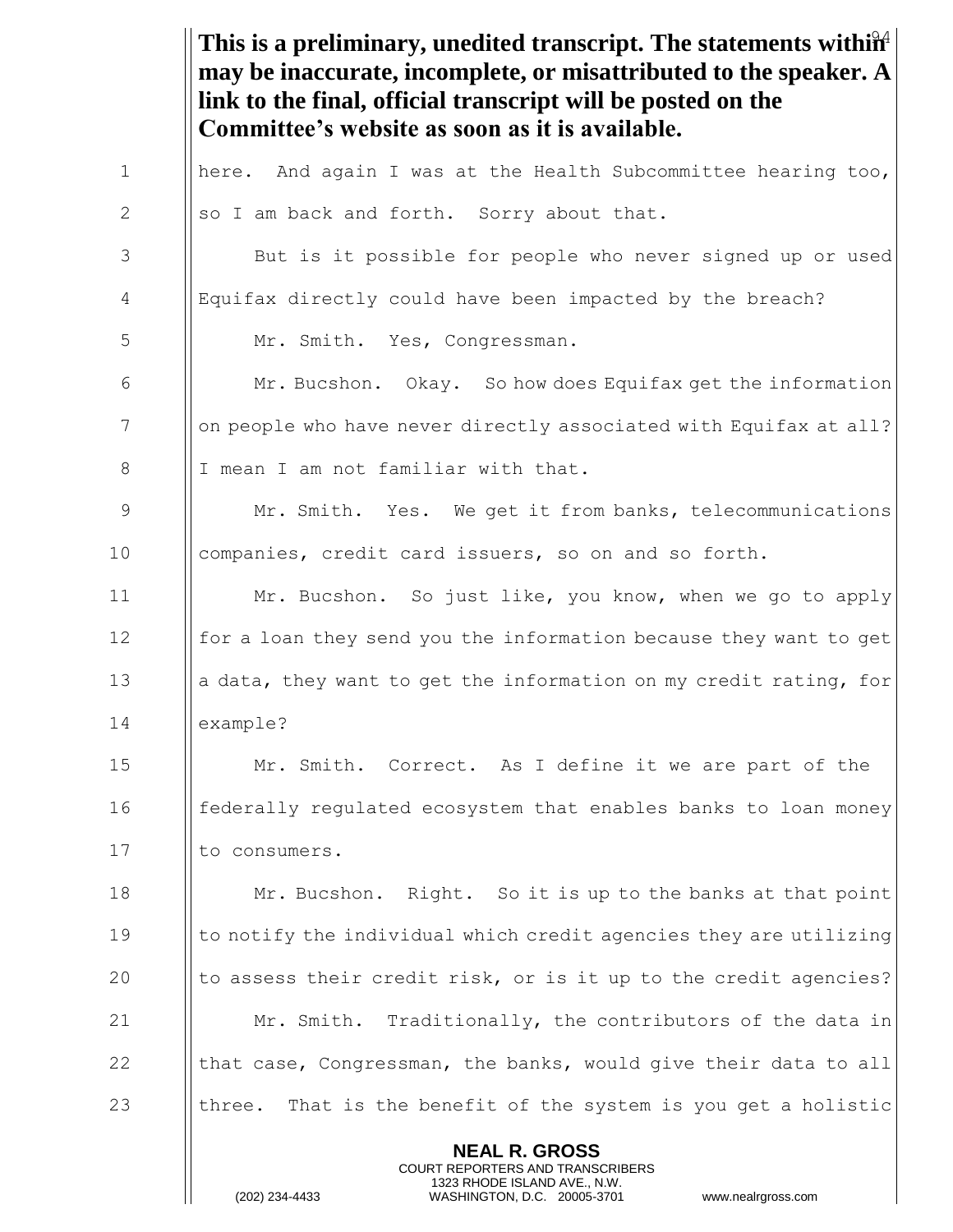**This is a preliminary, unedited transcript. The statements within may be inaccurate, incomplete, or misattributed to the speaker. A link to the final, official transcript will be posted on the Committee's website as soon as it is available.**

here. And again I was at the Health Subcommittee hearing too, so I am back and forth. Sorry about that.

But is it possible for people who never signed up or used Equifax directly could have been impacted by the breach?

Mr. Smith. Yes, Congressman.

Mr. Bucshon. Okay. So how does Equifax get the information on people who have never directly associated with Equifax at all? I mean I am not familiar with that.

Mr. Smith. Yes. We get it from banks, telecommunications companies, credit card issuers, so on and so forth.

Mr. Bucshon. So just like, you know, when we go to apply for a loan they send you the information because they want to get a data, they want to get the information on my credit rating, for example?

Mr. Smith. Correct. As I define it we are part of the federally regulated ecosystem that enables banks to loan money to consumers.

Mr. Bucshon. Right. So it is up to the banks at that point to notify the individual which credit agencies they are utilizing to assess their credit risk, or is it up to the credit agencies?

Mr. Smith. Traditionally, the contributors of the data in that case, Congressman, the banks, would give their data to all three. That is the benefit of the system is you get a holistic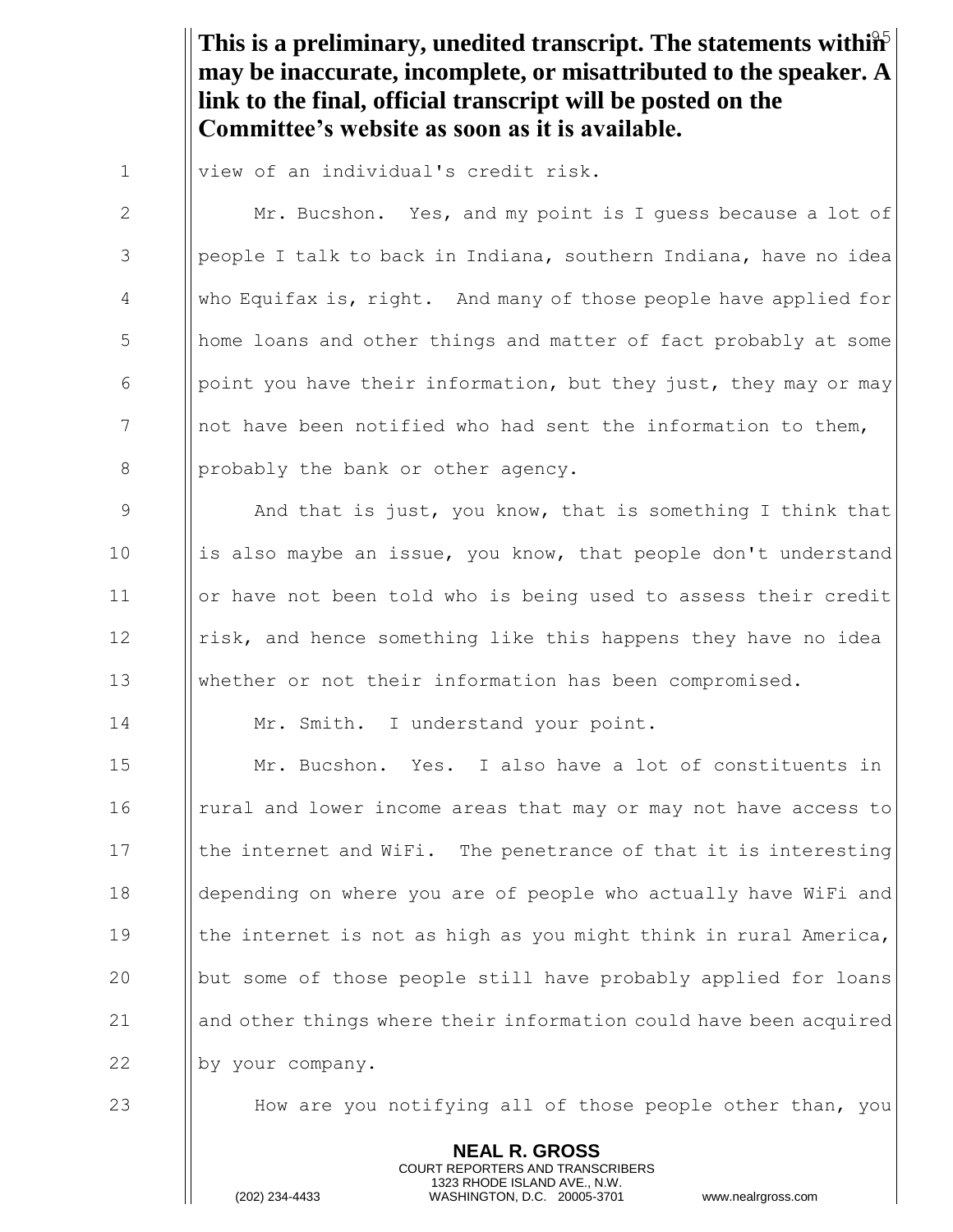**This is a preliminary, unedited transcript. The statements within may be inaccurate, incomplete, or misattributed to the speaker. A link to the final, official transcript will be posted on the Committee's website as soon as it is available.**

view of an individual's credit risk.

Mr. Bucshon. Yes, and my point is I guess because a lot of people I talk to back in Indiana, southern Indiana, have no idea who Equifax is, right. And many of those people have applied for home loans and other things and matter of fact probably at some point you have their information, but they just, they may or may not have been notified who had sent the information to them, probably the bank or other agency.

And that is just, you know, that is something I think that is also maybe an issue, you know, that people don't understand or have not been told who is being used to assess their credit risk, and hence something like this happens they have no idea whether or not their information has been compromised.

Mr. Smith. I understand your point.

Mr. Bucshon. Yes. I also have a lot of constituents in rural and lower income areas that may or may not have access to the internet and WiFi. The penetrance of that it is interesting depending on where you are of people who actually have WiFi and the internet is not as high as you might think in rural America, but some of those people still have probably applied for loans and other things where their information could have been acquired by your company.

How are you notifying all of those people other than, you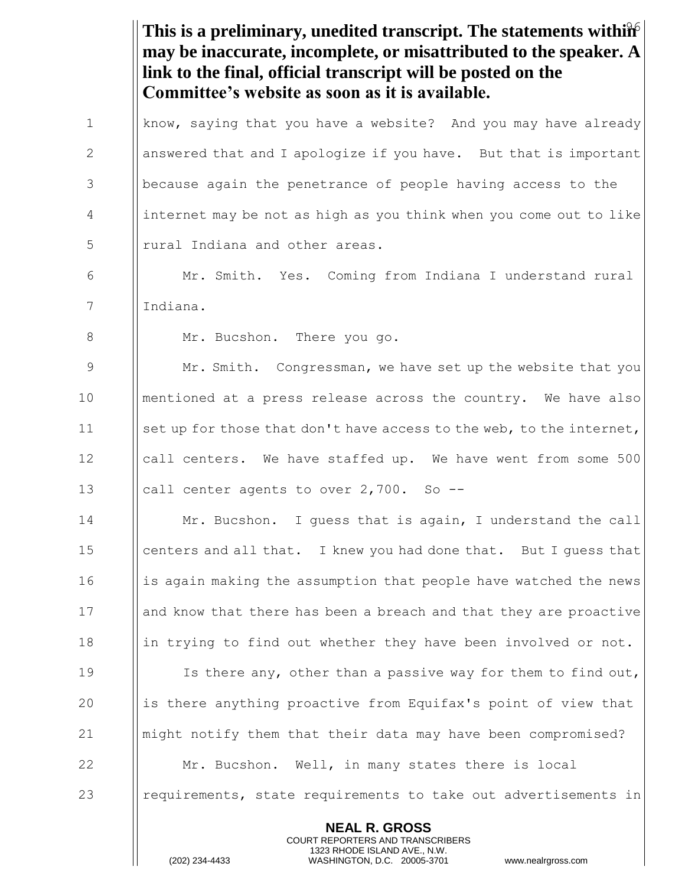**This is a preliminary, unedited transcript. The statements within may be inaccurate, incomplete, or misattributed to the speaker. A link to the final, official transcript will be posted on the Committee's website as soon as it is available.**

know, saying that you have a website? And you may have already answered that and I apologize if you have. But that is important because again the penetrance of people having access to the internet may be not as high as you think when you come out to like rural Indiana and other areas.

Mr. Smith. Yes. Coming from Indiana I understand rural Indiana.

Mr. Bucshon. There you go.

Mr. Smith. Congressman, we have set up the website that you mentioned at a press release across the country. We have also set up for those that don't have access to the web, to the internet, call centers. We have staffed up. We have went from some 500 call center agents to over 2,700. So --

Mr. Bucshon. I guess that is again, I understand the call centers and all that. I knew you had done that. But I guess that is again making the assumption that people have watched the news and know that there has been a breach and that they are proactive in trying to find out whether they have been involved or not.

Is there any, other than a passive way for them to find out, is there anything proactive from Equifax's point of view that might notify them that their data may have been compromised?

Mr. Bucshon. Well, in many states there is local requirements, state requirements to take out advertisements in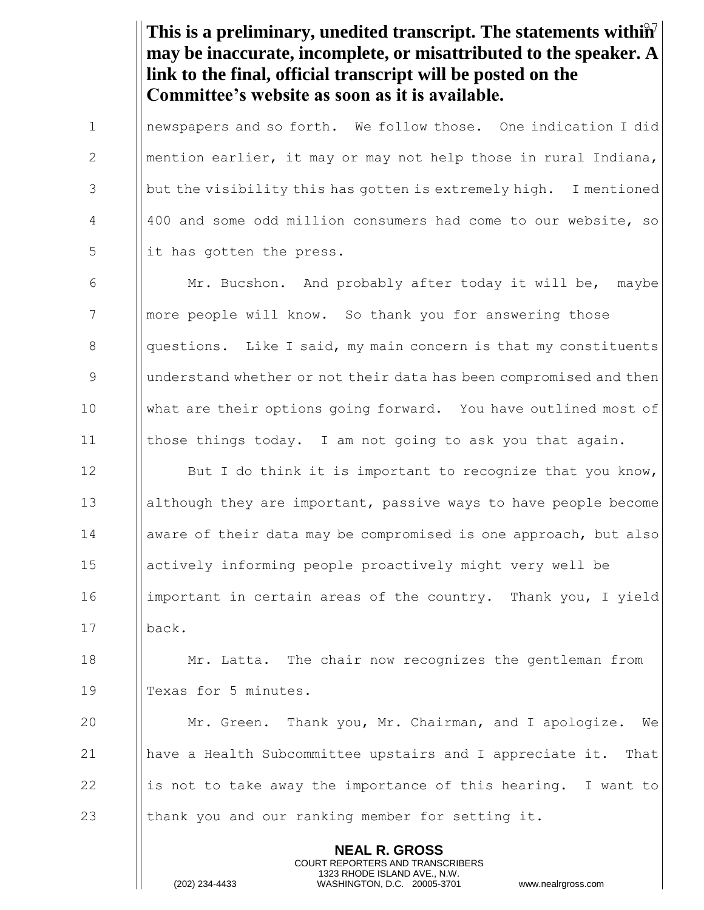**This is a preliminary, unedited transcript. The statements within may be inaccurate, incomplete, or misattributed to the speaker. A link to the final, official transcript will be posted on the Committee's website as soon as it is available.**

newspapers and so forth. We follow those. One indication I did mention earlier, it may or may not help those in rural Indiana, but the visibility this has gotten is extremely high. I mentioned 400 and some odd million consumers had come to our website, so it has gotten the press.

Mr. Bucshon. And probably after today it will be, maybe more people will know. So thank you for answering those questions. Like I said, my main concern is that my constituents understand whether or not their data has been compromised and then what are their options going forward. You have outlined most of those things today. I am not going to ask you that again.

But I do think it is important to recognize that you know, although they are important, passive ways to have people become aware of their data may be compromised is one approach, but also actively informing people proactively might very well be important in certain areas of the country. Thank you, I yield back.

Mr. Latta. The chair now recognizes the gentleman from Texas for 5 minutes.

Mr. Green. Thank you, Mr. Chairman, and I apologize. We have a Health Subcommittee upstairs and I appreciate it. That is not to take away the importance of this hearing. I want to thank you and our ranking member for setting it.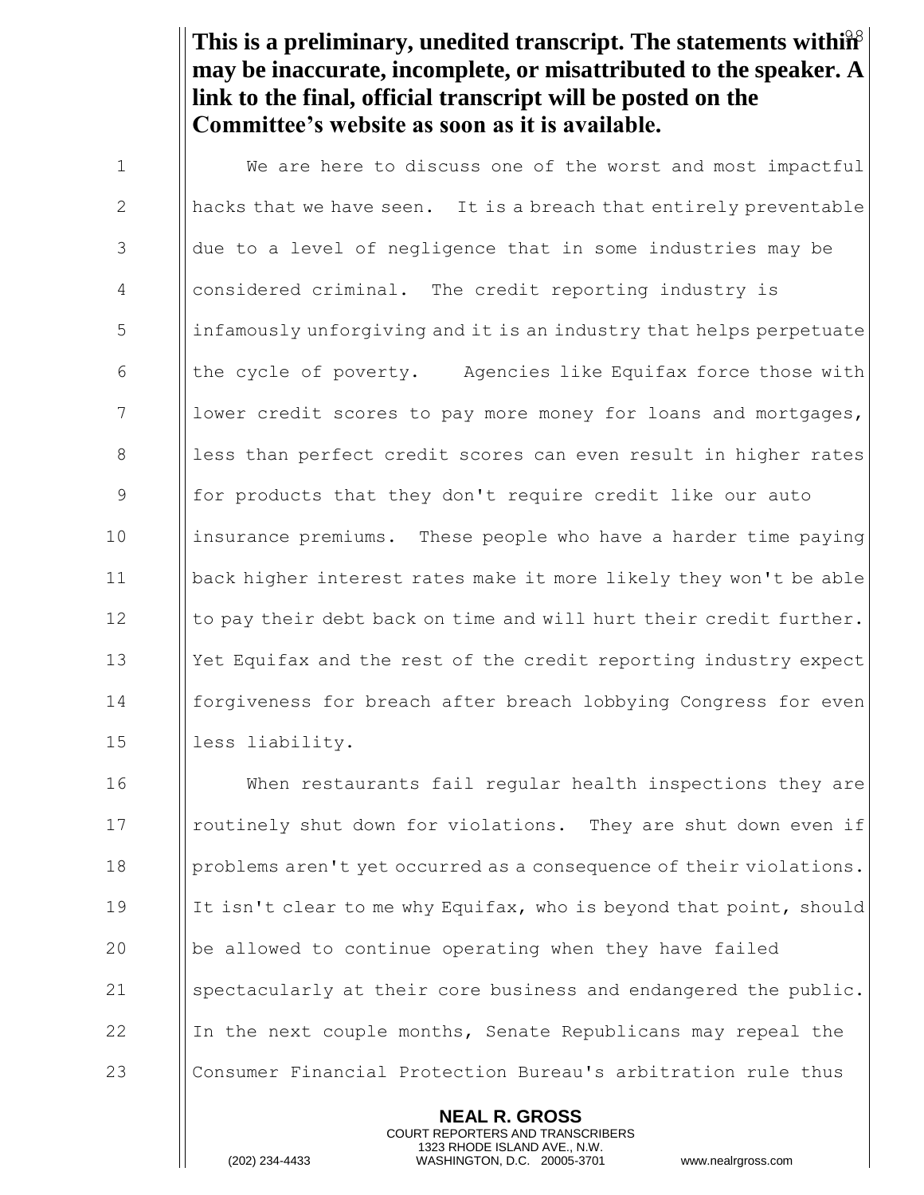**This is a preliminary, unedited transcript. The statements within may be inaccurate, incomplete, or misattributed to the speaker. A link to the final, official transcript will be posted on the Committee's website as soon as it is available.**

We are here to discuss one of the worst and most impactful hacks that we have seen. It is a breach that entirely preventable due to a level of negligence that in some industries may be considered criminal. The credit reporting industry is infamously unforgiving and it is an industry that helps perpetuate the cycle of poverty. Agencies like Equifax force those with lower credit scores to pay more money for loans and mortgages, less than perfect credit scores can even result in higher rates for products that they don't require credit like our auto insurance premiums. These people who have a harder time paying back higher interest rates make it more likely they won't be able to pay their debt back on time and will hurt their credit further. Yet Equifax and the rest of the credit reporting industry expect forgiveness for breach after breach lobbying Congress for even less liability.

When restaurants fail regular health inspections they are routinely shut down for violations. They are shut down even if problems aren't yet occurred as a consequence of their violations. It isn't clear to me why Equifax, who is beyond that point, should be allowed to continue operating when they have failed spectacularly at their core business and endangered the public. In the next couple months, Senate Republicans may repeal the Consumer Financial Protection Bureau's arbitration rule thus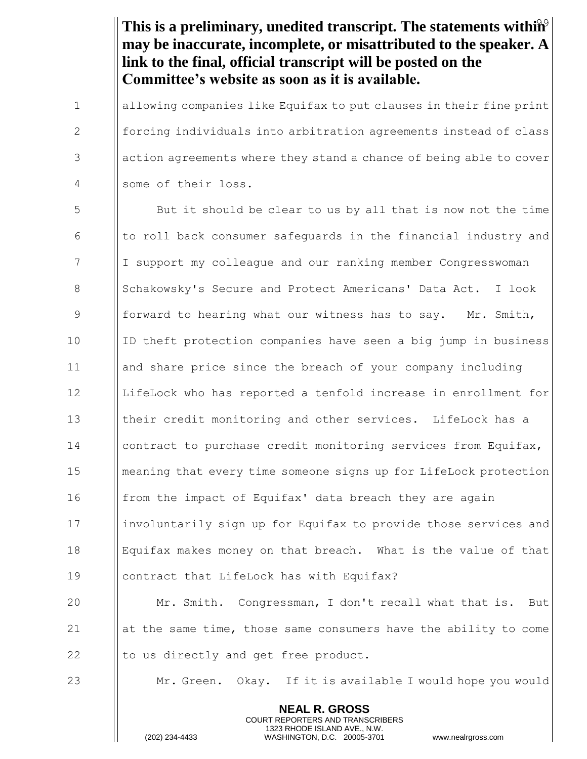**This is a preliminary, unedited transcript. The statements within may be inaccurate, incomplete, or misattributed to the speaker. A link to the final, official transcript will be posted on the Committee's website as soon as it is available.**

allowing companies like Equifax to put clauses in their fine print forcing individuals into arbitration agreements instead of class action agreements where they stand a chance of being able to cover some of their loss.

But it should be clear to us by all that is now not the time to roll back consumer safeguards in the financial industry and I support my colleague and our ranking member Congresswoman Schakowsky's Secure and Protect Americans' Data Act. I look forward to hearing what our witness has to say. Mr. Smith, ID theft protection companies have seen a big jump in business and share price since the breach of your company including LifeLock who has reported a tenfold increase in enrollment for their credit monitoring and other services. LifeLock has a contract to purchase credit monitoring services from Equifax, meaning that every time someone signs up for LifeLock protection from the impact of Equifax' data breach they are again involuntarily sign up for Equifax to provide those services and Equifax makes money on that breach. What is the value of that contract that LifeLock has with Equifax?

Mr. Smith. Congressman, I don't recall what that is. But at the same time, those same consumers have the ability to come to us directly and get free product.

Mr. Green. Okay. If it is available I would hope you would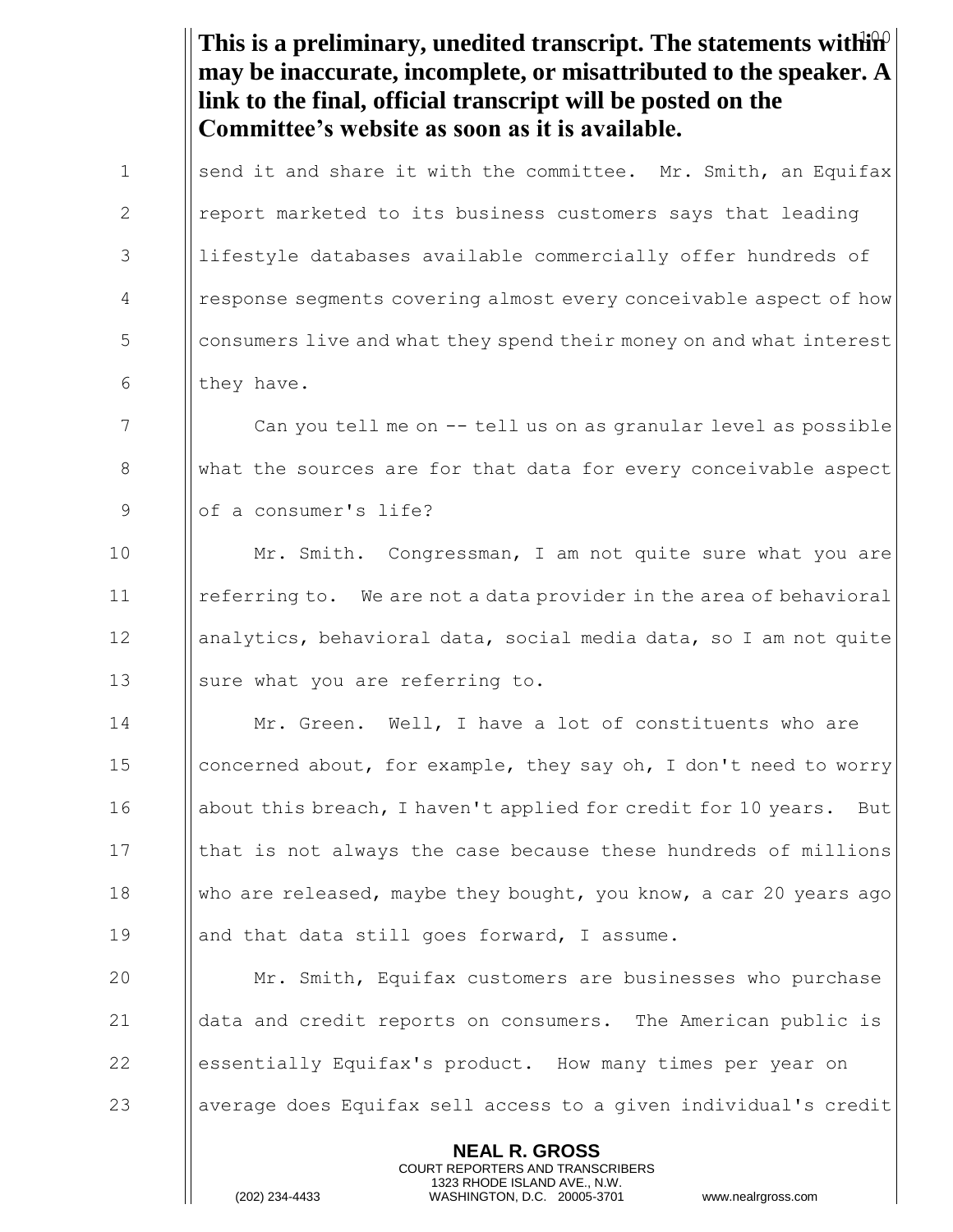**This is a preliminary, unedited transcript. The statements within may be inaccurate, incomplete, or misattributed to the speaker. A link to the final, official transcript will be posted on the Committee's website as soon as it is available.**

send it and share it with the committee. Mr. Smith, an Equifax report marketed to its business customers says that leading lifestyle databases available commercially offer hundreds of response segments covering almost every conceivable aspect of how consumers live and what they spend their money on and what interest they have.

Can you tell me on -- tell us on as granular level as possible what the sources are for that data for every conceivable aspect of a consumer's life?

Mr. Smith. Congressman, I am not quite sure what you are referring to. We are not a data provider in the area of behavioral analytics, behavioral data, social media data, so I am not quite sure what you are referring to.

Mr. Green. Well, I have a lot of constituents who are concerned about, for example, they say oh, I don't need to worry about this breach, I haven't applied for credit for 10 years. But that is not always the case because these hundreds of millions who are released, maybe they bought, you know, a car 20 years ago and that data still goes forward, I assume.

Mr. Smith, Equifax customers are businesses who purchase data and credit reports on consumers. The American public is essentially Equifax's product. How many times per year on average does Equifax sell access to a given individual's credit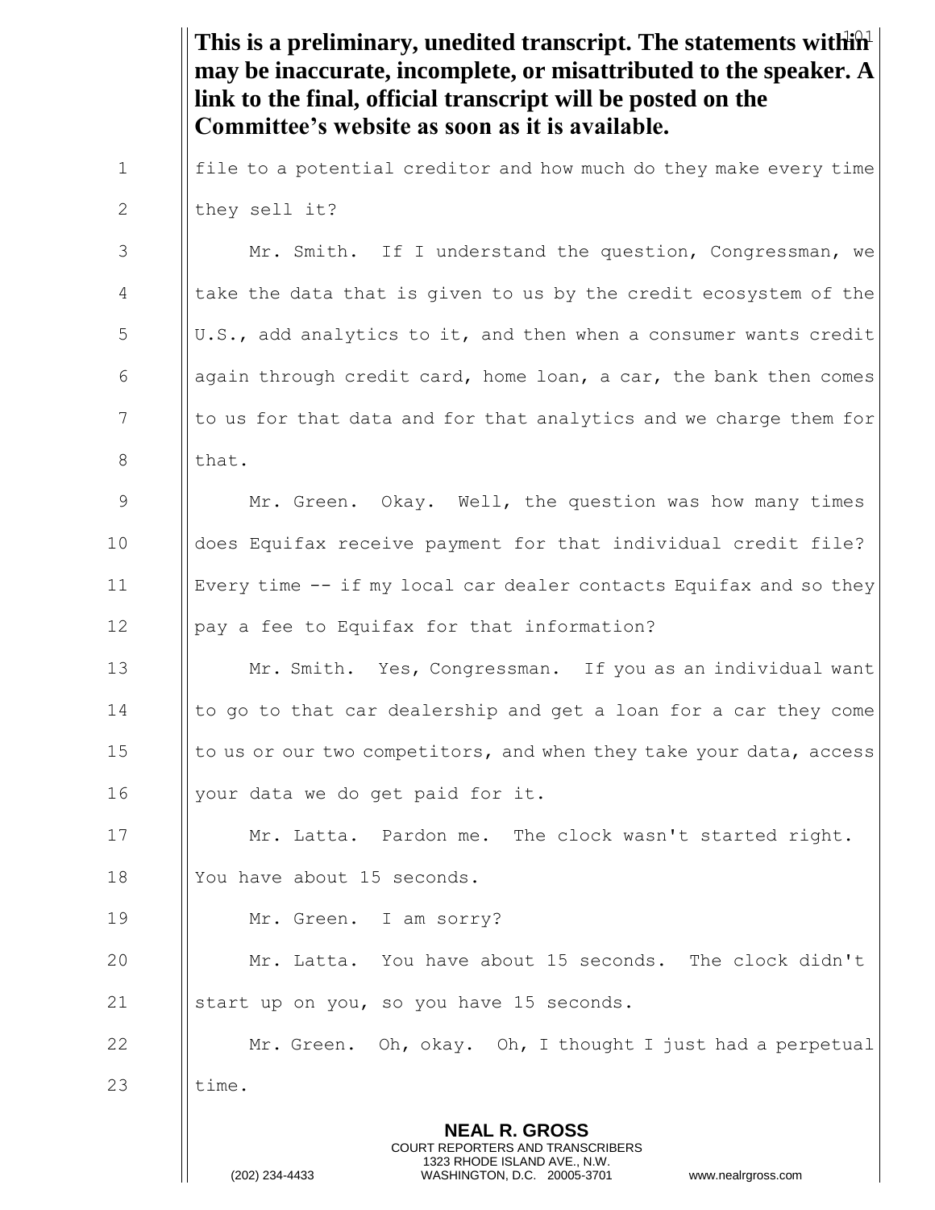**This is a preliminary, unedited transcript. The statements within may be inaccurate, incomplete, or misattributed to the speaker. A link to the final, official transcript will be posted on the Committee's website as soon as it is available.**

file to a potential creditor and how much do they make every time they sell it?

Mr. Smith. If I understand the question, Congressman, we take the data that is given to us by the credit ecosystem of the U.S., add analytics to it, and then when a consumer wants credit again through credit card, home loan, a car, the bank then comes to us for that data and for that analytics and we charge them for that.

Mr. Green. Okay. Well, the question was how many times does Equifax receive payment for that individual credit file? Every time -- if my local car dealer contacts Equifax and so they pay a fee to Equifax for that information?

Mr. Smith. Yes, Congressman. If you as an individual want to go to that car dealership and get a loan for a car they come to us or our two competitors, and when they take your data, access your data we do get paid for it.

Mr. Latta. Pardon me. The clock wasn't started right. You have about 15 seconds.

Mr. Green. I am sorry?

Mr. Latta. You have about 15 seconds. The clock didn't start up on you, so you have 15 seconds.

Mr. Green. Oh, okay. Oh, I thought I just had a perpetual time.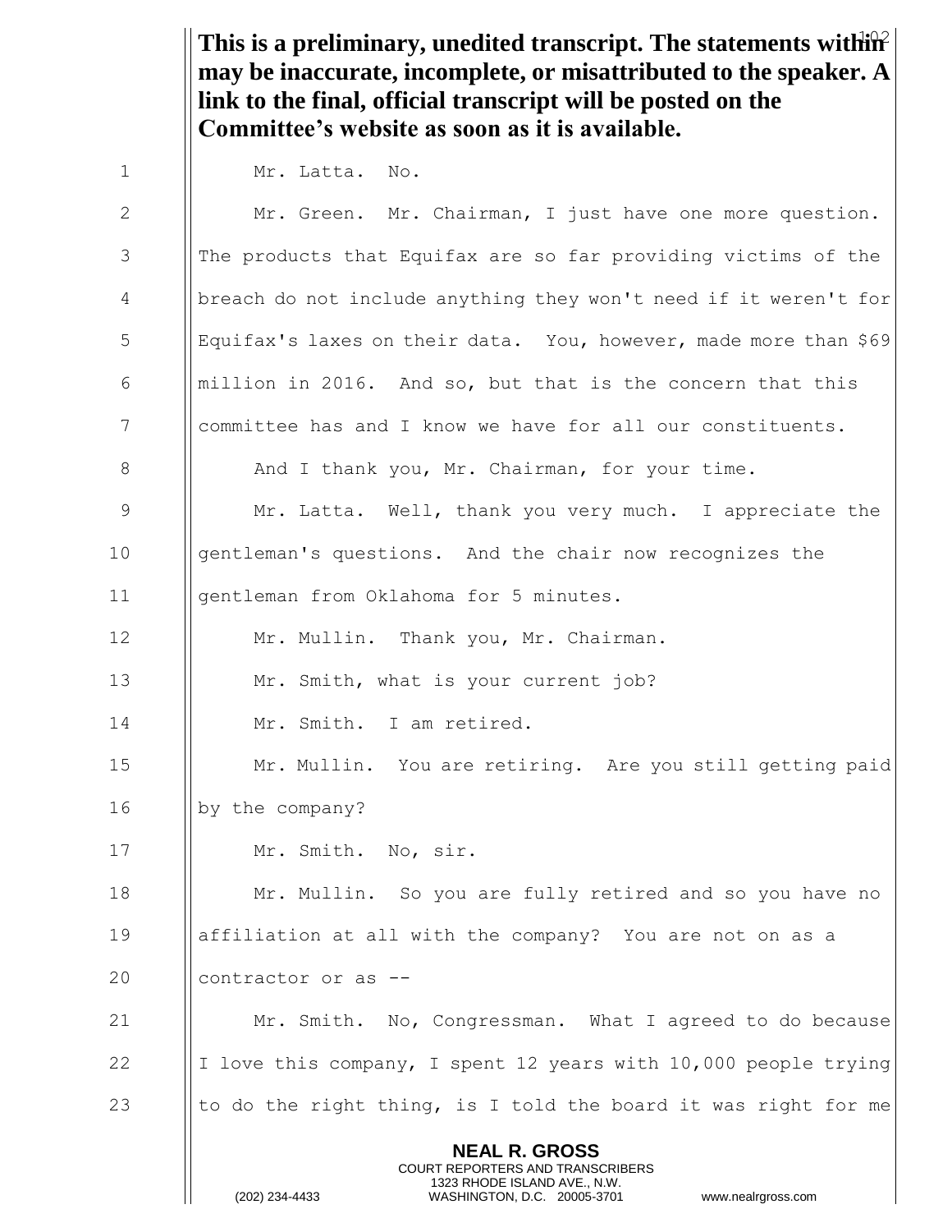**This is a preliminary, unedited transcript. The statements within may be inaccurate, incomplete, or misattributed to the speaker. A link to the final, official transcript will be posted on the Committee's website as soon as it is available.**

Mr. Latta. No.

Mr. Green. Mr. Chairman, I just have one more question. The products that Equifax are so far providing victims of the breach do not include anything they won't need if it weren't for Equifax's laxes on their data. You, however, made more than $69 million in 2016. And so, but that is the concern that this committee has and I know we have for all our constituents.

And I thank you, Mr. Chairman, for your time.

Mr. Latta. Well, thank you very much. I appreciate the gentleman's questions. And the chair now recognizes the gentleman from Oklahoma for 5 minutes.

Mr. Mullin. Thank you, Mr. Chairman.

Mr. Smith, what is your current job?

Mr. Smith. I am retired.

Mr. Mullin. You are retiring. Are you still getting paid by the company?

Mr. Smith. No, sir.

Mr. Mullin. So you are fully retired and so you have no affiliation at all with the company? You are not on as a contractor or as --

Mr. Smith. No, Congressman. What I agreed to do because I love this company, I spent 12 years with 10,000 people trying to do the right thing, is I told the board it was right for me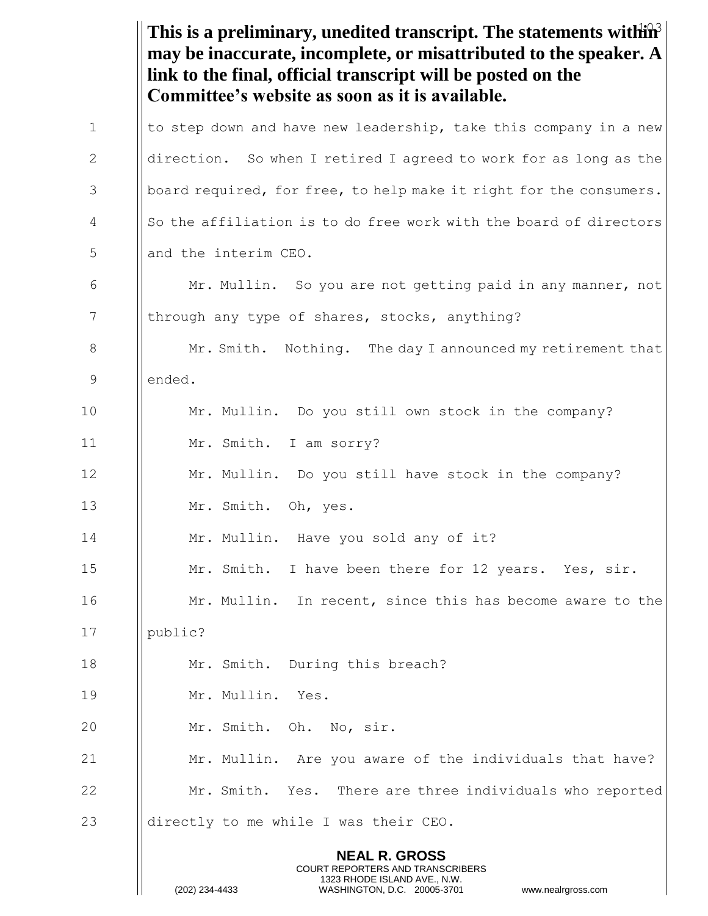**This is a preliminary, unedited transcript. The statements within may be inaccurate, incomplete, or misattributed to the speaker. A link to the final, official transcript will be posted on the Committee's website as soon as it is available.**

to step down and have new leadership, take this company in a new direction. So when I retired I agreed to work for as long as the board required, for free, to help make it right for the consumers. So the affiliation is to do free work with the board of directors and the interim CEO.

Mr. Mullin. So you are not getting paid in any manner, not through any type of shares, stocks, anything?

Mr. Smith. Nothing. The day I announced my retirement that ended.

Mr. Mullin. Do you still own stock in the company?

Mr. Smith. I am sorry?

Mr. Mullin. Do you still have stock in the company?

Mr. Smith. Oh, yes.

Mr. Mullin. Have you sold any of it?

Mr. Smith. I have been there for 12 years. Yes, sir.

Mr. Mullin. In recent, since this has become aware to the public?

Mr. Smith. During this breach?

Mr. Mullin. Yes.

Mr. Smith. Oh. No, sir.

Mr. Mullin. Are you aware of the individuals that have?

Mr. Smith. Yes. There are three individuals who reported directly to me while I was their CEO.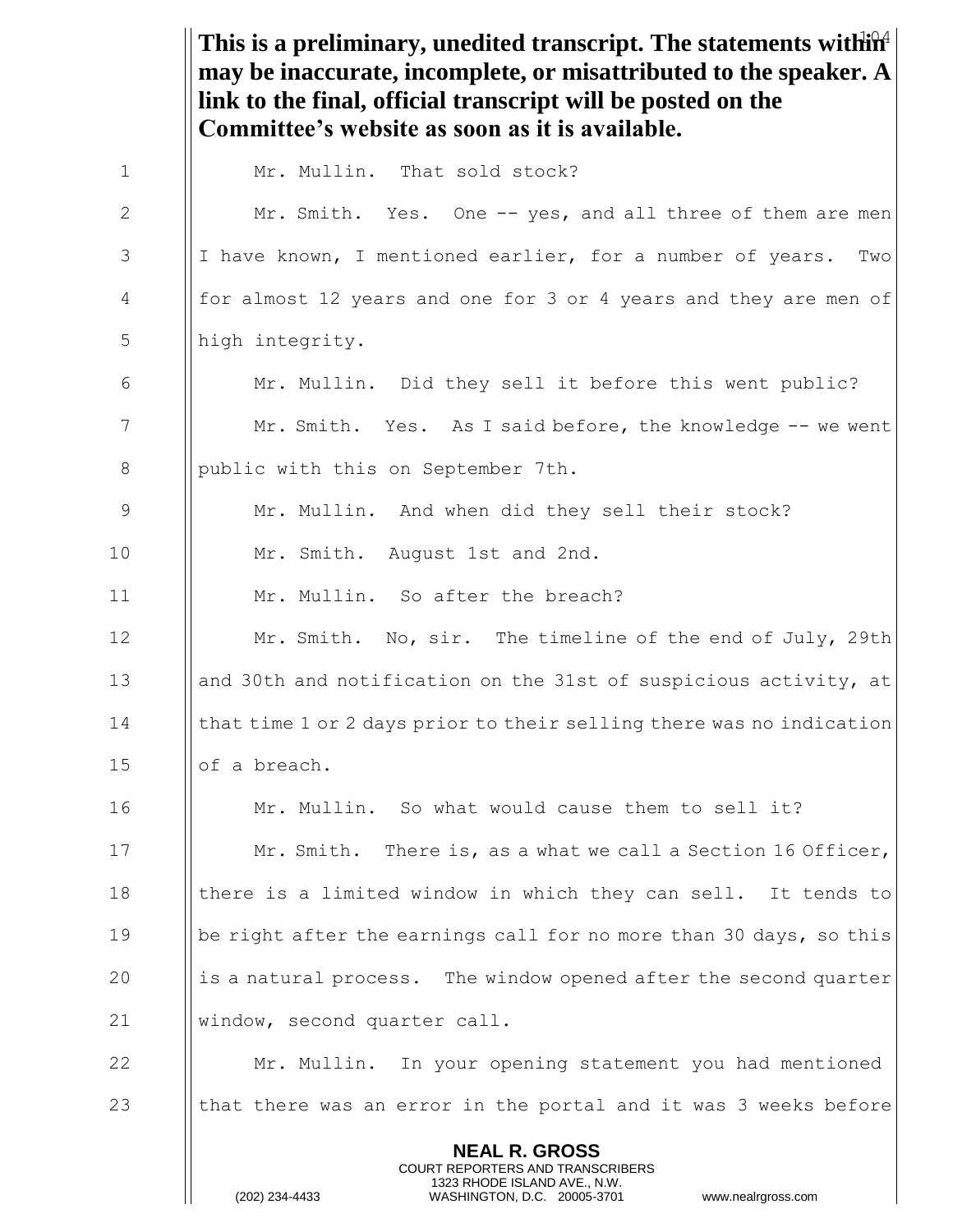**This is a preliminary, unedited transcript. The statements within may be inaccurate, incomplete, or misattributed to the speaker. A link to the final, official transcript will be posted on the Committee's website as soon as it is available.**

Mr. Mullin. That sold stock?

Mr. Smith. Yes. One -- yes, and all three of them are men I have known, I mentioned earlier, for a number of years. Two for almost 12 years and one for 3 or 4 years and they are men of high integrity.

Mr. Mullin. Did they sell it before this went public?

Mr. Smith. Yes. As I said before, the knowledge -- we went public with this on September 7th.

Mr. Mullin. And when did they sell their stock?

Mr. Smith. August 1st and 2nd.

Mr. Mullin. So after the breach?

Mr. Smith. No, sir. The timeline of the end of July, 29th and 30th and notification on the 31st of suspicious activity, at that time 1 or 2 days prior to their selling there was no indication of a breach.

Mr. Mullin. So what would cause them to sell it?

Mr. Smith. There is, as a what we call a Section 16 Officer, there is a limited window in which they can sell. It tends to be right after the earnings call for no more than 30 days, so this is a natural process. The window opened after the second quarter window, second quarter call.

Mr. Mullin. In your opening statement you had mentioned that there was an error in the portal and it was 3 weeks before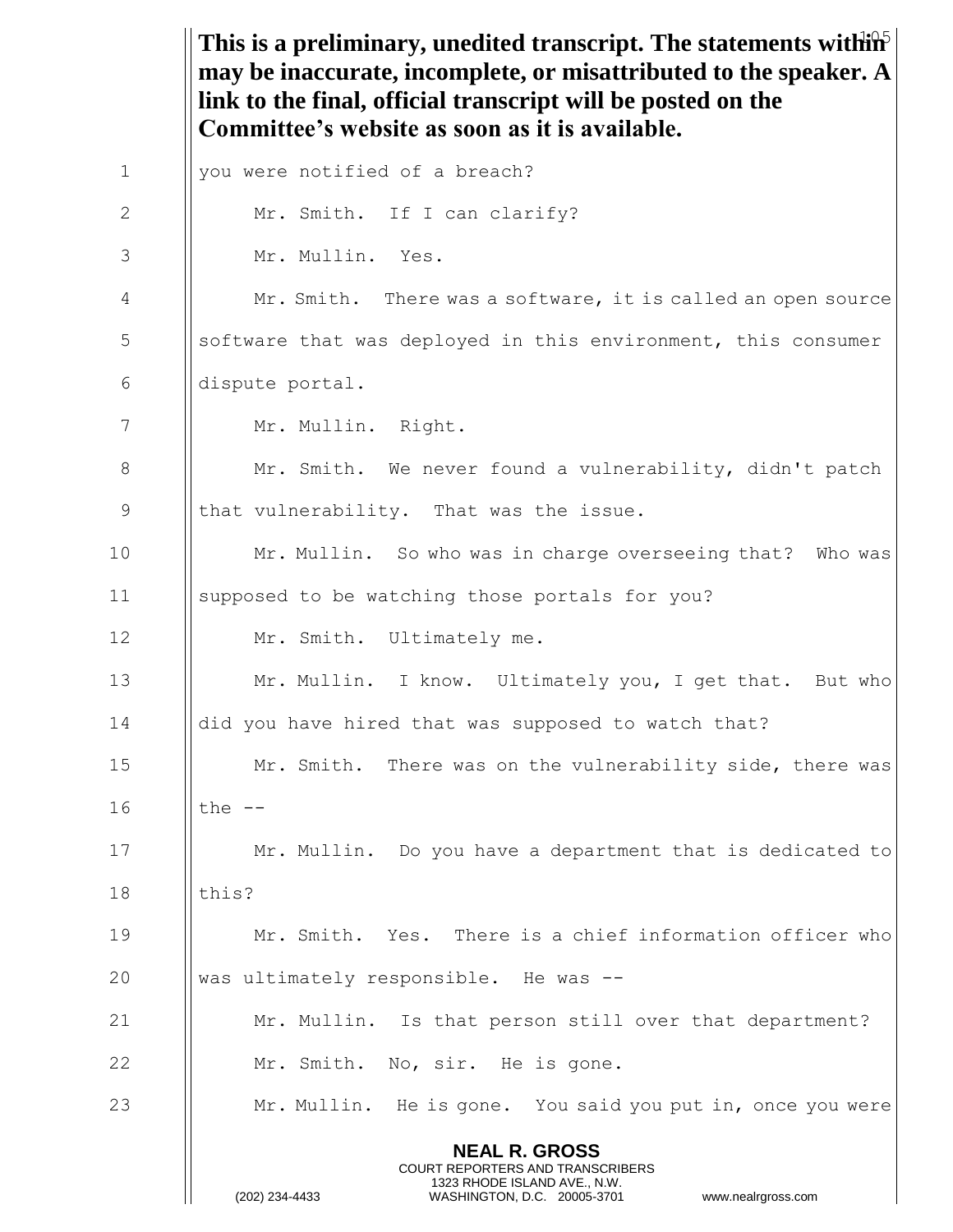**This is a preliminary, unedited transcript. The statements within may be inaccurate, incomplete, or misattributed to the speaker. A link to the final, official transcript will be posted on the Committee's website as soon as it is available.**

you were notified of a breach?

Mr. Smith. If I can clarify?

Mr. Mullin. Yes.

Mr. Smith. There was a software, it is called an open source software that was deployed in this environment, this consumer dispute portal.

Mr. Mullin. Right.

Mr. Smith. We never found a vulnerability, didn't patch that vulnerability. That was the issue.

Mr. Mullin. So who was in charge overseeing that? Who was supposed to be watching those portals for you?

Mr. Smith. Ultimately me.

Mr. Mullin. I know. Ultimately you, I get that. But who did you have hired that was supposed to watch that?

Mr. Smith. There was on the vulnerability side, there was the --

Mr. Mullin. Do you have a department that is dedicated to this?

Mr. Smith. Yes. There is a chief information officer who was ultimately responsible. He was --

Mr. Mullin. Is that person still over that department?

Mr. Smith. No, sir. He is gone.

Mr. Mullin. He is gone. You said you put in, once you were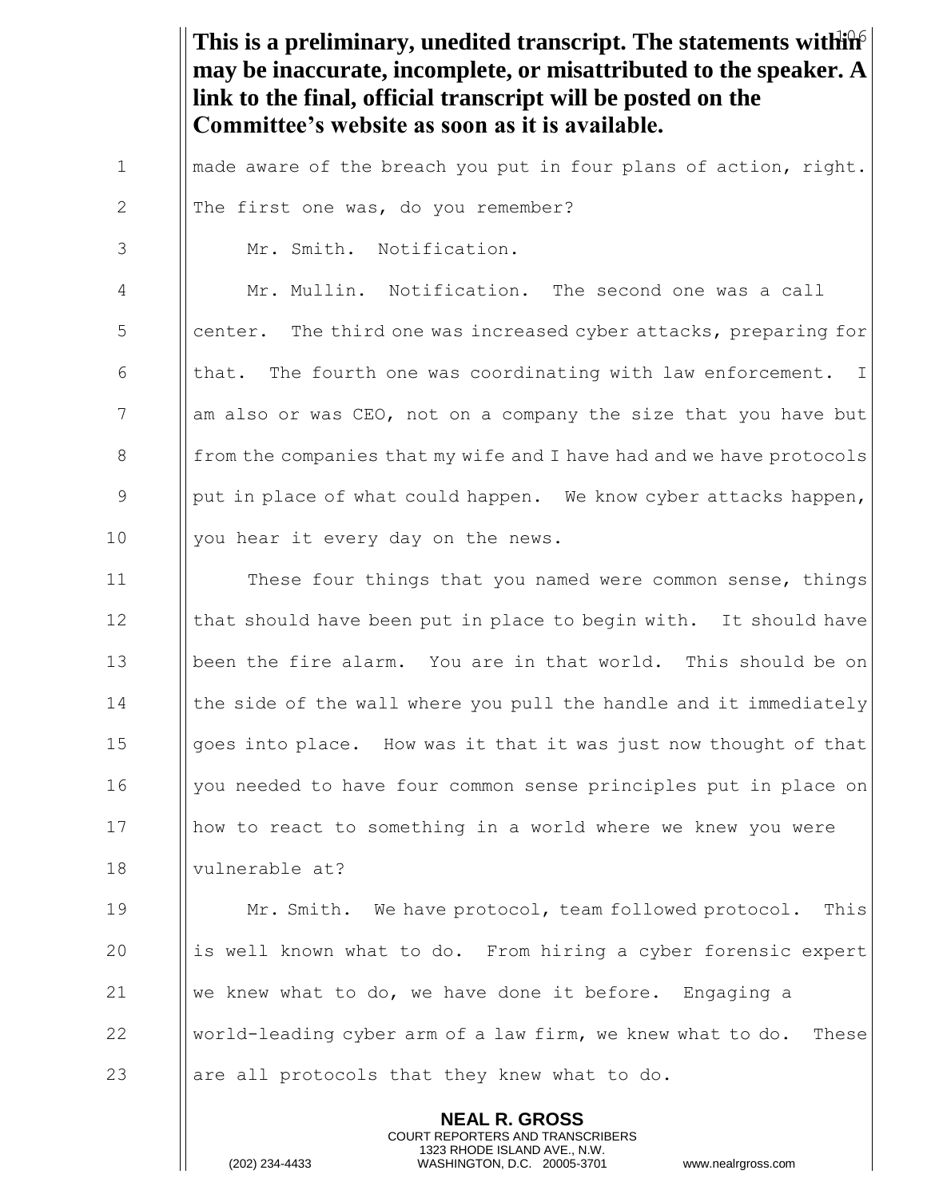**This is a preliminary, unedited transcript. The statements within may be inaccurate, incomplete, or misattributed to the speaker. A link to the final, official transcript will be posted on the Committee's website as soon as it is available.**

made aware of the breach you put in four plans of action, right. The first one was, do you remember?

Mr. Smith. Notification.

Mr. Mullin. Notification. The second one was a call center. The third one was increased cyber attacks, preparing for that. The fourth one was coordinating with law enforcement. I am also or was CEO, not on a company the size that you have but from the companies that my wife and I have had and we have protocols put in place of what could happen. We know cyber attacks happen, you hear it every day on the news.

These four things that you named were common sense, things that should have been put in place to begin with. It should have been the fire alarm. You are in that world. This should be on the side of the wall where you pull the handle and it immediately goes into place. How was it that it was just now thought of that you needed to have four common sense principles put in place on how to react to something in a world where we knew you were vulnerable at?

Mr. Smith. We have protocol, team followed protocol. This is well known what to do. From hiring a cyber forensic expert we knew what to do, we have done it before. Engaging a world-leading cyber arm of a law firm, we knew what to do. These are all protocols that they knew what to do.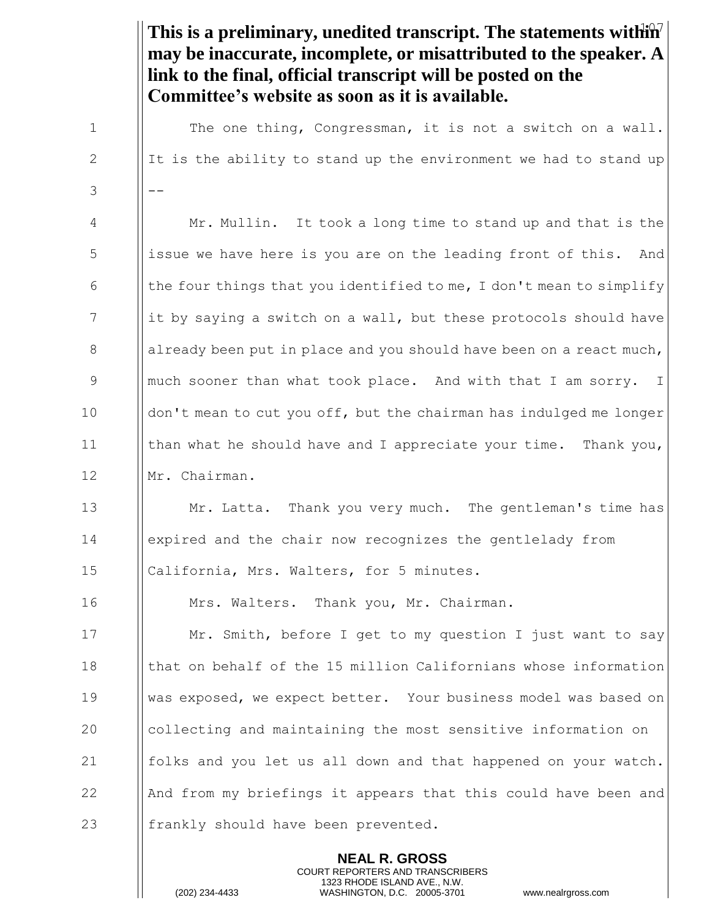**This is a preliminary, unedited transcript. The statements within may be inaccurate, incomplete, or misattributed to the speaker. A link to the final, official transcript will be posted on the Committee's website as soon as it is available.**

The one thing, Congressman, it is not a switch on a wall. It is the ability to stand up the environment we had to stand up --

Mr. Mullin. It took a long time to stand up and that is the issue we have here is you are on the leading front of this. And the four things that you identified to me, I don't mean to simplify it by saying a switch on a wall, but these protocols should have already been put in place and you should have been on a react much, much sooner than what took place. And with that I am sorry. I don't mean to cut you off, but the chairman has indulged me longer than what he should have and I appreciate your time. Thank you, Mr. Chairman.

Mr. Latta. Thank you very much. The gentleman's time has expired and the chair now recognizes the gentlelady from California, Mrs. Walters, for 5 minutes.

Mrs. Walters. Thank you, Mr. Chairman.

Mr. Smith, before I get to my question I just want to say that on behalf of the 15 million Californians whose information was exposed, we expect better. Your business model was based on collecting and maintaining the most sensitive information on folks and you let us all down and that happened on your watch. And from my briefings it appears that this could have been and frankly should have been prevented.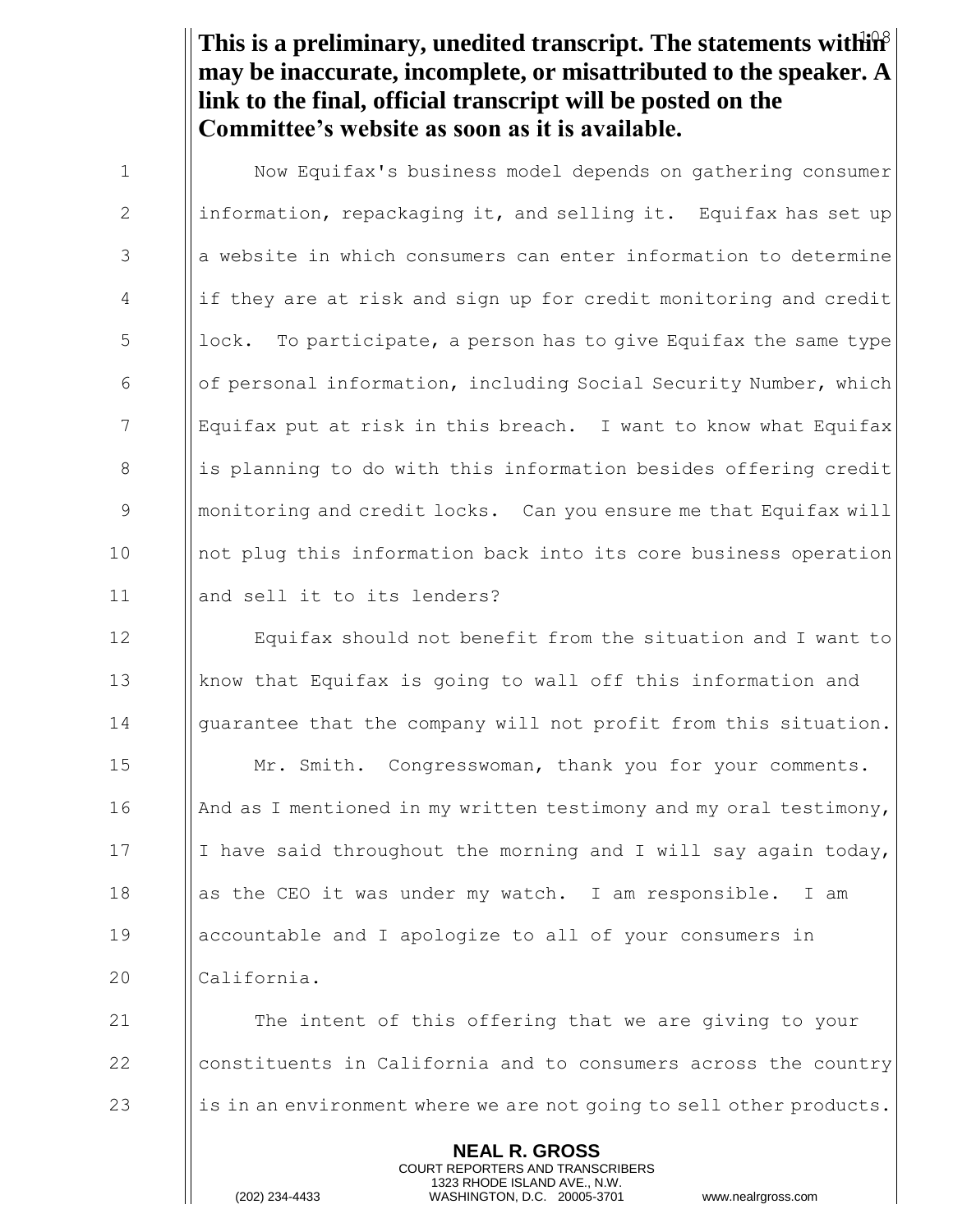**This is a preliminary, unedited transcript. The statements within may be inaccurate, incomplete, or misattributed to the speaker. A link to the final, official transcript will be posted on the Committee's website as soon as it is available.**

Now Equifax's business model depends on gathering consumer information, repackaging it, and selling it. Equifax has set up a website in which consumers can enter information to determine if they are at risk and sign up for credit monitoring and credit lock. To participate, a person has to give Equifax the same type of personal information, including Social Security Number, which Equifax put at risk in this breach. I want to know what Equifax is planning to do with this information besides offering credit monitoring and credit locks. Can you ensure me that Equifax will not plug this information back into its core business operation and sell it to its lenders?

Equifax should not benefit from the situation and I want to know that Equifax is going to wall off this information and guarantee that the company will not profit from this situation.

Mr. Smith. Congresswoman, thank you for your comments. And as I mentioned in my written testimony and my oral testimony, I have said throughout the morning and I will say again today, as the CEO it was under my watch. I am responsible. I am accountable and I apologize to all of your consumers in California.

The intent of this offering that we are giving to your constituents in California and to consumers across the country is in an environment where we are not going to sell other products.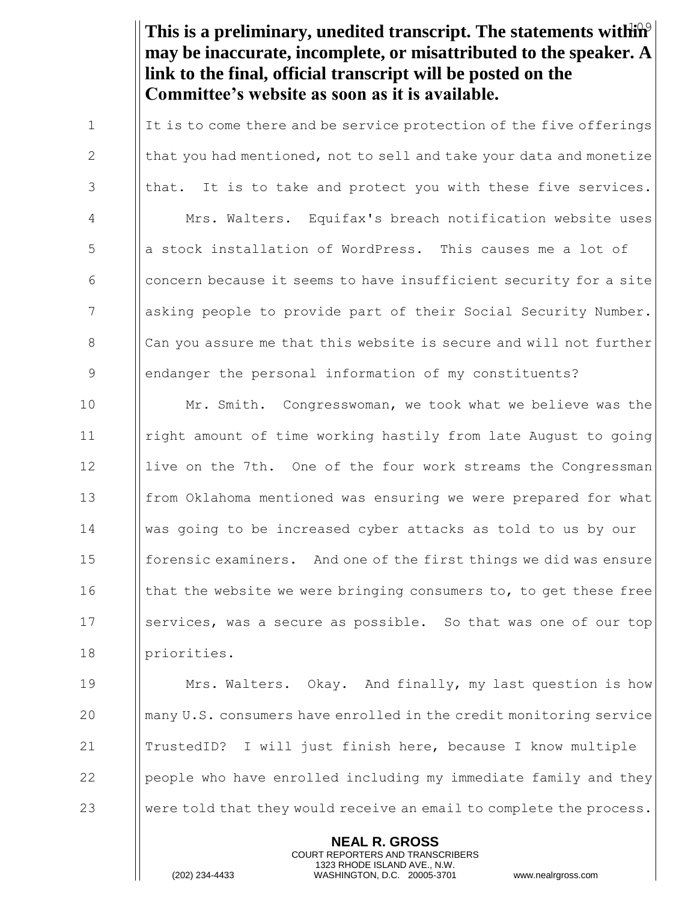**This is a preliminary, unedited transcript. The statements within may be inaccurate, incomplete, or misattributed to the speaker. A link to the final, official transcript will be posted on the Committee's website as soon as it is available.**

It is to come there and be service protection of the five offerings that you had mentioned, not to sell and take your data and monetize that. It is to take and protect you with these five services.

Mrs. Walters. Equifax's breach notification website uses a stock installation of WordPress. This causes me a lot of concern because it seems to have insufficient security for a site asking people to provide part of their Social Security Number. Can you assure me that this website is secure and will not further endanger the personal information of my constituents?

Mr. Smith. Congresswoman, we took what we believe was the right amount of time working hastily from late August to going live on the 7th. One of the four work streams the Congressman from Oklahoma mentioned was ensuring we were prepared for what was going to be increased cyber attacks as told to us by our forensic examiners. And one of the first things we did was ensure that the website we were bringing consumers to, to get these free services, was a secure as possible. So that was one of our top priorities.

Mrs. Walters. Okay. And finally, my last question is how many U.S. consumers have enrolled in the credit monitoring service TrustedID? I will just finish here, because I know multiple people who have enrolled including my immediate family and they were told that they would receive an email to complete the process.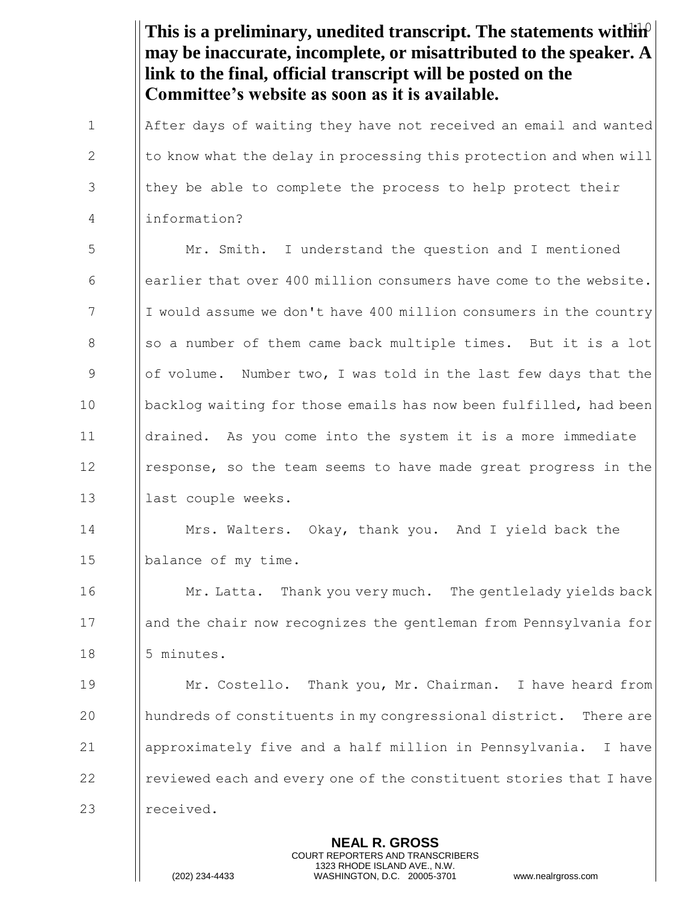**This is a preliminary, unedited transcript. The statements within may be inaccurate, incomplete, or misattributed to the speaker. A link to the final, official transcript will be posted on the Committee's website as soon as it is available.**

After days of waiting they have not received an email and wanted to know what the delay in processing this protection and when will they be able to complete the process to help protect their information?

Mr. Smith. I understand the question and I mentioned earlier that over 400 million consumers have come to the website. I would assume we don't have 400 million consumers in the country so a number of them came back multiple times. But it is a lot of volume. Number two, I was told in the last few days that the backlog waiting for those emails has now been fulfilled, had been drained. As you come into the system it is a more immediate response, so the team seems to have made great progress in the last couple weeks.

Mrs. Walters. Okay, thank you. And I yield back the balance of my time.

Mr. Latta. Thank you very much. The gentlelady yields back and the chair now recognizes the gentleman from Pennsylvania for 5 minutes.

Mr. Costello. Thank you, Mr. Chairman. I have heard from hundreds of constituents in my congressional district. There are approximately five and a half million in Pennsylvania. I have reviewed each and every one of the constituent stories that I have received.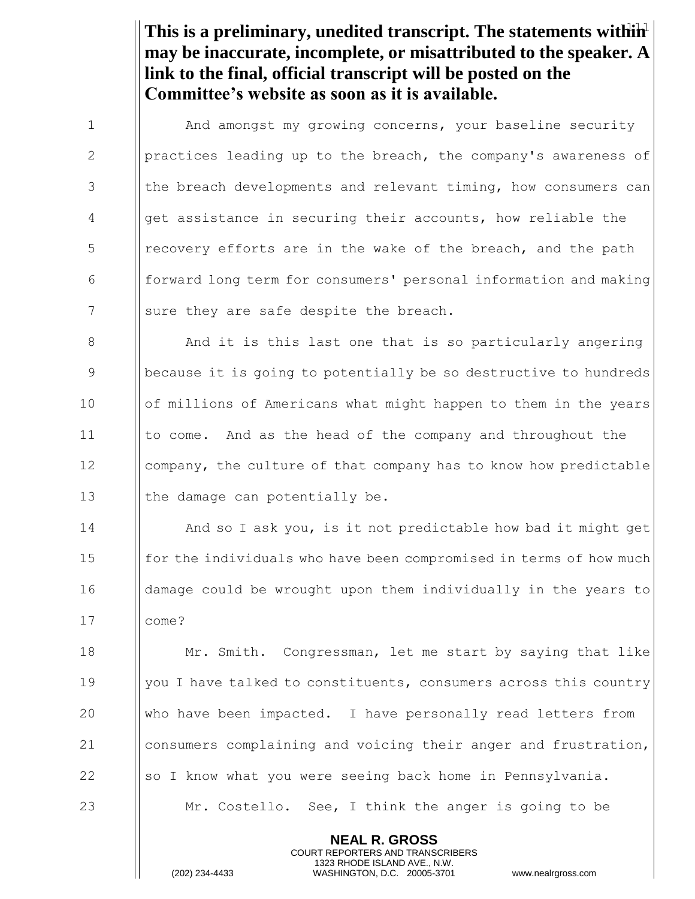**This is a preliminary, unedited transcript. The statements within may be inaccurate, incomplete, or misattributed to the speaker. A link to the final, official transcript will be posted on the Committee's website as soon as it is available.**

And amongst my growing concerns, your baseline security practices leading up to the breach, the company's awareness of the breach developments and relevant timing, how consumers can get assistance in securing their accounts, how reliable the recovery efforts are in the wake of the breach, and the path forward long term for consumers' personal information and making sure they are safe despite the breach.

And it is this last one that is so particularly angering because it is going to potentially be so destructive to hundreds of millions of Americans what might happen to them in the years to come. And as the head of the company and throughout the company, the culture of that company has to know how predictable the damage can potentially be.

And so I ask you, is it not predictable how bad it might get for the individuals who have been compromised in terms of how much damage could be wrought upon them individually in the years to come?

Mr. Smith. Congressman, let me start by saying that like you I have talked to constituents, consumers across this country who have been impacted. I have personally read letters from consumers complaining and voicing their anger and frustration, so I know what you were seeing back home in Pennsylvania.

Mr. Costello. See, I think the anger is going to be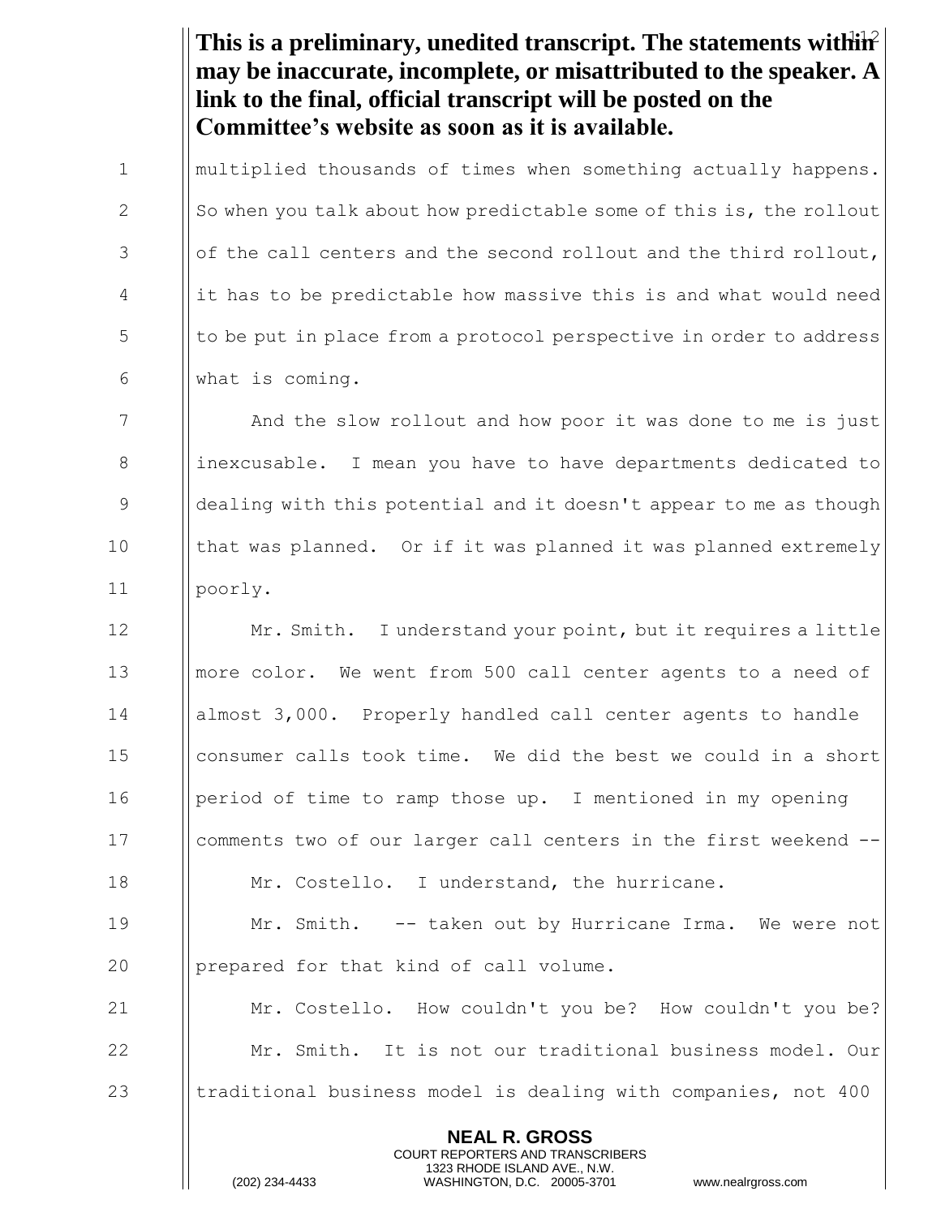**This is a preliminary, unedited transcript. The statements within may be inaccurate, incomplete, or misattributed to the speaker. A link to the final, official transcript will be posted on the Committee's website as soon as it is available.**

multiplied thousands of times when something actually happens. So when you talk about how predictable some of this is, the rollout of the call centers and the second rollout and the third rollout, it has to be predictable how massive this is and what would need to be put in place from a protocol perspective in order to address what is coming.

And the slow rollout and how poor it was done to me is just inexcusable. I mean you have to have departments dedicated to dealing with this potential and it doesn't appear to me as though that was planned. Or if it was planned it was planned extremely poorly.

Mr. Smith. I understand your point, but it requires a little more color. We went from 500 call center agents to a need of almost 3,000. Properly handled call center agents to handle consumer calls took time. We did the best we could in a short period of time to ramp those up. I mentioned in my opening comments two of our larger call centers in the first weekend --

Mr. Costello. I understand, the hurricane.

Mr. Smith. -- taken out by Hurricane Irma. We were not prepared for that kind of call volume.

Mr. Costello. How couldn't you be? How couldn't you be?

Mr. Smith. It is not our traditional business model. Our traditional business model is dealing with companies, not 400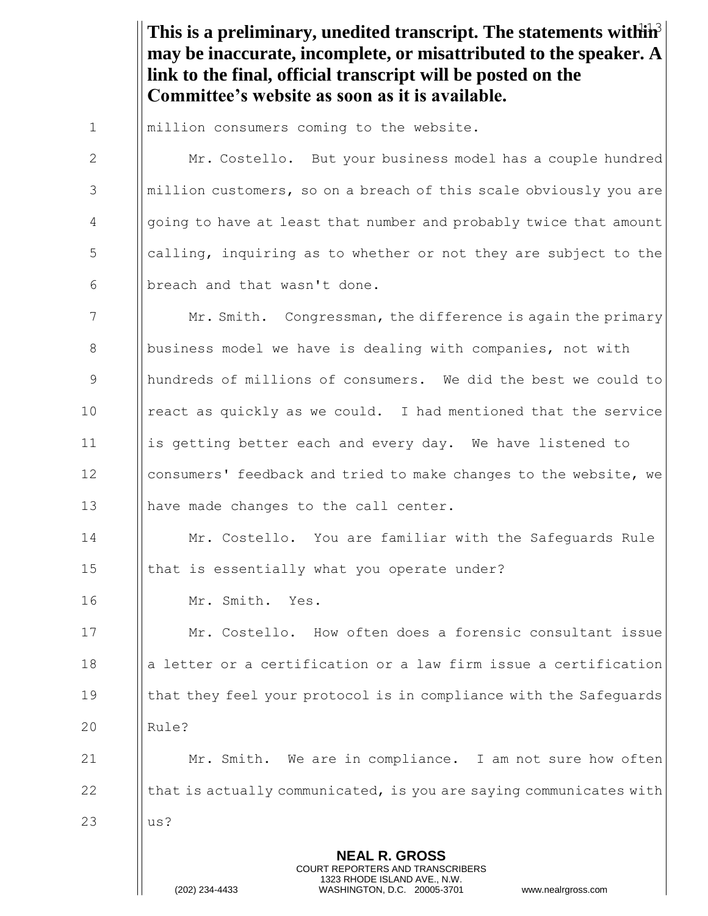**This is a preliminary, unedited transcript. The statements within may be inaccurate, incomplete, or misattributed to the speaker. A link to the final, official transcript will be posted on the Committee's website as soon as it is available.**

million consumers coming to the website.

Mr. Costello. But your business model has a couple hundred million customers, so on a breach of this scale obviously you are going to have at least that number and probably twice that amount calling, inquiring as to whether or not they are subject to the breach and that wasn't done.

Mr. Smith. Congressman, the difference is again the primary business model we have is dealing with companies, not with hundreds of millions of consumers. We did the best we could to react as quickly as we could. I had mentioned that the service is getting better each and every day. We have listened to consumers' feedback and tried to make changes to the website, we have made changes to the call center.

Mr. Costello. You are familiar with the Safeguards Rule that is essentially what you operate under?

Mr. Smith. Yes.

Mr. Costello. How often does a forensic consultant issue a letter or a certification or a law firm issue a certification that they feel your protocol is in compliance with the Safeguards Rule?

Mr. Smith. We are in compliance. I am not sure how often that is actually communicated, is you are saying communicates with us?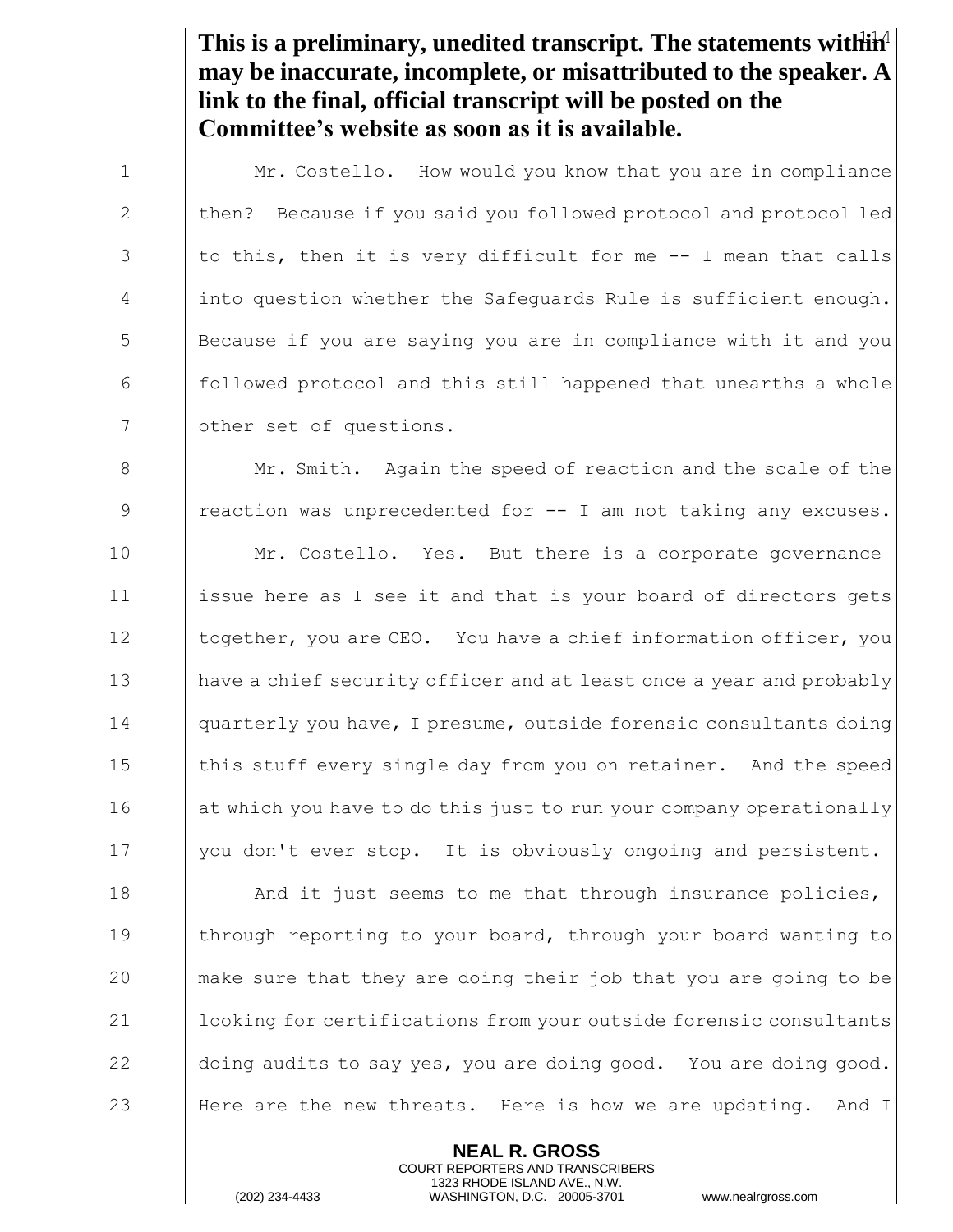**This is a preliminary, unedited transcript. The statements within may be inaccurate, incomplete, or misattributed to the speaker. A link to the final, official transcript will be posted on the Committee's website as soon as it is available.**

Mr. Costello. How would you know that you are in compliance then? Because if you said you followed protocol and protocol led to this, then it is very difficult for me -- I mean that calls into question whether the Safeguards Rule is sufficient enough. Because if you are saying you are in compliance with it and you followed protocol and this still happened that unearths a whole other set of questions.

Mr. Smith. Again the speed of reaction and the scale of the reaction was unprecedented for -- I am not taking any excuses.

Mr. Costello. Yes. But there is a corporate governance issue here as I see it and that is your board of directors gets together, you are CEO. You have a chief information officer, you have a chief security officer and at least once a year and probably quarterly you have, I presume, outside forensic consultants doing this stuff every single day from you on retainer. And the speed at which you have to do this just to run your company operationally you don't ever stop. It is obviously ongoing and persistent.

And it just seems to me that through insurance policies, through reporting to your board, through your board wanting to make sure that they are doing their job that you are going to be looking for certifications from your outside forensic consultants doing audits to say yes, you are doing good. You are doing good. Here are the new threats. Here is how we are updating. And I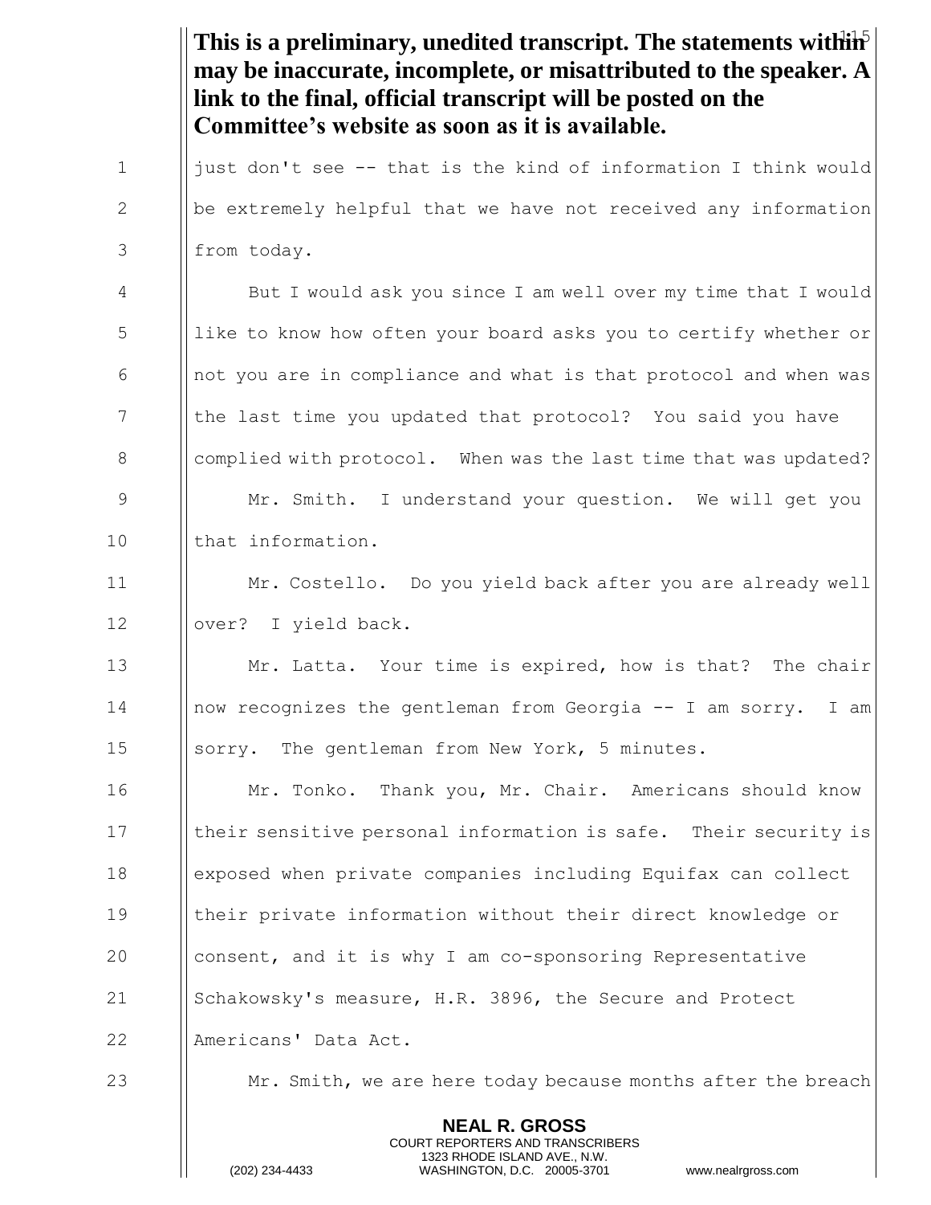**This is a preliminary, unedited transcript. The statements within may be inaccurate, incomplete, or misattributed to the speaker. A link to the final, official transcript will be posted on the Committee's website as soon as it is available.**

just don't see -- that is the kind of information I think would be extremely helpful that we have not received any information from today.

But I would ask you since I am well over my time that I would like to know how often your board asks you to certify whether or not you are in compliance and what is that protocol and when was the last time you updated that protocol? You said you have complied with protocol. When was the last time that was updated?

Mr. Smith. I understand your question. We will get you that information.

Mr. Costello. Do you yield back after you are already well over? I yield back.

Mr. Latta. Your time is expired, how is that? The chair now recognizes the gentleman from Georgia -- I am sorry. I am sorry. The gentleman from New York, 5 minutes.

Mr. Tonko. Thank you, Mr. Chair. Americans should know their sensitive personal information is safe. Their security is exposed when private companies including Equifax can collect their private information without their direct knowledge or consent, and it is why I am co-sponsoring Representative Schakowsky's measure, H.R. 3896, the Secure and Protect Americans' Data Act.

Mr. Smith, we are here today because months after the breach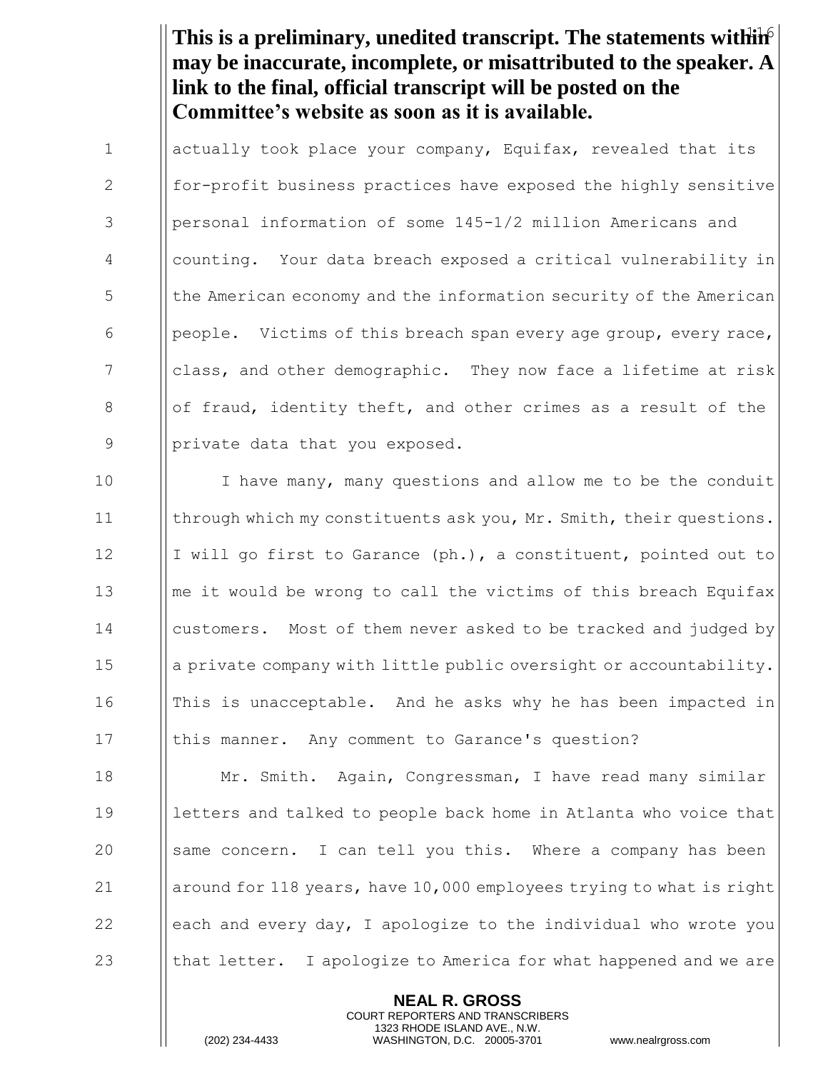**This is a preliminary, unedited transcript. The statements within may be inaccurate, incomplete, or misattributed to the speaker. A link to the final, official transcript will be posted on the Committee's website as soon as it is available.**

actually took place your company, Equifax, revealed that its for-profit business practices have exposed the highly sensitive personal information of some 145-1/2 million Americans and counting. Your data breach exposed a critical vulnerability in the American economy and the information security of the American people. Victims of this breach span every age group, every race, class, and other demographic. They now face a lifetime at risk of fraud, identity theft, and other crimes as a result of the private data that you exposed.

I have many, many questions and allow me to be the conduit through which my constituents ask you, Mr. Smith, their questions. I will go first to Garance (ph.), a constituent, pointed out to me it would be wrong to call the victims of this breach Equifax customers. Most of them never asked to be tracked and judged by a private company with little public oversight or accountability. This is unacceptable. And he asks why he has been impacted in this manner. Any comment to Garance's question?

Mr. Smith. Again, Congressman, I have read many similar letters and talked to people back home in Atlanta who voice that same concern. I can tell you this. Where a company has been around for 118 years, have 10,000 employees trying to what is right each and every day, I apologize to the individual who wrote you that letter. I apologize to America for what happened and we are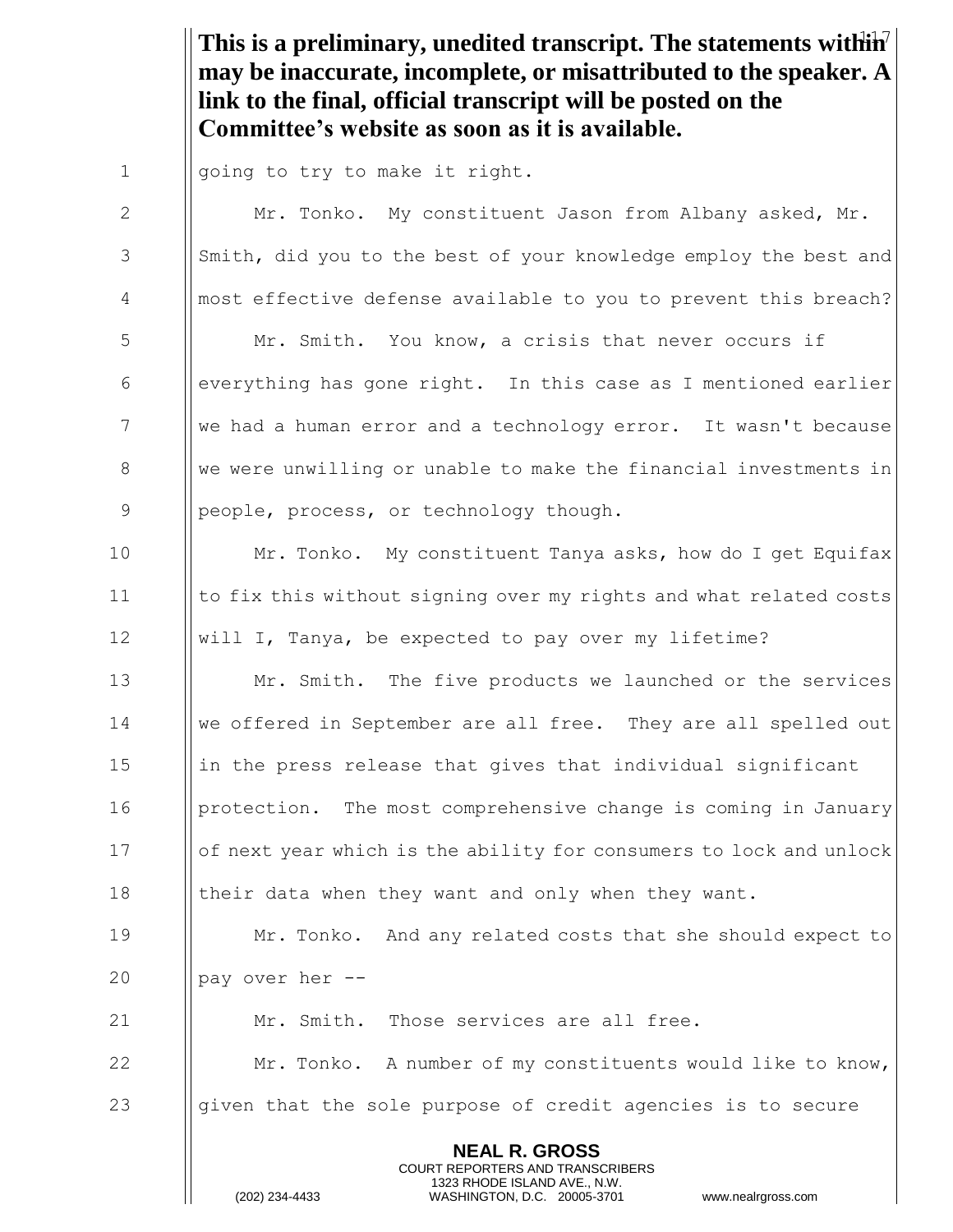**This is a preliminary, unedited transcript. The statements within may be inaccurate, incomplete, or misattributed to the speaker. A link to the final, official transcript will be posted on the Committee's website as soon as it is available.**

going to try to make it right.

Mr. Tonko. My constituent Jason from Albany asked, Mr. Smith, did you to the best of your knowledge employ the best and most effective defense available to you to prevent this breach?

Mr. Smith. You know, a crisis that never occurs if everything has gone right. In this case as I mentioned earlier we had a human error and a technology error. It wasn't because we were unwilling or unable to make the financial investments in people, process, or technology though.

Mr. Tonko. My constituent Tanya asks, how do I get Equifax to fix this without signing over my rights and what related costs will I, Tanya, be expected to pay over my lifetime?

Mr. Smith. The five products we launched or the services we offered in September are all free. They are all spelled out in the press release that gives that individual significant protection. The most comprehensive change is coming in January of next year which is the ability for consumers to lock and unlock their data when they want and only when they want.

Mr. Tonko. And any related costs that she should expect to pay over her --

Mr. Smith. Those services are all free.

Mr. Tonko. A number of my constituents would like to know, given that the sole purpose of credit agencies is to secure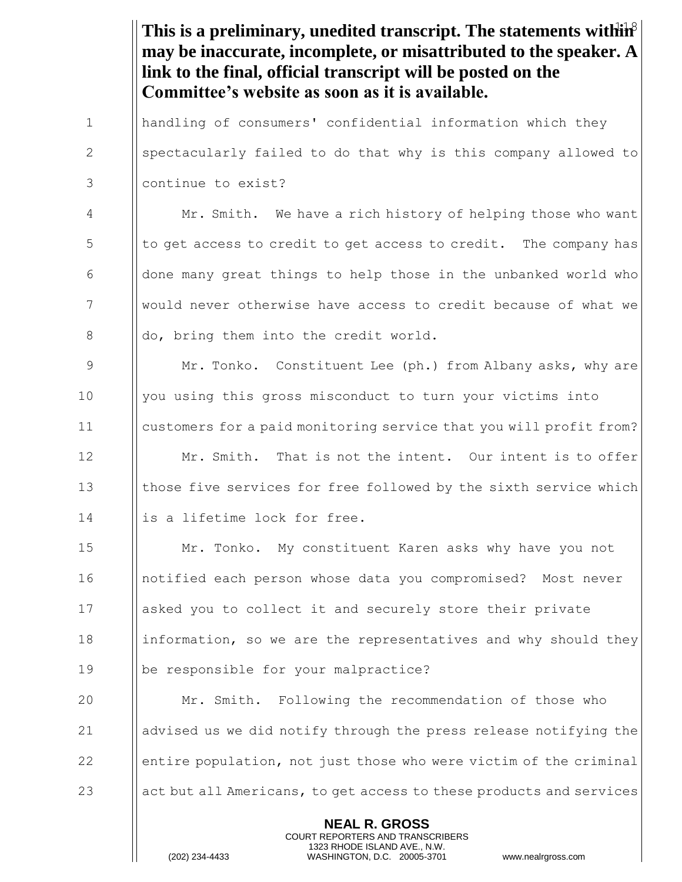**This is a preliminary, unedited transcript. The statements within may be inaccurate, incomplete, or misattributed to the speaker. A link to the final, official transcript will be posted on the Committee's website as soon as it is available.**

handling of consumers' confidential information which they spectacularly failed to do that why is this company allowed to continue to exist?

Mr. Smith. We have a rich history of helping those who want to get access to credit to get access to credit. The company has done many great things to help those in the unbanked world who would never otherwise have access to credit because of what we do, bring them into the credit world.

Mr. Tonko. Constituent Lee (ph.) from Albany asks, why are you using this gross misconduct to turn your victims into customers for a paid monitoring service that you will profit from?

Mr. Smith. That is not the intent. Our intent is to offer those five services for free followed by the sixth service which is a lifetime lock for free.

Mr. Tonko. My constituent Karen asks why have you not notified each person whose data you compromised? Most never asked you to collect it and securely store their private information, so we are the representatives and why should they be responsible for your malpractice?

Mr. Smith. Following the recommendation of those who advised us we did notify through the press release notifying the entire population, not just those who were victim of the criminal act but all Americans, to get access to these products and services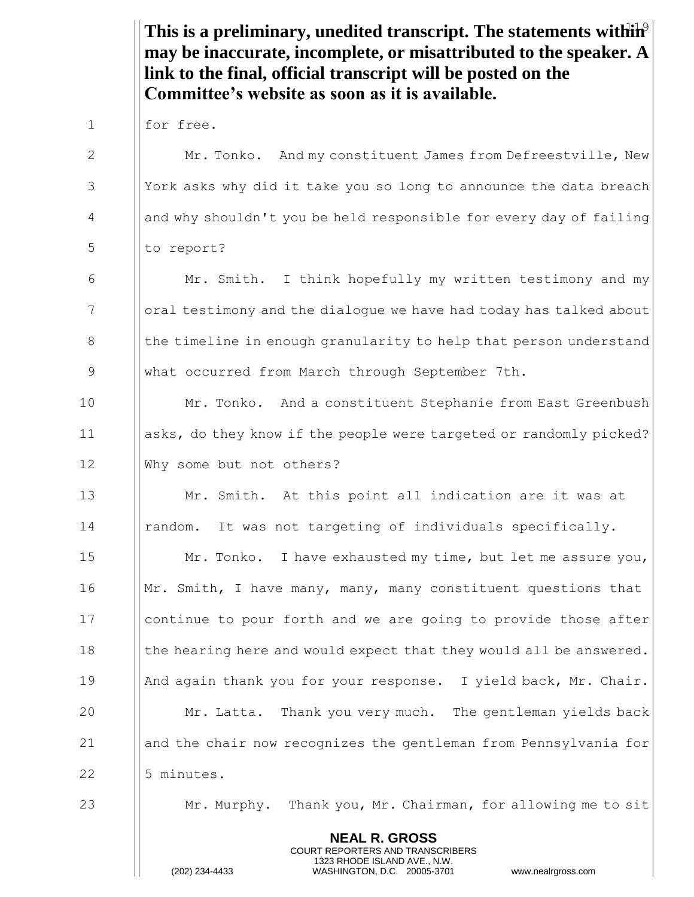**This is a preliminary, unedited transcript. The statements within may be inaccurate, incomplete, or misattributed to the speaker. A link to the final, official transcript will be posted on the Committee's website as soon as it is available.**

for free.

Mr. Tonko. And my constituent James from Defreestville, New York asks why did it take you so long to announce the data breach and why shouldn't you be held responsible for every day of failing to report?

Mr. Smith. I think hopefully my written testimony and my oral testimony and the dialogue we have had today has talked about the timeline in enough granularity to help that person understand what occurred from March through September 7th.

Mr. Tonko. And a constituent Stephanie from East Greenbush asks, do they know if the people were targeted or randomly picked? Why some but not others?

Mr. Smith. At this point all indication are it was at random. It was not targeting of individuals specifically.

Mr. Tonko. I have exhausted my time, but let me assure you, Mr. Smith, I have many, many, many constituent questions that continue to pour forth and we are going to provide those after the hearing here and would expect that they would all be answered. And again thank you for your response. I yield back, Mr. Chair.

Mr. Latta. Thank you very much. The gentleman yields back and the chair now recognizes the gentleman from Pennsylvania for 5 minutes.

Mr. Murphy. Thank you, Mr. Chairman, for allowing me to sit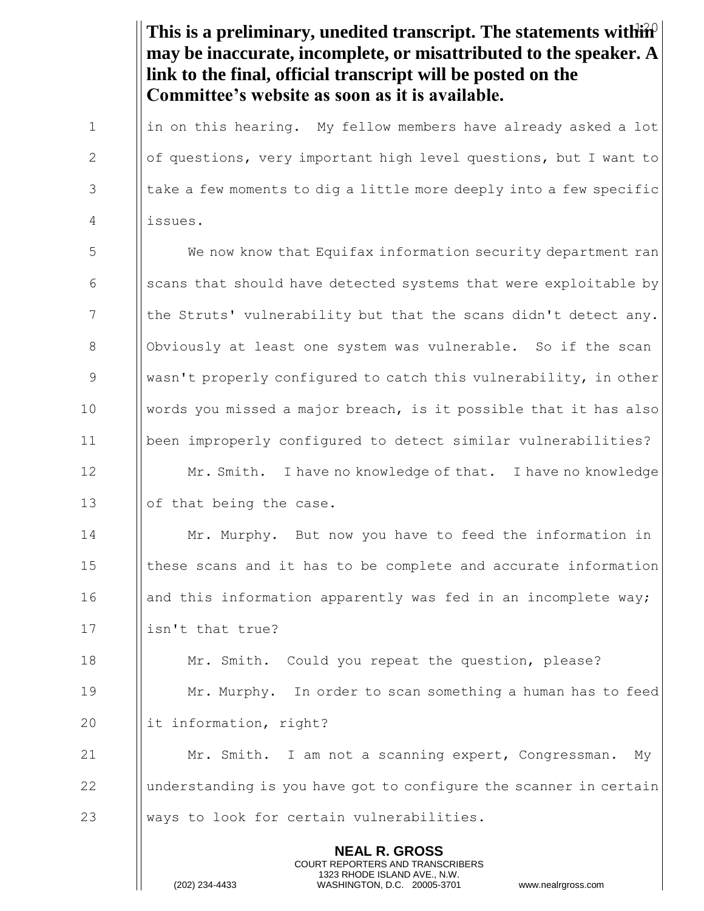**This is a preliminary, unedited transcript. The statements within may be inaccurate, incomplete, or misattributed to the speaker. A link to the final, official transcript will be posted on the Committee's website as soon as it is available.**

in on this hearing. My fellow members have already asked a lot of questions, very important high level questions, but I want to take a few moments to dig a little more deeply into a few specific issues.

We now know that Equifax information security department ran scans that should have detected systems that were exploitable by the Struts' vulnerability but that the scans didn't detect any. Obviously at least one system was vulnerable. So if the scan wasn't properly configured to catch this vulnerability, in other words you missed a major breach, is it possible that it has also been improperly configured to detect similar vulnerabilities?

Mr. Smith. I have no knowledge of that. I have no knowledge of that being the case.

Mr. Murphy. But now you have to feed the information in these scans and it has to be complete and accurate information and this information apparently was fed in an incomplete way; isn't that true?

Mr. Smith. Could you repeat the question, please?

Mr. Murphy. In order to scan something a human has to feed it information, right?

Mr. Smith. I am not a scanning expert, Congressman. My understanding is you have got to configure the scanner in certain ways to look for certain vulnerabilities.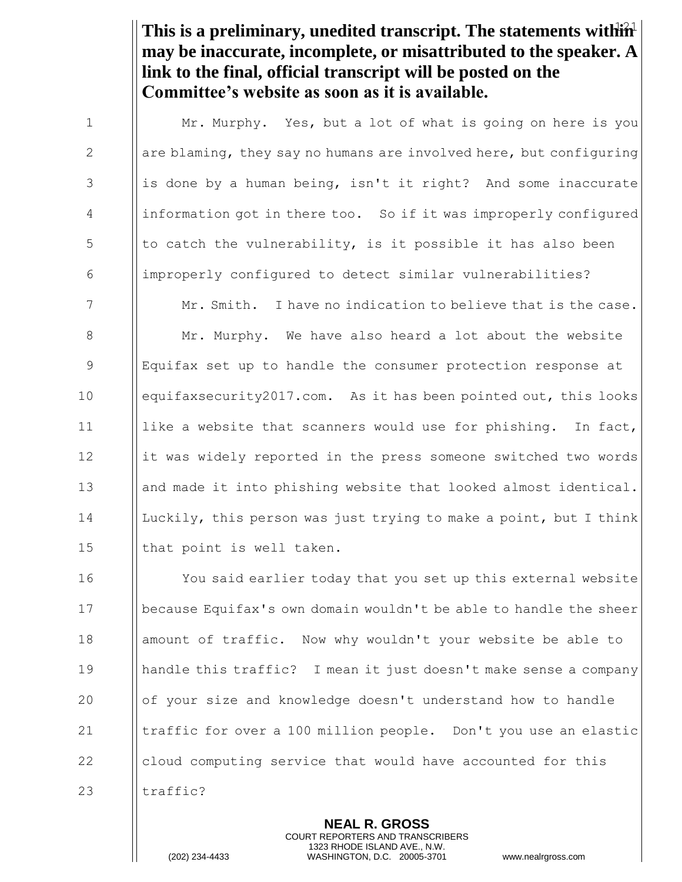**This is a preliminary, unedited transcript. The statements within may be inaccurate, incomplete, or misattributed to the speaker. A link to the final, official transcript will be posted on the Committee's website as soon as it is available.**

Mr. Murphy. Yes, but a lot of what is going on here is you are blaming, they say no humans are involved here, but configuring is done by a human being, isn't it right? And some inaccurate information got in there too. So if it was improperly configured to catch the vulnerability, is it possible it has also been improperly configured to detect similar vulnerabilities?

Mr. Smith. I have no indication to believe that is the case.

Mr. Murphy. We have also heard a lot about the website Equifax set up to handle the consumer protection response at equifaxsecurity2017.com. As it has been pointed out, this looks like a website that scanners would use for phishing. In fact, it was widely reported in the press someone switched two words and made it into phishing website that looked almost identical. Luckily, this person was just trying to make a point, but I think that point is well taken.

You said earlier today that you set up this external website because Equifax's own domain wouldn't be able to handle the sheer amount of traffic. Now why wouldn't your website be able to handle this traffic? I mean it just doesn't make sense a company of your size and knowledge doesn't understand how to handle traffic for over a 100 million people. Don't you use an elastic cloud computing service that would have accounted for this traffic?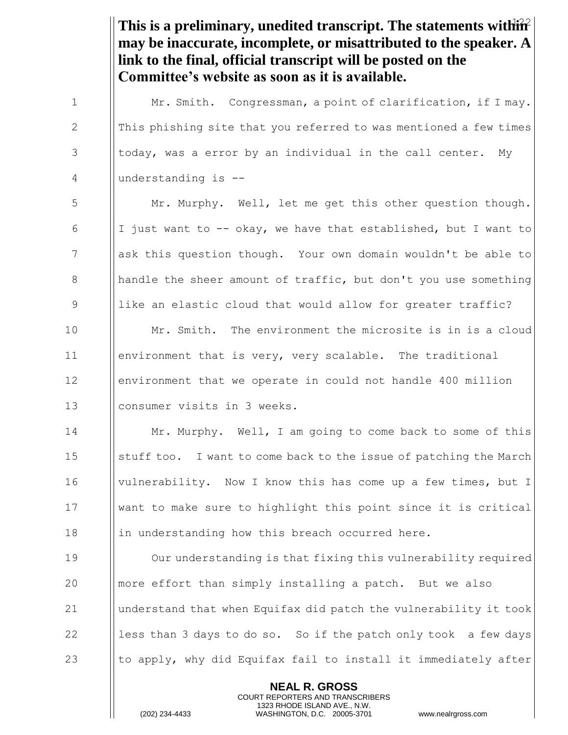**This is a preliminary, unedited transcript. The statements within may be inaccurate, incomplete, or misattributed to the speaker. A link to the final, official transcript will be posted on the Committee's website as soon as it is available.**

Mr. Smith. Congressman, a point of clarification, if I may. This phishing site that you referred to was mentioned a few times today, was a error by an individual in the call center. My understanding is --

Mr. Murphy. Well, let me get this other question though. I just want to -- okay, we have that established, but I want to ask this question though. Your own domain wouldn't be able to handle the sheer amount of traffic, but don't you use something like an elastic cloud that would allow for greater traffic?

Mr. Smith. The environment the microsite is in is a cloud environment that is very, very scalable. The traditional environment that we operate in could not handle 400 million consumer visits in 3 weeks.

Mr. Murphy. Well, I am going to come back to some of this stuff too. I want to come back to the issue of patching the March vulnerability. Now I know this has come up a few times, but I want to make sure to highlight this point since it is critical in understanding how this breach occurred here.

Our understanding is that fixing this vulnerability required more effort than simply installing a patch. But we also understand that when Equifax did patch the vulnerability it took less than 3 days to do so. So if the patch only took a few days to apply, why did Equifax fail to install it immediately after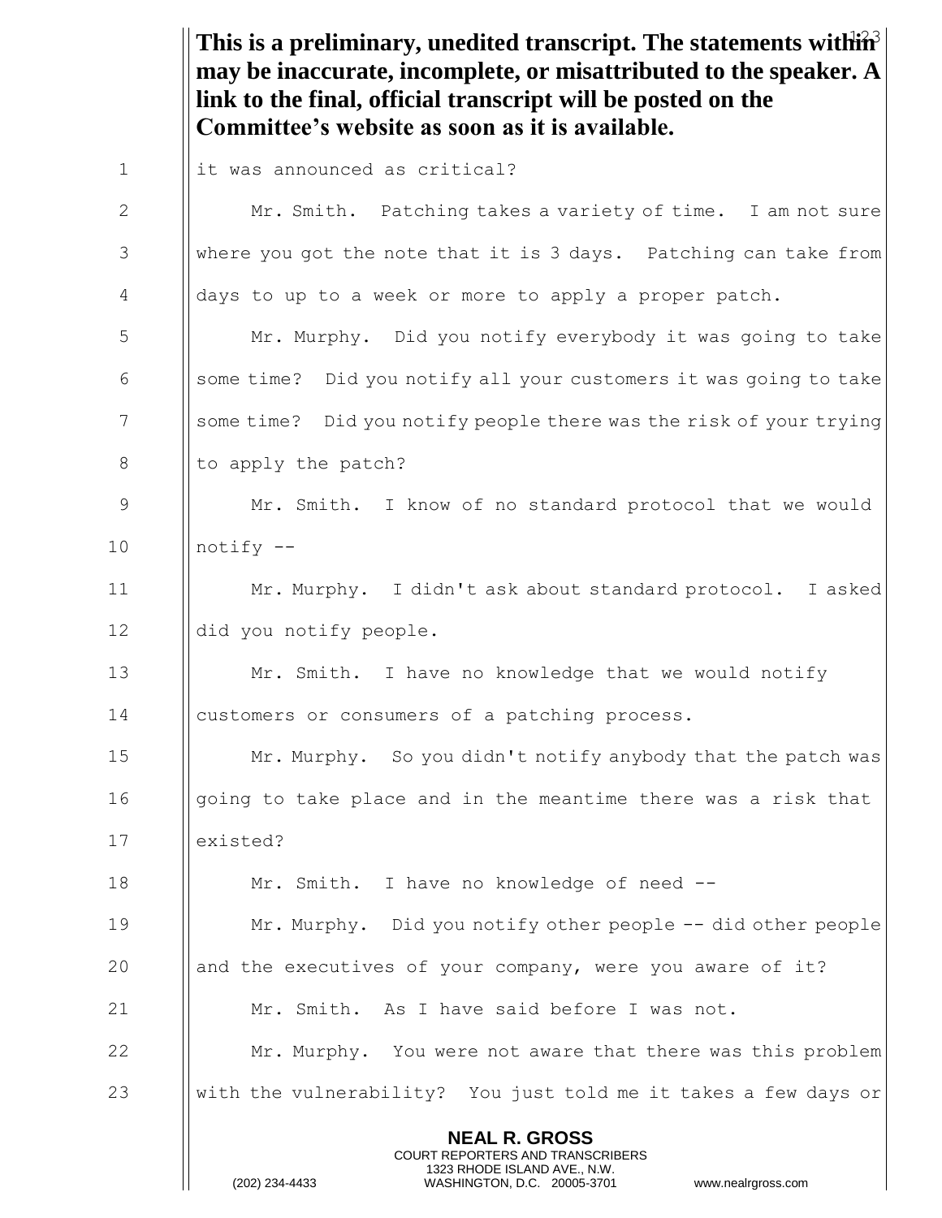**This is a preliminary, unedited transcript. The statements within may be inaccurate, incomplete, or misattributed to the speaker. A link to the final, official transcript will be posted on the Committee's website as soon as it is available.**

it was announced as critical?

Mr. Smith. Patching takes a variety of time. I am not sure where you got the note that it is 3 days. Patching can take from days to up to a week or more to apply a proper patch.

Mr. Murphy. Did you notify everybody it was going to take some time? Did you notify all your customers it was going to take some time? Did you notify people there was the risk of your trying to apply the patch?

Mr. Smith. I know of no standard protocol that we would notify --

Mr. Murphy. I didn't ask about standard protocol. I asked did you notify people.

Mr. Smith. I have no knowledge that we would notify customers or consumers of a patching process.

Mr. Murphy. So you didn't notify anybody that the patch was going to take place and in the meantime there was a risk that existed?

Mr. Smith. I have no knowledge of need --

Mr. Murphy. Did you notify other people -- did other people and the executives of your company, were you aware of it?

Mr. Smith. As I have said before I was not.

Mr. Murphy. You were not aware that there was this problem with the vulnerability? You just told me it takes a few days or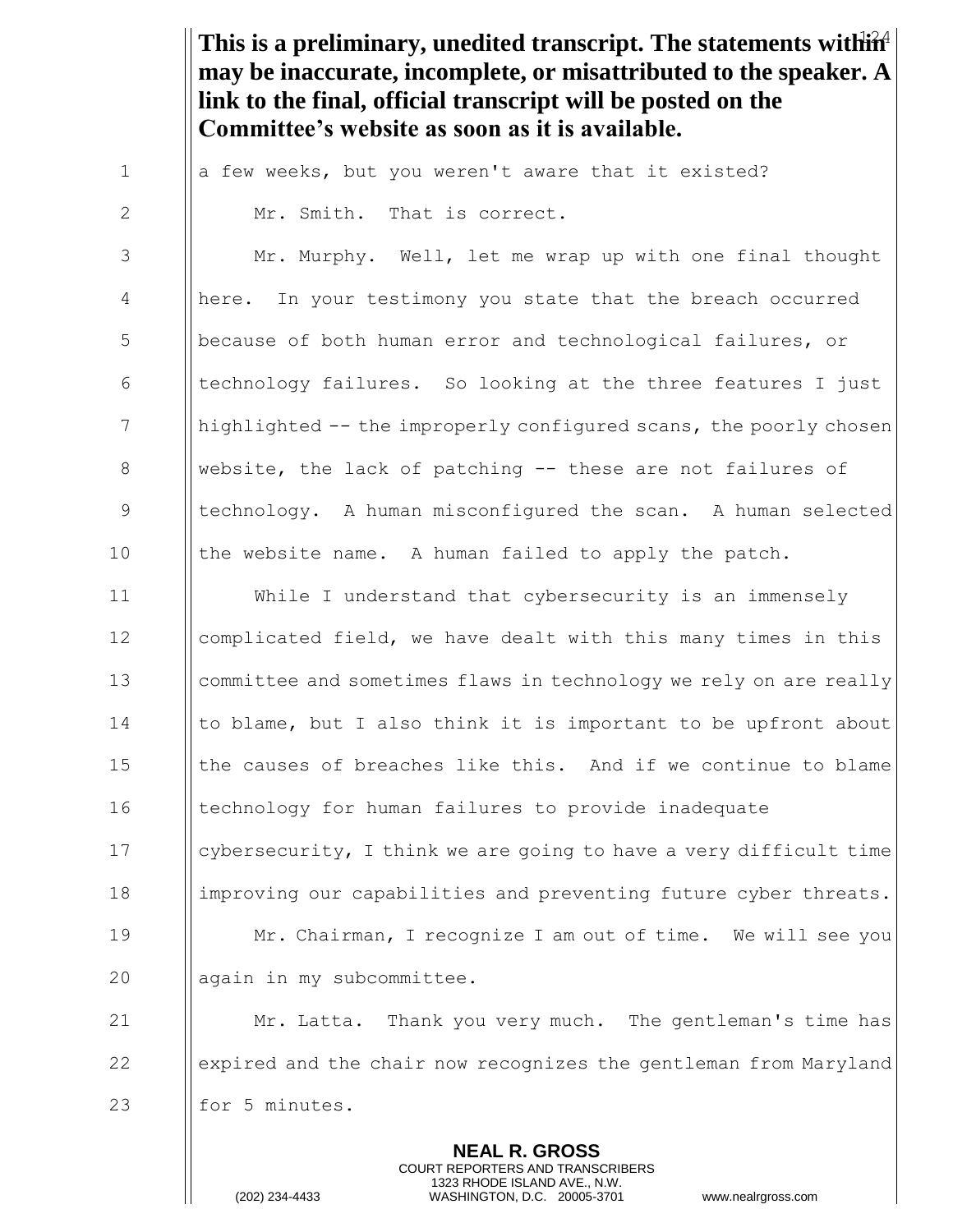**This is a preliminary, unedited transcript. The statements within may be inaccurate, incomplete, or misattributed to the speaker. A link to the final, official transcript will be posted on the Committee's website as soon as it is available.**

a few weeks, but you weren't aware that it existed?

Mr. Smith. That is correct.

Mr. Murphy. Well, let me wrap up with one final thought here. In your testimony you state that the breach occurred because of both human error and technological failures, or technology failures. So looking at the three features I just highlighted -- the improperly configured scans, the poorly chosen website, the lack of patching -- these are not failures of technology. A human misconfigured the scan. A human selected the website name. A human failed to apply the patch.

While I understand that cybersecurity is an immensely complicated field, we have dealt with this many times in this committee and sometimes flaws in technology we rely on are really to blame, but I also think it is important to be upfront about the causes of breaches like this. And if we continue to blame technology for human failures to provide inadequate cybersecurity, I think we are going to have a very difficult time improving our capabilities and preventing future cyber threats.

Mr. Chairman, I recognize I am out of time. We will see you again in my subcommittee.

Mr. Latta. Thank you very much. The gentleman's time has expired and the chair now recognizes the gentleman from Maryland for 5 minutes.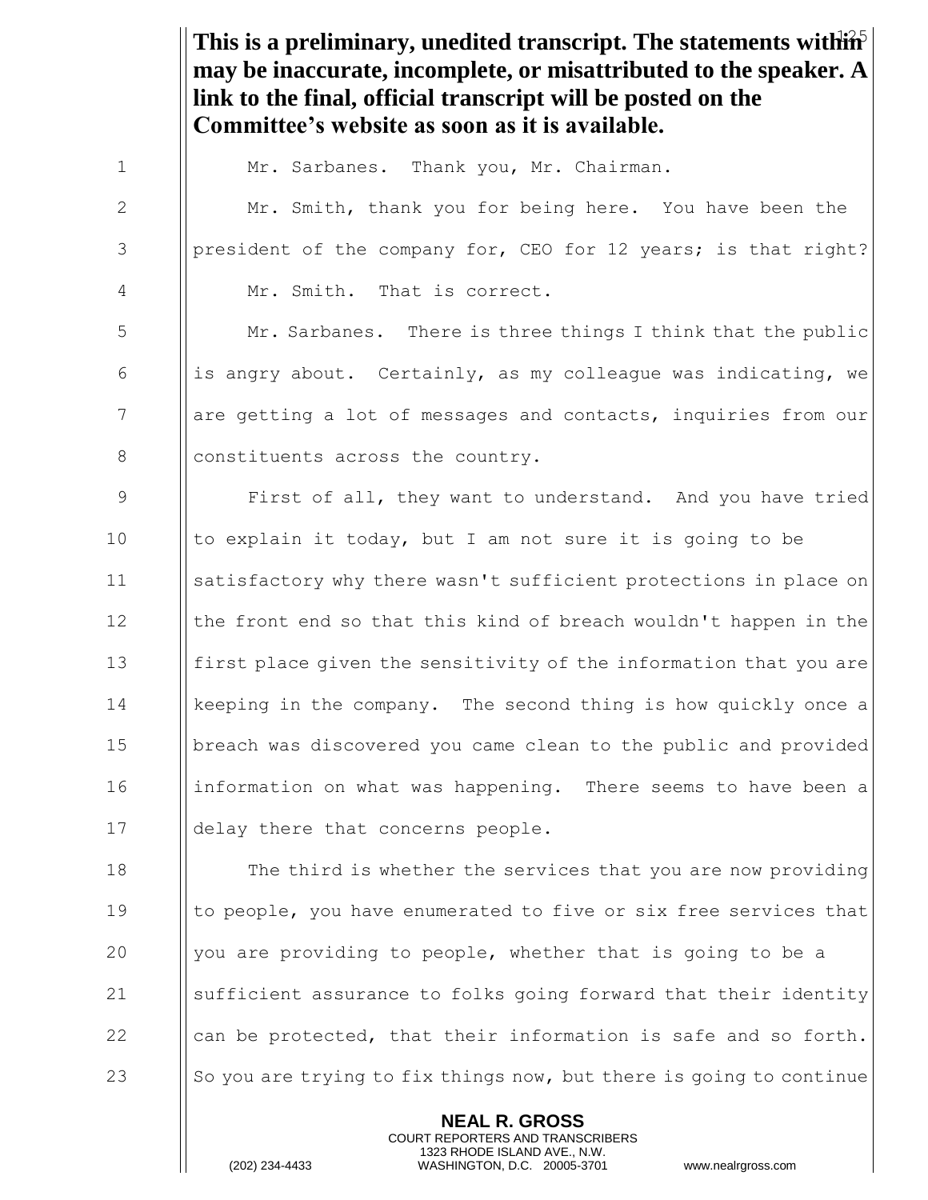**This is a preliminary, unedited transcript. The statements within may be inaccurate, incomplete, or misattributed to the speaker. A link to the final, official transcript will be posted on the Committee's website as soon as it is available.**

Mr. Sarbanes. Thank you, Mr. Chairman.

Mr. Smith, thank you for being here. You have been the president of the company for, CEO for 12 years; is that right?

Mr. Smith. That is correct.

Mr. Sarbanes. There is three things I think that the public is angry about. Certainly, as my colleague was indicating, we are getting a lot of messages and contacts, inquiries from our constituents across the country.

First of all, they want to understand. And you have tried to explain it today, but I am not sure it is going to be satisfactory why there wasn't sufficient protections in place on the front end so that this kind of breach wouldn't happen in the first place given the sensitivity of the information that you are keeping in the company. The second thing is how quickly once a breach was discovered you came clean to the public and provided information on what was happening. There seems to have been a delay there that concerns people.

The third is whether the services that you are now providing to people, you have enumerated to five or six free services that you are providing to people, whether that is going to be a sufficient assurance to folks going forward that their identity can be protected, that their information is safe and so forth. So you are trying to fix things now, but there is going to continue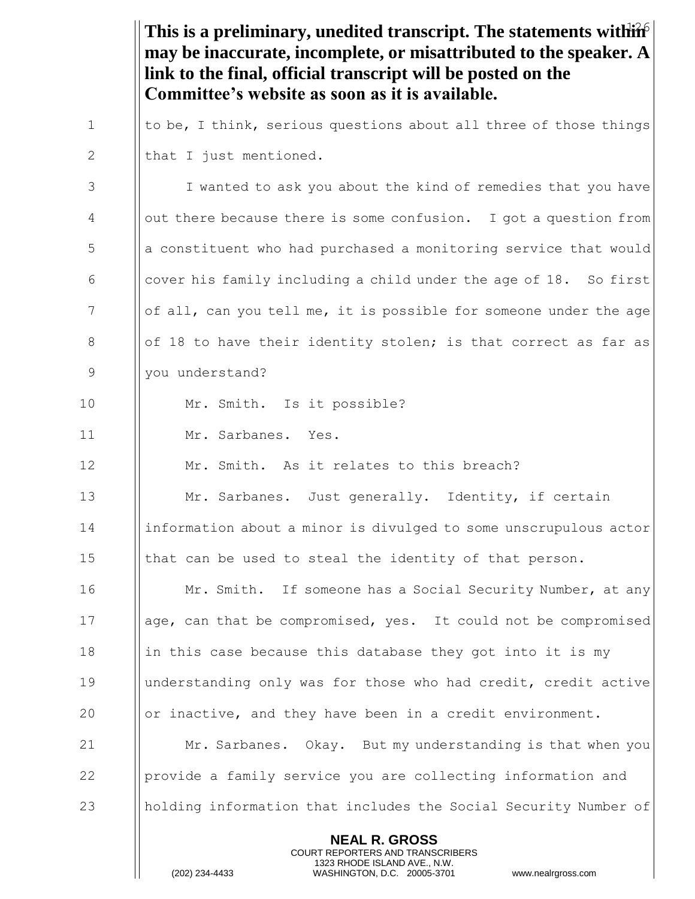**This is a preliminary, unedited transcript. The statements within may be inaccurate, incomplete, or misattributed to the speaker. A link to the final, official transcript will be posted on the Committee's website as soon as it is available.**

to be, I think, serious questions about all three of those things that I just mentioned.

I wanted to ask you about the kind of remedies that you have out there because there is some confusion. I got a question from a constituent who had purchased a monitoring service that would cover his family including a child under the age of 18. So first of all, can you tell me, it is possible for someone under the age of 18 to have their identity stolen; is that correct as far as you understand?

Mr. Smith. Is it possible?

Mr. Sarbanes. Yes.

Mr. Smith. As it relates to this breach?

Mr. Sarbanes. Just generally. Identity, if certain information about a minor is divulged to some unscrupulous actor that can be used to steal the identity of that person.

Mr. Smith. If someone has a Social Security Number, at any age, can that be compromised, yes. It could not be compromised in this case because this database they got into it is my understanding only was for those who had credit, credit active or inactive, and they have been in a credit environment.

Mr. Sarbanes. Okay. But my understanding is that when you provide a family service you are collecting information and holding information that includes the Social Security Number of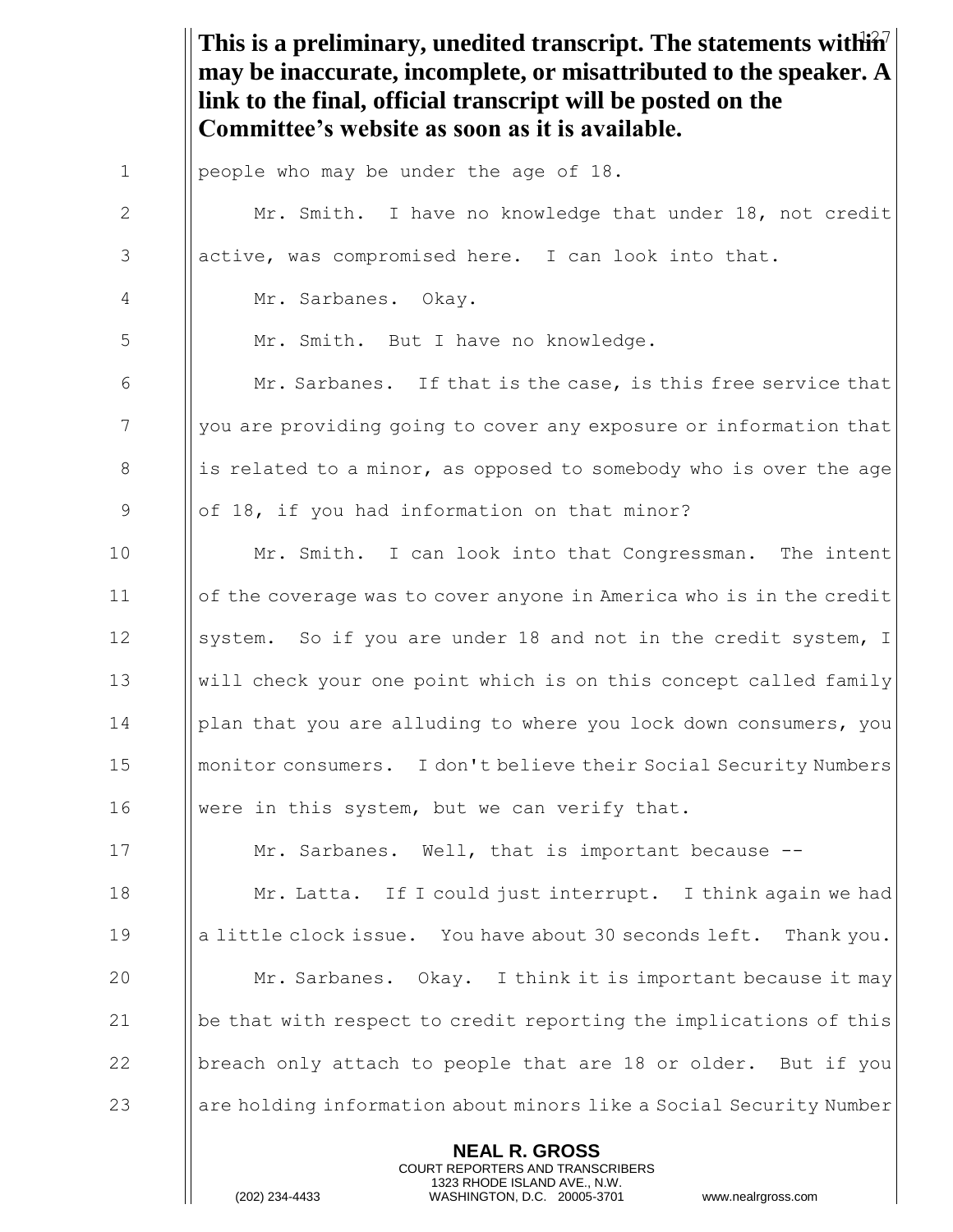**This is a preliminary, unedited transcript. The statements within may be inaccurate, incomplete, or misattributed to the speaker. A link to the final, official transcript will be posted on the Committee's website as soon as it is available.**

people who may be under the age of 18.

Mr. Smith. I have no knowledge that under 18, not credit active, was compromised here. I can look into that.

Mr. Sarbanes. Okay.

Mr. Smith. But I have no knowledge.

Mr. Sarbanes. If that is the case, is this free service that you are providing going to cover any exposure or information that is related to a minor, as opposed to somebody who is over the age of 18, if you had information on that minor?

Mr. Smith. I can look into that Congressman. The intent of the coverage was to cover anyone in America who is in the credit system. So if you are under 18 and not in the credit system, I will check your one point which is on this concept called family plan that you are alluding to where you lock down consumers, you monitor consumers. I don't believe their Social Security Numbers were in this system, but we can verify that.

Mr. Sarbanes. Well, that is important because --

Mr. Latta. If I could just interrupt. I think again we had a little clock issue. You have about 30 seconds left. Thank you.

Mr. Sarbanes. Okay. I think it is important because it may be that with respect to credit reporting the implications of this breach only attach to people that are 18 or older. But if you are holding information about minors like a Social Security Number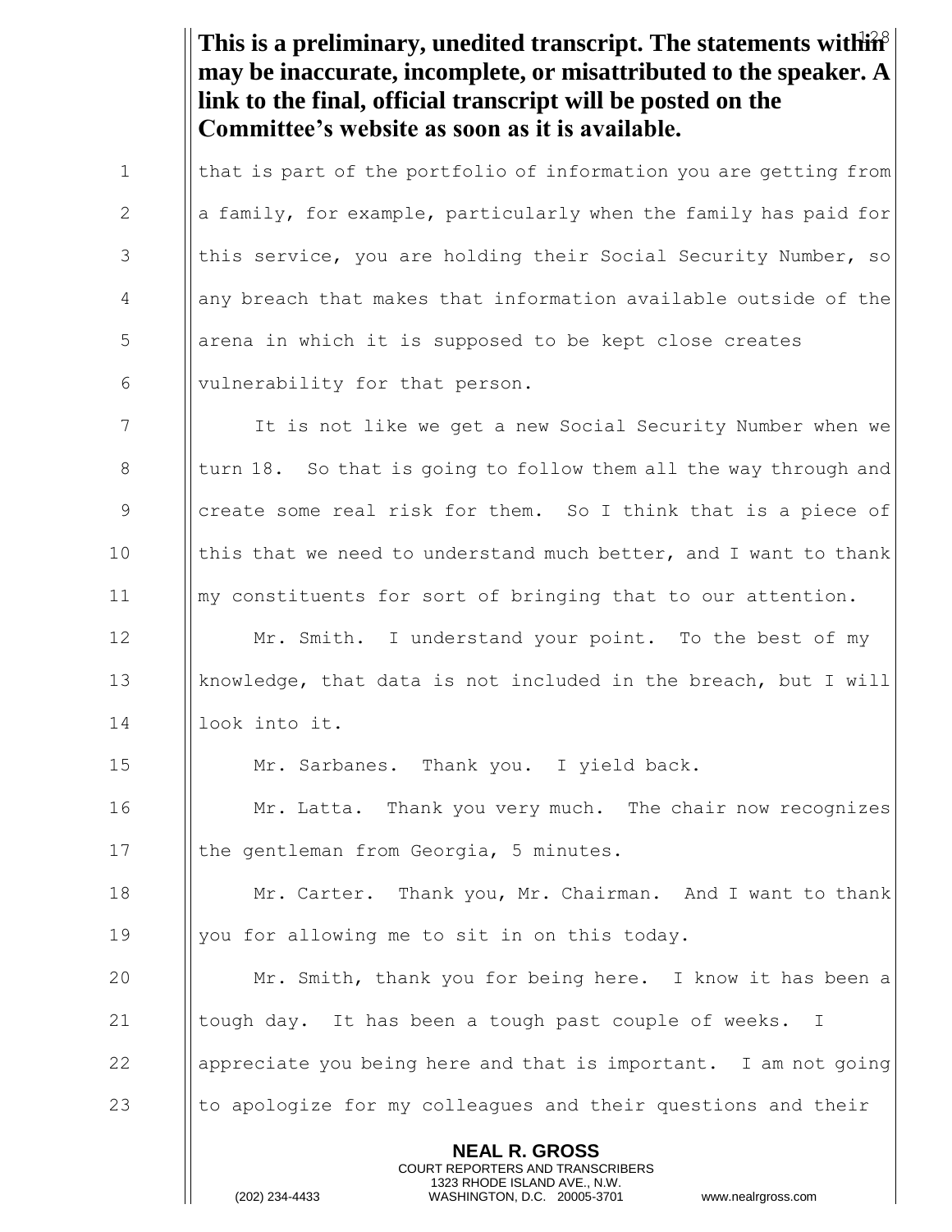**This is a preliminary, unedited transcript. The statements within may be inaccurate, incomplete, or misattributed to the speaker. A link to the final, official transcript will be posted on the Committee's website as soon as it is available.**

that is part of the portfolio of information you are getting from a family, for example, particularly when the family has paid for this service, you are holding their Social Security Number, so any breach that makes that information available outside of the arena in which it is supposed to be kept close creates vulnerability for that person.

It is not like we get a new Social Security Number when we turn 18. So that is going to follow them all the way through and create some real risk for them. So I think that is a piece of this that we need to understand much better, and I want to thank my constituents for sort of bringing that to our attention.

Mr. Smith. I understand your point. To the best of my knowledge, that data is not included in the breach, but I will look into it.

Mr. Sarbanes. Thank you. I yield back.

Mr. Latta. Thank you very much. The chair now recognizes the gentleman from Georgia, 5 minutes.

Mr. Carter. Thank you, Mr. Chairman. And I want to thank you for allowing me to sit in on this today.

Mr. Smith, thank you for being here. I know it has been a tough day. It has been a tough past couple of weeks. I appreciate you being here and that is important. I am not going to apologize for my colleagues and their questions and their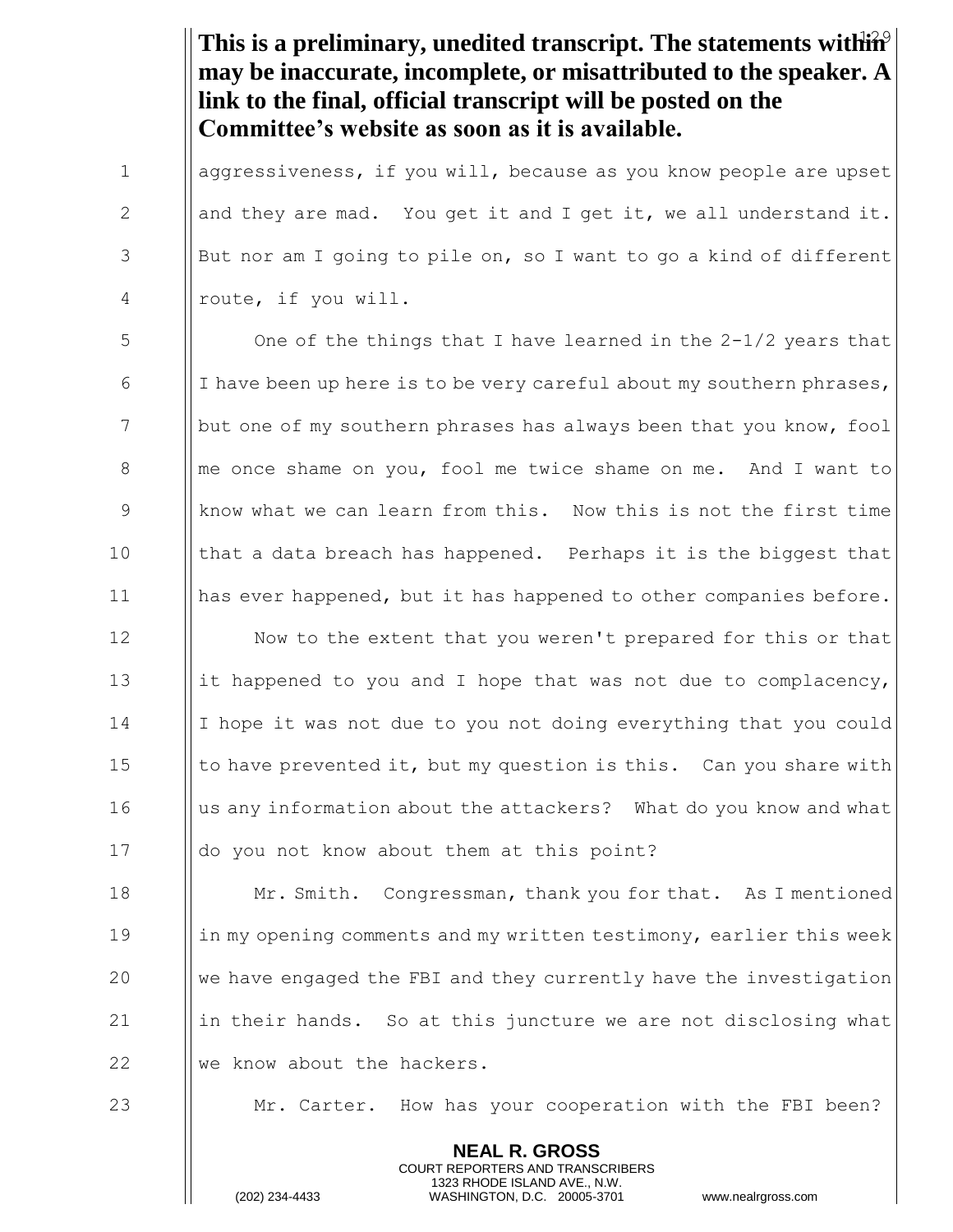**This is a preliminary, unedited transcript. The statements within may be inaccurate, incomplete, or misattributed to the speaker. A link to the final, official transcript will be posted on the Committee's website as soon as it is available.**

aggressiveness, if you will, because as you know people are upset and they are mad. You get it and I get it, we all understand it. But nor am I going to pile on, so I want to go a kind of different route, if you will.

One of the things that I have learned in the 2-1/2 years that I have been up here is to be very careful about my southern phrases, but one of my southern phrases has always been that you know, fool me once shame on you, fool me twice shame on me. And I want to know what we can learn from this. Now this is not the first time that a data breach has happened. Perhaps it is the biggest that has ever happened, but it has happened to other companies before.

Now to the extent that you weren't prepared for this or that it happened to you and I hope that was not due to complacency, I hope it was not due to you not doing everything that you could to have prevented it, but my question is this. Can you share with us any information about the attackers? What do you know and what do you not know about them at this point?

Mr. Smith. Congressman, thank you for that. As I mentioned in my opening comments and my written testimony, earlier this week we have engaged the FBI and they currently have the investigation in their hands. So at this juncture we are not disclosing what we know about the hackers.

Mr. Carter. How has your cooperation with the FBI been?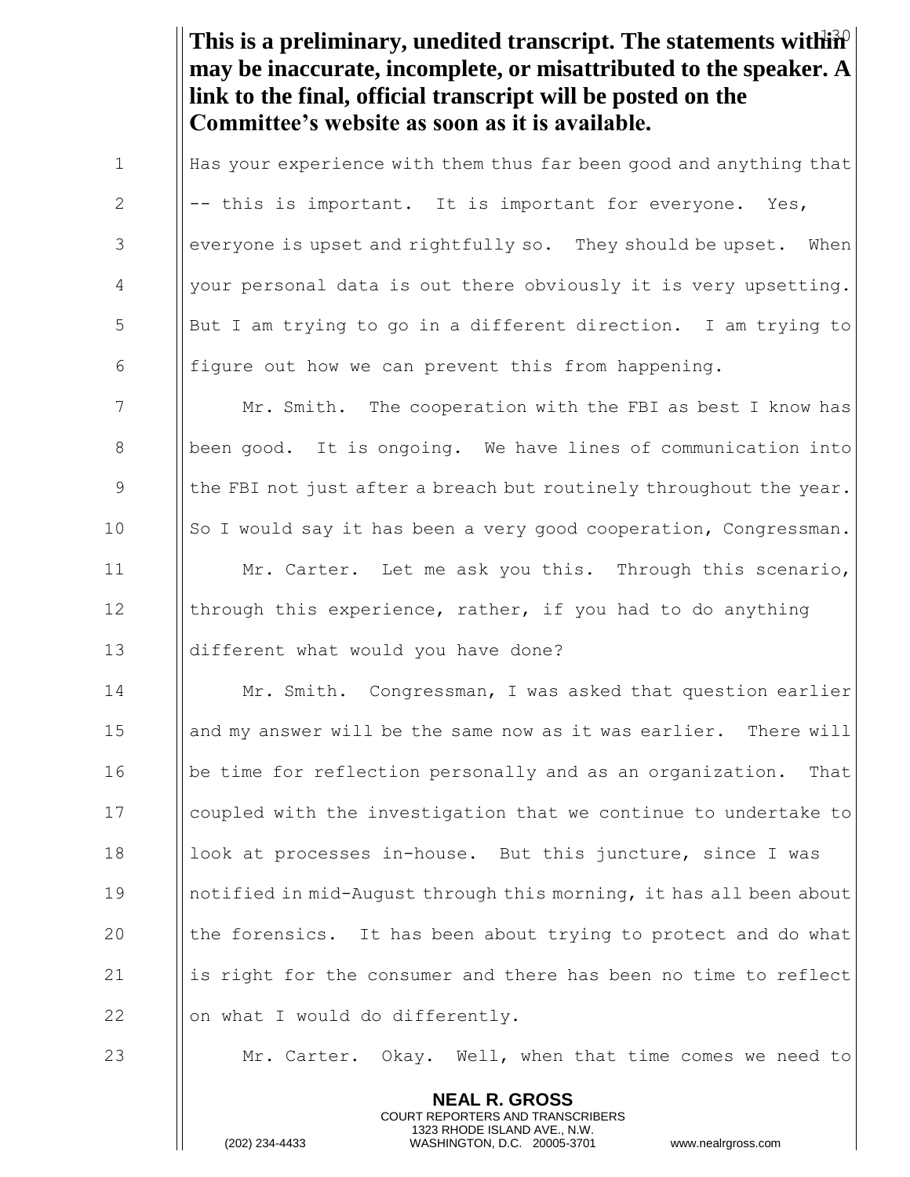**This is a preliminary, unedited transcript. The statements within may be inaccurate, incomplete, or misattributed to the speaker. A link to the final, official transcript will be posted on the Committee's website as soon as it is available.**

Has your experience with them thus far been good and anything that -- this is important. It is important for everyone. Yes, everyone is upset and rightfully so. They should be upset. When your personal data is out there obviously it is very upsetting. But I am trying to go in a different direction. I am trying to figure out how we can prevent this from happening.

Mr. Smith. The cooperation with the FBI as best I know has been good. It is ongoing. We have lines of communication into the FBI not just after a breach but routinely throughout the year. So I would say it has been a very good cooperation, Congressman.

Mr. Carter. Let me ask you this. Through this scenario, through this experience, rather, if you had to do anything different what would you have done?

Mr. Smith. Congressman, I was asked that question earlier and my answer will be the same now as it was earlier. There will be time for reflection personally and as an organization. That coupled with the investigation that we continue to undertake to look at processes in-house. But this juncture, since I was notified in mid-August through this morning, it has all been about the forensics. It has been about trying to protect and do what is right for the consumer and there has been no time to reflect on what I would do differently.

Mr. Carter. Okay. Well, when that time comes we need to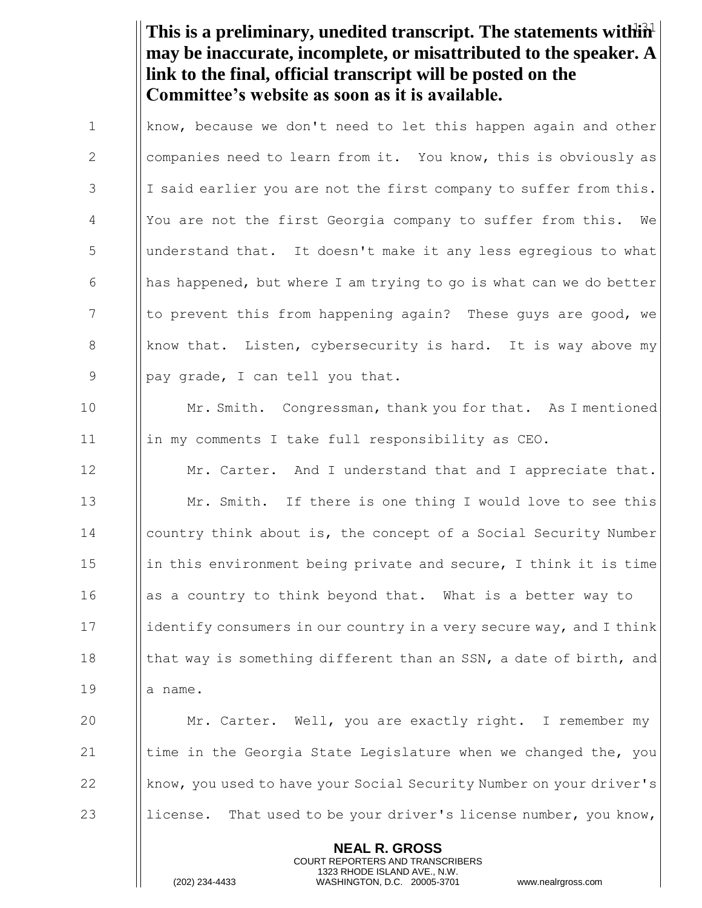**This is a preliminary, unedited transcript. The statements within may be inaccurate, incomplete, or misattributed to the speaker. A link to the final, official transcript will be posted on the Committee's website as soon as it is available.**

know, because we don't need to let this happen again and other companies need to learn from it. You know, this is obviously as I said earlier you are not the first company to suffer from this. You are not the first Georgia company to suffer from this. We understand that. It doesn't make it any less egregious to what has happened, but where I am trying to go is what can we do better to prevent this from happening again? These guys are good, we know that. Listen, cybersecurity is hard. It is way above my pay grade, I can tell you that.

Mr. Smith. Congressman, thank you for that. As I mentioned in my comments I take full responsibility as CEO.

Mr. Carter. And I understand that and I appreciate that.

Mr. Smith. If there is one thing I would love to see this country think about is, the concept of a Social Security Number in this environment being private and secure, I think it is time as a country to think beyond that. What is a better way to identify consumers in our country in a very secure way, and I think that way is something different than an SSN, a date of birth, and a name.

Mr. Carter. Well, you are exactly right. I remember my time in the Georgia State Legislature when we changed the, you know, you used to have your Social Security Number on your driver's license. That used to be your driver's license number, you know,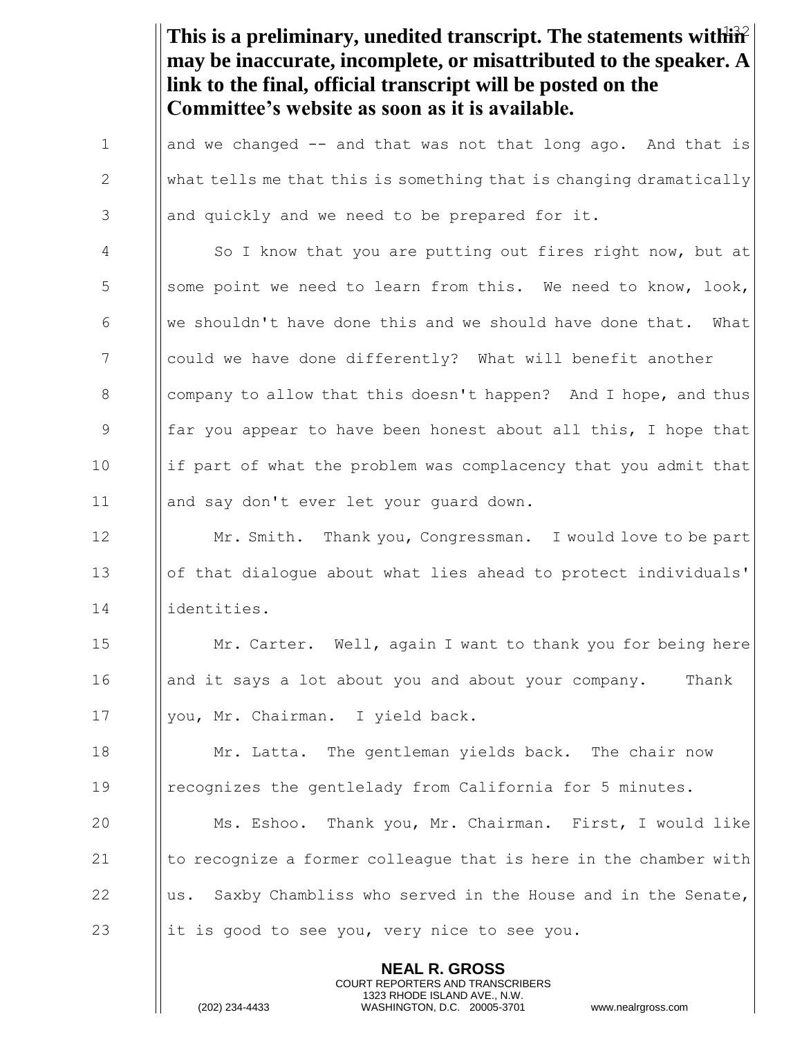**This is a preliminary, unedited transcript. The statements within may be inaccurate, incomplete, or misattributed to the speaker. A link to the final, official transcript will be posted on the Committee's website as soon as it is available.**

and we changed -- and that was not that long ago. And that is what tells me that this is something that is changing dramatically and quickly and we need to be prepared for it.

So I know that you are putting out fires right now, but at some point we need to learn from this. We need to know, look, we shouldn't have done this and we should have done that. What could we have done differently? What will benefit another company to allow that this doesn't happen? And I hope, and thus far you appear to have been honest about all this, I hope that if part of what the problem was complacency that you admit that and say don't ever let your guard down.

Mr. Smith. Thank you, Congressman. I would love to be part of that dialogue about what lies ahead to protect individuals' identities.

Mr. Carter. Well, again I want to thank you for being here and it says a lot about you and about your company. Thank you, Mr. Chairman. I yield back.

Mr. Latta. The gentleman yields back. The chair now recognizes the gentlelady from California for 5 minutes.

Ms. Eshoo. Thank you, Mr. Chairman. First, I would like to recognize a former colleague that is here in the chamber with us. Saxby Chambliss who served in the House and in the Senate, it is good to see you, very nice to see you.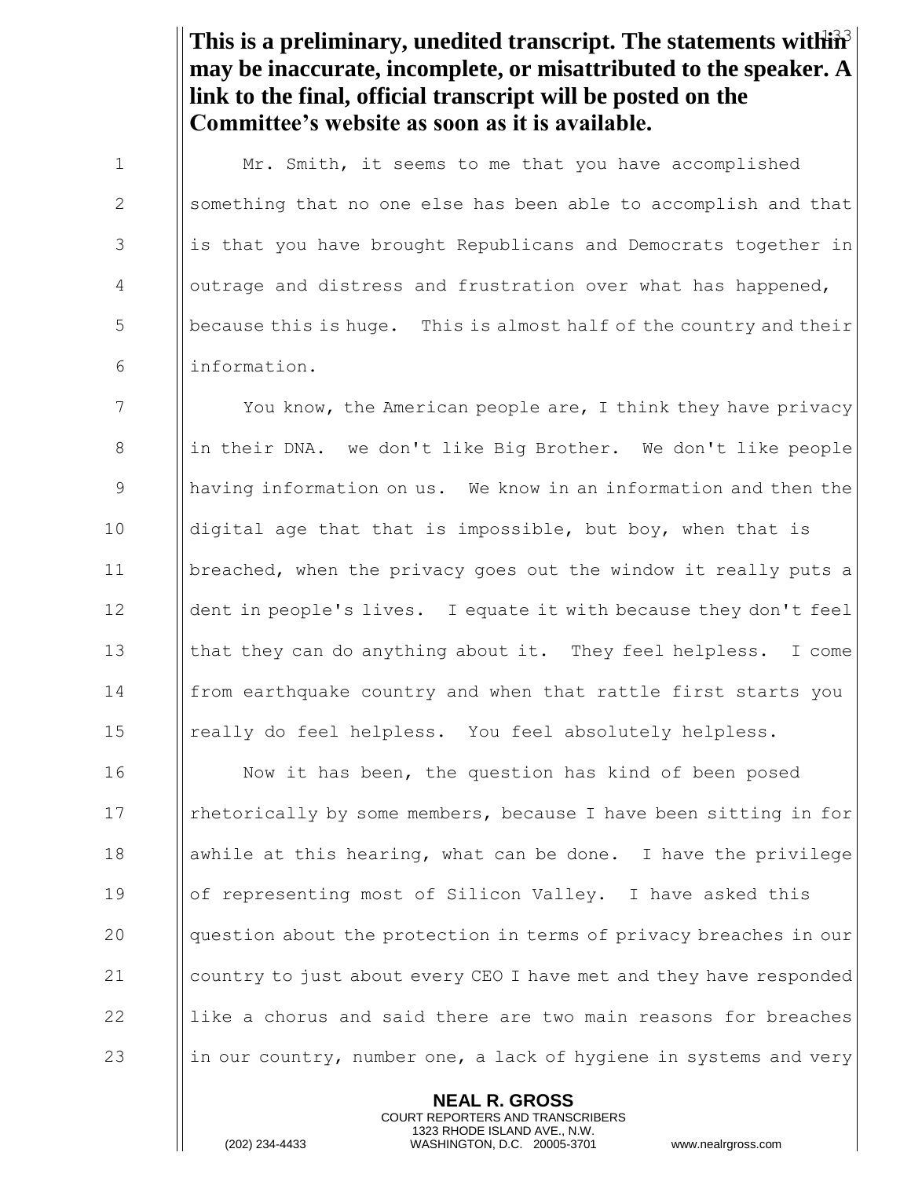**This is a preliminary, unedited transcript. The statements within may be inaccurate, incomplete, or misattributed to the speaker. A link to the final, official transcript will be posted on the Committee's website as soon as it is available.**

Mr. Smith, it seems to me that you have accomplished something that no one else has been able to accomplish and that is that you have brought Republicans and Democrats together in outrage and distress and frustration over what has happened, because this is huge. This is almost half of the country and their information.

You know, the American people are, I think they have privacy in their DNA. we don't like Big Brother. We don't like people having information on us. We know in an information and then the digital age that that is impossible, but boy, when that is breached, when the privacy goes out the window it really puts a dent in people's lives. I equate it with because they don't feel that they can do anything about it. They feel helpless. I come from earthquake country and when that rattle first starts you really do feel helpless. You feel absolutely helpless.

Now it has been, the question has kind of been posed rhetorically by some members, because I have been sitting in for awhile at this hearing, what can be done. I have the privilege of representing most of Silicon Valley. I have asked this question about the protection in terms of privacy breaches in our country to just about every CEO I have met and they have responded like a chorus and said there are two main reasons for breaches in our country, number one, a lack of hygiene in systems and very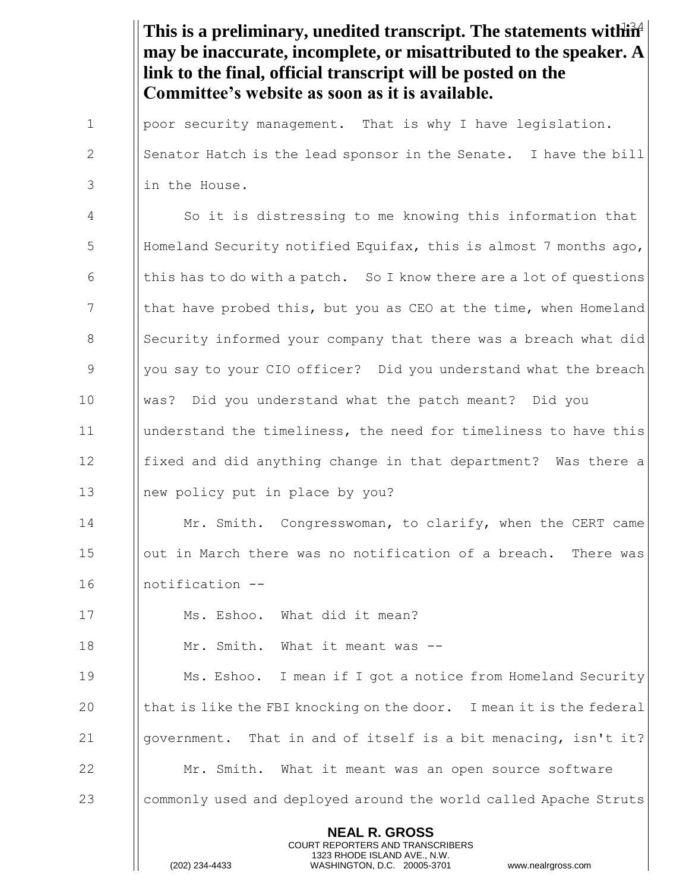**This is a preliminary, unedited transcript. The statements within may be inaccurate, incomplete, or misattributed to the speaker. A link to the final, official transcript will be posted on the Committee's website as soon as it is available.**

poor security management. That is why I have legislation. Senator Hatch is the lead sponsor in the Senate. I have the bill in the House.

So it is distressing to me knowing this information that Homeland Security notified Equifax, this is almost 7 months ago, this has to do with a patch. So I know there are a lot of questions that have probed this, but you as CEO at the time, when Homeland Security informed your company that there was a breach what did you say to your CIO officer? Did you understand what the breach was? Did you understand what the patch meant? Did you understand the timeliness, the need for timeliness to have this fixed and did anything change in that department? Was there a new policy put in place by you?

Mr. Smith. Congresswoman, to clarify, when the CERT came out in March there was no notification of a breach. There was notification --

Ms. Eshoo. What did it mean?

Mr. Smith. What it meant was --

Ms. Eshoo. I mean if I got a notice from Homeland Security that is like the FBI knocking on the door. I mean it is the federal government. That in and of itself is a bit menacing, isn't it?

Mr. Smith. What it meant was an open source software commonly used and deployed around the world called Apache Struts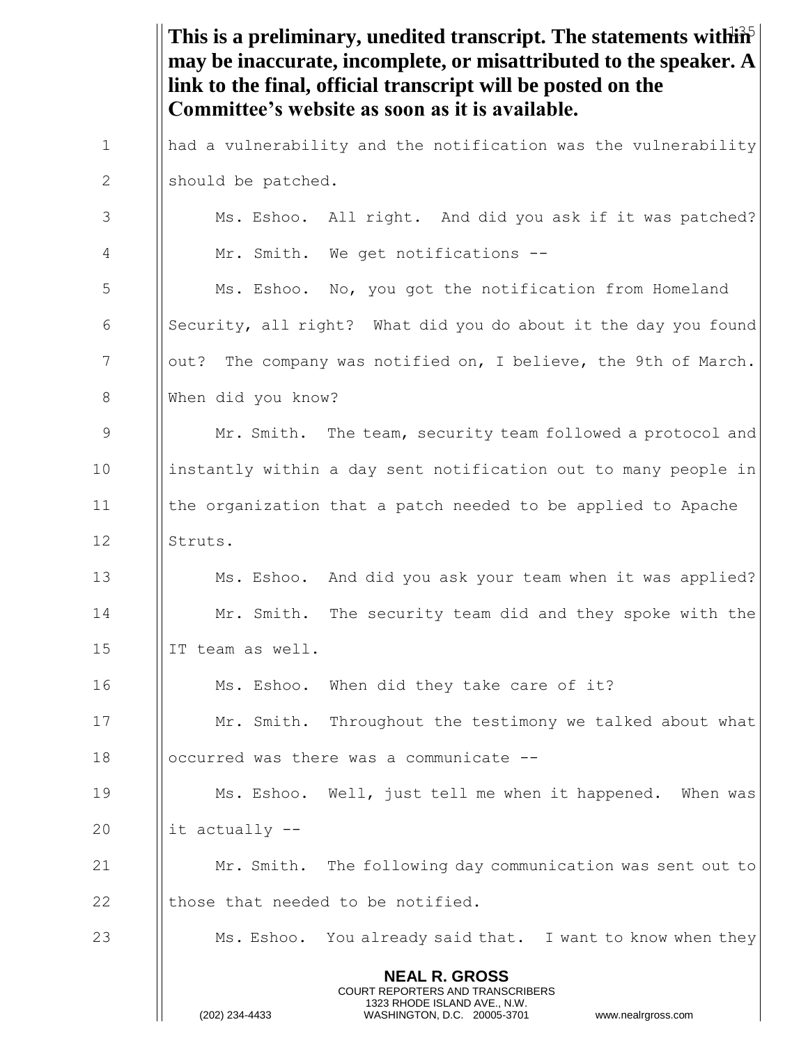**This is a preliminary, unedited transcript. The statements within may be inaccurate, incomplete, or misattributed to the speaker. A link to the final, official transcript will be posted on the Committee's website as soon as it is available.**

had a vulnerability and the notification was the vulnerability should be patched.

Ms. Eshoo. All right. And did you ask if it was patched?

Mr. Smith. We get notifications --

Ms. Eshoo. No, you got the notification from Homeland Security, all right? What did you do about it the day you found out? The company was notified on, I believe, the 9th of March. When did you know?

Mr. Smith. The team, security team followed a protocol and instantly within a day sent notification out to many people in the organization that a patch needed to be applied to Apache Struts.

Ms. Eshoo. And did you ask your team when it was applied?

Mr. Smith. The security team did and they spoke with the IT team as well.

Ms. Eshoo. When did they take care of it?

Mr. Smith. Throughout the testimony we talked about what occurred was there was a communicate --

Ms. Eshoo. Well, just tell me when it happened. When was it actually --

Mr. Smith. The following day communication was sent out to those that needed to be notified.

Ms. Eshoo. You already said that. I want to know when they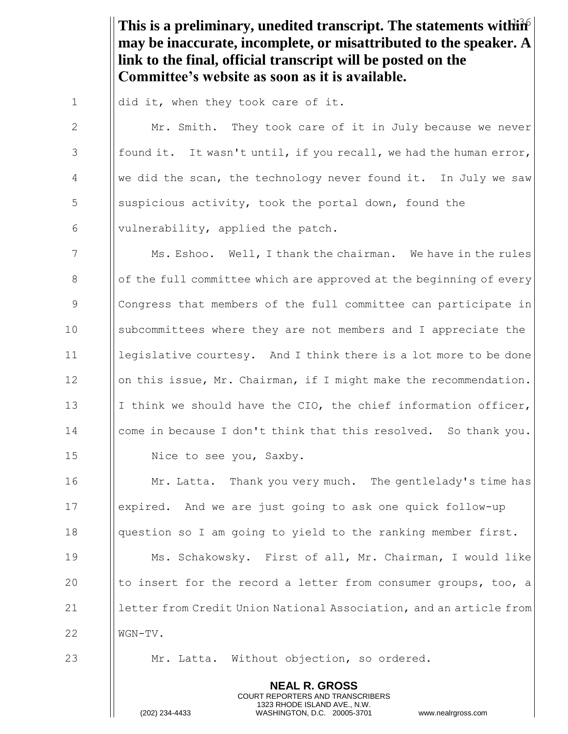**This is a preliminary, unedited transcript. The statements within may be inaccurate, incomplete, or misattributed to the speaker. A link to the final, official transcript will be posted on the Committee's website as soon as it is available.**

did it, when they took care of it.

Mr. Smith. They took care of it in July because we never found it. It wasn't until, if you recall, we had the human error, we did the scan, the technology never found it. In July we saw suspicious activity, took the portal down, found the vulnerability, applied the patch.

Ms. Eshoo. Well, I thank the chairman. We have in the rules of the full committee which are approved at the beginning of every Congress that members of the full committee can participate in subcommittees where they are not members and I appreciate the legislative courtesy. And I think there is a lot more to be done on this issue, Mr. Chairman, if I might make the recommendation. I think we should have the CIO, the chief information officer, come in because I don't think that this resolved. So thank you.

Nice to see you, Saxby.

Mr. Latta. Thank you very much. The gentlelady's time has expired. And we are just going to ask one quick follow-up question so I am going to yield to the ranking member first.

Ms. Schakowsky. First of all, Mr. Chairman, I would like to insert for the record a letter from consumer groups, too, a letter from Credit Union National Association, and an article from WGN-TV.

Mr. Latta. Without objection, so ordered.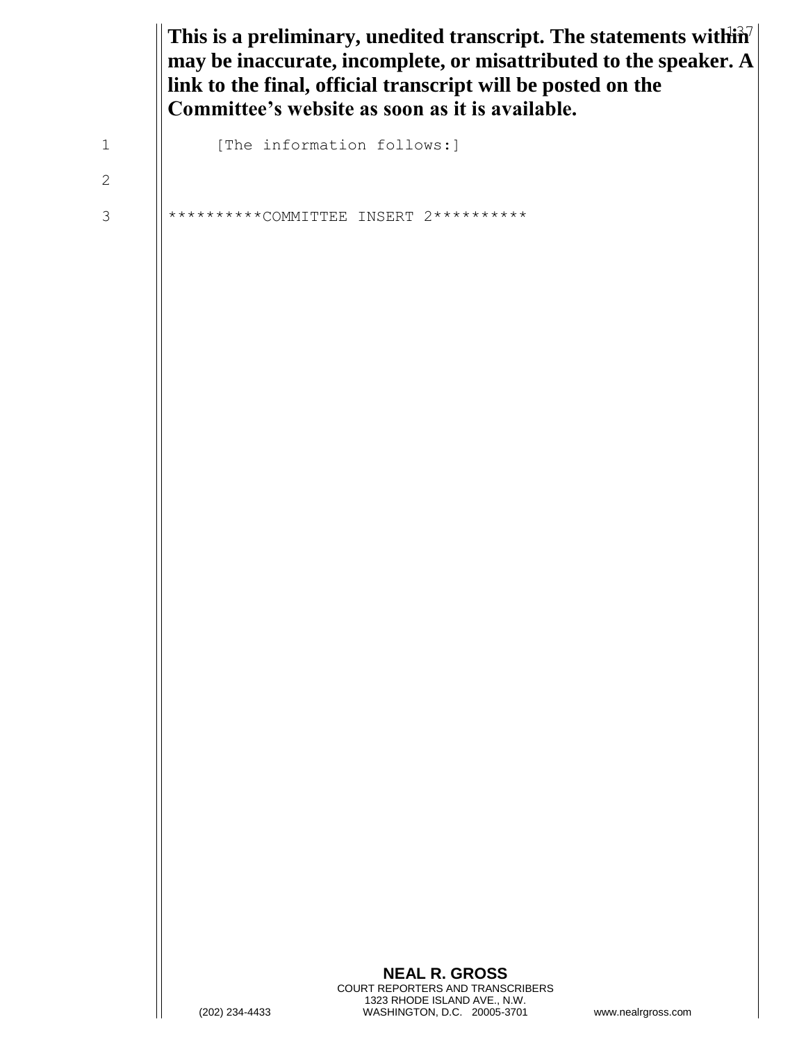**This is a preliminary, unedited transcript. The statements within may be inaccurate, incomplete, or misattributed to the speaker. A link to the final, official transcript will be posted on the Committee's website as soon as it is available.**

[The information follows:]

**********COMMITTEE INSERT 2**********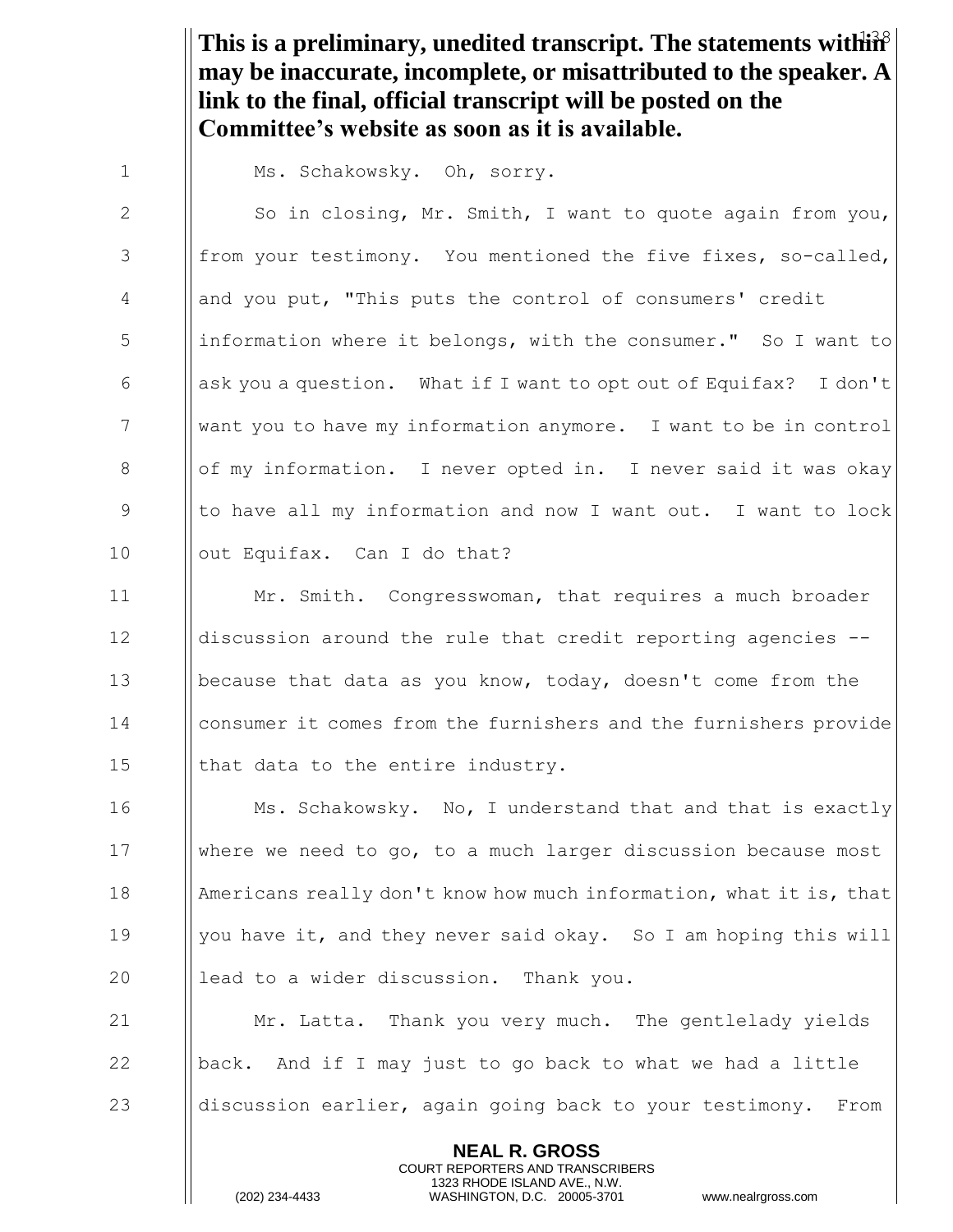**This is a preliminary, unedited transcript. The statements within may be inaccurate, incomplete, or misattributed to the speaker. A link to the final, official transcript will be posted on the Committee's website as soon as it is available.**

Ms. Schakowsky. Oh, sorry.

So in closing, Mr. Smith, I want to quote again from you, from your testimony. You mentioned the five fixes, so-called, and you put, "This puts the control of consumers' credit information where it belongs, with the consumer." So I want to ask you a question. What if I want to opt out of Equifax? I don't want you to have my information anymore. I want to be in control of my information. I never opted in. I never said it was okay to have all my information and now I want out. I want to lock out Equifax. Can I do that?

Mr. Smith. Congresswoman, that requires a much broader discussion around the rule that credit reporting agencies -- because that data as you know, today, doesn't come from the consumer it comes from the furnishers and the furnishers provide that data to the entire industry.

Ms. Schakowsky. No, I understand that and that is exactly where we need to go, to a much larger discussion because most Americans really don't know how much information, what it is, that you have it, and they never said okay. So I am hoping this will lead to a wider discussion. Thank you.

Mr. Latta. Thank you very much. The gentlelady yields back. And if I may just to go back to what we had a little discussion earlier, again going back to your testimony. From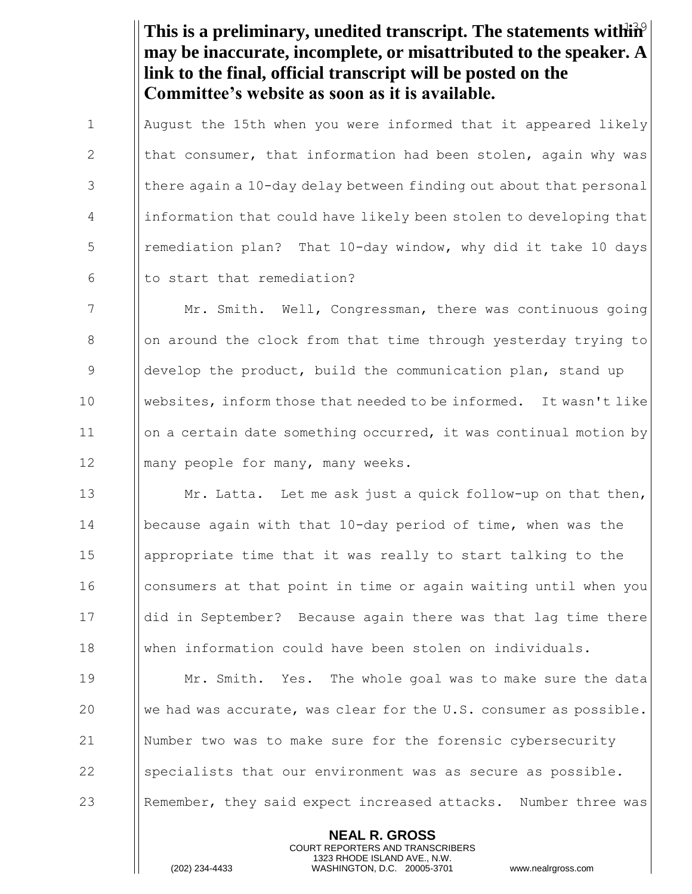**This is a preliminary, unedited transcript. The statements within may be inaccurate, incomplete, or misattributed to the speaker. A link to the final, official transcript will be posted on the Committee's website as soon as it is available.**

August the 15th when you were informed that it appeared likely that consumer, that information had been stolen, again why was there again a 10-day delay between finding out about that personal information that could have likely been stolen to developing that remediation plan? That 10-day window, why did it take 10 days to start that remediation?

Mr. Smith. Well, Congressman, there was continuous going on around the clock from that time through yesterday trying to develop the product, build the communication plan, stand up websites, inform those that needed to be informed. It wasn't like on a certain date something occurred, it was continual motion by many people for many, many weeks.

Mr. Latta. Let me ask just a quick follow-up on that then, because again with that 10-day period of time, when was the appropriate time that it was really to start talking to the consumers at that point in time or again waiting until when you did in September? Because again there was that lag time there when information could have been stolen on individuals.

Mr. Smith. Yes. The whole goal was to make sure the data we had was accurate, was clear for the U.S. consumer as possible. Number two was to make sure for the forensic cybersecurity specialists that our environment was as secure as possible. Remember, they said expect increased attacks. Number three was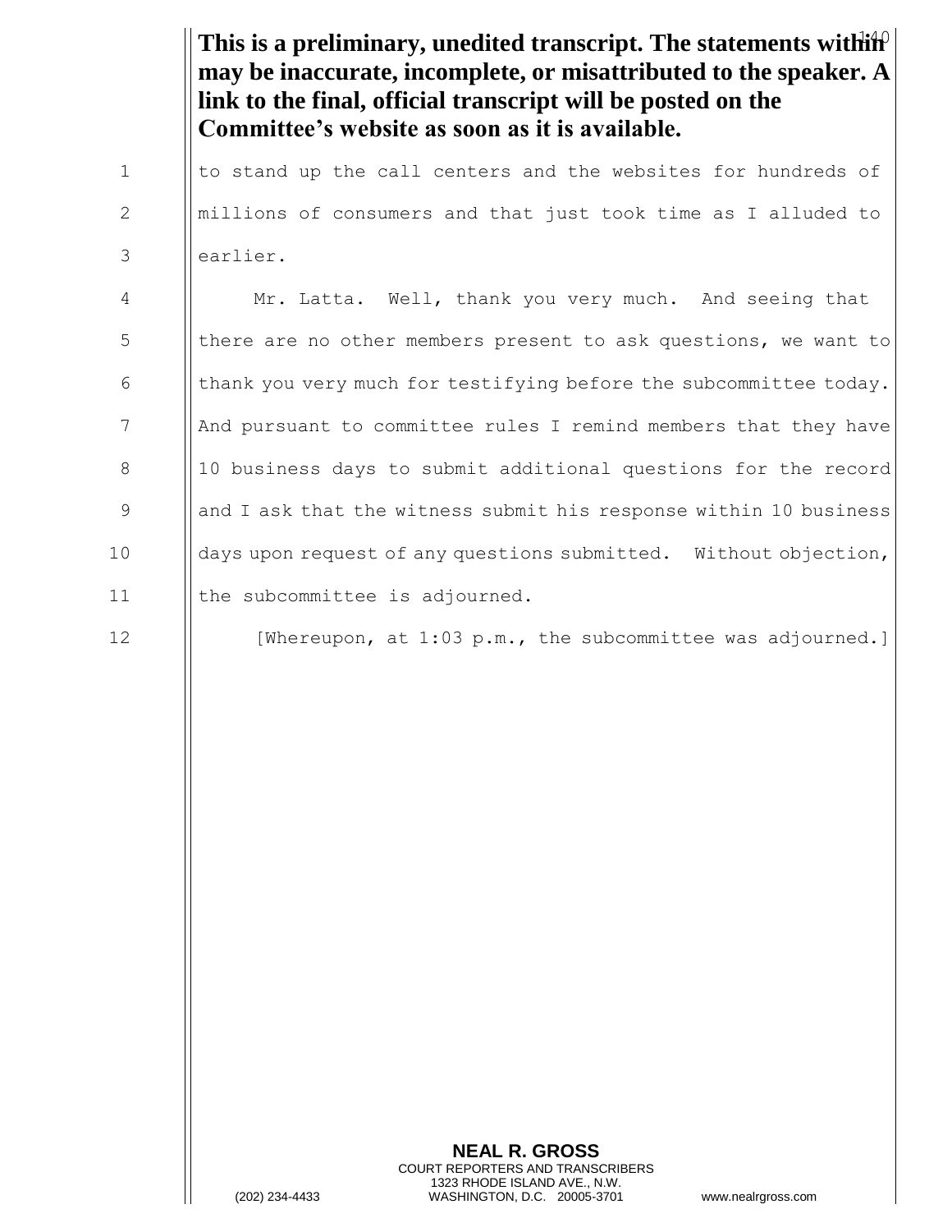**This is a preliminary, unedited transcript. The statements within may be inaccurate, incomplete, or misattributed to the speaker. A link to the final, official transcript will be posted on the Committee's website as soon as it is available.**

to stand up the call centers and the websites for hundreds of millions of consumers and that just took time as I alluded to earlier.

Mr. Latta. Well, thank you very much. And seeing that there are no other members present to ask questions, we want to thank you very much for testifying before the subcommittee today. And pursuant to committee rules I remind members that they have 10 business days to submit additional questions for the record and I ask that the witness submit his response within 10 business days upon request of any questions submitted. Without objection, the subcommittee is adjourned.

[Whereupon, at 1:03 p.m., the subcommittee was adjourned.]